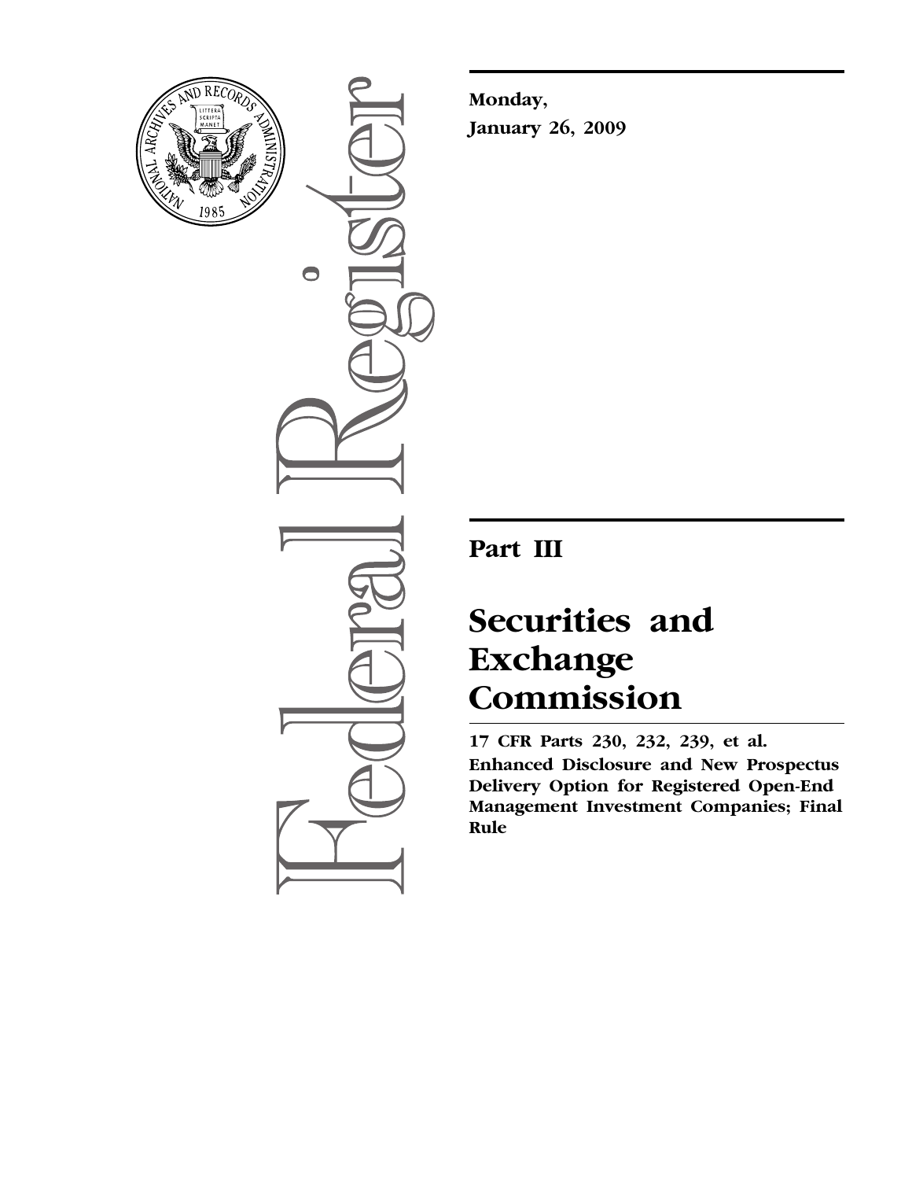**Monday,**

**January 26, 2009**

# Part III

# Securities and Exchange Commission

**17 CFR Parts 230, 232, 239, et al.**

**Enhanced Disclosure and New Prospectus Delivery Option for Registered Open-End Management Investment Companies; Final Rule**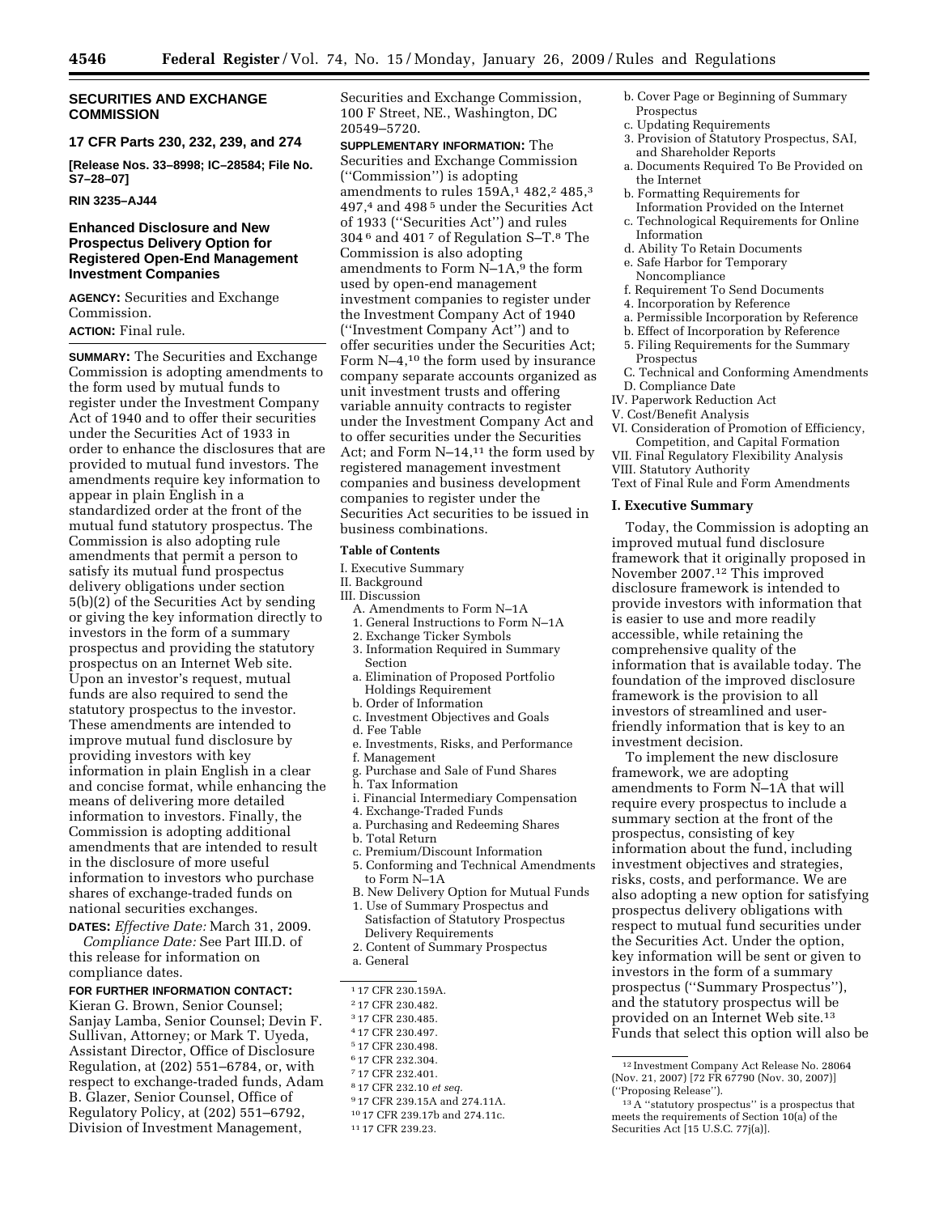## SECURITIES AND EXCHANGE COMMISSION

### 17 CFR Parts 230, 232, 239, and 274

**[Release Nos. 33–8998; IC–28584; File No. S7–28–07]**

**RIN 3235–AJ44**

### Enhanced Disclosure and New Prospectus Delivery Option for Registered Open-End Management Investment Companies

**AGENCY:** Securities and Exchange Commission.

**ACTION:** Final rule.

**SUMMARY:** The Securities and Exchange Commission is adopting amendments to the form used by mutual funds to register under the Investment Company Act of 1940 and to offer their securities under the Securities Act of 1933 in order to enhance the disclosures that are provided to mutual fund investors. The amendments require key information to appear in plain English in a standardized order at the front of the mutual fund statutory prospectus. The Commission is also adopting rule amendments that permit a person to satisfy its mutual fund prospectus delivery obligations under section 5(b)(2) of the Securities Act by sending or giving the key information directly to investors in the form of a summary prospectus and providing the statutory prospectus on an Internet Web site. Upon an investor's request, mutual funds are also required to send the statutory prospectus to the investor. These amendments are intended to improve mutual fund disclosure by providing investors with key information in plain English in a clear and concise format, while enhancing the means of delivering more detailed information to investors. Finally, the Commission is adopting additional amendments that are intended to result in the disclosure of more useful information to investors who purchase shares of exchange-traded funds on national securities exchanges.

**DATES:** *Effective Date:* March 31, 2009.

*Compliance Date:* See Part III.D. of this release for information on compliance dates.

**FOR FURTHER INFORMATION CONTACT:** Kieran G. Brown, Senior Counsel; Sanjay Lamba, Senior Counsel; Devin F. Sullivan, Attorney; or Mark T. Uyeda, Assistant Director, Office of Disclosure Regulation, at (202) 551–6784, or, with respect to exchange-traded funds, Adam B. Glazer, Senior Counsel, Office of Regulatory Policy, at (202) 551–6792, Division of Investment Management, Securities and Exchange Commission, 100 F Street, NE., Washington, DC 20549–5720.

**SUPPLEMENTARY INFORMATION:** The Securities and Exchange Commission ("Commission") is adopting amendments to rules 159A,[1] 482,[2] 485,[3] 497,[4] and 498[5] under the Securities Act of 1933 ("Securities Act") and rules 304[6] and 401[7] of Regulation S–T.[8] The Commission is also adopting amendments to Form N–1A,[9] the form used by open-end management investment companies to register under the Investment Company Act of 1940 ("Investment Company Act") and to offer securities under the Securities Act; Form N–4,[10] the form used by insurance company separate accounts organized as unit investment trusts and offering variable annuity contracts to register under the Investment Company Act and to offer securities under the Securities Act; and Form N–14,[11] the form used by registered management investment companies and business development companies to register under the Securities Act securities to be issued in business combinations.

**Table of Contents**

I. Executive Summary
II. Background
III. Discussion
  A. Amendments to Form N–1A
  1. General Instructions to Form N–1A
  2. Exchange Ticker Symbols
  3. Information Required in Summary Section
  a. Elimination of Proposed Portfolio Holdings Requirement
  b. Order of Information
  c. Investment Objectives and Goals
  d. Fee Table
  e. Investments, Risks, and Performance
  f. Management
  g. Purchase and Sale of Fund Shares
  h. Tax Information
  i. Financial Intermediary Compensation
  4. Exchange-Traded Funds
  a. Purchasing and Redeeming Shares
  b. Total Return
  c. Premium/Discount Information
  5. Conforming and Technical Amendments to Form N–1A
  B. New Delivery Option for Mutual Funds
  1. Use of Summary Prospectus and Satisfaction of Statutory Prospectus Delivery Requirements
  2. Content of Summary Prospectus
  a. General
  b. Cover Page or Beginning of Summary Prospectus
  c. Updating Requirements
  3. Provision of Statutory Prospectus, SAI, and Shareholder Reports
  a. Documents Required To Be Provided on the Internet
  b. Formatting Requirements for Information Provided on the Internet
  c. Technological Requirements for Online Information
  d. Ability To Retain Documents
  e. Safe Harbor for Temporary Noncompliance
  f. Requirement To Send Documents
  4. Incorporation by Reference
  a. Permissible Incorporation by Reference
  b. Effect of Incorporation by Reference
  5. Filing Requirements for the Summary Prospectus
  C. Technical and Conforming Amendments
  D. Compliance Date
IV. Paperwork Reduction Act
V. Cost/Benefit Analysis
VI. Consideration of Promotion of Efficiency, Competition, and Capital Formation
VII. Final Regulatory Flexibility Analysis
VIII. Statutory Authority
Text of Final Rule and Form Amendments

## I. Executive Summary

Today, the Commission is adopting an improved mutual fund disclosure framework that it originally proposed in November 2007.[12] This improved disclosure framework is intended to provide investors with information that is easier to use and more readily accessible, while retaining the comprehensive quality of the information that is available today. The foundation of the improved disclosure framework is the provision to all investors of streamlined and user-friendly information that is key to an investment decision.

To implement the new disclosure framework, we are adopting amendments to Form N–1A that will require every prospectus to include a summary section at the front of the prospectus, consisting of key information about the fund, including investment objectives and strategies, risks, costs, and performance. We are also adopting a new option for satisfying prospectus delivery obligations with respect to mutual fund securities under the Securities Act. Under the option, key information will be sent or given to investors in the form of a summary prospectus ("Summary Prospectus"), and the statutory prospectus will be provided on an Internet Web site.[13] Funds that select this option will also be

---

[1] 17 CFR 230.159A.

[2] 17 CFR 230.482.

[3] 17 CFR 230.485.

[4] 17 CFR 230.497.

[5] 17 CFR 230.498.

[6] 17 CFR 232.304.

[7] 17 CFR 232.401.

[8] 17 CFR 232.10 *et seq.*

[9] 17 CFR 239.15A and 274.11A.

[10] 17 CFR 239.17b and 274.11c.

[11] 17 CFR 239.23.

[12] Investment Company Act Release No. 28064 (Nov. 21, 2007) [72 FR 67790 (Nov. 30, 2007)] ("Proposing Release").

[13] A "statutory prospectus" is a prospectus that meets the requirements of Section 10(a) of the Securities Act [15 U.S.C. 77j(a)].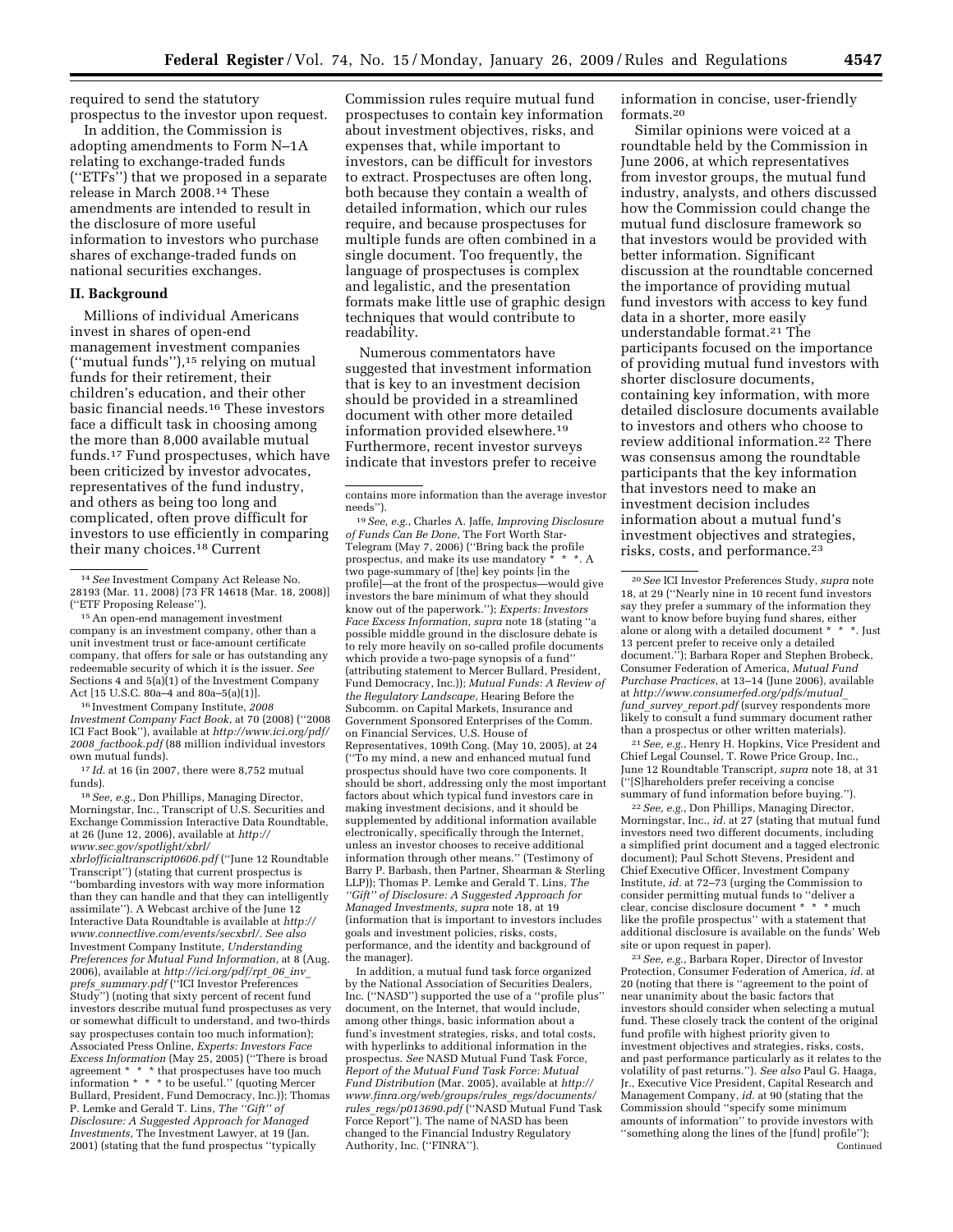required to send the statutory prospectus to the investor upon request.

In addition, the Commission is adopting amendments to Form N–1A relating to exchange-traded funds (''ETFs'') that we proposed in a separate release in March 2008.[14] These amendments are intended to result in the disclosure of more useful information to investors who purchase shares of exchange-traded funds on national securities exchanges.

## II. Background

Millions of individual Americans invest in shares of open-end management investment companies (''mutual funds''),[15] relying on mutual funds for their retirement, their children's education, and their other basic financial needs.[16] These investors face a difficult task in choosing among the more than 8,000 available mutual funds.[17] Fund prospectuses, which have been criticized by investor advocates, representatives of the fund industry, and others as being too long and complicated, often prove difficult for investors to use efficiently in comparing their many choices.[18] Current Commission rules require mutual fund prospectuses to contain key information about investment objectives, risks, and expenses that, while important to investors, can be difficult for investors to extract. Prospectuses are often long, both because they contain a wealth of detailed information, which our rules require, and because prospectuses for multiple funds are often combined in a single document. Too frequently, the language of prospectuses is complex and legalistic, and the presentation formats make little use of graphic design techniques that would contribute to readability.

Numerous commentators have suggested that investment information that is key to an investment decision should be provided in a streamlined document with other more detailed information provided elsewhere.[19] Furthermore, recent investor surveys indicate that investors prefer to receive information in concise, user-friendly formats.[20]

Similar opinions were voiced at a roundtable held by the Commission in June 2006, at which representatives from investor groups, the mutual fund industry, analysts, and others discussed how the Commission could change the mutual fund disclosure framework so that investors would be provided with better information. Significant discussion at the roundtable concerned the importance of providing mutual fund investors with access to key fund data in a shorter, more easily understandable format.[21] The participants focused on the importance of providing mutual fund investors with shorter disclosure documents, containing key information, with more detailed disclosure documents available to investors and others who choose to review additional information.[22] There was consensus among the roundtable participants that the key information that investors need to make an investment decision includes information about a mutual fund's investment objectives and strategies, risks, costs, and performance.[23]

---

[14] *See* Investment Company Act Release No. 28193 (Mar. 11, 2008) [73 FR 14618 (Mar. 18, 2008)] (''ETF Proposing Release'').

[15] An open-end management investment company is an investment company, other than a unit investment trust or face-amount certificate company, that offers for sale or has outstanding any redeemable security of which it is the issuer. *See* Sections 4 and 5(a)(1) of the Investment Company Act [15 U.S.C. 80a–4 and 80a–5(a)(1)].

[16] Investment Company Institute, *2008 Investment Company Fact Book,* at 70 (2008) (''2008 ICI Fact Book''), available at *http://www.ici.org/pdf/2008_factbook.pdf* (88 million individual investors own mutual funds).

[17] *Id.* at 16 (in 2007, there were 8,752 mutual funds).

[18] *See, e.g.*, Don Phillips, Managing Director, Morningstar, Inc., Transcript of U.S. Securities and Exchange Commission Interactive Data Roundtable, at 26 (June 12, 2006), available at *http://www.sec.gov/spotlight/xbrl/xbrlofficialtranscript0606.pdf* (''June 12 Roundtable Transcript'') (stating that current prospectus is ''bombarding investors with way more information than they can handle and that they can intelligently assimilate''). A Webcast archive of the June 12 Interactive Data Roundtable is available at *http://www.connectlive.com/events/secxbrl/*. *See also* Investment Company Institute, *Understanding Preferences for Mutual Fund Information,* at 8 (Aug. 2006), available at *http://ici.org/pdf/rpt_06_inv_prefs_summary.pdf* (''ICI Investor Preferences Study'') (noting that sixty percent of recent fund investors describe mutual fund prospectuses as very or somewhat difficult to understand, and two-thirds say prospectuses contain too much information); Associated Press Online, *Experts: Investors Face Excess Information* (May 25, 2005) (''There is broad agreement * * * that prospectuses have too much information * * * to be useful.'' (quoting Mercer Bullard, President, Fund Democracy, Inc.)); Thomas P. Lemke and Gerald T. Lins, *The ''Gift'' of Disclosure: A Suggested Approach for Managed Investments,* The Investment Lawyer, at 19 (Jan. 2001) (stating that the fund prospectus ''typically contains more information than the average investor needs'').

[19] *See, e.g.*, Charles A. Jaffe, *Improving Disclosure of Funds Can Be Done*, The Fort Worth Star-Telegram (May 7, 2006) (''Bring back the profile prospectus, and make its use mandatory * * *. A two page-summary of [the] key points [in the profile]—at the front of the prospectus—would give investors the bare minimum of what they should know out of the paperwork.''); *Experts: Investors Face Excess Information, supra* note 18 (stating ''a possible middle ground in the disclosure debate is to rely more heavily on so-called profile documents which provide a two-page synopsis of a fund'' (attributing statement to Mercer Bullard, President, Fund Democracy, Inc.)); *Mutual Funds: A Review of the Regulatory Landscape*, Hearing Before the Subcomm. on Capital Markets, Insurance and Government Sponsored Enterprises of the Comm. on Financial Services, U.S. House of Representatives, 109th Cong. (May 10, 2005), at 24 (''To my mind, a new and enhanced mutual fund prospectus should have two core components. It should be short, addressing only the most important factors about which typical fund investors care in making investment decisions, and it should be supplemented by additional information available electronically, specifically through the Internet, unless an investor chooses to receive additional information through other means.'' (Testimony of Barry P. Barbash, then Partner, Shearman & Sterling LLP)); Thomas P. Lemke and Gerald T. Lins, *The ''Gift'' of Disclosure: A Suggested Approach for Managed Investments, supra* note 18, at 19 (information that is important to investors includes goals and investment policies, risks, costs, performance, and the identity and background of the manager).

In addition, a mutual fund task force organized by the National Association of Securities Dealers, Inc. (''NASD'') supported the use of a ''profile plus'' document, on the Internet, that would include, among other things, basic information about a fund's investment strategies, risks, and total costs, with hyperlinks to additional information in the prospectus. *See* NASD Mutual Fund Task Force, *Report of the Mutual Fund Task Force: Mutual Fund Distribution* (Mar. 2005), available at *http://www.finra.org/web/groups/rules_regs/documents/rules_regs/p013690.pdf* (''NASD Mutual Fund Task Force Report''). The name of NASD has been changed to the Financial Industry Regulatory Authority, Inc. (''FINRA'').

[20] *See* ICI Investor Preferences Study, *supra* note 18, at 29 (''Nearly nine in 10 recent fund investors say they prefer a summary of the information they want to know before buying fund shares, either alone or along with a detailed document * * *. Just 13 percent prefer to receive only a detailed document.''); Barbara Roper and Stephen Brobeck, Consumer Federation of America, *Mutual Fund Purchase Practices*, at 13–14 (June 2006), available at *http://www.consumerfed.org/pdfs/mutual_fund_survey_report.pdf* (survey respondents more likely to consult a fund summary document rather than a prospectus or other written materials).

[21] *See, e.g.*, Henry H. Hopkins, Vice President and Chief Legal Counsel, T. Rowe Price Group, Inc., June 12 Roundtable Transcript, *supra* note 18, at 31 (''[S]hareholders prefer receiving a concise summary of fund information before buying.'').

[22] *See, e.g.*, Don Phillips, Managing Director, Morningstar, Inc., *id.* at 27 (stating that mutual fund investors need two different documents, including a simplified print document and a tagged electronic document); Paul Schott Stevens, President and Chief Executive Officer, Investment Company Institute, *id.* at 72–73 (urging the Commission to consider permitting mutual funds to ''deliver a clear, concise disclosure document * * * much like the profile prospectus'' with a statement that additional disclosure is available on the funds' Web site or upon request in paper).

[23] *See, e.g.*, Barbara Roper, Director of Investor Protection, Consumer Federation of America, *id.* at 20 (noting that there is ''agreement to the point of near unanimity about the basic factors that investors should consider when selecting a mutual fund. These closely track the content of the original fund profile with highest priority given to investment objectives and strategies, risks, costs, and past performance particularly as it relates to the volatility of past returns.''). *See also* Paul G. Haaga, Jr., Executive Vice President, Capital Research and Management Company, *id.* at 90 (stating that the Commission should ''specify some minimum amounts of information'' to provide investors with ''something along the lines of the [fund] profile'');

Continued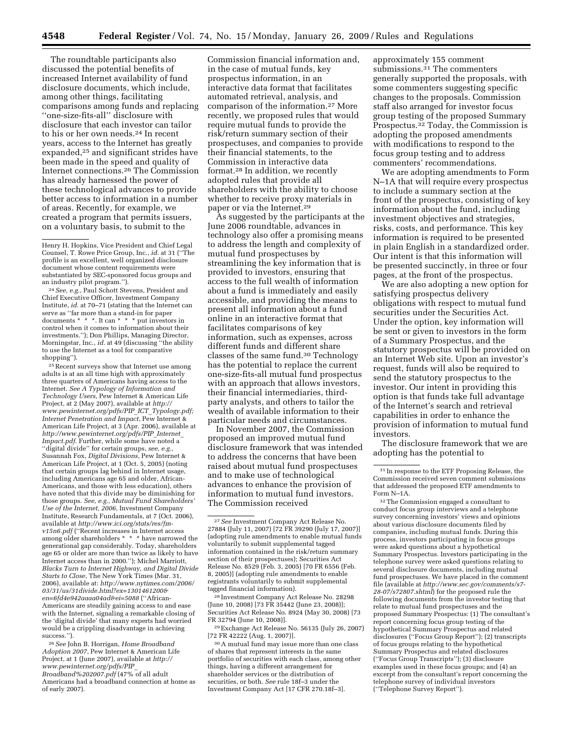The roundtable participants also discussed the potential benefits of increased Internet availability of fund disclosure documents, which include, among other things, facilitating comparisons among funds and replacing ''one-size-fits-all'' disclosure with disclosure that each investor can tailor to his or her own needs.[24] In recent years, access to the Internet has greatly expanded,[25] and significant strides have been made in the speed and quality of Internet connections.[26] The Commission has already harnessed the power of these technological advances to provide better access to information in a number of areas. Recently, for example, we created a program that permits issuers, on a voluntary basis, to submit to the Commission financial information and, in the case of mutual funds, key prospectus information, in an interactive data format that facilitates automated retrieval, analysis, and comparison of the information.[27] More recently, we proposed rules that would require mutual funds to provide the risk/return summary section of their prospectuses, and companies to provide their financial statements, to the Commission in interactive data format.[28] In addition, we recently adopted rules that provide all shareholders with the ability to choose whether to receive proxy materials in paper or via the Internet.[29]

As suggested by the participants at the June 2006 roundtable, advances in technology also offer a promising means to address the length and complexity of mutual fund prospectuses by streamlining the key information that is provided to investors, ensuring that access to the full wealth of information about a fund is immediately and easily accessible, and providing the means to present all information about a fund online in an interactive format that facilitates comparisons of key information, such as expenses, across different funds and different share classes of the same fund.[30] Technology has the potential to replace the current one-size-fits-all mutual fund prospectus with an approach that allows investors, their financial intermediaries, third-party analysts, and others to tailor the wealth of available information to their particular needs and circumstances.

In November 2007, the Commission proposed an improved mutual fund disclosure framework that was intended to address the concerns that have been raised about mutual fund prospectuses and to make use of technological advances to enhance the provision of information to mutual fund investors. The Commission received approximately 155 comment submissions.[31] The commenters generally supported the proposals, with some commenters suggesting specific changes to the proposals. Commission staff also arranged for investor focus group testing of the proposed Summary Prospectus.[32] Today, the Commission is adopting the proposed amendments with modifications to respond to the focus group testing and to address commenters' recommendations.

We are adopting amendments to Form N–1A that will require every prospectus to include a summary section at the front of the prospectus, consisting of key information about the fund, including investment objectives and strategies, risks, costs, and performance. This key information is required to be presented in plain English in a standardized order. Our intent is that this information will be presented succinctly, in three or four pages, at the front of the prospectus.

We are also adopting a new option for satisfying prospectus delivery obligations with respect to mutual fund securities under the Securities Act. Under the option, key information will be sent or given to investors in the form of a Summary Prospectus, and the statutory prospectus will be provided on an Internet Web site. Upon an investor's request, funds will also be required to send the statutory prospectus to the investor. Our intent in providing this option is that funds take full advantage of the Internet's search and retrieval capabilities in order to enhance the provision of information to mutual fund investors.

The disclosure framework that we are adopting has the potential to

---

Henry H. Hopkins, Vice President and Chief Legal Counsel, T. Rowe Price Group, Inc., *id.* at 31 (''The profile is an excellent, well organized disclosure document whose content requirements were substantiated by SEC-sponsored focus groups and an industry pilot program.'').

[24] *See, e.g.*, Paul Schott Stevens, President and Chief Executive Officer, Investment Company Institute, *id.* at 70–71 (stating that the Internet can serve as ''far more than a stand-in for paper documents * * *. It can * * * put investors in control when it comes to information about their investments.''); Don Phillips, Managing Director, Morningstar, Inc., *id.* at 49 (discussing ''the ability to use the Internet as a tool for comparative shopping'').

[25] Recent surveys show that Internet use among adults is at an all time high with approximately three quarters of Americans having access to the Internet. *See A Typology of Information and Technology Users*, Pew Internet & American Life Project, at 2 (May 2007), available at *http://www.pewinternet.org/pdfs/PIP_ICT_Typology.pdf; Internet Penetration and Impact*, Pew Internet & American Life Project, at 3 (Apr. 2006), available at *http://www.pewinternet.org/pdfs/PIP_Internet_Impact.pdf*. Further, while some have noted a ''digital divide'' for certain groups, *see, e.g.*, Susannah Fox, *Digital Divisions*, Pew Internet & American Life Project, at 1 (Oct. 5, 2005) (noting that certain groups lag behind in Internet usage, including Americans age 65 and older, African-Americans, and those with less education), others have noted that this divide may be diminishing for those groups. *See, e.g., Mutual Fund Shareholders' Use of the Internet, 2006*, Investment Company Institute, Research Fundamentals, at 7 (Oct. 2006), available at *http://www.ici.org/stats/res/fm-v15n6.pdf* (''Recent increases in Internet access among older shareholders * * * have narrowed the generational gap considerably. Today, shareholders age 65 or older are more than twice as likely to have Internet access than in 2000.''); Michel Marriott, *Blacks Turn to Internet Highway, and Digital Divide Starts to Close*, The New York Times (Mar. 31, 2006), available at: *http://www.nytimes.com/2006/03/31/us/31divide.html?ex=1301461200&en=6fd4e942aaaa04ad&ei=5088* (''African-Americans are steadily gaining access to and ease with the Internet, signaling a remarkable closing of the 'digital divide' that many experts had worried would be a crippling disadvantage in achieving success.'').

[26] *See* John B. Horrigan, *Home Broadband Adoption 2007*, Pew Internet & American Life Project, at 1 (June 2007), available at *http://www.pewinternet.org/pdfs/PIP_Broadband%202007.pdf* (47% of all adult Americans had a broadband connection at home as of early 2007).

[27] *See* Investment Company Act Release No. 27884 (July 11, 2007) [72 FR 39290 (July 17, 2007)] (adopting rule amendments to enable mutual funds voluntarily to submit supplemental tagged information contained in the risk/return summary section of their prospectuses); Securities Act Release No. 8529 (Feb. 3, 2005) [70 FR 6556 (Feb. 8, 2005)] (adopting rule amendments to enable registrants voluntarily to submit supplemental tagged financial information).

[28] Investment Company Act Release No. 28298 (June 10, 2008) [73 FR 35442 (June 23, 2008)]; Securities Act Release No. 8924 (May 30, 2008) [73 FR 32794 (June 10, 2008)].

[29] Exchange Act Release No. 56135 (July 26, 2007) [72 FR 42222 (Aug. 1, 2007)].

[30] A mutual fund may issue more than one class of shares that represent interests in the same portfolio of securities with each class, among other things, having a different arrangement for shareholder services or the distribution of securities, or both. *See* rule 18f–3 under the Investment Company Act [17 CFR 270.18f–3].

[31] In response to the ETF Proposing Release, the Commission received seven comment submissions that addressed the proposed ETF amendments to Form N–1A.

[32] The Commission engaged a consultant to conduct focus group interviews and a telephone survey concerning investors' views and opinions about various disclosure documents filed by companies, including mutual funds. During this process, investors participating in focus groups were asked questions about a hypothetical Summary Prospectus. Investors participating in the telephone survey were asked questions relating to several disclosure documents, including mutual fund prospectuses. We have placed in the comment file (available at *http://www.sec.gov/comments/s7-28-07/s72807.shtml*) for the proposed rule the following documents from the investor testing that relate to mutual fund prospectuses and the proposed Summary Prospectus: (1) The consultant's report concerning focus group testing of the hypothetical Summary Prospectus and related disclosures (''Focus Group Report''); (2) transcripts of focus groups relating to the hypothetical Summary Prospectus and related disclosures (''Focus Group Transcripts''); (3) disclosure examples used in these focus groups; and (4) an excerpt from the consultant's report concerning the telephone survey of individual investors (''Telephone Survey Report'').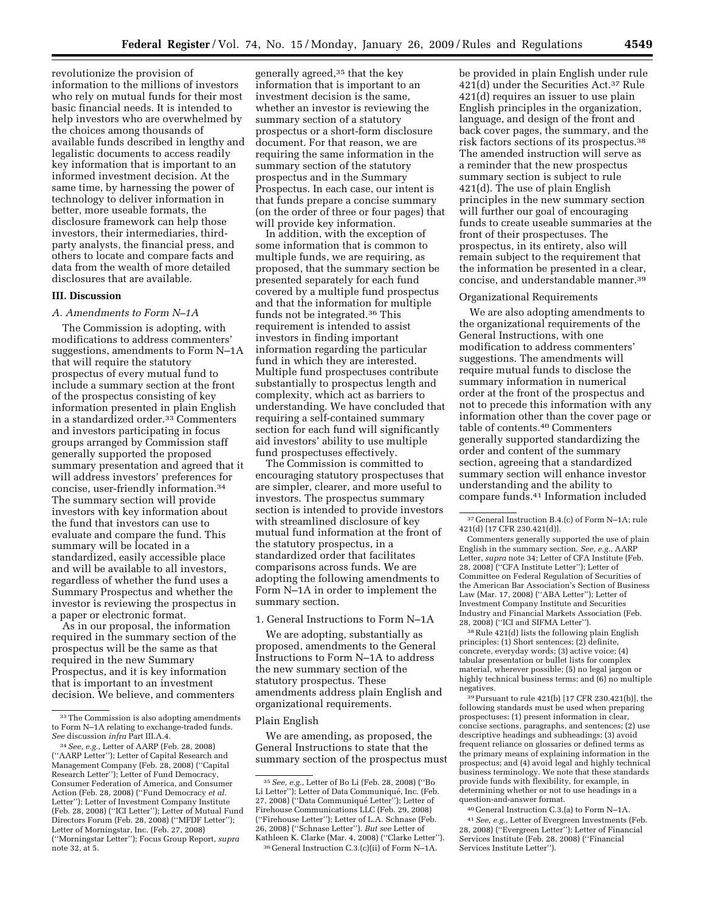revolutionize the provision of information to the millions of investors who rely on mutual funds for their most basic financial needs. It is intended to help investors who are overwhelmed by the choices among thousands of available funds described in lengthy and legalistic documents to access readily key information that is important to an informed investment decision. At the same time, by harnessing the power of technology to deliver information in better, more useable formats, the disclosure framework can help those investors, their intermediaries, third-party analysts, the financial press, and others to locate and compare facts and data from the wealth of more detailed disclosures that are available.

## III. Discussion

### *A. Amendments to Form N–1A*

The Commission is adopting, with modifications to address commenters' suggestions, amendments to Form N–1A that will require the statutory prospectus of every mutual fund to include a summary section at the front of the prospectus consisting of key information presented in plain English in a standardized order.[33] Commenters and investors participating in focus groups arranged by Commission staff generally supported the proposed summary presentation and agreed that it will address investors' preferences for concise, user-friendly information.[34] The summary section will provide investors with key information about the fund that investors can use to evaluate and compare the fund. This summary will be located in a standardized, easily accessible place and will be available to all investors, regardless of whether the fund uses a Summary Prospectus and whether the investor is reviewing the prospectus in a paper or electronic format.

As in our proposal, the information required in the summary section of the prospectus will be the same as that required in the new Summary Prospectus, and it is key information that is important to an investment decision. We believe, and commenters generally agreed,[35] that the key information that is important to an investment decision is the same, whether an investor is reviewing the summary section of a statutory prospectus or a short-form disclosure document. For that reason, we are requiring the same information in the summary section of the statutory prospectus and in the Summary Prospectus. In each case, our intent is that funds prepare a concise summary (on the order of three or four pages) that will provide key information.

In addition, with the exception of some information that is common to multiple funds, we are requiring, as proposed, that the summary section be presented separately for each fund covered by a multiple fund prospectus and that the information for multiple funds not be integrated.[36] This requirement is intended to assist investors in finding important information regarding the particular fund in which they are interested. Multiple fund prospectuses contribute substantially to prospectus length and complexity, which act as barriers to understanding. We have concluded that requiring a self-contained summary section for each fund will significantly aid investors' ability to use multiple fund prospectuses effectively.

The Commission is committed to encouraging statutory prospectuses that are simpler, clearer, and more useful to investors. The prospectus summary section is intended to provide investors with streamlined disclosure of key mutual fund information at the front of the statutory prospectus, in a standardized order that facilitates comparisons across funds. We are adopting the following amendments to Form N–1A in order to implement the summary section.

#### 1. General Instructions to Form N–1A

We are adopting, substantially as proposed, amendments to the General Instructions to Form N–1A to address the new summary section of the statutory prospectus. These amendments address plain English and organizational requirements.

##### Plain English

We are amending, as proposed, the General Instructions to state that the summary section of the prospectus must be provided in plain English under rule 421(d) under the Securities Act.[37] Rule 421(d) requires an issuer to use plain English principles in the organization, language, and design of the front and back cover pages, the summary, and the risk factors sections of its prospectus.[38] The amended instruction will serve as a reminder that the new prospectus summary section is subject to rule 421(d). The use of plain English principles in the new summary section will further our goal of encouraging funds to create useable summaries at the front of their prospectuses. The prospectus, in its entirety, also will remain subject to the requirement that the information be presented in a clear, concise, and understandable manner.[39]

##### Organizational Requirements

We are also adopting amendments to the organizational requirements of the General Instructions, with one modification to address commenters' suggestions. The amendments will require mutual funds to disclose the summary information in numerical order at the front of the prospectus and not to precede this information with any information other than the cover page or table of contents.[40] Commenters generally supported standardizing the order and content of the summary section, agreeing that a standardized summary section will enhance investor understanding and the ability to compare funds.[41] Information included

---

[33] The Commission is also adopting amendments to Form N–1A relating to exchange-traded funds. *See* discussion *infra* Part III.A.4.

[34] *See, e.g.*, Letter of AARP (Feb. 28, 2008) (''AARP Letter''); Letter of Capital Research and Management Company (Feb. 28, 2008) (''Capital Research Letter''); Letter of Fund Democracy, Consumer Federation of America, and Consumer Action (Feb. 28, 2008) (''Fund Democracy *et al.* Letter''); Letter of Investment Company Institute (Feb. 28, 2008) (''ICI Letter''); Letter of Mutual Fund Directors Forum (Feb. 28, 2008) (''MFDF Letter''); Letter of Morningstar, Inc. (Feb. 27, 2008) (''Morningstar Letter''); Focus Group Report, *supra* note 32, at 5.

[35] *See, e.g.*, Letter of Bo Li (Feb. 28, 2008) (''Bo Li Letter''); Letter of Data Communiqué, Inc. (Feb. 27, 2008) (''Data Communiqué Letter''); Letter of Firehouse Communications LLC (Feb. 29, 2008) (''Firehouse Letter''); Letter of L.A. Schnase (Feb. 26, 2008) (''Schnase Letter''). *But see* Letter of Kathleen K. Clarke (Mar. 4, 2008) (''Clarke Letter'').

[36] General Instruction C.3.(c)(ii) of Form N–1A.

[37] General Instruction B.4.(c) of Form N–1A; rule 421(d) [17 CFR 230.421(d)].

Commenters generally supported the use of plain English in the summary section. *See, e.g.*, AARP Letter, *supra* note 34; Letter of CFA Institute (Feb. 28, 2008) (''CFA Institute Letter''); Letter of Committee on Federal Regulation of Securities of the American Bar Association's Section of Business Law (Mar. 17, 2008) (''ABA Letter''); Letter of Investment Company Institute and Securities Industry and Financial Markets Association (Feb. 28, 2008) (''ICI and SIFMA Letter'').

[38] Rule 421(d) lists the following plain English principles: (1) Short sentences; (2) definite, concrete, everyday words; (3) active voice; (4) tabular presentation or bullet lists for complex material, wherever possible; (5) no legal jargon or highly technical business terms; and (6) no multiple negatives.

[39] Pursuant to rule 421(b) [17 CFR 230.421(b)], the following standards must be used when preparing prospectuses: (1) present information in clear, concise sections, paragraphs, and sentences; (2) use descriptive headings and subheadings; (3) avoid frequent reliance on glossaries or defined terms as the primary means of explaining information in the prospectus; and (4) avoid legal and highly technical business terminology. We note that these standards provide funds with flexibility, for example, in determining whether or not to use headings in a question-and-answer format.

[40] General Instruction C.3.(a) to Form N–1A.

[41] *See, e.g.*, Letter of Evergreen Investments (Feb. 28, 2008) (''Evergreen Letter''); Letter of Financial Services Institute (Feb. 28, 2008) (''Financial Services Institute Letter'').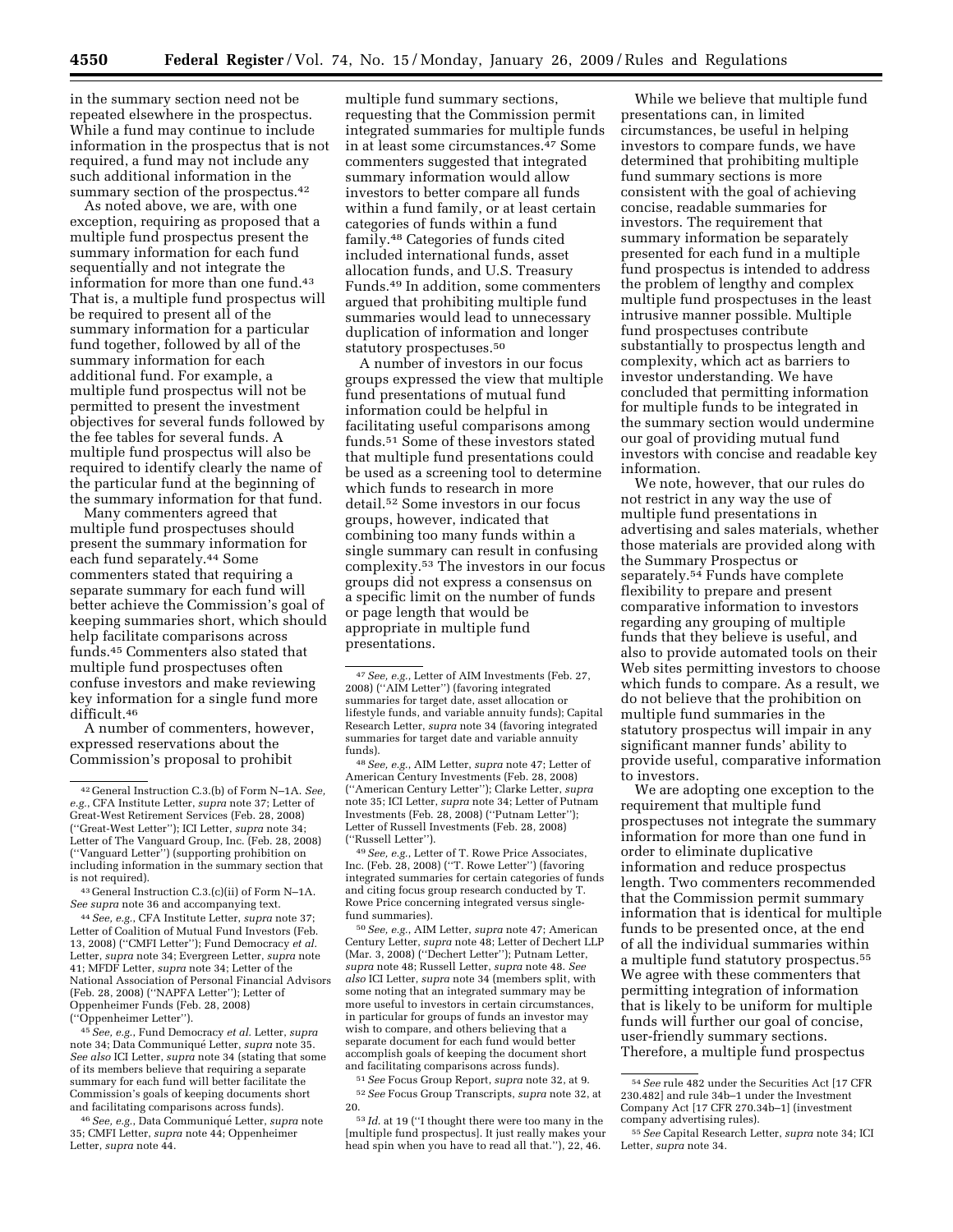in the summary section need not be repeated elsewhere in the prospectus. While a fund may continue to include information in the prospectus that is not required, a fund may not include any such additional information in the summary section of the prospectus.[42]

As noted above, we are, with one exception, requiring as proposed that a multiple fund prospectus present the summary information for each fund sequentially and not integrate the information for more than one fund.[43] That is, a multiple fund prospectus will be required to present all of the summary information for a particular fund together, followed by all of the summary information for each additional fund. For example, a multiple fund prospectus will not be permitted to present the investment objectives for several funds followed by the fee tables for several funds. A multiple fund prospectus will also be required to identify clearly the name of the particular fund at the beginning of the summary information for that fund.

Many commenters agreed that multiple fund prospectuses should present the summary information for each fund separately.[44] Some commenters stated that requiring a separate summary for each fund will better achieve the Commission's goal of keeping summaries short, which should help facilitate comparisons across funds.[45] Commenters also stated that multiple fund prospectuses often confuse investors and make reviewing key information for a single fund more difficult.[46]

A number of commenters, however, expressed reservations about the Commission's proposal to prohibit multiple fund summary sections, requesting that the Commission permit integrated summaries for multiple funds in at least some circumstances.[47] Some commenters suggested that integrated summary information would allow investors to better compare all funds within a fund family, or at least certain categories of funds within a fund family.[48] Categories of funds cited included international funds, asset allocation funds, and U.S. Treasury Funds.[49] In addition, some commenters argued that prohibiting multiple fund summaries would lead to unnecessary duplication of information and longer statutory prospectuses.[50]

A number of investors in our focus groups expressed the view that multiple fund presentations of mutual fund information could be helpful in facilitating useful comparisons among funds.[51] Some of these investors stated that multiple fund presentations could be used as a screening tool to determine which funds to research in more detail.[52] Some investors in our focus groups, however, indicated that combining too many funds within a single summary can result in confusing complexity.[53] The investors in our focus groups did not express a consensus on a specific limit on the number of funds or page length that would be appropriate in multiple fund presentations.

While we believe that multiple fund presentations can, in limited circumstances, be useful in helping investors to compare funds, we have determined that prohibiting multiple fund summary sections is more consistent with the goal of achieving concise, readable summaries for investors. The requirement that summary information be separately presented for each fund in a multiple fund prospectus is intended to address the problem of lengthy and complex multiple fund prospectuses in the least intrusive manner possible. Multiple fund prospectuses contribute substantially to prospectus length and complexity, which act as barriers to investor understanding. We have concluded that permitting information for multiple funds to be integrated in the summary section would undermine our goal of providing mutual fund investors with concise and readable key information.

We note, however, that our rules do not restrict in any way the use of multiple fund presentations in advertising and sales materials, whether those materials are provided along with the Summary Prospectus or separately.[54] Funds have complete flexibility to prepare and present comparative information to investors regarding any grouping of multiple funds that they believe is useful, and also to provide automated tools on their Web sites permitting investors to choose which funds to compare. As a result, we do not believe that the prohibition on multiple fund summaries in the statutory prospectus will impair in any significant manner funds' ability to provide useful, comparative information to investors.

We are adopting one exception to the requirement that multiple fund prospectuses not integrate the summary information for more than one fund in order to eliminate duplicative information and reduce prospectus length. Two commenters recommended that the Commission permit summary information that is identical for multiple funds to be presented once, at the end of all the individual summaries within a multiple fund statutory prospectus.[55] We agree with these commenters that permitting integration of information that is likely to be uniform for multiple funds will further our goal of concise, user-friendly summary sections. Therefore, a multiple fund prospectus

---

[42] General Instruction C.3.(b) of Form N–1A. *See, e.g.*, CFA Institute Letter, *supra* note 37; Letter of Great-West Retirement Services (Feb. 28, 2008) (''Great-West Letter''); ICI Letter, *supra* note 34; Letter of The Vanguard Group, Inc. (Feb. 28, 2008) (''Vanguard Letter'') (supporting prohibition on including information in the summary section that is not required).

[43] General Instruction C.3.(c)(ii) of Form N–1A. *See supra* note 36 and accompanying text.

[44] *See, e.g.*, CFA Institute Letter, *supra* note 37; Letter of Coalition of Mutual Fund Investors (Feb. 13, 2008) (''CMFI Letter''); Fund Democracy *et al.* Letter, *supra* note 34; Evergreen Letter, *supra* note 41; MFDF Letter, *supra* note 34; Letter of the National Association of Personal Financial Advisors (Feb. 28, 2008) (''NAPFA Letter''); Letter of Oppenheimer Funds (Feb. 28, 2008) (''Oppenheimer Letter'').

[45] *See, e.g.*, Fund Democracy *et al.* Letter, *supra* note 34; Data Communiqué Letter, *supra* note 35. *See also* ICI Letter, *supra* note 34 (stating that some of its members believe that requiring a separate summary for each fund will better facilitate the Commission's goals of keeping documents short and facilitating comparisons across funds).

[46] *See, e.g.*, Data Communiqué Letter, *supra* note 35; CMFI Letter, *supra* note 44; Oppenheimer Letter, *supra* note 44.

[47] *See, e.g.*, Letter of AIM Investments (Feb. 27, 2008) (''AIM Letter'') (favoring integrated summaries for target date, asset allocation or lifestyle funds, and variable annuity funds); Capital Research Letter, *supra* note 34 (favoring integrated summaries for target date and variable annuity funds).

[48] *See, e.g.*, AIM Letter, *supra* note 47; Letter of American Century Investments (Feb. 28, 2008) (''American Century Letter''); Clarke Letter, *supra* note 35; ICI Letter, *supra* note 34; Letter of Putnam Investments (Feb. 28, 2008) (''Putnam Letter''); Letter of Russell Investments (Feb. 28, 2008) (''Russell Letter'').

[49] *See, e.g.*, Letter of T. Rowe Price Associates, Inc. (Feb. 28, 2008) (''T. Rowe Letter'') (favoring integrated summaries for certain categories of funds and citing focus group research conducted by T. Rowe Price concerning integrated versus single-fund summaries).

[50] *See, e.g.*, AIM Letter, *supra* note 47; American Century Letter, *supra* note 48; Letter of Dechert LLP (Mar. 3, 2008) (''Dechert Letter''); Putnam Letter, *supra* note 48; Russell Letter, *supra* note 48. *See also* ICI Letter, *supra* note 34 (members split, with some noting that an integrated summary may be more useful to investors in certain circumstances, in particular for groups of funds an investor may wish to compare, and others believing that a separate document for each fund would better accomplish goals of keeping the document short and facilitating comparisons across funds).

[51] *See* Focus Group Report, *supra* note 32, at 9.

[52] *See* Focus Group Transcripts, *supra* note 32, at 20.

[53] *Id.* at 19 (''I thought there were too many in the [multiple fund prospectus]. It just really makes your head spin when you have to read all that.''), 22, 46.

[54] *See* rule 482 under the Securities Act [17 CFR 230.482] and rule 34b–1 under the Investment Company Act [17 CFR 270.34b–1] (investment company advertising rules).

[55] *See* Capital Research Letter, *supra* note 34; ICI Letter, *supra* note 34.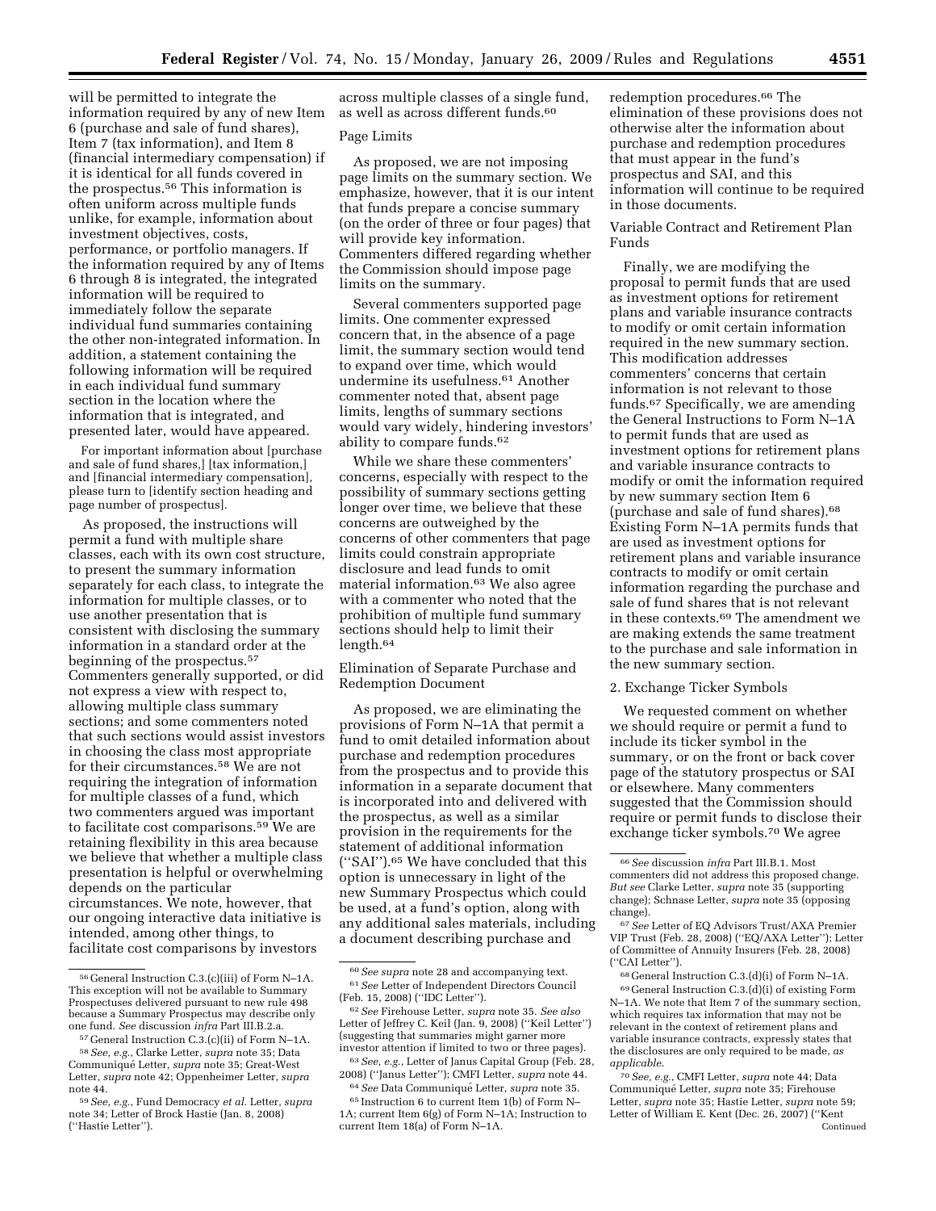will be permitted to integrate the information required by any of new Item 6 (purchase and sale of fund shares), Item 7 (tax information), and Item 8 (financial intermediary compensation) if it is identical for all funds covered in the prospectus.[56] This information is often uniform across multiple funds unlike, for example, information about investment objectives, costs, performance, or portfolio managers. If the information required by any of Items 6 through 8 is integrated, the integrated information will be required to immediately follow the separate individual fund summaries containing the other non-integrated information. In addition, a statement containing the following information will be required in each individual fund summary section in the location where the information that is integrated, and presented later, would have appeared.

For important information about [purchase and sale of fund shares,] [tax information,] and [financial intermediary compensation], please turn to [identify section heading and page number of prospectus].

As proposed, the instructions will permit a fund with multiple share classes, each with its own cost structure, to present the summary information separately for each class, to integrate the information for multiple classes, or to use another presentation that is consistent with disclosing the summary information in a standard order at the beginning of the prospectus.[57] Commenters generally supported, or did not express a view with respect to, allowing multiple class summary sections; and some commenters noted that such sections would assist investors in choosing the class most appropriate for their circumstances.[58] We are not requiring the integration of information for multiple classes of a fund, which two commenters argued was important to facilitate cost comparisons.[59] We are retaining flexibility in this area because we believe that whether a multiple class presentation is helpful or overwhelming depends on the particular circumstances. We note, however, that our ongoing interactive data initiative is intended, among other things, to facilitate cost comparisons by investors across multiple classes of a single fund, as well as across different funds.[60]

Page Limits

As proposed, we are not imposing page limits on the summary section. We emphasize, however, that it is our intent that funds prepare a concise summary (on the order of three or four pages) that will provide key information. Commenters differed regarding whether the Commission should impose page limits on the summary.

Several commenters supported page limits. One commenter expressed concern that, in the absence of a page limit, the summary section would tend to expand over time, which would undermine its usefulness.[61] Another commenter noted that, absent page limits, lengths of summary sections would vary widely, hindering investors' ability to compare funds.[62]

While we share these commenters' concerns, especially with respect to the possibility of summary sections getting longer over time, we believe that these concerns are outweighed by the concerns of other commenters that page limits could constrain appropriate disclosure and lead funds to omit material information.[63] We also agree with a commenter who noted that the prohibition of multiple fund summary sections should help to limit their length.[64]

Elimination of Separate Purchase and Redemption Document

As proposed, we are eliminating the provisions of Form N–1A that permit a fund to omit detailed information about purchase and redemption procedures from the prospectus and to provide this information in a separate document that is incorporated into and delivered with the prospectus, as well as a similar provision in the requirements for the statement of additional information (''SAI'').[65] We have concluded that this option is unnecessary in light of the new Summary Prospectus which could be used, at a fund's option, along with any additional sales materials, including a document describing purchase and redemption procedures.[66] The elimination of these provisions does not otherwise alter the information about purchase and redemption procedures that must appear in the fund's prospectus and SAI, and this information will continue to be required in those documents.

Variable Contract and Retirement Plan Funds

Finally, we are modifying the proposal to permit funds that are used as investment options for retirement plans and variable insurance contracts to modify or omit certain information required in the new summary section. This modification addresses commenters' concerns that certain information is not relevant to those funds.[67] Specifically, we are amending the General Instructions to Form N–1A to permit funds that are used as investment options for retirement plans and variable insurance contracts to modify or omit the information required by new summary section Item 6 (purchase and sale of fund shares).[68] Existing Form N–1A permits funds that are used as investment options for retirement plans and variable insurance contracts to modify or omit certain information regarding the purchase and sale of fund shares that is not relevant in these contexts.[69] The amendment we are making extends the same treatment to the purchase and sale information in the new summary section.

2. Exchange Ticker Symbols

We requested comment on whether we should require or permit a fund to include its ticker symbol in the summary, or on the front or back cover page of the statutory prospectus or SAI or elsewhere. Many commenters suggested that the Commission should require or permit funds to disclose their exchange ticker symbols.[70] We agree

---

[56] General Instruction C.3.(c)(iii) of Form N–1A. This exception will not be available to Summary Prospectuses delivered pursuant to new rule 498 because a Summary Prospectus may describe only one fund. *See* discussion *infra* Part III.B.2.a.

[57] General Instruction C.3.(c)(ii) of Form N–1A.

[58] *See, e.g.*, Clarke Letter, *supra* note 35; Data Communiqué Letter, *supra* note 35; Great-West Letter, *supra* note 42; Oppenheimer Letter, *supra* note 44.

[59] *See, e.g.*, Fund Democracy *et al.* Letter, *supra* note 34; Letter of Brock Hastie (Jan. 8, 2008) (''Hastie Letter'').

[60] *See supra* note 28 and accompanying text.

[61] *See* Letter of Independent Directors Council (Feb. 15, 2008) (''IDC Letter'').

[62] *See* Firehouse Letter, *supra* note 35. *See also* Letter of Jeffrey C. Keil (Jan. 9, 2008) (''Keil Letter'') (suggesting that summaries might garner more investor attention if limited to two or three pages).

[63] *See, e.g.*, Letter of Janus Capital Group (Feb. 28, 2008) (''Janus Letter''); CMFI Letter, *supra* note 44.

[64] *See* Data Communiqué Letter, *supra* note 35.

[65] Instruction 6 to current Item 1(b) of Form N–1A; current Item 6(g) of Form N–1A; Instruction to current Item 18(a) of Form N–1A.

[66] *See* discussion *infra* Part III.B.1. Most commenters did not address this proposed change. *But see* Clarke Letter, *supra* note 35 (supporting change); Schnase Letter, *supra* note 35 (opposing change).

[67] *See* Letter of EQ Advisors Trust/AXA Premier VIP Trust (Feb. 28, 2008) (''EQ/AXA Letter''); Letter of Committee of Annuity Insurers (Feb. 28, 2008) (''CAI Letter'').

[68] General Instruction C.3.(d)(i) of Form N–1A.

[69] General Instruction C.3.(d)(i) of existing Form N–1A. We note that Item 7 of the summary section, which requires tax information that may not be relevant in the context of retirement plans and variable insurance contracts, expressly states that the disclosures are only required to be made, *as applicable*.

[70] *See, e.g.*, CMFI Letter, *supra* note 44; Data Communiqué Letter, *supra* note 35; Firehouse Letter, *supra* note 35; Hastie Letter, *supra* note 59; Letter of William E. Kent (Dec. 26, 2007) (''Kent Continued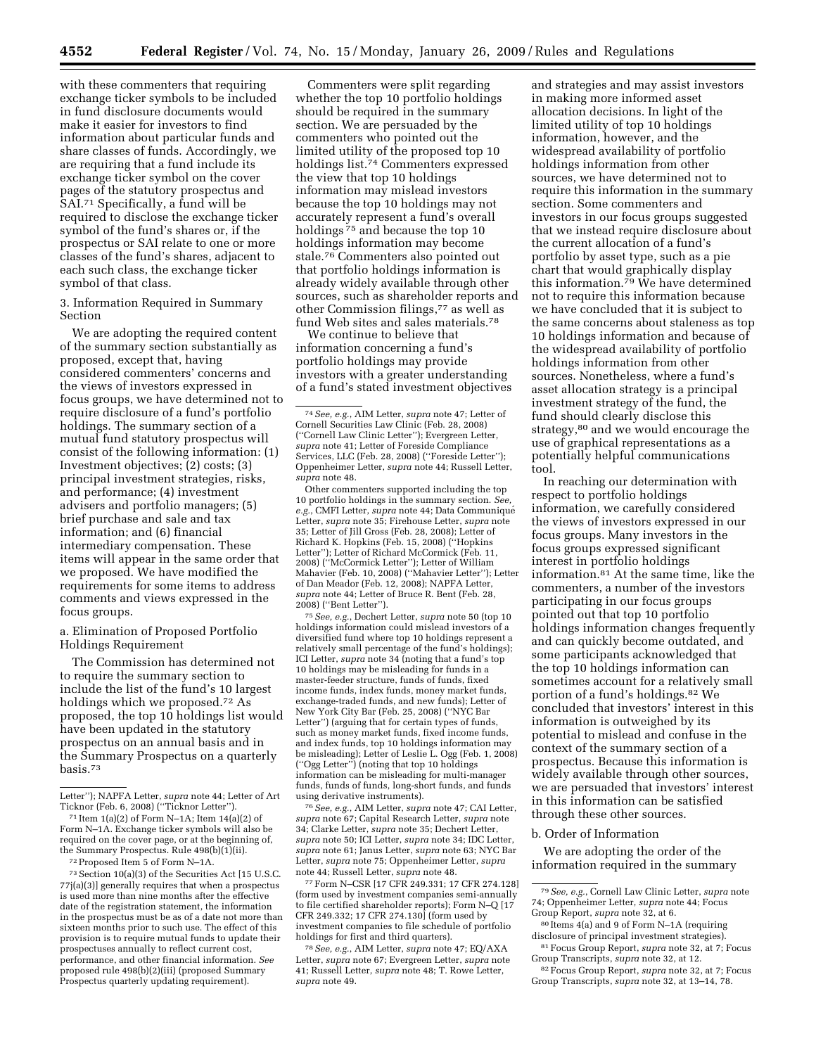with these commenters that requiring exchange ticker symbols to be included in fund disclosure documents would make it easier for investors to find information about particular funds and share classes of funds. Accordingly, we are requiring that a fund include its exchange ticker symbol on the cover pages of the statutory prospectus and SAI.[71] Specifically, a fund will be required to disclose the exchange ticker symbol of the fund's shares or, if the prospectus or SAI relate to one or more classes of the fund's shares, adjacent to each such class, the exchange ticker symbol of that class.

3. Information Required in Summary Section

We are adopting the required content of the summary section substantially as proposed, except that, having considered commenters' concerns and the views of investors expressed in focus groups, we have determined not to require disclosure of a fund's portfolio holdings. The summary section of a mutual fund statutory prospectus will consist of the following information: (1) Investment objectives; (2) costs; (3) principal investment strategies, risks, and performance; (4) investment advisers and portfolio managers; (5) brief purchase and sale and tax information; and (6) financial intermediary compensation. These items will appear in the same order that we proposed. We have modified the requirements for some items to address comments and views expressed in the focus groups.

a. Elimination of Proposed Portfolio Holdings Requirement

The Commission has determined not to require the summary section to include the list of the fund's 10 largest holdings which we proposed.[72] As proposed, the top 10 holdings list would have been updated in the statutory prospectus on an annual basis and in the Summary Prospectus on a quarterly basis.[73]

Commenters were split regarding whether the top 10 portfolio holdings should be required in the summary section. We are persuaded by the commenters who pointed out the limited utility of the proposed top 10 holdings list.[74] Commenters expressed the view that top 10 holdings information may mislead investors because the top 10 holdings may not accurately represent a fund's overall holdings[75] and because the top 10 holdings information may become stale.[76] Commenters also pointed out that portfolio holdings information is already widely available through other sources, such as shareholder reports and other Commission filings,[77] as well as fund Web sites and sales materials.[78]

We continue to believe that information concerning a fund's portfolio holdings may provide investors with a greater understanding of a fund's stated investment objectives and strategies and may assist investors in making more informed asset allocation decisions. In light of the limited utility of top 10 holdings information, however, and the widespread availability of portfolio holdings information from other sources, we have determined not to require this information in the summary section. Some commenters and investors in our focus groups suggested that we instead require disclosure about the current allocation of a fund's portfolio by asset type, such as a pie chart that would graphically display this information.[79] We have determined not to require this information because we have concluded that it is subject to the same concerns about staleness as top 10 holdings information and because of the widespread availability of portfolio holdings information from other sources. Nonetheless, where a fund's asset allocation strategy is a principal investment strategy of the fund, the fund should clearly disclose this strategy,[80] and we would encourage the use of graphical representations as a potentially helpful communications tool.

In reaching our determination with respect to portfolio holdings information, we carefully considered the views of investors expressed in our focus groups. Many investors in the focus groups expressed significant interest in portfolio holdings information.[81] At the same time, like the commenters, a number of the investors participating in our focus groups pointed out that top 10 portfolio holdings information changes frequently and can quickly become outdated, and some participants acknowledged that the top 10 holdings information can sometimes account for a relatively small portion of a fund's holdings.[82] We concluded that investors' interest in this information is outweighed by its potential to mislead and confuse in the context of the summary section of a prospectus. Because this information is widely available through other sources, we are persuaded that investors' interest in this information can be satisfied through these other sources.

b. Order of Information

We are adopting the order of the information required in the summary

---

Letter''); NAPFA Letter, *supra* note 44; Letter of Art Ticknor (Feb. 6, 2008) (''Ticknor Letter'').

[71] Item 1(a)(2) of Form N–1A; Item 14(a)(2) of Form N–1A. Exchange ticker symbols will also be required on the cover page, or at the beginning of, the Summary Prospectus. Rule 498(b)(1)(ii).

[72] Proposed Item 5 of Form N–1A.

[73] Section 10(a)(3) of the Securities Act [15 U.S.C. 77j(a)(3)] generally requires that when a prospectus is used more than nine months after the effective date of the registration statement, the information in the prospectus must be as of a date not more than sixteen months prior to such use. The effect of this provision is to require mutual funds to update their prospectuses annually to reflect current cost, performance, and other financial information. *See* proposed rule 498(b)(2)(iii) (proposed Summary Prospectus quarterly updating requirement).

[74] *See, e.g.*, AIM Letter, *supra* note 47; Letter of Cornell Securities Law Clinic (Feb. 28, 2008) (''Cornell Law Clinic Letter''); Evergreen Letter, *supra* note 41; Letter of Foreside Compliance Services, LLC (Feb. 28, 2008) (''Foreside Letter''); Oppenheimer Letter, *supra* note 44; Russell Letter, *supra* note 48.

Other commenters supported including the top 10 portfolio holdings in the summary section. *See, e.g.*, CMFI Letter, *supra* note 44; Data Communiqué Letter, *supra* note 35; Firehouse Letter, *supra* note 35; Letter of Jill Gross (Feb. 28, 2008); Letter of Richard K. Hopkins (Feb. 15, 2008) (''Hopkins Letter''); Letter of Richard McCormick (Feb. 11, 2008) (''McCormick Letter''); Letter of William Mahavier (Feb. 10, 2008) (''Mahavier Letter''); Letter of Dan Meador (Feb. 12, 2008); NAPFA Letter, *supra* note 44; Letter of Bruce R. Bent (Feb. 28, 2008) (''Bent Letter'').

[75] *See, e.g.*, Dechert Letter, *supra* note 50 (top 10 holdings information could mislead investors of a diversified fund where top 10 holdings represent a relatively small percentage of the fund's holdings); ICI Letter, *supra* note 34 (noting that a fund's top 10 holdings may be misleading for funds in a master-feeder structure, funds of funds, fixed income funds, index funds, money market funds, exchange-traded funds, and new funds); Letter of New York City Bar (Feb. 25, 2008) (''NYC Bar Letter'') (arguing that for certain types of funds, such as money market funds, fixed income funds, and index funds, top 10 holdings information may be misleading); Letter of Leslie L. Ogg (Feb. 1, 2008) (''Ogg Letter'') (noting that top 10 holdings information can be misleading for multi-manager funds, funds of funds, long-short funds, and funds using derivative instruments).

[76] *See, e.g.*, AIM Letter, *supra* note 47; CAI Letter, *supra* note 67; Capital Research Letter, *supra* note 34; Clarke Letter, *supra* note 35; Dechert Letter, *supra* note 50; ICI Letter, *supra* note 34; IDC Letter, *supra* note 61; Janus Letter, *supra* note 63; NYC Bar Letter, *supra* note 75; Oppenheimer Letter, *supra* note 44; Russell Letter, *supra* note 48.

[77] Form N–CSR [17 CFR 249.331; 17 CFR 274.128] (form used by investment companies semi-annually to file certified shareholder reports); Form N–Q [17 CFR 249.332; 17 CFR 274.130] (form used by investment companies to file schedule of portfolio holdings for first and third quarters).

[78] *See, e.g.*, AIM Letter, *supra* note 47; EQ/AXA Letter, *supra* note 67; Evergreen Letter, *supra* note 41; Russell Letter, *supra* note 48; T. Rowe Letter, *supra* note 49.

[79] *See, e.g.*, Cornell Law Clinic Letter, *supra* note 74; Oppenheimer Letter, *supra* note 44; Focus Group Report, *supra* note 32, at 6.

[80] Items 4(a) and 9 of Form N–1A (requiring disclosure of principal investment strategies).

[81] Focus Group Report, *supra* note 32, at 7; Focus Group Transcripts, *supra* note 32, at 12.

[82] Focus Group Report, *supra* note 32, at 7; Focus Group Transcripts, *supra* note 32, at 13–14, 78.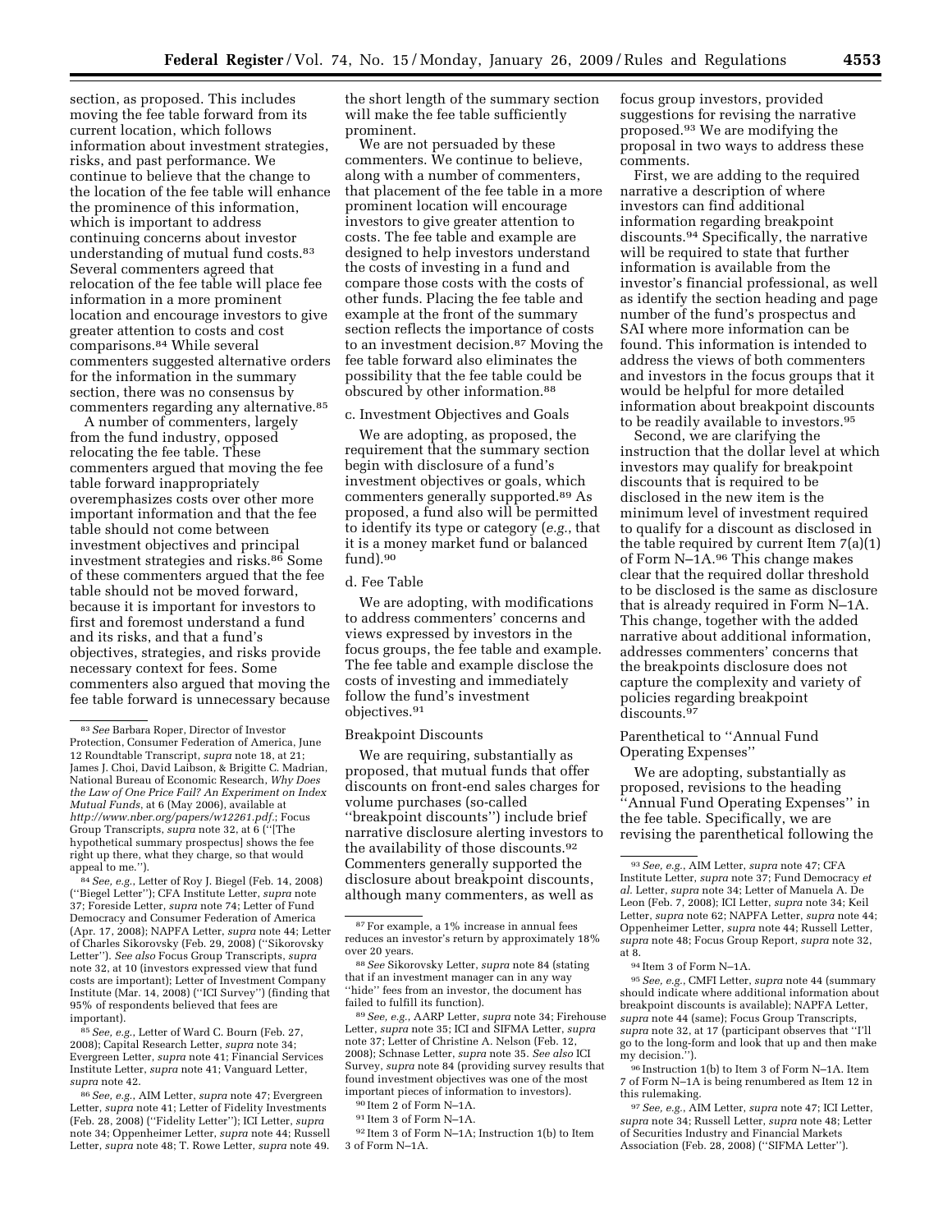section, as proposed. This includes moving the fee table forward from its current location, which follows information about investment strategies, risks, and past performance. We continue to believe that the change to the location of the fee table will enhance the prominence of this information, which is important to address continuing concerns about investor understanding of mutual fund costs.[83] Several commenters agreed that relocation of the fee table will place fee information in a more prominent location and encourage investors to give greater attention to costs and cost comparisons.[84] While several commenters suggested alternative orders for the information in the summary section, there was no consensus by commenters regarding any alternative.[85]

A number of commenters, largely from the fund industry, opposed relocating the fee table. These commenters argued that moving the fee table forward inappropriately overemphasizes costs over other more important information and that the fee table should not come between investment objectives and principal investment strategies and risks.[86] Some of these commenters argued that the fee table should not be moved forward, because it is important for investors to first and foremost understand a fund and its risks, and that a fund's objectives, strategies, and risks provide necessary context for fees. Some commenters also argued that moving the fee table forward is unnecessary because the short length of the summary section will make the fee table sufficiently prominent.

We are not persuaded by these commenters. We continue to believe, along with a number of commenters, that placement of the fee table in a more prominent location will encourage investors to give greater attention to costs. The fee table and example are designed to help investors understand the costs of investing in a fund and compare those costs with the costs of other funds. Placing the fee table and example at the front of the summary section reflects the importance of costs to an investment decision.[87] Moving the fee table forward also eliminates the possibility that the fee table could be obscured by other information.[88]

c. Investment Objectives and Goals

We are adopting, as proposed, the requirement that the summary section begin with disclosure of a fund's investment objectives or goals, which commenters generally supported.[89] As proposed, a fund also will be permitted to identify its type or category (*e.g.*, that it is a money market fund or balanced fund).[90]

d. Fee Table

We are adopting, with modifications to address commenters' concerns and views expressed by investors in the focus groups, the fee table and example. The fee table and example disclose the costs of investing and immediately follow the fund's investment objectives.[91]

Breakpoint Discounts

We are requiring, substantially as proposed, that mutual funds that offer discounts on front-end sales charges for volume purchases (so-called "breakpoint discounts") include brief narrative disclosure alerting investors to the availability of those discounts.[92] Commenters generally supported the disclosure about breakpoint discounts, although many commenters, as well as focus group investors, provided suggestions for revising the narrative proposed.[93] We are modifying the proposal in two ways to address these comments.

First, we are adding to the required narrative a description of where investors can find additional information regarding breakpoint discounts.[94] Specifically, the narrative will be required to state that further information is available from the investor's financial professional, as well as identify the section heading and page number of the fund's prospectus and SAI where more information can be found. This information is intended to address the views of both commenters and investors in the focus groups that it would be helpful for more detailed information about breakpoint discounts to be readily available to investors.[95]

Second, we are clarifying the instruction that the dollar level at which investors may qualify for breakpoint discounts that is required to be disclosed in the new item is the minimum level of investment required to qualify for a discount as disclosed in the table required by current Item 7(a)(1) of Form N–1A.[96] This change makes clear that the required dollar threshold to be disclosed is the same as disclosure that is already required in Form N–1A. This change, together with the added narrative about additional information, addresses commenters' concerns that the breakpoints disclosure does not capture the complexity and variety of policies regarding breakpoint discounts.[97]

Parenthetical to "Annual Fund Operating Expenses"

We are adopting, substantially as proposed, revisions to the heading "Annual Fund Operating Expenses" in the fee table. Specifically, we are revising the parenthetical following the

---

[83] *See* Barbara Roper, Director of Investor Protection, Consumer Federation of America, June 12 Roundtable Transcript, *supra* note 18, at 21; James J. Choi, David Laibson, & Brigitte C. Madrian, National Bureau of Economic Research, *Why Does the Law of One Price Fail? An Experiment on Index Mutual Funds*, at 6 (May 2006), available at *http://www.nber.org/papers/w12261.pdf*.; Focus Group Transcripts, *supra* note 32, at 6 ("[The hypothetical summary prospectus] shows the fee right up there, what they charge, so that would appeal to me.").

[84] *See, e.g.*, Letter of Roy J. Biegel (Feb. 14, 2008) ("Biegel Letter"); CFA Institute Letter, *supra* note 37; Foreside Letter, *supra* note 74; Letter of Fund Democracy and Consumer Federation of America (Apr. 17, 2008); NAPFA Letter, *supra* note 44; Letter of Charles Sikorovsky (Feb. 29, 2008) ("Sikorovsky Letter"). *See also* Focus Group Transcripts, *supra* note 32, at 10 (investors expressed view that fund costs are important); Letter of Investment Company Institute (Mar. 14, 2008) ("ICI Survey") (finding that 95% of respondents believed that fees are important).

[85] *See, e.g.*, Letter of Ward C. Bourn (Feb. 27, 2008); Capital Research Letter, *supra* note 34; Evergreen Letter, *supra* note 41; Financial Services Institute Letter, *supra* note 41; Vanguard Letter, *supra* note 42.

[86] *See, e.g.*, AIM Letter, *supra* note 47; Evergreen Letter, *supra* note 41; Letter of Fidelity Investments (Feb. 28, 2008) ("Fidelity Letter"); ICI Letter, *supra* note 34; Oppenheimer Letter, *supra* note 44; Russell Letter, *supra* note 48; T. Rowe Letter, *supra* note 49.

[87] For example, a 1% increase in annual fees reduces an investor's return by approximately 18% over 20 years.

[88] *See* Sikorovsky Letter, *supra* note 84 (stating that if an investment manager can in any way "hide" fees from an investor, the document has failed to fulfill its function).

[89] *See, e.g.*, AARP Letter, *supra* note 34; Firehouse Letter, *supra* note 35; ICI and SIFMA Letter, *supra* note 37; Letter of Christine A. Nelson (Feb. 12, 2008); Schnase Letter, *supra* note 35. *See also* ICI Survey, *supra* note 84 (providing survey results that found investment objectives was one of the most important pieces of information to investors).

[90] Item 2 of Form N–1A.

[91] Item 3 of Form N–1A.

[92] Item 3 of Form N–1A; Instruction 1(b) to Item 3 of Form N–1A.

[93] *See, e.g.*, AIM Letter, *supra* note 47; CFA Institute Letter, *supra* note 37; Fund Democracy *et al.* Letter, *supra* note 34; Letter of Manuela A. De Leon (Feb. 7, 2008); ICI Letter, *supra* note 34; Keil Letter, *supra* note 62; NAPFA Letter, *supra* note 44; Oppenheimer Letter, *supra* note 44; Russell Letter, *supra* note 48; Focus Group Report, *supra* note 32, at 8.

[94] Item 3 of Form N–1A.

[95] *See, e.g.*, CMFI Letter, *supra* note 44 (summary should indicate where additional information about breakpoint discounts is available); NAPFA Letter, *supra* note 44 (same); Focus Group Transcripts, *supra* note 32, at 17 (participant observes that "I'll go to the long-form and look that up and then make my decision.").

[96] Instruction 1(b) to Item 3 of Form N–1A. Item 7 of Form N–1A is being renumbered as Item 12 in this rulemaking.

[97] *See, e.g.*, AIM Letter, *supra* note 47; ICI Letter, *supra* note 34; Russell Letter, *supra* note 48; Letter of Securities Industry and Financial Markets Association (Feb. 28, 2008) ("SIFMA Letter").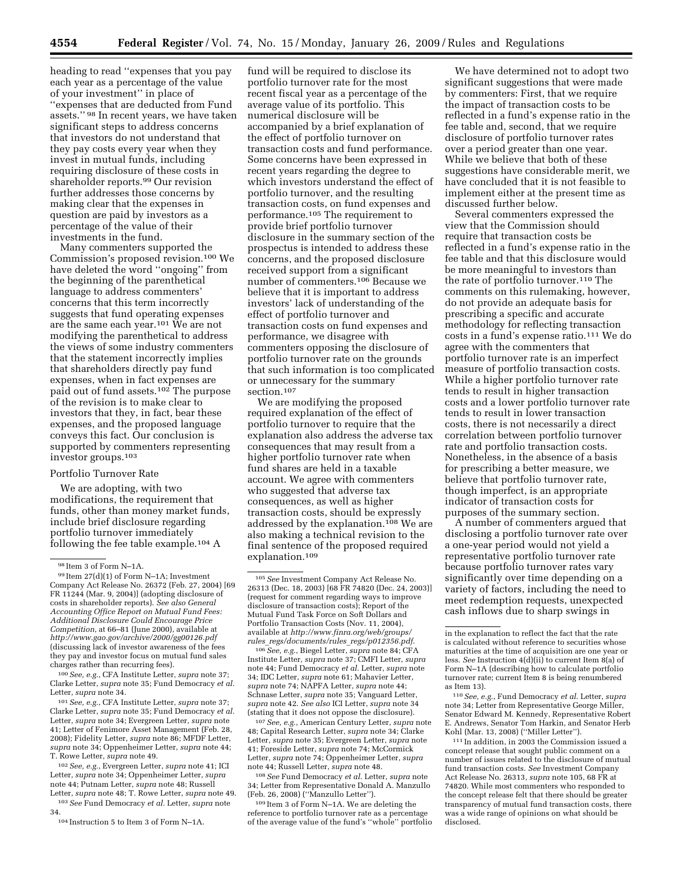heading to read ''expenses that you pay each year as a percentage of the value of your investment'' in place of ''expenses that are deducted from Fund assets.'' [98] In recent years, we have taken significant steps to address concerns that investors do not understand that they pay costs every year when they invest in mutual funds, including requiring disclosure of these costs in shareholder reports.[99] Our revision further addresses those concerns by making clear that the expenses in question are paid by investors as a percentage of the value of their investments in the fund.

Many commenters supported the Commission's proposed revision.[100] We have deleted the word ''ongoing'' from the beginning of the parenthetical language to address commenters' concerns that this term incorrectly suggests that fund operating expenses are the same each year.[101] We are not modifying the parenthetical to address the views of some industry commenters that the statement incorrectly implies that shareholders directly pay fund expenses, when in fact expenses are paid out of fund assets.[102] The purpose of the revision is to make clear to investors that they, in fact, bear these expenses, and the proposed language conveys this fact. Our conclusion is supported by commenters representing investor groups.[103]

Portfolio Turnover Rate

We are adopting, with two modifications, the requirement that funds, other than money market funds, include brief disclosure regarding portfolio turnover immediately following the fee table example.[104] A fund will be required to disclose its portfolio turnover rate for the most recent fiscal year as a percentage of the average value of its portfolio. This numerical disclosure will be accompanied by a brief explanation of the effect of portfolio turnover on transaction costs and fund performance. Some concerns have been expressed in recent years regarding the degree to which investors understand the effect of portfolio turnover, and the resulting transaction costs, on fund expenses and performance.[105] The requirement to provide brief portfolio turnover disclosure in the summary section of the prospectus is intended to address these concerns, and the proposed disclosure received support from a significant number of commenters.[106] Because we believe that it is important to address investors' lack of understanding of the effect of portfolio turnover and transaction costs on fund expenses and performance, we disagree with commenters opposing the disclosure of portfolio turnover rate on the grounds that such information is too complicated or unnecessary for the summary section.[107]

We are modifying the proposed required explanation of the effect of portfolio turnover to require that the explanation also address the adverse tax consequences that may result from a higher portfolio turnover rate when fund shares are held in a taxable account. We agree with commenters who suggested that adverse tax consequences, as well as higher transaction costs, should be expressly addressed by the explanation.[108] We are also making a technical revision to the final sentence of the proposed required explanation.[109]

We have determined not to adopt two significant suggestions that were made by commenters: First, that we require the impact of transaction costs to be reflected in a fund's expense ratio in the fee table and, second, that we require disclosure of portfolio turnover rates over a period greater than one year. While we believe that both of these suggestions have considerable merit, we have concluded that it is not feasible to implement either at the present time as discussed further below.

Several commenters expressed the view that the Commission should require that transaction costs be reflected in a fund's expense ratio in the fee table and that this disclosure would be more meaningful to investors than the rate of portfolio turnover.[110] The comments on this rulemaking, however, do not provide an adequate basis for prescribing a specific and accurate methodology for reflecting transaction costs in a fund's expense ratio.[111] We do agree with the commenters that portfolio turnover rate is an imperfect measure of portfolio transaction costs. While a higher portfolio turnover rate tends to result in higher transaction costs and a lower portfolio turnover rate tends to result in lower transaction costs, there is not necessarily a direct correlation between portfolio turnover rate and portfolio transaction costs. Nonetheless, in the absence of a basis for prescribing a better measure, we believe that portfolio turnover rate, though imperfect, is an appropriate indicator of transaction costs for purposes of the summary section.

A number of commenters argued that disclosing a portfolio turnover rate over a one-year period would not yield a representative portfolio turnover rate because portfolio turnover rates vary significantly over time depending on a variety of factors, including the need to meet redemption requests, unexpected cash inflows due to sharp swings in

---

[98] Item 3 of Form N–1A.

[99] Item 27(d)(1) of Form N–1A; Investment Company Act Release No. 26372 (Feb. 27, 2004) [69 FR 11244 (Mar. 9, 2004)] (adopting disclosure of costs in shareholder reports). *See also General Accounting Office Report on Mutual Fund Fees: Additional Disclosure Could Encourage Price Competition*, at 66–81 (June 2000), available at *http://www.gao.gov/archive/2000/gg00126.pdf* (discussing lack of investor awareness of the fees they pay and investor focus on mutual fund sales charges rather than recurring fees).

[100] *See, e.g.*, CFA Institute Letter, *supra* note 37; Clarke Letter, *supra* note 35; Fund Democracy *et al.* Letter, *supra* note 34.

[101] *See, e.g.*, CFA Institute Letter, *supra* note 37; Clarke Letter, *supra* note 35; Fund Democracy *et al.* Letter, *supra* note 34; Evergreen Letter, *supra* note 41; Letter of Fenimore Asset Management (Feb. 28, 2008); Fidelity Letter, *supra* note 86; MFDF Letter, *supra* note 34; Oppenheimer Letter, *supra* note 44; T. Rowe Letter, *supra* note 49.

[102] *See, e.g.*, Evergreen Letter, *supra* note 41; ICI Letter, *supra* note 34; Oppenheimer Letter, *supra* note 44; Putnam Letter, *supra* note 48; Russell Letter, *supra* note 48; T. Rowe Letter, *supra* note 49.

[103] *See* Fund Democracy *et al.* Letter, *supra* note 34.

[104] Instruction 5 to Item 3 of Form N–1A.

[105] *See* Investment Company Act Release No. 26313 (Dec. 18, 2003) [68 FR 74820 (Dec. 24, 2003)] (request for comment regarding ways to improve disclosure of transaction costs); Report of the Mutual Fund Task Force on Soft Dollars and Portfolio Transaction Costs (Nov. 11, 2004), available at *http://www.finra.org/web/groups/rules_regs/documents/rules_regs/p012356.pdf*.

[106] *See, e.g.*, Biegel Letter, *supra* note 84; CFA Institute Letter, *supra* note 37; CMFI Letter, *supra* note 44; Fund Democracy *et al.* Letter, *supra* note 34; IDC Letter, *supra* note 61; Mahavier Letter, *supra* note 74; NAPFA Letter, *supra* note 44; Schnase Letter, *supra* note 35; Vanguard Letter, *supra* note 42. *See also* ICI Letter, *supra* note 34 (stating that it does not oppose the disclosure).

[107] *See, e.g.*, American Century Letter, *supra* note 48; Capital Research Letter, *supra* note 34; Clarke Letter, *supra* note 35; Evergreen Letter, *supra* note 41; Foreside Letter, *supra* note 74; McCormick Letter, *supra* note 74; Oppenheimer Letter, *supra* note 44; Russell Letter, *supra* note 48.

[108] *See* Fund Democracy *et al.* Letter, *supra* note 34; Letter from Representative Donald A. Manzullo (Feb. 26, 2008) (''Manzullo Letter'').

[109] Item 3 of Form N–1A. We are deleting the reference to portfolio turnover rate as a percentage of the average value of the fund's ''whole'' portfolio in the explanation to reflect the fact that the rate is calculated without reference to securities whose maturities at the time of acquisition are one year or less. *See* Instruction 4(d)(ii) to current Item 8(a) of Form N–1A (describing how to calculate portfolio turnover rate; current Item 8 is being renumbered as Item 13).

[110] *See, e.g.*, Fund Democracy *et al.* Letter, *supra* note 34; Letter from Representative George Miller, Senator Edward M. Kennedy, Representative Robert E. Andrews, Senator Tom Harkin, and Senator Herb Kohl (Mar. 13, 2008) (''Miller Letter'').

[111] In addition, in 2003 the Commission issued a concept release that sought public comment on a number of issues related to the disclosure of mutual fund transaction costs. *See* Investment Company Act Release No. 26313, *supra* note 105, 68 FR at 74820. While most commenters who responded to the concept release felt that there should be greater transparency of mutual fund transaction costs, there was a wide range of opinions on what should be disclosed.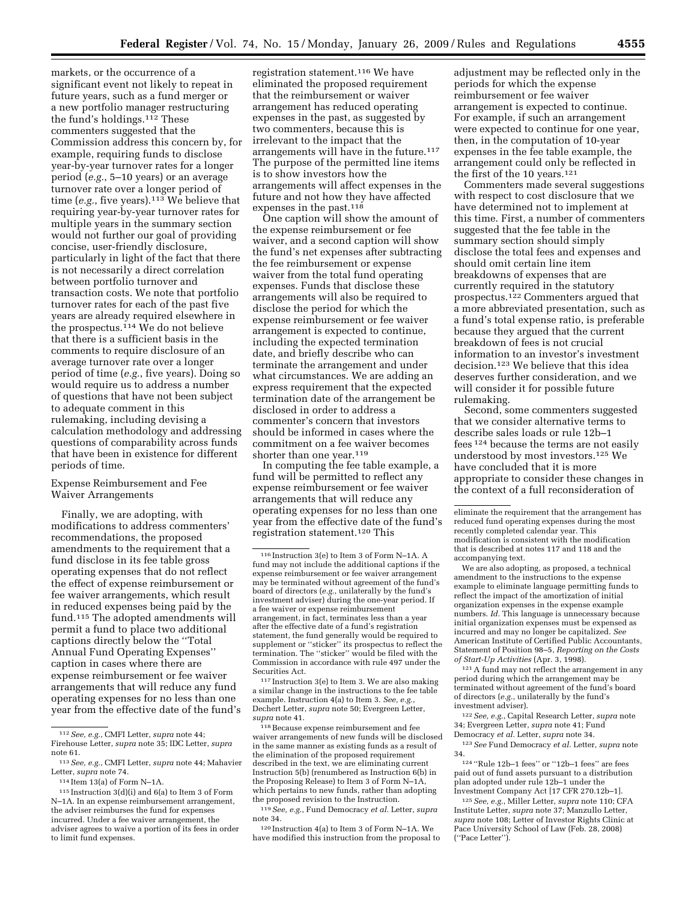markets, or the occurrence of a significant event not likely to repeat in future years, such as a fund merger or a new portfolio manager restructuring the fund's holdings.[112] These commenters suggested that the Commission address this concern by, for example, requiring funds to disclose year-by-year turnover rates for a longer period (*e.g.*, 5–10 years) or an average turnover rate over a longer period of time (*e.g.*, five years).[113] We believe that requiring year-by-year turnover rates for multiple years in the summary section would not further our goal of providing concise, user-friendly disclosure, particularly in light of the fact that there is not necessarily a direct correlation between portfolio turnover and transaction costs. We note that portfolio turnover rates for each of the past five years are already required elsewhere in the prospectus.[114] We do not believe that there is a sufficient basis in the comments to require disclosure of an average turnover rate over a longer period of time (*e.g.*, five years). Doing so would require us to address a number of questions that have not been subject to adequate comment in this rulemaking, including devising a calculation methodology and addressing questions of comparability across funds that have been in existence for different periods of time.

Expense Reimbursement and Fee Waiver Arrangements

Finally, we are adopting, with modifications to address commenters' recommendations, the proposed amendments to the requirement that a fund disclose in its fee table gross operating expenses that do not reflect the effect of expense reimbursement or fee waiver arrangements, which result in reduced expenses being paid by the fund.[115] The adopted amendments will permit a fund to place two additional captions directly below the "Total Annual Fund Operating Expenses" caption in cases where there are expense reimbursement or fee waiver arrangements that will reduce any fund operating expenses for no less than one year from the effective date of the fund's registration statement.[116] We have eliminated the proposed requirement that the reimbursement or waiver arrangement has reduced operating expenses in the past, as suggested by two commenters, because this is irrelevant to the impact that the arrangements will have in the future.[117] The purpose of the permitted line items is to show investors how the arrangements will affect expenses in the future and not how they have affected expenses in the past.[118]

One caption will show the amount of the expense reimbursement or fee waiver, and a second caption will show the fund's net expenses after subtracting the fee reimbursement or expense waiver from the total fund operating expenses. Funds that disclose these arrangements will also be required to disclose the period for which the expense reimbursement or fee waiver arrangement is expected to continue, including the expected termination date, and briefly describe who can terminate the arrangement and under what circumstances. We are adding an express requirement that the expected termination date of the arrangement be disclosed in order to address a commenter's concern that investors should be informed in cases where the commitment on a fee waiver becomes shorter than one year.[119]

In computing the fee table example, a fund will be permitted to reflect any expense reimbursement or fee waiver arrangements that will reduce any operating expenses for no less than one year from the effective date of the fund's registration statement.[120] This adjustment may be reflected only in the periods for which the expense reimbursement or fee waiver arrangement is expected to continue. For example, if such an arrangement were expected to continue for one year, then, in the computation of 10-year expenses in the fee table example, the arrangement could only be reflected in the first of the 10 years.[121]

Commenters made several suggestions with respect to cost disclosure that we have determined not to implement at this time. First, a number of commenters suggested that the fee table in the summary section should simply disclose the total fees and expenses and should omit certain line item breakdowns of expenses that are currently required in the statutory prospectus.[122] Commenters argued that a more abbreviated presentation, such as a fund's total expense ratio, is preferable because they argued that the current breakdown of fees is not crucial information to an investor's investment decision.[123] We believe that this idea deserves further consideration, and we will consider it for possible future rulemaking.

Second, some commenters suggested that we consider alternative terms to describe sales loads or rule 12b–1 fees[124] because the terms are not easily understood by most investors.[125] We have concluded that it is more appropriate to consider these changes in the context of a full reconsideration of

---

[112] *See, e.g.*, CMFI Letter, *supra* note 44; Firehouse Letter, *supra* note 35; IDC Letter, *supra* note 61.

[113] *See, e.g.*, CMFI Letter, *supra* note 44; Mahavier Letter, *supra* note 74.

[114] Item 13(a) of Form N–1A.

[115] Instruction 3(d)(i) and 6(a) to Item 3 of Form N–1A. In an expense reimbursement arrangement, the adviser reimburses the fund for expenses incurred. Under a fee waiver arrangement, the adviser agrees to waive a portion of its fees in order to limit fund expenses.

[116] Instruction 3(e) to Item 3 of Form N–1A. A fund may not include the additional captions if the expense reimbursement or expense waiver arrangement may be terminated without agreement of the fund's board of directors (*e.g.*, unilaterally by the fund's investment adviser) during the one-year period. If a fee waiver or expense reimbursement arrangement, in fact, terminates less than a year after the effective date of a fund's registration statement, the fund generally would be required to supplement or "sticker" its prospectus to reflect the termination. The "sticker" would be filed with the Commission in accordance with rule 497 under the Securities Act.

[117] Instruction 3(e) to Item 3. We are also making a similar change in the instructions to the fee table example. Instruction 4(a) to Item 3. *See, e.g.*, Dechert Letter, *supra* note 50; Evergreen Letter, *supra* note 41.

[118] Because expense reimbursement and fee waiver arrangements of new funds will be disclosed in the same manner as existing funds as a result of the elimination of the proposed requirement described in the text, we are eliminating current Instruction 5(b) (renumbered as Instruction 6(b) in the Proposing Release) to Item 3 of Form N–1A, which pertains to new funds, rather than adopting the proposed revision to the Instruction.

[119] *See, e.g.*, Fund Democracy *et al.* Letter, *supra* note 34.

[120] Instruction 4(a) to Item 3 of Form N–1A. We have modified this instruction from the proposal to eliminate the requirement that the arrangement has reduced fund operating expenses during the most recently completed calendar year. This modification is consistent with the modification that is described at notes 117 and 118 and the accompanying text.

We are also adopting, as proposed, a technical amendment to the instructions to the expense example to eliminate language permitting funds to reflect the impact of the amortization of initial organization expenses in the expense example numbers. *Id.* This language is unnecessary because initial organization expenses must be expensed as incurred and may no longer be capitalized. *See* American Institute of Certified Public Accountants, Statement of Position 98–5, *Reporting on the Costs of Start-Up Activities* (Apr. 3, 1998).

[121] A fund may not reflect the arrangement in any period during which the arrangement may be terminated without agreement of the fund's board of directors (*e.g.*, unilaterally by the fund's investment adviser).

[122] *See, e.g.*, Capital Research Letter, *supra* note 34; Evergreen Letter, *supra* note 41; Fund Democracy *et al.* Letter, *supra* note 34.

[123] *See* Fund Democracy *et al.* Letter, *supra* note 34.

[124] "Rule 12b–1 fees" or "12b–1 fees" are fees paid out of fund assets pursuant to a distribution plan adopted under rule 12b–1 under the Investment Company Act [17 CFR 270.12b–1].

[125] *See, e.g.*, Miller Letter, *supra* note 110; CFA Institute Letter, *supra* note 37; Manzullo Letter, *supra* note 108; Letter of Investor Rights Clinic at Pace University School of Law (Feb. 28, 2008) ("Pace Letter").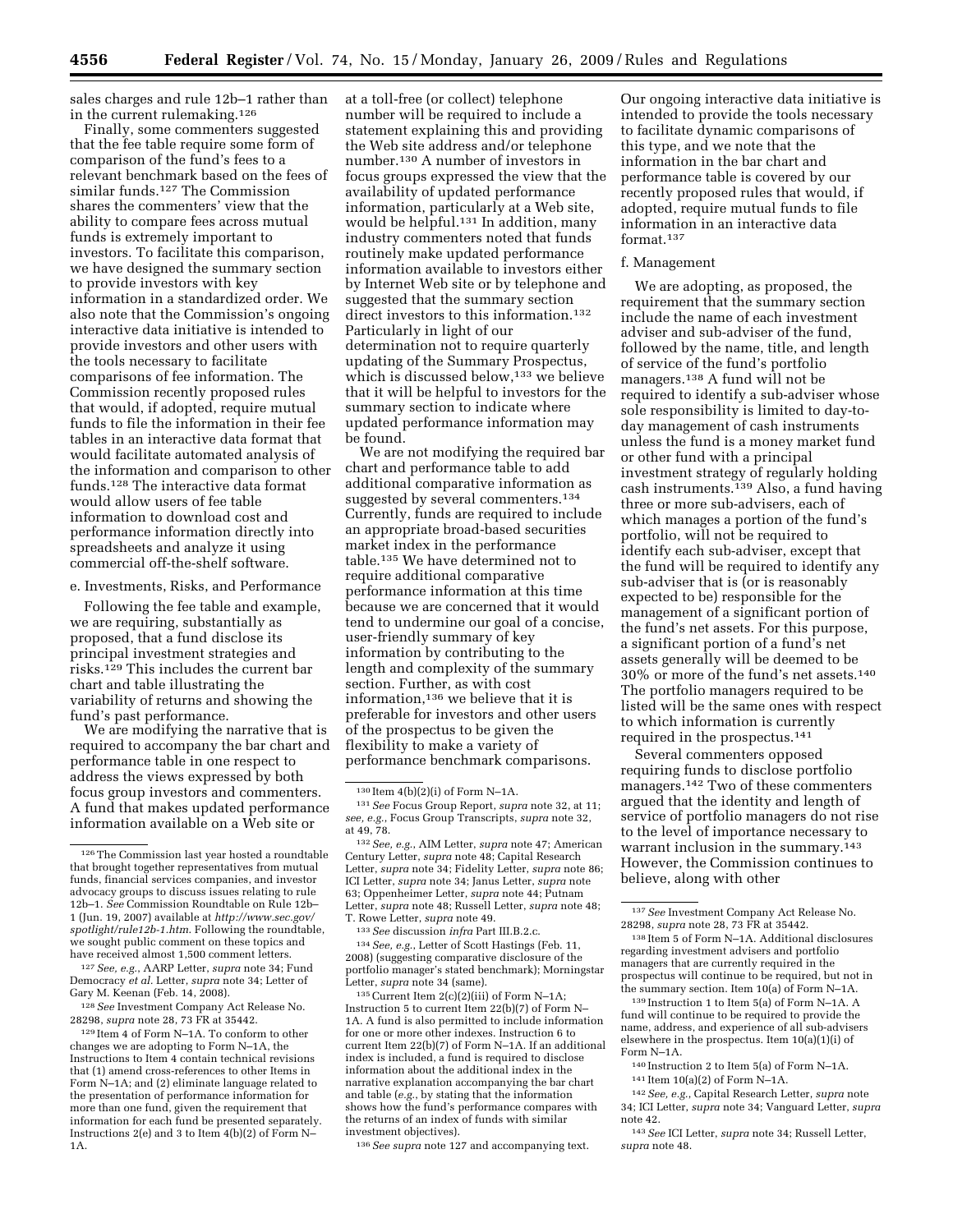sales charges and rule 12b–1 rather than in the current rulemaking.[126]

Finally, some commenters suggested that the fee table require some form of comparison of the fund's fees to a relevant benchmark based on the fees of similar funds.[127] The Commission shares the commenters' view that the ability to compare fees across mutual funds is extremely important to investors. To facilitate this comparison, we have designed the summary section to provide investors with key information in a standardized order. We also note that the Commission's ongoing interactive data initiative is intended to provide investors and other users with the tools necessary to facilitate comparisons of fee information. The Commission recently proposed rules that would, if adopted, require mutual funds to file the information in their fee tables in an interactive data format that would facilitate automated analysis of the information and comparison to other funds.[128] The interactive data format would allow users of fee table information to download cost and performance information directly into spreadsheets and analyze it using commercial off-the-shelf software.

e. Investments, Risks, and Performance

Following the fee table and example, we are requiring, substantially as proposed, that a fund disclose its principal investment strategies and risks.[129] This includes the current bar chart and table illustrating the variability of returns and showing the fund's past performance.

We are modifying the narrative that is required to accompany the bar chart and performance table in one respect to address the views expressed by both focus group investors and commenters. A fund that makes updated performance information available on a Web site or at a toll-free (or collect) telephone number will be required to include a statement explaining this and providing the Web site address and/or telephone number.[130] A number of investors in focus groups expressed the view that the availability of updated performance information, particularly at a Web site, would be helpful.[131] In addition, many industry commenters noted that funds routinely make updated performance information available to investors either by Internet Web site or by telephone and suggested that the summary section direct investors to this information.[132] Particularly in light of our determination not to require quarterly updating of the Summary Prospectus, which is discussed below,[133] we believe that it will be helpful to investors for the summary section to indicate where updated performance information may be found.

We are not modifying the required bar chart and performance table to add additional comparative information as suggested by several commenters.[134] Currently, funds are required to include an appropriate broad-based securities market index in the performance table.[135] We have determined not to require additional comparative performance information at this time because we are concerned that it would tend to undermine our goal of a concise, user-friendly summary of key information by contributing to the length and complexity of the summary section. Further, as with cost information,[136] we believe that it is preferable for investors and other users of the prospectus to be given the flexibility to make a variety of performance benchmark comparisons. Our ongoing interactive data initiative is intended to provide the tools necessary to facilitate dynamic comparisons of this type, and we note that the information in the bar chart and performance table is covered by our recently proposed rules that would, if adopted, require mutual funds to file information in an interactive data format.[137]

f. Management

We are adopting, as proposed, the requirement that the summary section include the name of each investment adviser and sub-adviser of the fund, followed by the name, title, and length of service of the fund's portfolio managers.[138] A fund will not be required to identify a sub-adviser whose sole responsibility is limited to day-to-day management of cash instruments unless the fund is a money market fund or other fund with a principal investment strategy of regularly holding cash instruments.[139] Also, a fund having three or more sub-advisers, each of which manages a portion of the fund's portfolio, will not be required to identify each sub-adviser, except that the fund will be required to identify any sub-adviser that is (or is reasonably expected to be) responsible for the management of a significant portion of the fund's net assets. For this purpose, a significant portion of a fund's net assets generally will be deemed to be 30% or more of the fund's net assets.[140] The portfolio managers required to be listed will be the same ones with respect to which information is currently required in the prospectus.[141]

Several commenters opposed requiring funds to disclose portfolio managers.[142] Two of these commenters argued that the identity and length of service of portfolio managers do not rise to the level of importance necessary to warrant inclusion in the summary.[143] However, the Commission continues to believe, along with other

---

[126] The Commission last year hosted a roundtable that brought together representatives from mutual funds, financial services companies, and investor advocacy groups to discuss issues relating to rule 12b–1. *See* Commission Roundtable on Rule 12b–1 (Jun. 19, 2007) available at *http://www.sec.gov/spotlight/rule12b-1.htm*. Following the roundtable, we sought public comment on these topics and have received almost 1,500 comment letters.

[127] *See, e.g.*, AARP Letter, *supra* note 34; Fund Democracy *et al.* Letter, *supra* note 34; Letter of Gary M. Keenan (Feb. 14, 2008).

[128] *See* Investment Company Act Release No. 28298, *supra* note 28, 73 FR at 35442.

[129] Item 4 of Form N–1A. To conform to other changes we are adopting to Form N–1A, the Instructions to Item 4 contain technical revisions that (1) amend cross-references to other Items in Form N–1A; and (2) eliminate language related to the presentation of performance information for more than one fund, given the requirement that information for each fund be presented separately. Instructions 2(e) and 3 to Item 4(b)(2) of Form N–1A.

[130] Item 4(b)(2)(i) of Form N–1A.

[131] *See* Focus Group Report, *supra* note 32, at 11; *see, e.g.*, Focus Group Transcripts, *supra* note 32, at 49, 78.

[132] *See, e.g.*, AIM Letter, *supra* note 47; American Century Letter, *supra* note 48; Capital Research Letter, *supra* note 34; Fidelity Letter, *supra* note 86; ICI Letter, *supra* note 34; Janus Letter, *supra* note 63; Oppenheimer Letter, *supra* note 44; Putnam Letter, *supra* note 48; Russell Letter, *supra* note 48; T. Rowe Letter, *supra* note 49.

[133] *See* discussion *infra* Part III.B.2.c.

[134] *See, e.g.*, Letter of Scott Hastings (Feb. 11, 2008) (suggesting comparative disclosure of the portfolio manager's stated benchmark); Morningstar Letter, *supra* note 34 (same).

[135] Current Item 2(c)(2)(iii) of Form N–1A; Instruction 5 to current Item 22(b)(7) of Form N–1A. A fund is also permitted to include information for one or more other indexes. Instruction 6 to current Item 22(b)(7) of Form N–1A. If an additional index is included, a fund is required to disclose information about the additional index in the narrative explanation accompanying the bar chart and table (*e.g.*, by stating that the information shows how the fund's performance compares with the returns of an index of funds with similar investment objectives).

[136] *See supra* note 127 and accompanying text.

[137] *See* Investment Company Act Release No. 28298, *supra* note 28, 73 FR at 35442.

[138] Item 5 of Form N–1A. Additional disclosures regarding investment advisers and portfolio managers that are currently required in the prospectus will continue to be required, but not in the summary section. Item 10(a) of Form N–1A.

[139] Instruction 1 to Item 5(a) of Form N–1A. A fund will continue to be required to provide the name, address, and experience of all sub-advisers elsewhere in the prospectus. Item 10(a)(1)(i) of Form N–1A.

[140] Instruction 2 to Item 5(a) of Form N–1A.

[141] Item 10(a)(2) of Form N–1A.

[142] *See, e.g.*, Capital Research Letter, *supra* note 34; ICI Letter, *supra* note 34; Vanguard Letter, *supra* note 42.

[143] *See* ICI Letter, *supra* note 34; Russell Letter, *supra* note 48.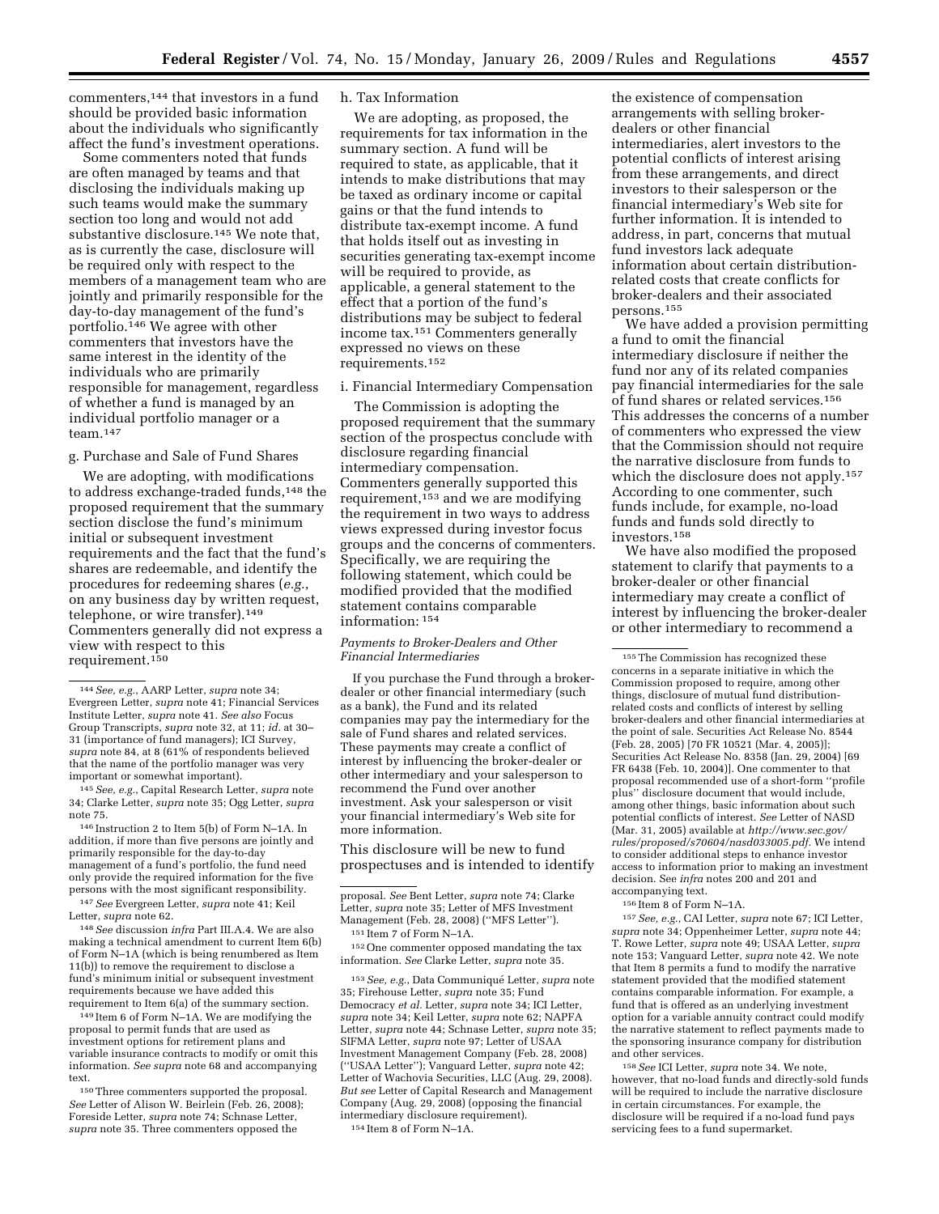commenters,[144] that investors in a fund should be provided basic information about the individuals who significantly affect the fund's investment operations.

Some commenters noted that funds are often managed by teams and that disclosing the individuals making up such teams would make the summary section too long and would not add substantive disclosure.[145] We note that, as is currently the case, disclosure will be required only with respect to the members of a management team who are jointly and primarily responsible for the day-to-day management of the fund's portfolio.[146] We agree with other commenters that investors have the same interest in the identity of the individuals who are primarily responsible for management, regardless of whether a fund is managed by an individual portfolio manager or a team.[147]

g. Purchase and Sale of Fund Shares

We are adopting, with modifications to address exchange-traded funds,[148] the proposed requirement that the summary section disclose the fund's minimum initial or subsequent investment requirements and the fact that the fund's shares are redeemable, and identify the procedures for redeeming shares (*e.g.*, on any business day by written request, telephone, or wire transfer).[149] Commenters generally did not express a view with respect to this requirement.[150]

h. Tax Information

We are adopting, as proposed, the requirements for tax information in the summary section. A fund will be required to state, as applicable, that it intends to make distributions that may be taxed as ordinary income or capital gains or that the fund intends to distribute tax-exempt income. A fund that holds itself out as investing in securities generating tax-exempt income will be required to provide, as applicable, a general statement to the effect that a portion of the fund's distributions may be subject to federal income tax.[151] Commenters generally expressed no views on these requirements.[152]

i. Financial Intermediary Compensation

The Commission is adopting the proposed requirement that the summary section of the prospectus conclude with disclosure regarding financial intermediary compensation. Commenters generally supported this requirement,[153] and we are modifying the requirement in two ways to address views expressed during investor focus groups and the concerns of commenters. Specifically, we are requiring the following statement, which could be modified provided that the modified statement contains comparable information: [154]

*Payments to Broker-Dealers and Other Financial Intermediaries*

If you purchase the Fund through a broker-dealer or other financial intermediary (such as a bank), the Fund and its related companies may pay the intermediary for the sale of Fund shares and related services. These payments may create a conflict of interest by influencing the broker-dealer or other intermediary and your salesperson to recommend the Fund over another investment. Ask your salesperson or visit your financial intermediary's Web site for more information.

This disclosure will be new to fund prospectuses and is intended to identify the existence of compensation arrangements with selling broker-dealers or other financial intermediaries, alert investors to the potential conflicts of interest arising from these arrangements, and direct investors to their salesperson or the financial intermediary's Web site for further information. It is intended to address, in part, concerns that mutual fund investors lack adequate information about certain distribution-related costs that create conflicts for broker-dealers and their associated persons.[155]

We have added a provision permitting a fund to omit the financial intermediary disclosure if neither the fund nor any of its related companies pay financial intermediaries for the sale of fund shares or related services.[156] This addresses the concerns of a number of commenters who expressed the view that the Commission should not require the narrative disclosure from funds to which the disclosure does not apply.[157] According to one commenter, such funds include, for example, no-load funds and funds sold directly to investors.[158]

We have also modified the proposed statement to clarify that payments to a broker-dealer or other financial intermediary may create a conflict of interest by influencing the broker-dealer or other intermediary to recommend a

---

[144] *See, e.g.*, AARP Letter, *supra* note 34; Evergreen Letter, *supra* note 41; Financial Services Institute Letter, *supra* note 41. *See also* Focus Group Transcripts, *supra* note 32, at 11; *id.* at 30–31 (importance of fund managers); ICI Survey, *supra* note 84, at 8 (61% of respondents believed that the name of the portfolio manager was very important or somewhat important).

[145] *See, e.g.*, Capital Research Letter, *supra* note 34; Clarke Letter, *supra* note 35; Ogg Letter, *supra* note 75.

[146] Instruction 2 to Item 5(b) of Form N–1A. In addition, if more than five persons are jointly and primarily responsible for the day-to-day management of a fund's portfolio, the fund need only provide the required information for the five persons with the most significant responsibility.

[147] *See* Evergreen Letter, *supra* note 41; Keil Letter, *supra* note 62.

[148] *See* discussion *infra* Part III.A.4. We are also making a technical amendment to current Item 6(b) of Form N–1A (which is being renumbered as Item 11(b)) to remove the requirement to disclose a fund's minimum initial or subsequent investment requirements because we have added this requirement to Item 6(a) of the summary section.

[149] Item 6 of Form N–1A. We are modifying the proposal to permit funds that are used as investment options for retirement plans and variable insurance contracts to modify or omit this information. *See supra* note 68 and accompanying text.

[150] Three commenters supported the proposal. *See* Letter of Alison W. Beirlein (Feb. 26, 2008); Foreside Letter, *supra* note 74; Schnase Letter, *supra* note 35. Three commenters opposed the proposal. *See* Bent Letter, *supra* note 74; Clarke Letter, *supra* note 35; Letter of MFS Investment Management (Feb. 28, 2008) (''MFS Letter'').

[151] Item 7 of Form N–1A.

[152] One commenter opposed mandating the tax information. *See* Clarke Letter, *supra* note 35.

[153] *See, e.g.*, Data Communiqué Letter, *supra* note 35; Firehouse Letter, *supra* note 35; Fund Democracy *et al.* Letter, *supra* note 34; ICI Letter, *supra* note 34; Keil Letter, *supra* note 62; NAPFA Letter, *supra* note 44; Schnase Letter, *supra* note 35; SIFMA Letter, *supra* note 97; Letter of USAA Investment Management Company (Feb. 28, 2008) (''USAA Letter''); Vanguard Letter, *supra* note 42; Letter of Wachovia Securities, LLC (Aug. 29, 2008). *But see* Letter of Capital Research and Management Company (Aug. 29, 2008) (opposing the financial intermediary disclosure requirement).

[154] Item 8 of Form N–1A.

[155] The Commission has recognized these concerns in a separate initiative in which the Commission proposed to require, among other things, disclosure of mutual fund distribution-related costs and conflicts of interest by selling broker-dealers and other financial intermediaries at the point of sale. Securities Act Release No. 8544 (Feb. 28, 2005) [70 FR 10521 (Mar. 4, 2005)]; Securities Act Release No. 8358 (Jan. 29, 2004) [69 FR 6438 (Feb. 10, 2004)]. One commenter to that proposal recommended use of a short-form ''profile plus'' disclosure document that would include, among other things, basic information about such potential conflicts of interest. *See* Letter of NASD (Mar. 31, 2005) available at *http://www.sec.gov/rules/proposed/s70604/nasd033005.pdf*. We intend to consider additional steps to enhance investor access to information prior to making an investment decision. See *infra* notes 200 and 201 and accompanying text.

[156] Item 8 of Form N–1A.

[157] *See, e.g.*, CAI Letter, *supra* note 67; ICI Letter, *supra* note 34; Oppenheimer Letter, *supra* note 44; T. Rowe Letter, *supra* note 49; USAA Letter, *supra* note 153; Vanguard Letter, *supra* note 42. We note that Item 8 permits a fund to modify the narrative statement provided that the modified statement contains comparable information. For example, a fund that is offered as an underlying investment option for a variable annuity contract could modify the narrative statement to reflect payments made to the sponsoring insurance company for distribution and other services.

[158] *See* ICI Letter, *supra* note 34. We note, however, that no-load funds and directly-sold funds will be required to include the narrative disclosure in certain circumstances. For example, the disclosure will be required if a no-load fund pays servicing fees to a fund supermarket.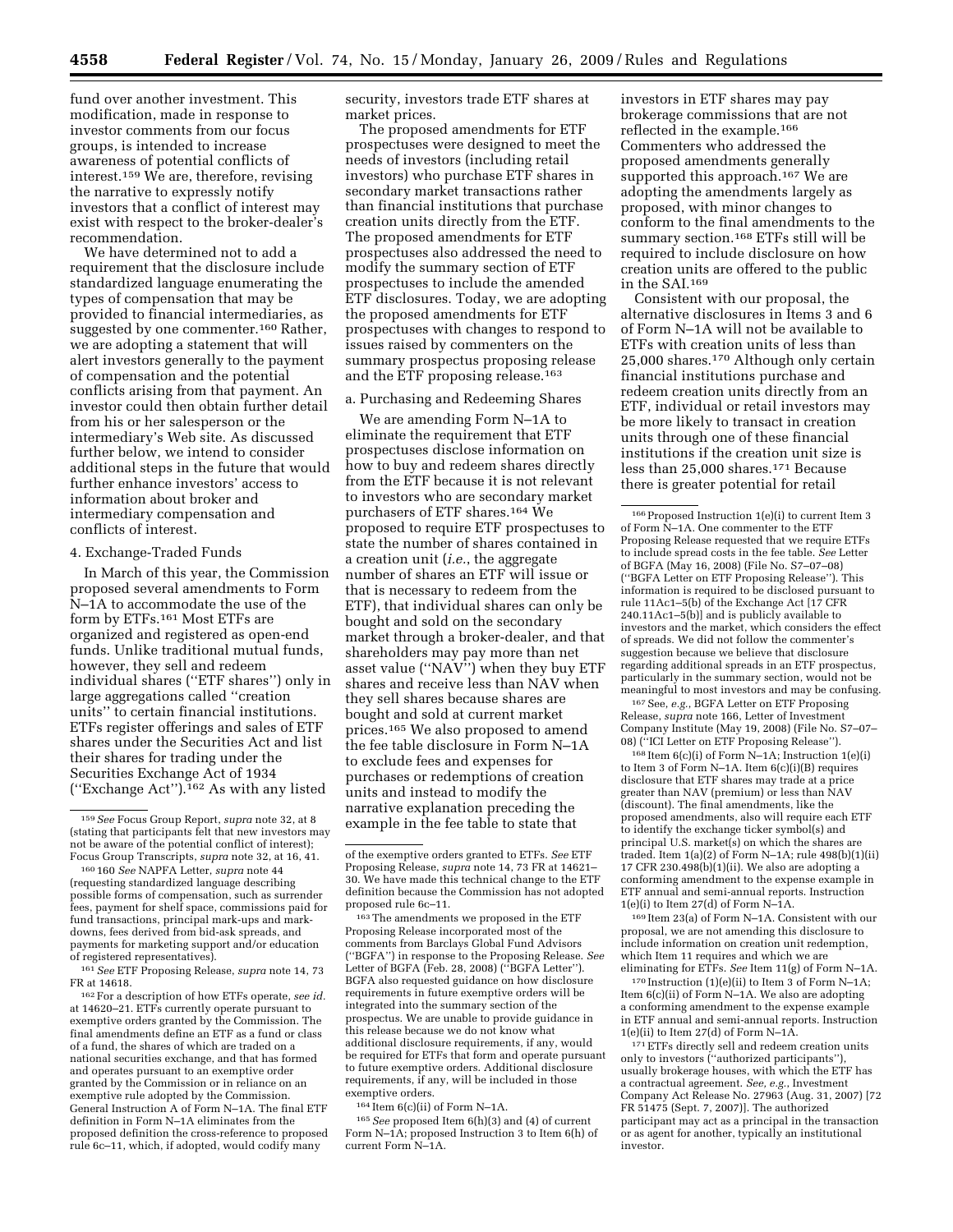fund over another investment. This modification, made in response to investor comments from our focus groups, is intended to increase awareness of potential conflicts of interest.[159] We are, therefore, revising the narrative to expressly notify investors that a conflict of interest may exist with respect to the broker-dealer's recommendation.

We have determined not to add a requirement that the disclosure include standardized language enumerating the types of compensation that may be provided to financial intermediaries, as suggested by one commenter.[160] Rather, we are adopting a statement that will alert investors generally to the payment of compensation and the potential conflicts arising from that payment. An investor could then obtain further detail from his or her salesperson or the intermediary's Web site. As discussed further below, we intend to consider additional steps in the future that would further enhance investors' access to information about broker and intermediary compensation and conflicts of interest.

4. Exchange-Traded Funds

In March of this year, the Commission proposed several amendments to Form N–1A to accommodate the use of the form by ETFs.[161] Most ETFs are organized and registered as open-end funds. Unlike traditional mutual funds, however, they sell and redeem individual shares (''ETF shares'') only in large aggregations called ''creation units'' to certain financial institutions. ETFs register offerings and sales of ETF shares under the Securities Act and list their shares for trading under the Securities Exchange Act of 1934 (''Exchange Act'').[162] As with any listed security, investors trade ETF shares at market prices.

The proposed amendments for ETF prospectuses were designed to meet the needs of investors (including retail investors) who purchase ETF shares in secondary market transactions rather than financial institutions that purchase creation units directly from the ETF. The proposed amendments for ETF prospectuses also addressed the need to modify the summary section of ETF prospectuses to include the amended ETF disclosures. Today, we are adopting the proposed amendments for ETF prospectuses with changes to respond to issues raised by commenters on the summary prospectus proposing release and the ETF proposing release.[163]

a. Purchasing and Redeeming Shares

We are amending Form N–1A to eliminate the requirement that ETF prospectuses disclose information on how to buy and redeem shares directly from the ETF because it is not relevant to investors who are secondary market purchasers of ETF shares.[164] We proposed to require ETF prospectuses to state the number of shares contained in a creation unit (*i.e.*, the aggregate number of shares an ETF will issue or that is necessary to redeem from the ETF), that individual shares can only be bought and sold on the secondary market through a broker-dealer, and that shareholders may pay more than net asset value (''NAV'') when they buy ETF shares and receive less than NAV when they sell shares because shares are bought and sold at current market prices.[165] We also proposed to amend the fee table disclosure in Form N–1A to exclude fees and expenses for purchases or redemptions of creation units and instead to modify the narrative explanation preceding the example in the fee table to state that investors in ETF shares may pay brokerage commissions that are not reflected in the example.[166] Commenters who addressed the proposed amendments generally supported this approach.[167] We are adopting the amendments largely as proposed, with minor changes to conform to the final amendments to the summary section.[168] ETFs still will be required to include disclosure on how creation units are offered to the public in the SAI.[169]

Consistent with our proposal, the alternative disclosures in Items 3 and 6 of Form N–1A will not be available to ETFs with creation units of less than 25,000 shares.[170] Although only certain financial institutions purchase and redeem creation units directly from an ETF, individual or retail investors may be more likely to transact in creation units through one of these financial institutions if the creation unit size is less than 25,000 shares.[171] Because there is greater potential for retail

---

[159] *See* Focus Group Report, *supra* note 32, at 8 (stating that participants felt that new investors may not be aware of the potential conflict of interest); Focus Group Transcripts, *supra* note 32, at 16, 41.

[160] 160 *See* NAPFA Letter, *supra* note 44 (requesting standardized language describing possible forms of compensation, such as surrender fees, payment for shelf space, commissions paid for fund transactions, principal mark-ups and mark-downs, fees derived from bid-ask spreads, and payments for marketing support and/or education of registered representatives).

[161] *See* ETF Proposing Release, *supra* note 14, 73 FR at 14618.

[162] For a description of how ETFs operate, *see id.* at 14620–21. ETFs currently operate pursuant to exemptive orders granted by the Commission. The final amendments define an ETF as a fund or class of a fund, the shares of which are traded on a national securities exchange, and that has formed and operates pursuant to an exemptive order granted by the Commission or in reliance on an exemptive rule adopted by the Commission. General Instruction A of Form N–1A. The final ETF definition in Form N–1A eliminates from the proposed definition the cross-reference to proposed rule 6c–11, which, if adopted, would codify many of the exemptive orders granted to ETFs. *See* ETF Proposing Release, *supra* note 14, 73 FR at 14621–30. We have made this technical change to the ETF definition because the Commission has not adopted proposed rule 6c–11.

[163] The amendments we proposed in the ETF Proposing Release incorporated most of the comments from Barclays Global Fund Advisors (''BGFA'') in response to the Proposing Release. *See* Letter of BGFA (Feb. 28, 2008) (''BGFA Letter''). BGFA also requested guidance on how disclosure requirements in future exemptive orders will be integrated into the summary section of the prospectus. We are unable to provide guidance in this release because we do not know what additional disclosure requirements, if any, would be required for ETFs that form and operate pursuant to future exemptive orders. Additional disclosure requirements, if any, will be included in those exemptive orders.

[164] Item 6(c)(ii) of Form N–1A.

[165] *See* proposed Item 6(h)(3) and (4) of current Form N–1A; proposed Instruction 3 to Item 6(h) of current Form N–1A.

[166] Proposed Instruction 1(e)(i) to current Item 3 of Form N–1A. One commenter to the ETF Proposing Release requested that we require ETFs to include spread costs in the fee table. *See* Letter of BGFA (May 16, 2008) (File No. S7–07–08) (''BGFA Letter on ETF Proposing Release''). This information is required to be disclosed pursuant to rule 11Ac1–5(b) of the Exchange Act [17 CFR 240.11Ac1–5(b)] and is publicly available to investors and the market, which considers the effect of spreads. We did not follow the commenter's suggestion because we believe that disclosure regarding additional spreads in an ETF prospectus, particularly in the summary section, would not be meaningful to most investors and may be confusing.

[167] See, *e.g.*, BGFA Letter on ETF Proposing Release, *supra* note 166, Letter of Investment Company Institute (May 19, 2008) (File No. S7–07–08) (''ICI Letter on ETF Proposing Release'').

[168] Item 6(c)(i) of Form N–1A; Instruction 1(e)(i) to Item 3 of Form N–1A. Item 6(c)(i)(B) requires disclosure that ETF shares may trade at a price greater than NAV (premium) or less than NAV (discount). The final amendments, like the proposed amendments, also will require each ETF to identify the exchange ticker symbol(s) and principal U.S. market(s) on which the shares are traded. Item 1(a)(2) of Form N–1A; rule 498(b)(1)(ii) 17 CFR 230.498(b)(1)(ii). We also are adopting a conforming amendment to the expense example in ETF annual and semi-annual reports. Instruction 1(e)(i) to Item 27(d) of Form N–1A.

[169] Item 23(a) of Form N–1A. Consistent with our proposal, we are not amending this disclosure to include information on creation unit redemption, which Item 11 requires and which we are eliminating for ETFs. *See* Item 11(g) of Form N–1A.

[170] Instruction (1)(e)(ii) to Item 3 of Form N–1A; Item 6(c)(ii) of Form N–1A. We also are adopting a conforming amendment to the expense example in ETF annual and semi-annual reports. Instruction 1(e)(ii) to Item 27(d) of Form N–1A.

[171] ETFs directly sell and redeem creation units only to investors (''authorized participants''), usually brokerage houses, with which the ETF has a contractual agreement. *See, e.g.*, Investment Company Act Release No. 27963 (Aug. 31, 2007) [72 FR 51475 (Sept. 7, 2007)]. The authorized participant may act as a principal in the transaction or as agent for another, typically an institutional investor.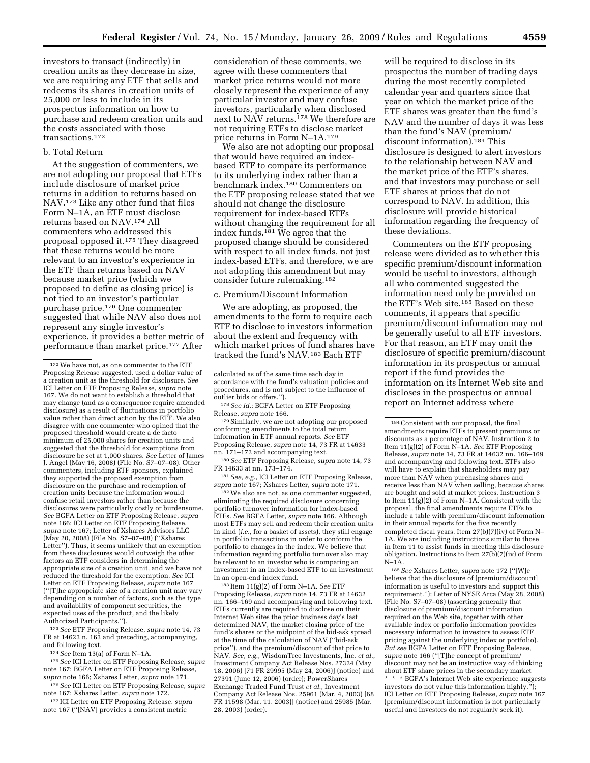investors to transact (indirectly) in creation units as they decrease in size, we are requiring any ETF that sells and redeems its shares in creation units of 25,000 or less to include in its prospectus information on how to purchase and redeem creation units and the costs associated with those transactions.[172]

b. Total Return

At the suggestion of commenters, we are not adopting our proposal that ETFs include disclosure of market price returns in addition to returns based on NAV.[173] Like any other fund that files Form N–1A, an ETF must disclose returns based on NAV.[174] All commenters who addressed this proposal opposed it.[175] They disagreed that these returns would be more relevant to an investor's experience in the ETF than returns based on NAV because market price (which we proposed to define as closing price) is not tied to an investor's particular purchase price.[176] One commenter suggested that while NAV also does not represent any single investor's experience, it provides a better metric of performance than market price.[177] After consideration of these comments, we agree with these commenters that market price returns would not more closely represent the experience of any particular investor and may confuse investors, particularly when disclosed next to NAV returns.[178] We therefore are not requiring ETFs to disclose market price returns in Form N–1A.[179]

We also are not adopting our proposal that would have required an index-based ETF to compare its performance to its underlying index rather than a benchmark index.[180] Commenters on the ETF proposing release stated that we should not change the disclosure requirement for index-based ETFs without changing the requirement for all index funds.[181] We agree that the proposed change should be considered with respect to all index funds, not just index-based ETFs, and therefore, we are not adopting this amendment but may consider future rulemaking.[182]

c. Premium/Discount Information

We are adopting, as proposed, the amendments to the form to require each ETF to disclose to investors information about the extent and frequency with which market prices of fund shares have tracked the fund's NAV.[183] Each ETF will be required to disclose in its prospectus the number of trading days during the most recently completed calendar year and quarters since that year on which the market price of the ETF shares was greater than the fund's NAV and the number of days it was less than the fund's NAV (premium/discount information).[184] This disclosure is designed to alert investors to the relationship between NAV and the market price of the ETF's shares, and that investors may purchase or sell ETF shares at prices that do not correspond to NAV. In addition, this disclosure will provide historical information regarding the frequency of these deviations.

Commenters on the ETF proposing release were divided as to whether this specific premium/discount information would be useful to investors, although all who commented suggested the information need only be provided on the ETF's Web site.[185] Based on these comments, it appears that specific premium/discount information may not be generally useful to all ETF investors. For that reason, an ETF may omit the disclosure of specific premium/discount information in its prospectus or annual report if the fund provides the information on its Internet Web site and discloses in the prospectus or annual report an Internet address where

---

[172] We have not, as one commenter to the ETF Proposing Release suggested, used a dollar value of a creation unit as the threshold for disclosure. *See* ICI Letter on ETF Proposing Release, *supra* note 167. We do not want to establish a threshold that may change (and as a consequence require amended disclosure) as a result of fluctuations in portfolio value rather than direct action by the ETF. We also disagree with one commenter who opined that the proposed threshold would create a de facto minimum of 25,000 shares for creation units and suggested that the threshold for exemptions from disclosure be set at 1,000 shares. *See* Letter of James J. Angel (May 16, 2008) (File No. S7–07–08). Other commenters, including ETF sponsors, explained they supported the proposed exemption from disclosure on the purchase and redemption of creation units because the information would confuse retail investors rather than because the disclosures were particularly costly or burdensome. *See* BGFA Letter on ETF Proposing Release, *supra* note 166; ICI Letter on ETF Proposing Release, *supra* note 167; Letter of Xshares Advisors LLC (May 20, 2008) (File No. S7–07–08) (''Xshares Letter''). Thus, it seems unlikely that an exemption from these disclosures would outweigh the other factors an ETF considers in determining the appropriate size of a creation unit, and we have not reduced the threshold for the exemption. *See* ICI Letter on ETF Proposing Release, *supra* note 167 (''[T]he appropriate size of a creation unit may vary depending on a number of factors, such as the type and availability of component securities, the expected uses of the product, and the likely Authorized Participants.'').

[173] *See* ETF Proposing Release, *supra* note 14, 73 FR at 14623 n. 163 and preceding, accompanying, and following text.

[174] *See* Item 13(a) of Form N–1A.

[175] *See* ICI Letter on ETF Proposing Release, *supra* note 167; BGFA Letter on ETF Proposing Release, *supra* note 166; Xshares Letter, *supra* note 171.

[176] *See* ICI Letter on ETF Proposing Release, *supra* note 167; Xshares Letter, *supra* note 172.

[177] ICI Letter on ETF Proposing Release, *supra* note 167 (''[NAV] provides a consistent metric calculated as of the same time each day in accordance with the fund's valuation policies and procedures, and is not subject to the influence of outlier bids or offers.'').

[178] *See id.*; BGFA Letter on ETF Proposing Release, *supra* note 166.

[179] Similarly, we are not adopting our proposed conforming amendments to the total return information in ETF annual reports. *See* ETF Proposing Release, *supra* note 14, 73 FR at 14633 nn. 171–172 and accompanying text.

[180] *See* ETF Proposing Release, *supra* note 14, 73 FR 14633 at nn. 173–174.

[181] *See, e.g.*, ICI Letter on ETF Proposing Release, *supra* note 167; Xshares Letter, *supra* note 171.

[182] We also are not, as one commenter suggested, eliminating the required disclosure concerning portfolio turnover information for index-based ETFs. *See* BGFA Letter, *supra* note 166. Although most ETFs may sell and redeem their creation units in kind (*i.e.*, for a basket of assets), they still engage in portfolio transactions in order to conform the portfolio to changes in the index. We believe that information regarding portfolio turnover also may be relevant to an investor who is comparing an investment in an index-based ETF to an investment in an open-end index fund.

[183] Item 11(g)(2) of Form N–1A. *See* ETF Proposing Release, *supra* note 14, 73 FR at 14632 nn. 166–169 and accompanying and following text. ETFs currently are required to disclose on their Internet Web sites the prior business day's last determined NAV, the market closing price of the fund's shares or the midpoint of the bid-ask spread at the time of the calculation of NAV (''bid-ask price''), and the premium/discount of that price to NAV. *See, e.g.*, WisdomTree Investments, Inc. *et al.*, Investment Company Act Release Nos. 27324 (May 18, 2006) [71 FR 29995 (May 24, 2006)] (notice) and 27391 (June 12, 2006) (order); PowerShares Exchange Traded Fund Trust *et al.*, Investment Company Act Release Nos. 25961 (Mar. 4, 2003) [68 FR 11598 (Mar. 11, 2003)] (notice) and 25985 (Mar. 28, 2003) (order).

[184] Consistent with our proposal, the final amendments require ETFs to present premiums or discounts as a percentage of NAV. Instruction 2 to Item 11(g)(2) of Form N–1A. *See* ETF Proposing Release, *supra* note 14, 73 FR at 14632 nn. 166–169 and accompanying and following text. ETFs also will have to explain that shareholders may pay more than NAV when purchasing shares and receive less than NAV when selling, because shares are bought and sold at market prices. Instruction 3 to Item 11(g)(2) of Form N–1A. Consistent with the proposal, the final amendments require ETFs to include a table with premium/discount information in their annual reports for the five recently completed fiscal years. Item 27(b)(7)(iv) of Form N–1A. We are including instructions similar to those in Item 11 to assist funds in meeting this disclosure obligation. Instructions to Item 27(b)(7)(iv) of Form N–1A.

[185] *See* Xshares Letter, *supra* note 172 (''[W]e believe that the disclosure of [premium/discount] information is useful to investors and support this requirement.''); Letter of NYSE Arca (May 28, 2008) (File No. S7–07–08) (asserting generally that disclosure of premium/discount information required on the Web site, together with other available index or portfolio information provides necessary information to investors to assess ETF pricing against the underlying index or portfolio). *But see* BGFA Letter on ETF Proposing Release, *supra* note 166 (''[T]he concept of premium/discount may not be an instructive way of thinking about ETF share prices in the secondary market * * * BGFA's Internet Web site experience suggests investors do not value this information highly.''); ICI Letter on ETF Proposing Release, *supra* note 167 (premium/discount information is not particularly useful and investors do not regularly seek it).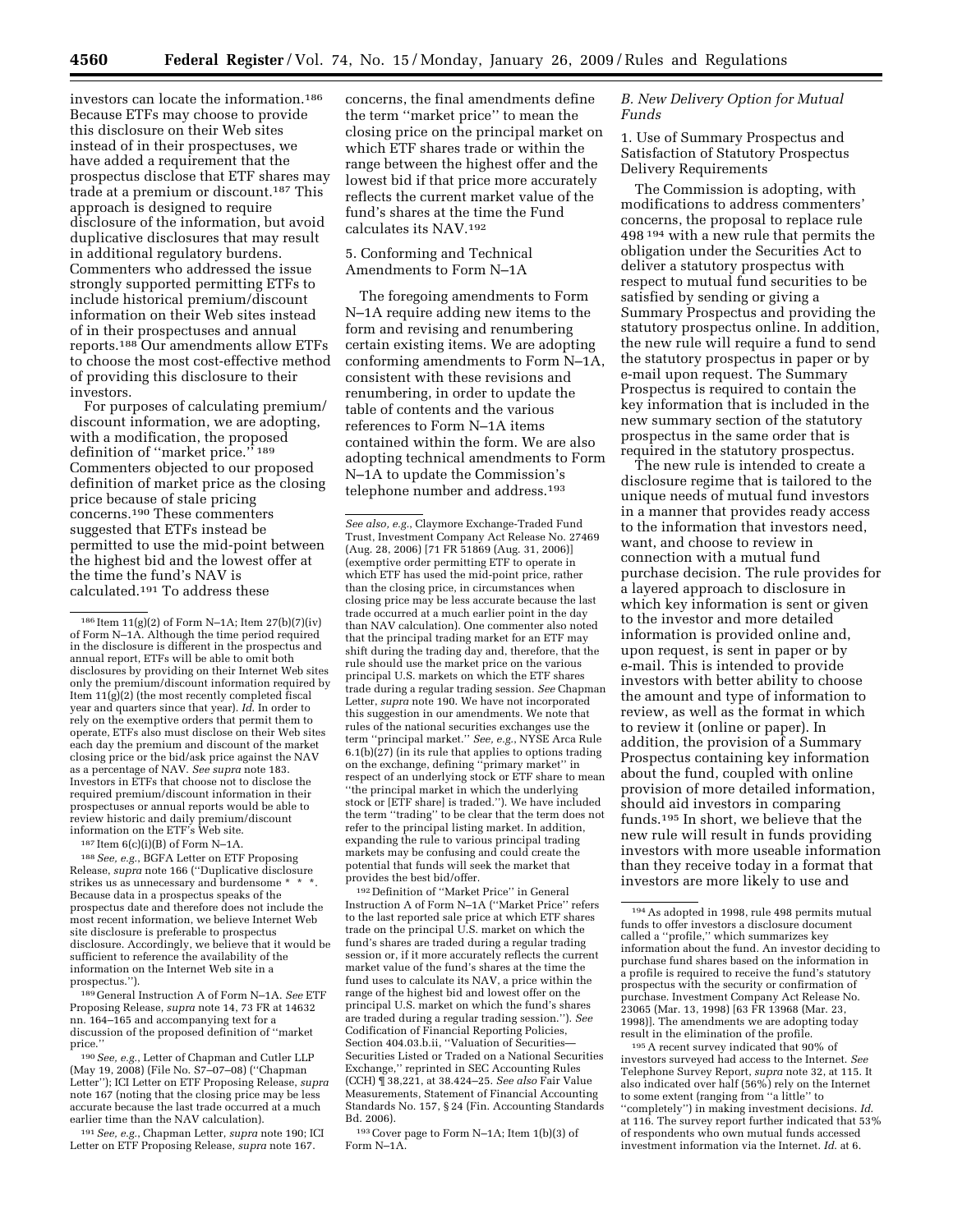investors can locate the information.[186] Because ETFs may choose to provide this disclosure on their Web sites instead of in their prospectuses, we have added a requirement that the prospectus disclose that ETF shares may trade at a premium or discount.[187] This approach is designed to require disclosure of the information, but avoid duplicative disclosures that may result in additional regulatory burdens. Commenters who addressed the issue strongly supported permitting ETFs to include historical premium/discount information on their Web sites instead of in their prospectuses and annual reports.[188] Our amendments allow ETFs to choose the most cost-effective method of providing this disclosure to their investors.

For purposes of calculating premium/discount information, we are adopting, with a modification, the proposed definition of "market price."[189] Commenters objected to our proposed definition of market price as the closing price because of stale pricing concerns.[190] These commenters suggested that ETFs instead be permitted to use the mid-point between the highest bid and the lowest offer at the time the fund's NAV is calculated.[191] To address these concerns, the final amendments define the term "market price" to mean the closing price on the principal market on which ETF shares trade or within the range between the highest offer and the lowest bid if that price more accurately reflects the current market value of the fund's shares at the time the Fund calculates its NAV.[192]

5. Conforming and Technical Amendments to Form N–1A

The foregoing amendments to Form N–1A require adding new items to the form and revising and renumbering certain existing items. We are adopting conforming amendments to Form N–1A, consistent with these revisions and renumbering, in order to update the table of contents and the various references to Form N–1A items contained within the form. We are also adopting technical amendments to Form N–1A to update the Commission's telephone number and address.[193]

### B. New Delivery Option for Mutual Funds

1. Use of Summary Prospectus and Satisfaction of Statutory Prospectus Delivery Requirements

The Commission is adopting, with modifications to address commenters' concerns, the proposal to replace rule 498[194] with a new rule that permits the obligation under the Securities Act to deliver a statutory prospectus with respect to mutual fund securities to be satisfied by sending or giving a Summary Prospectus and providing the statutory prospectus online. In addition, the new rule will require a fund to send the statutory prospectus in paper or by e-mail upon request. The Summary Prospectus is required to contain the key information that is included in the new summary section of the statutory prospectus in the same order that is required in the statutory prospectus.

The new rule is intended to create a disclosure regime that is tailored to the unique needs of mutual fund investors in a manner that provides ready access to the information that investors need, want, and choose to review in connection with a mutual fund purchase decision. The rule provides for a layered approach to disclosure in which key information is sent or given to the investor and more detailed information is provided online and, upon request, is sent in paper or by e-mail. This is intended to provide investors with better ability to choose the amount and type of information to review, as well as the format in which to review it (online or paper). In addition, the provision of a Summary Prospectus containing key information about the fund, coupled with online provision of more detailed information, should aid investors in comparing funds.[195] In short, we believe that the new rule will result in funds providing investors with more useable information than they receive today in a format that investors are more likely to use and

---

[186] Item 11(g)(2) of Form N–1A; Item 27(b)(7)(iv) of Form N–1A. Although the time period required in the disclosure is different in the prospectus and annual report, ETFs will be able to omit both disclosures by providing on their Internet Web sites only the premium/discount information required by Item 11(g)(2) (the most recently completed fiscal year and quarters since that year). *Id.* In order to rely on the exemptive orders that permit them to operate, ETFs also must disclose on their Web sites each day the premium and discount of the market closing price or the bid/ask price against the NAV as a percentage of NAV. *See supra* note 183. Investors in ETFs that choose not to disclose the required premium/discount information in their prospectuses or annual reports would be able to review historic and daily premium/discount information on the ETF's Web site.

[187] Item 6(c)(i)(B) of Form N–1A.

[188] *See, e.g.*, BGFA Letter on ETF Proposing Release, *supra* note 166 ("Duplicative disclosure strikes us as unnecessary and burdensome * * *. Because data in a prospectus speaks of the prospectus date and therefore does not include the most recent information, we believe Internet Web site disclosure is preferable to prospectus disclosure. Accordingly, we believe that it would be sufficient to reference the availability of the information on the Internet Web site in a prospectus.").

[189] General Instruction A of Form N–1A. *See* ETF Proposing Release, *supra* note 14, 73 FR at 14632 nn. 164–165 and accompanying text for a discussion of the proposed definition of "market price."

[190] *See, e.g.*, Letter of Chapman and Cutler LLP (May 19, 2008) (File No. S7–07–08) ("Chapman Letter"); ICI Letter on ETF Proposing Release, *supra* note 167 (noting that the closing price may be less accurate because the last trade occurred at a much earlier time than the NAV calculation).

[191] *See, e.g.*, Chapman Letter, *supra* note 190; ICI Letter on ETF Proposing Release, *supra* note 167.

*See also, e.g.*, Claymore Exchange-Traded Fund Trust, Investment Company Act Release No. 27469 (Aug. 28, 2006) [71 FR 51869 (Aug. 31, 2006)] (exemptive order permitting ETF to operate in which ETF has used the mid-point price, rather than the closing price, in circumstances when closing price may be less accurate because the last trade occurred at a much earlier point in the day than NAV calculation). One commenter also noted that the principal trading market for an ETF may shift during the trading day and, therefore, that the rule should use the market price on the various principal U.S. markets on which the ETF shares trade during a regular trading session. *See* Chapman Letter, *supra* note 190. We have not incorporated this suggestion in our amendments. We note that rules of the national securities exchanges use the term "principal market." *See, e.g.*, NYSE Arca Rule 6.1(b)(27) (in its rule that applies to options trading on the exchange, defining "primary market" in respect of an underlying stock or ETF share to mean "the principal market in which the underlying stock or [ETF share] is traded."). We have included the term "trading" to be clear that the term does not refer to the principal listing market. In addition, expanding the rule to various principal trading markets may be confusing and could create the potential that funds will seek the market that provides the best bid/offer.

[192] Definition of "Market Price" in General Instruction A of Form N–1A ("Market Price" refers to the last reported sale price at which ETF shares trade on the principal U.S. market on which the fund's shares are traded during a regular trading session or, if it more accurately reflects the current market value of the fund's shares at the time the fund uses to calculate its NAV, a price within the range of the highest bid and lowest offer on the principal U.S. market on which the fund's shares are traded during a regular trading session."). *See* Codification of Financial Reporting Policies, Section 404.03.b.ii, "Valuation of Securities—Securities Listed or Traded on a National Securities Exchange," reprinted in SEC Accounting Rules (CCH) ¶ 38,221, at 38.424–25. *See also* Fair Value Measurements, Statement of Financial Accounting Standards No. 157, § 24 (Fin. Accounting Standards Bd. 2006).

[193] Cover page to Form N–1A; Item 1(b)(3) of Form N–1A.

[194] As adopted in 1998, rule 498 permits mutual funds to offer investors a disclosure document called a "profile," which summarizes key information about the fund. An investor deciding to purchase fund shares based on the information in a profile is required to receive the fund's statutory prospectus with the security or confirmation of purchase. Investment Company Act Release No. 23065 (Mar. 13, 1998) [63 FR 13968 (Mar. 23, 1998)]. The amendments we are adopting today result in the elimination of the profile.

[195] A recent survey indicated that 90% of investors surveyed had access to the Internet. *See* Telephone Survey Report, *supra* note 32, at 115. It also indicated over half (56%) rely on the Internet to some extent (ranging from "a little" to "completely") in making investment decisions. *Id.* at 116. The survey report further indicated that 53% of respondents who own mutual funds accessed investment information via the Internet. *Id.* at 6.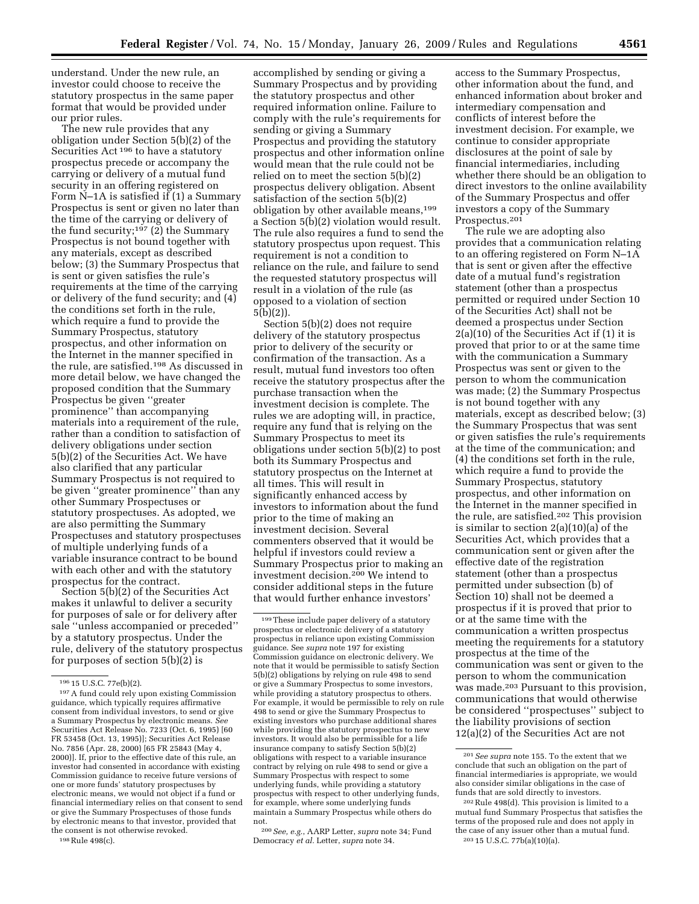understand. Under the new rule, an investor could choose to receive the statutory prospectus in the same paper format that would be provided under our prior rules.

The new rule provides that any obligation under Section 5(b)(2) of the Securities Act [196] to have a statutory prospectus precede or accompany the carrying or delivery of a mutual fund security in an offering registered on Form N–1A is satisfied if (1) a Summary Prospectus is sent or given no later than the time of the carrying or delivery of the fund security;[197] (2) the Summary Prospectus is not bound together with any materials, except as described below; (3) the Summary Prospectus that is sent or given satisfies the rule's requirements at the time of the carrying or delivery of the fund security; and (4) the conditions set forth in the rule, which require a fund to provide the Summary Prospectus, statutory prospectus, and other information on the Internet in the manner specified in the rule, are satisfied.[198] As discussed in more detail below, we have changed the proposed condition that the Summary Prospectus be given ''greater prominence'' than accompanying materials into a requirement of the rule, rather than a condition to satisfaction of delivery obligations under section 5(b)(2) of the Securities Act. We have also clarified that any particular Summary Prospectus is not required to be given ''greater prominence'' than any other Summary Prospectuses or statutory prospectuses. As adopted, we are also permitting the Summary Prospectuses and statutory prospectuses of multiple underlying funds of a variable insurance contract to be bound with each other and with the statutory prospectus for the contract.

Section 5(b)(2) of the Securities Act makes it unlawful to deliver a security for purposes of sale or for delivery after sale ''unless accompanied or preceded'' by a statutory prospectus. Under the rule, delivery of the statutory prospectus for purposes of section 5(b)(2) is accomplished by sending or giving a Summary Prospectus and by providing the statutory prospectus and other required information online. Failure to comply with the rule's requirements for sending or giving a Summary Prospectus and providing the statutory prospectus and other information online would mean that the rule could not be relied on to meet the section 5(b)(2) prospectus delivery obligation. Absent satisfaction of the section 5(b)(2) obligation by other available means,[199] a Section 5(b)(2) violation would result. The rule also requires a fund to send the statutory prospectus upon request. This requirement is not a condition to reliance on the rule, and failure to send the requested statutory prospectus will result in a violation of the rule (as opposed to a violation of section 5(b)(2)).

Section 5(b)(2) does not require delivery of the statutory prospectus prior to delivery of the security or confirmation of the transaction. As a result, mutual fund investors too often receive the statutory prospectus after the purchase transaction when the investment decision is complete. The rules we are adopting will, in practice, require any fund that is relying on the Summary Prospectus to meet its obligations under section 5(b)(2) to post both its Summary Prospectus and statutory prospectus on the Internet at all times. This will result in significantly enhanced access by investors to information about the fund prior to the time of making an investment decision. Several commenters observed that it would be helpful if investors could review a Summary Prospectus prior to making an investment decision.[200] We intend to consider additional steps in the future that would further enhance investors' access to the Summary Prospectus, other information about the fund, and enhanced information about broker and intermediary compensation and conflicts of interest before the investment decision. For example, we continue to consider appropriate disclosures at the point of sale by financial intermediaries, including whether there should be an obligation to direct investors to the online availability of the Summary Prospectus and offer investors a copy of the Summary Prospectus.[201]

The rule we are adopting also provides that a communication relating to an offering registered on Form N–1A that is sent or given after the effective date of a mutual fund's registration statement (other than a prospectus permitted or required under Section 10 of the Securities Act) shall not be deemed a prospectus under Section 2(a)(10) of the Securities Act if (1) it is proved that prior to or at the same time with the communication a Summary Prospectus was sent or given to the person to whom the communication was made; (2) the Summary Prospectus is not bound together with any materials, except as described below; (3) the Summary Prospectus that was sent or given satisfies the rule's requirements at the time of the communication; and (4) the conditions set forth in the rule, which require a fund to provide the Summary Prospectus, statutory prospectus, and other information on the Internet in the manner specified in the rule, are satisfied.[202] This provision is similar to section 2(a)(10)(a) of the Securities Act, which provides that a communication sent or given after the effective date of the registration statement (other than a prospectus permitted under subsection (b) of Section 10) shall not be deemed a prospectus if it is proved that prior to or at the same time with the communication a written prospectus meeting the requirements for a statutory prospectus at the time of the communication was sent or given to the person to whom the communication was made.[203] Pursuant to this provision, communications that would otherwise be considered ''prospectuses'' subject to the liability provisions of section 12(a)(2) of the Securities Act are not

---

[196] 15 U.S.C. 77e(b)(2).

[197] A fund could rely upon existing Commission guidance, which typically requires affirmative consent from individual investors, to send or give a Summary Prospectus by electronic means. *See* Securities Act Release No. 7233 (Oct. 6, 1995) [60 FR 53458 (Oct. 13, 1995)]; Securities Act Release No. 7856 (Apr. 28, 2000) [65 FR 25843 (May 4, 2000)]. If, prior to the effective date of this rule, an investor had consented in accordance with existing Commission guidance to receive future versions of one or more funds' statutory prospectuses by electronic means, we would not object if a fund or financial intermediary relies on that consent to send or give the Summary Prospectuses of those funds by electronic means to that investor, provided that the consent is not otherwise revoked.

[198] Rule 498(c).

[199] These include paper delivery of a statutory prospectus or electronic delivery of a statutory prospectus in reliance upon existing Commission guidance. See *supra* note 197 for existing Commission guidance on electronic delivery. We note that it would be permissible to satisfy Section 5(b)(2) obligations by relying on rule 498 to send or give a Summary Prospectus to some investors, while providing a statutory prospectus to others. For example, it would be permissible to rely on rule 498 to send or give the Summary Prospectus to existing investors who purchase additional shares while providing the statutory prospectus to new investors. It would also be permissible for a life insurance company to satisfy Section 5(b)(2) obligations with respect to a variable insurance contract by relying on rule 498 to send or give a Summary Prospectus with respect to some underlying funds, while providing a statutory prospectus with respect to other underlying funds, for example, where some underlying funds maintain a Summary Prospectus while others do not.

[200] *See, e.g.*, AARP Letter, *supra* note 34; Fund Democracy *et al.* Letter, *supra* note 34.

[201] *See supra* note 155. To the extent that we conclude that such an obligation on the part of financial intermediaries is appropriate, we would also consider similar obligations in the case of funds that are sold directly to investors.

[202] Rule 498(d). This provision is limited to a mutual fund Summary Prospectus that satisfies the terms of the proposed rule and does not apply in the case of any issuer other than a mutual fund.

[203] 15 U.S.C. 77b(a)(10)(a).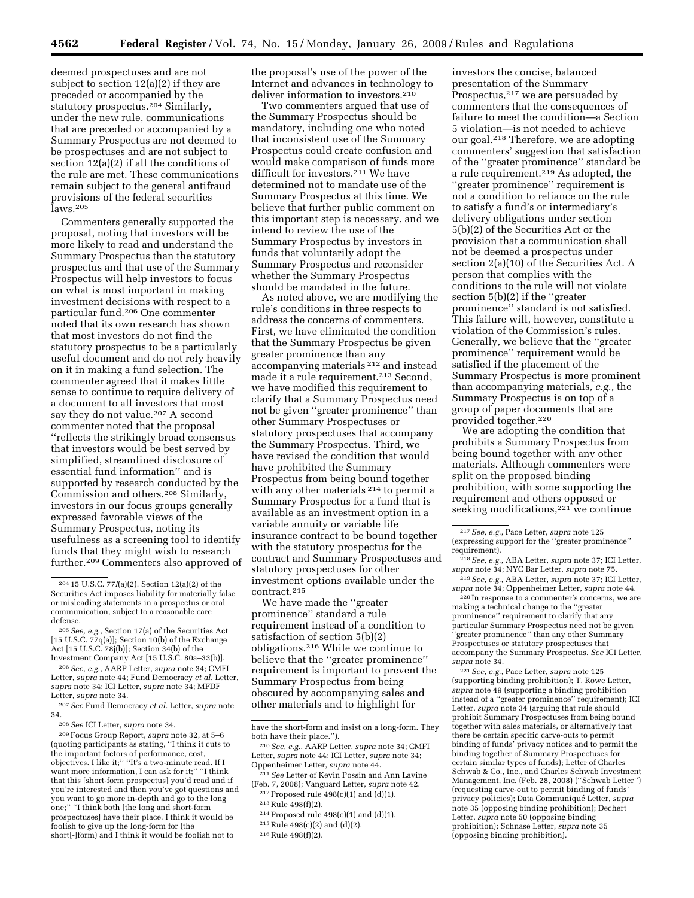deemed prospectuses and are not subject to section 12(a)(2) if they are preceded or accompanied by the statutory prospectus.[204] Similarly, under the new rule, communications that are preceded or accompanied by a Summary Prospectus are not deemed to be prospectuses and are not subject to section 12(a)(2) if all the conditions of the rule are met. These communications remain subject to the general antifraud provisions of the federal securities laws.[205]

Commenters generally supported the proposal, noting that investors will be more likely to read and understand the Summary Prospectus than the statutory prospectus and that use of the Summary Prospectus will help investors to focus on what is most important in making investment decisions with respect to a particular fund.[206] One commenter noted that its own research has shown that most investors do not find the statutory prospectus to be a particularly useful document and do not rely heavily on it in making a fund selection. The commenter agreed that it makes little sense to continue to require delivery of a document to all investors that most say they do not value.[207] A second commenter noted that the proposal ''reflects the strikingly broad consensus that investors would be best served by simplified, streamlined disclosure of essential fund information'' and is supported by research conducted by the Commission and others.[208] Similarly, investors in our focus groups generally expressed favorable views of the Summary Prospectus, noting its usefulness as a screening tool to identify funds that they might wish to research further.[209] Commenters also approved of the proposal's use of the power of the Internet and advances in technology to deliver information to investors.[210]

Two commenters argued that use of the Summary Prospectus should be mandatory, including one who noted that inconsistent use of the Summary Prospectus could create confusion and would make comparison of funds more difficult for investors.[211] We have determined not to mandate use of the Summary Prospectus at this time. We believe that further public comment on this important step is necessary, and we intend to review the use of the Summary Prospectus by investors in funds that voluntarily adopt the Summary Prospectus and reconsider whether the Summary Prospectus should be mandated in the future.

As noted above, we are modifying the rule's conditions in three respects to address the concerns of commenters. First, we have eliminated the condition that the Summary Prospectus be given greater prominence than any accompanying materials [212] and instead made it a rule requirement.[213] Second, we have modified this requirement to clarify that a Summary Prospectus need not be given ''greater prominence'' than other Summary Prospectuses or statutory prospectuses that accompany the Summary Prospectus. Third, we have revised the condition that would have prohibited the Summary Prospectus from being bound together with any other materials [214] to permit a Summary Prospectus for a fund that is available as an investment option in a variable annuity or variable life insurance contract to be bound together with the statutory prospectus for the contract and Summary Prospectuses and statutory prospectuses for other investment options available under the contract.[215]

We have made the ''greater prominence'' standard a rule requirement instead of a condition to satisfaction of section 5(b)(2) obligations.[216] While we continue to believe that the ''greater prominence'' requirement is important to prevent the Summary Prospectus from being obscured by accompanying sales and other materials and to highlight for investors the concise, balanced presentation of the Summary Prospectus,[217] we are persuaded by commenters that the consequences of failure to meet the condition—a Section 5 violation—is not needed to achieve our goal.[218] Therefore, we are adopting commenters' suggestion that satisfaction of the ''greater prominence'' standard be a rule requirement.[219] As adopted, the ''greater prominence'' requirement is not a condition to reliance on the rule to satisfy a fund's or intermediary's delivery obligations under section 5(b)(2) of the Securities Act or the provision that a communication shall not be deemed a prospectus under section 2(a)(10) of the Securities Act. A person that complies with the conditions to the rule will not violate section 5(b)(2) if the ''greater prominence'' standard is not satisfied. This failure will, however, constitute a violation of the Commission's rules. Generally, we believe that the ''greater prominence'' requirement would be satisfied if the placement of the Summary Prospectus is more prominent than accompanying materials, *e.g.*, the Summary Prospectus is on top of a group of paper documents that are provided together.[220]

We are adopting the condition that prohibits a Summary Prospectus from being bound together with any other materials. Although commenters were split on the proposed binding prohibition, with some supporting the requirement and others opposed or seeking modifications,[221] we continue

---

[204] 15 U.S.C. 77*l*(a)(2). Section 12(a)(2) of the Securities Act imposes liability for materially false or misleading statements in a prospectus or oral communication, subject to a reasonable care defense.

[205] *See, e.g.*, Section 17(a) of the Securities Act [15 U.S.C. 77q(a)]; Section 10(b) of the Exchange Act [15 U.S.C. 78j(b)]; Section 34(b) of the Investment Company Act [15 U.S.C. 80a–33(b)].

[206] *See, e.g.*, AARP Letter, *supra* note 34; CMFI Letter, *supra* note 44; Fund Democracy *et al.* Letter, *supra* note 34; ICI Letter, *supra* note 34; MFDF Letter, *supra* note 34.

[207] *See* Fund Democracy *et al.* Letter, *supra* note 34.

[208] *See* ICI Letter, *supra* note 34.

[209] Focus Group Report, *supra* note 32, at 5–6 (quoting participants as stating, ''I think it cuts to the important factors of performance, cost, objectives. I like it;'' ''It's a two-minute read. If I want more information, I can ask for it;'' ''I think that this [short-form prospectus] you'd read and if you're interested and then you've got questions and you want to go more in-depth and go to the long one;'' ''I think both [the long and short-form prospectuses] have their place. I think it would be foolish to give up the long-form for (the short[-]form) and I think it would be foolish not have the short-form and insist on a long-form. They both have their place.'').

[210] *See, e.g.*, AARP Letter, *supra* note 34; CMFI Letter, *supra* note 44; ICI Letter, *supra* note 34; Oppenheimer Letter, *supra* note 44.

[211] *See* Letter of Kevin Possin and Ann Lavine (Feb. 7, 2008); Vanguard Letter, *supra* note 42.

[212] Proposed rule 498(c)(1) and (d)(1).

[213] Rule 498(f)(2).

[214] Proposed rule 498(c)(1) and (d)(1).

[215] Rule 498(c)(2) and (d)(2).

[216] Rule 498(f)(2).

[217] *See, e.g.*, Pace Letter, *supra* note 125 (expressing support for the ''greater prominence'' requirement).

[218] *See, e.g.*, ABA Letter, *supra* note 37; ICI Letter, *supra* note 34; NYC Bar Letter, *supra* note 75.

[219] *See, e.g.*, ABA Letter, *supra* note 37; ICI Letter, *supra* note 34; Oppenheimer Letter, *supra* note 44.

[220] In response to a commenter's concerns, we are making a technical change to the ''greater prominence'' requirement to clarify that any particular Summary Prospectus need not be given ''greater prominence'' than any other Summary Prospectuses or statutory prospectuses that accompany the Summary Prospectus. *See* ICI Letter, *supra* note 34.

[221] *See, e.g.*, Pace Letter, *supra* note 125 (supporting binding prohibition); T. Rowe Letter, *supra* note 49 (supporting a binding prohibition instead of a ''greater prominence'' requirement); ICI Letter, *supra* note 34 (arguing that rule should prohibit Summary Prospectuses from being bound together with sales materials, or alternatively that there be certain specific carve-outs to permit binding of funds' privacy notices and to permit the binding together of Summary Prospectuses for certain similar types of funds); Letter of Charles Schwab & Co., Inc., and Charles Schwab Investment Management, Inc. (Feb. 28, 2008) (''Schwab Letter'') (requesting carve-out to permit binding of funds' privacy policies); Data Communiqué Letter, *supra* note 35 (opposing binding prohibition); Dechert Letter, *supra* note 50 (opposing binding prohibition); Schnase Letter, *supra* note 35 (opposing binding prohibition).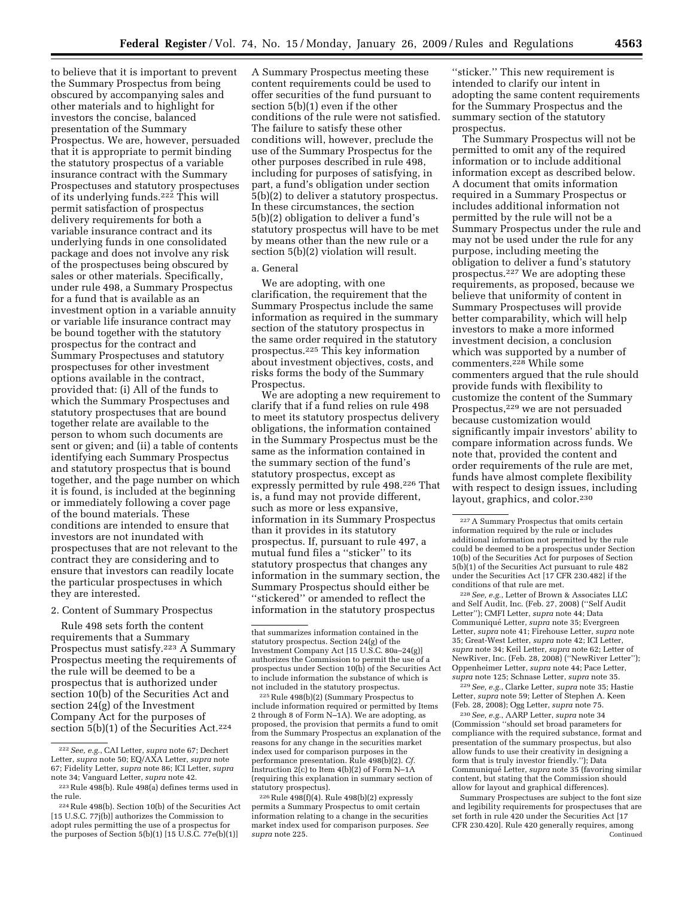to believe that it is important to prevent the Summary Prospectus from being obscured by accompanying sales and other materials and to highlight for investors the concise, balanced presentation of the Summary Prospectus. We are, however, persuaded that it is appropriate to permit binding the statutory prospectus of a variable insurance contract with the Summary Prospectuses and statutory prospectuses of its underlying funds.[222] This will permit satisfaction of prospectus delivery requirements for both a variable insurance contract and its underlying funds in one consolidated package and does not involve any risk of the prospectuses being obscured by sales or other materials. Specifically, under rule 498, a Summary Prospectus for a fund that is available as an investment option in a variable annuity or variable life insurance contract may be bound together with the statutory prospectus for the contract and Summary Prospectuses and statutory prospectuses for other investment options available in the contract, provided that: (i) All of the funds to which the Summary Prospectuses and statutory prospectuses that are bound together relate are available to the person to whom such documents are sent or given; and (ii) a table of contents identifying each Summary Prospectus and statutory prospectus that is bound together, and the page number on which it is found, is included at the beginning or immediately following a cover page of the bound materials. These conditions are intended to ensure that investors are not inundated with prospectuses that are not relevant to the contract they are considering and to ensure that investors can readily locate the particular prospectuses in which they are interested.

2. Content of Summary Prospectus

Rule 498 sets forth the content requirements that a Summary Prospectus must satisfy.[223] A Summary Prospectus meeting the requirements of the rule will be deemed to be a prospectus that is authorized under section 10(b) of the Securities Act and section 24(g) of the Investment Company Act for the purposes of section 5(b)(1) of the Securities Act.[224] A Summary Prospectus meeting these content requirements could be used to offer securities of the fund pursuant to section 5(b)(1) even if the other conditions of the rule were not satisfied. The failure to satisfy these other conditions will, however, preclude the use of the Summary Prospectus for the other purposes described in rule 498, including for purposes of satisfying, in part, a fund's obligation under section 5(b)(2) to deliver a statutory prospectus. In these circumstances, the section 5(b)(2) obligation to deliver a fund's statutory prospectus will have to be met by means other than the new rule or a section 5(b)(2) violation will result.

a. General

We are adopting, with one clarification, the requirement that the Summary Prospectus include the same information as required in the summary section of the statutory prospectus in the same order required in the statutory prospectus.[225] This key information about investment objectives, costs, and risks forms the body of the Summary Prospectus.

We are adopting a new requirement to clarify that if a fund relies on rule 498 to meet its statutory prospectus delivery obligations, the information contained in the Summary Prospectus must be the same as the information contained in the summary section of the fund's statutory prospectus, except as expressly permitted by rule 498.[226] That is, a fund may not provide different, such as more or less expansive, information in its Summary Prospectus than it provides in its statutory prospectus. If, pursuant to rule 497, a mutual fund files a "sticker" to its statutory prospectus that changes any information in the summary section, the Summary Prospectus should either be "stickered" or amended to reflect the information in the statutory prospectus "sticker." This new requirement is intended to clarify our intent in adopting the same content requirements for the Summary Prospectus and the summary section of the statutory prospectus.

The Summary Prospectus will not be permitted to omit any of the required information or to include additional information except as described below. A document that omits information required in a Summary Prospectus or includes additional information not permitted by the rule will not be a Summary Prospectus under the rule and may not be used under the rule for any purpose, including meeting the obligation to deliver a fund's statutory prospectus.[227] We are adopting these requirements, as proposed, because we believe that uniformity of content in Summary Prospectuses will provide better comparability, which will help investors to make a more informed investment decision, a conclusion which was supported by a number of commenters.[228] While some commenters argued that the rule should provide funds with flexibility to customize the content of the Summary Prospectus,[229] we are not persuaded because customization would significantly impair investors' ability to compare information across funds. We note that, provided the content and order requirements of the rule are met, funds have almost complete flexibility with respect to design issues, including layout, graphics, and color.[230]

---

[222] *See, e.g.*, CAI Letter, *supra* note 67; Dechert Letter, *supra* note 50; EQ/AXA Letter, *supra* note 67; Fidelity Letter, *supra* note 86; ICI Letter, *supra* note 34; Vanguard Letter, *supra* note 42.

[223] Rule 498(b). Rule 498(a) defines terms used in the rule.

[224] Rule 498(b). Section 10(b) of the Securities Act [15 U.S.C. 77j(b)] authorizes the Commission to adopt rules permitting the use of a prospectus for the purposes of Section 5(b)(1) [15 U.S.C. 77e(b)(1)] that summarizes information contained in the statutory prospectus. Section 24(g) of the Investment Company Act [15 U.S.C. 80a–24(g)] authorizes the Commission to permit the use of a prospectus under Section 10(b) of the Securities Act to include information the substance of which is not included in the statutory prospectus.

[225] Rule 498(b)(2) (Summary Prospectus to include information required or permitted by Items 2 through 8 of Form N–1A). We are adopting, as proposed, the provision that permits a fund to omit from the Summary Prospectus an explanation of the reasons for any change in the securities market index used for comparison purposes in the performance presentation. Rule 498(b)(2). *Cf.* Instruction 2(c) to Item 4(b)(2) of Form N–1A (requiring this explanation in summary section of statutory prospectus).

[226] Rule 498(f)(4). Rule 498(b)(2) expressly permits a Summary Prospectus to omit certain information relating to a change in the securities market index used for comparison purposes. *See supra* note 225.

[227] A Summary Prospectus that omits certain information required by the rule or includes additional information not permitted by the rule could be deemed to be a prospectus under Section 10(b) of the Securities Act for purposes of Section 5(b)(1) of the Securities Act pursuant to rule 482 under the Securities Act [17 CFR 230.482] if the conditions of that rule are met.

[228] *See, e.g.*, Letter of Brown & Associates LLC and Self Audit, Inc. (Feb. 27, 2008) ("Self Audit Letter"); CMFI Letter, *supra* note 44; Data Communiqué Letter, *supra* note 35; Evergreen Letter, *supra* note 41; Firehouse Letter, *supra* note 35; Great-West Letter, *supra* note 42; ICI Letter, *supra* note 34; Keil Letter, *supra* note 62; Letter of NewRiver, Inc. (Feb. 28, 2008) ("NewRiver Letter"); Oppenheimer Letter, *supra* note 44; Pace Letter, *supra* note 125; Schnase Letter, *supra* note 35.

[229] *See, e.g.*, Clarke Letter, *supra* note 35; Hastie Letter, *supra* note 59; Letter of Stephen A. Keen (Feb. 28, 2008); Ogg Letter, *supra* note 75.

[230] *See, e.g.*, AARP Letter, *supra* note 34 (Commission "should set broad parameters for compliance with the required substance, format and presentation of the summary prospectus, but also allow funds to use their creativity in designing a form that is truly investor friendly."); Data Communiqué Letter, *supra* note 35 (favoring similar content, but stating that the Commission should allow for layout and graphical differences).

Summary Prospectuses are subject to the font size and legibility requirements for prospectuses that are set forth in rule 420 under the Securities Act [17 CFR 230.420]. Rule 420 generally requires, among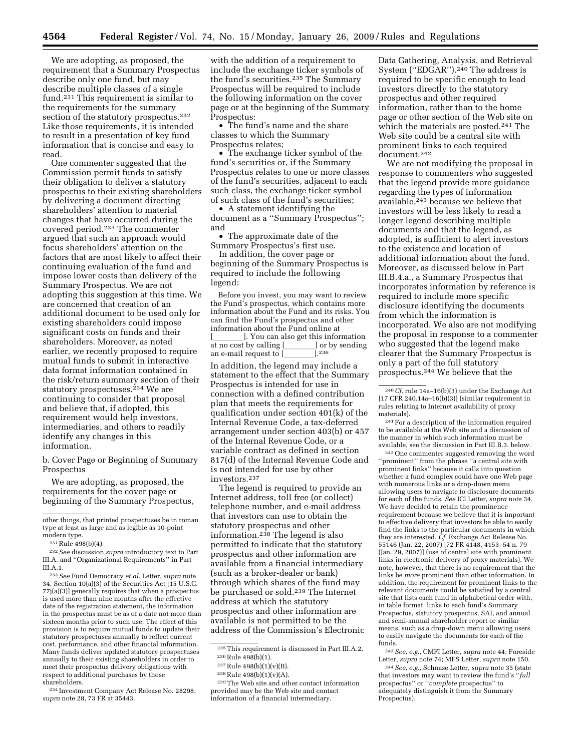We are adopting, as proposed, the requirement that a Summary Prospectus describe only one fund, but may describe multiple classes of a single fund.[231] This requirement is similar to the requirements for the summary section of the statutory prospectus.[232] Like those requirements, it is intended to result in a presentation of key fund information that is concise and easy to read.

One commenter suggested that the Commission permit funds to satisfy their obligation to deliver a statutory prospectus to their existing shareholders by delivering a document directing shareholders' attention to material changes that have occurred during the covered period.[233] The commenter argued that such an approach would focus shareholders' attention on the factors that are most likely to affect their continuing evaluation of the fund and impose lower costs than delivery of the Summary Prospectus. We are not adopting this suggestion at this time. We are concerned that creation of an additional document to be used only for existing shareholders could impose significant costs on funds and their shareholders. Moreover, as noted earlier, we recently proposed to require mutual funds to submit in interactive data format information contained in the risk/return summary section of their statutory prospectuses.[234] We are continuing to consider that proposal and believe that, if adopted, this requirement would help investors, intermediaries, and others to readily identify any changes in this information.

b. Cover Page or Beginning of Summary Prospectus

We are adopting, as proposed, the requirements for the cover page or beginning of the Summary Prospectus, with the addition of a requirement to include the exchange ticker symbols of the fund's securities.[235] The Summary Prospectus will be required to include the following information on the cover page or at the beginning of the Summary Prospectus:

- The fund's name and the share classes to which the Summary Prospectus relates;
- The exchange ticker symbol of the fund's securities or, if the Summary Prospectus relates to one or more classes of the fund's securities, adjacent to each such class, the exchange ticker symbol of such class of the fund's securities;
- A statement identifying the document as a ''Summary Prospectus''; and
- The approximate date of the Summary Prospectus's first use.

In addition, the cover page or beginning of the Summary Prospectus is required to include the following legend:

> Before you invest, you may want to review the Fund's prospectus, which contains more information about the Fund and its risks. You can find the Fund's prospectus and other information about the Fund online at [_______]. You can also get this information at no cost by calling [_______] or by sending an e-mail request to [_______].[236]

In addition, the legend may include a statement to the effect that the Summary Prospectus is intended for use in connection with a defined contribution plan that meets the requirements for qualification under section 401(k) of the Internal Revenue Code, a tax-deferred arrangement under section 403(b) or 457 of the Internal Revenue Code, or a variable contract as defined in section 817(d) of the Internal Revenue Code and is not intended for use by other investors.[237]

The legend is required to provide an Internet address, toll free (or collect) telephone number, and e-mail address that investors can use to obtain the statutory prospectus and other information.[238] The legend is also permitted to indicate that the statutory prospectus and other information are available from a financial intermediary (such as a broker-dealer or bank) through which shares of the fund may be purchased or sold.[239] The Internet address at which the statutory prospectus and other information are available is not permitted to be the address of the Commission's Electronic Data Gathering, Analysis, and Retrieval System (''EDGAR'').[240] The address is required to be specific enough to lead investors directly to the statutory prospectus and other required information, rather than to the home page or other section of the Web site on which the materials are posted.[241] The Web site could be a central site with prominent links to each required document.[242]

We are not modifying the proposal in response to commenters who suggested that the legend provide more guidance regarding the types of information available,[243] because we believe that investors will be less likely to read a longer legend describing multiple documents and that the legend, as adopted, is sufficient to alert investors to the existence and location of additional information about the fund. Moreover, as discussed below in Part III.B.4.a., a Summary Prospectus that incorporates information by reference is required to include more specific disclosure identifying the documents from which the information is incorporated. We also are not modifying the proposal in response to a commenter who suggested that the legend make clearer that the Summary Prospectus is only a part of the full statutory prospectus.[244] We believe that the

---

other things, that printed prospectuses be in roman type at least as large and as legible as 10-point modern type.

[231] Rule 498(b)(4).

[232] *See* discussion *supra* introductory text to Part III.A. and ''Organizational Requirements'' in Part III.A.1.

[233] *See* Fund Democracy *et al.* Letter, *supra* note 34. Section 10(a)(3) of the Securities Act [15 U.S.C. 77j(a)(3)] generally requires that when a prospectus is used more than nine months after the effective date of the registration statement, the information in the prospectus must be as of a date not more than sixteen months prior to such use. The effect of this provision is to require mutual funds to update their statutory prospectuses annually to reflect current cost, performance, and other financial information. Many funds deliver updated statutory prospectuses annually to their existing shareholders in order to meet their prospectus delivery obligations with respect to additional purchases by those shareholders.

[234] Investment Company Act Release No. 28298, *supra* note 28, 73 FR at 35443.

[235] This requirement is discussed in Part III.A.2.

[236] Rule 498(b)(1).

[237] Rule 498(b)(1)(v)(B).

[238] Rule 498(b)(1)(v)(A).

[239] The Web site and other contact information provided may be the Web site and contact information of a financial intermediary.

[240] *Cf.* rule 14a–16(b)(3) under the Exchange Act [17 CFR 240.14a–16(b)(3)] (similar requirement in rules relating to Internet availability of proxy materials).

[241] For a description of the information required to be available at the Web site and a discussion of the manner in which such information must be available, see the discussion in Part III.B.3. below.

[242] One commenter suggested removing the word ''prominent'' from the phrase ''a central site with prominent links'' because it calls into question whether a fund complex could have one Web page with numerous links or a drop-down menu allowing users to navigate to disclosure documents for each of the funds. *See* ICI Letter, *supra* note 34. We have decided to retain the prominence requirement because we believe that it is important to effective delivery that investors be able to easily find the links to the particular documents in which they are interested. *Cf.* Exchange Act Release No. 55146 (Jan. 22, 2007) [72 FR 4148, 4153–54 n. 79 (Jan. 29, 2007)] (use of central site with prominent links in electronic delivery of proxy materials). We note, however, that there is no requirement that the links be *more* prominent than other information. In addition, the requirement for prominent links to the relevant documents could be satisfied by a central site that lists each fund in alphabetical order with, in table format, links to each fund's Summary Prospectus, statutory prospectus, SAI, and annual and semi-annual shareholder report or similar means, such as a drop-down menu allowing users to easily navigate the documents for each of the funds.

[243] *See, e.g.,* CMFI Letter, *supra* note 44; Foreside Letter, *supra* note 74; MFS Letter, *supra* note 150.

[244] *See, e.g.,* Schnase Letter, *supra* note 35 (state that investors may want to review the fund's ''*full* prospectus'' or ''*complete* prospectus'' to adequately distinguish it from the Summary Prospectus).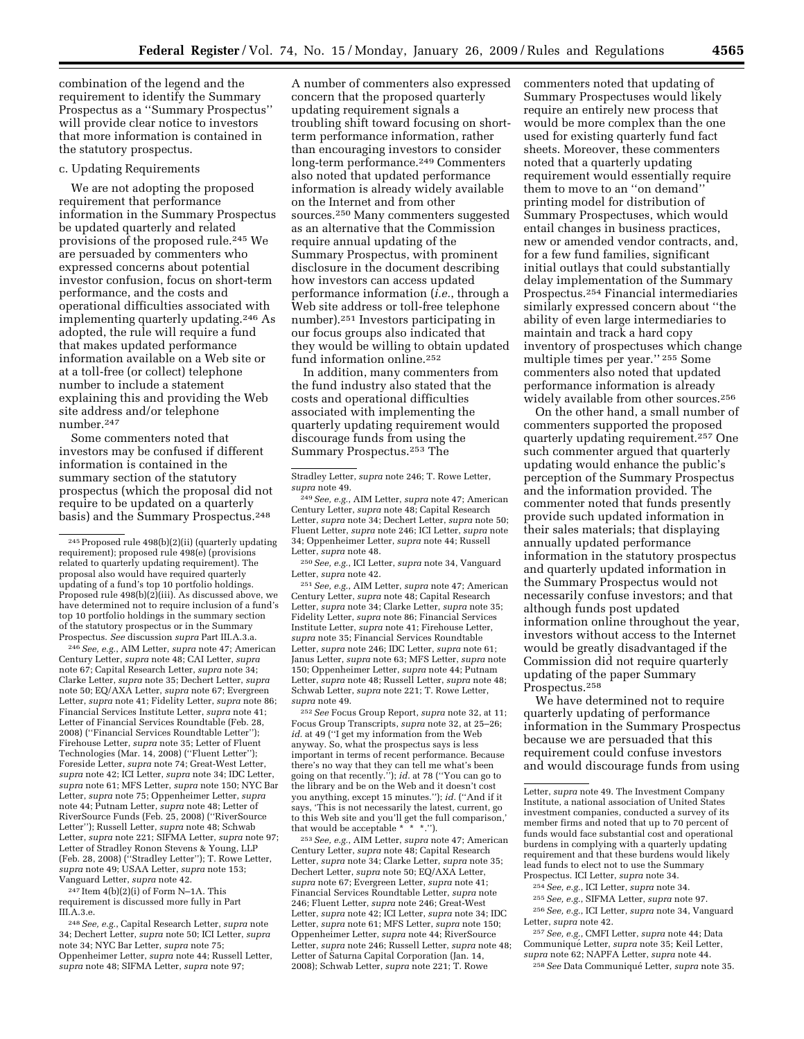combination of the legend and the requirement to identify the Summary Prospectus as a ''Summary Prospectus'' will provide clear notice to investors that more information is contained in the statutory prospectus.

c. Updating Requirements

We are not adopting the proposed requirement that performance information in the Summary Prospectus be updated quarterly and related provisions of the proposed rule.[245] We are persuaded by commenters who expressed concerns about potential investor confusion, focus on short-term performance, and the costs and operational difficulties associated with implementing quarterly updating.[246] As adopted, the rule will require a fund that makes updated performance information available on a Web site or at a toll-free (or collect) telephone number to include a statement explaining this and providing the Web site address and/or telephone number.[247]

Some commenters noted that investors may be confused if different information is contained in the summary section of the statutory prospectus (which the proposal did not require to be updated on a quarterly basis) and the Summary Prospectus.[248] A number of commenters also expressed concern that the proposed quarterly updating requirement signals a troubling shift toward focusing on short-term performance information, rather than encouraging investors to consider long-term performance.[249] Commenters also noted that updated performance information is already widely available on the Internet and from other sources.[250] Many commenters suggested as an alternative that the Commission require annual updating of the Summary Prospectus, with prominent disclosure in the document describing how investors can access updated performance information (*i.e.*, through a Web site address or toll-free telephone number).[251] Investors participating in our focus groups also indicated that they would be willing to obtain updated fund information online.[252]

In addition, many commenters from the fund industry also stated that the costs and operational difficulties associated with implementing the quarterly updating requirement would discourage funds from using the Summary Prospectus.[253] The commenters noted that updating of Summary Prospectuses would likely require an entirely new process that would be more complex than the one used for existing quarterly fund fact sheets. Moreover, these commenters noted that a quarterly updating requirement would essentially require them to move to an ''on demand'' printing model for distribution of Summary Prospectuses, which would entail changes in business practices, new or amended vendor contracts, and, for a few fund families, significant initial outlays that could substantially delay implementation of the Summary Prospectus.[254] Financial intermediaries similarly expressed concern about ''the ability of even large intermediaries to maintain and track a hard copy inventory of prospectuses which change multiple times per year.''[255] Some commenters also noted that updated performance information is already widely available from other sources.[256]

On the other hand, a small number of commenters supported the proposed quarterly updating requirement.[257] One such commenter argued that quarterly updating would enhance the public's perception of the Summary Prospectus and the information provided. The commenter noted that funds presently provide such updated information in their sales materials; that displaying annually updated performance information in the statutory prospectus and quarterly updated information in the Summary Prospectus would not necessarily confuse investors; and that although funds post updated information online throughout the year, investors without access to the Internet would be greatly disadvantaged if the Commission did not require quarterly updating of the paper Summary Prospectus.[258]

We have determined not to require quarterly updating of performance information in the Summary Prospectus because we are persuaded that this requirement could confuse investors and would discourage funds from using

---

[245] Proposed rule 498(b)(2)(ii) (quarterly updating requirement); proposed rule 498(e) (provisions related to quarterly updating requirement). The proposal also would have required quarterly updating of a fund's top 10 portfolio holdings. Proposed rule 498(b)(2)(iii). As discussed above, we have determined not to require inclusion of a fund's top 10 portfolio holdings in the summary section of the statutory prospectus or in the Summary Prospectus. *See* discussion *supra* Part III.A.3.a.

[246] *See, e.g.*, AIM Letter, *supra* note 47; American Century Letter, *supra* note 48; CAI Letter, *supra* note 67; Capital Research Letter, *supra* note 34; Clarke Letter, *supra* note 35; Dechert Letter, *supra* note 50; EQ/AXA Letter, *supra* note 67; Evergreen Letter, *supra* note 41; Fidelity Letter, *supra* note 86; Financial Services Institute Letter, *supra* note 41; Letter of Financial Services Roundtable (Feb. 28, 2008) (''Financial Services Roundtable Letter''); Firehouse Letter, *supra* note 35; Letter of Fluent Technologies (Mar. 14, 2008) (''Fluent Letter''); Foreside Letter, *supra* note 74; Great-West Letter, *supra* note 42; ICI Letter, *supra* note 34; IDC Letter, *supra* note 61; MFS Letter, *supra* note 150; NYC Bar Letter, *supra* note 75; Oppenheimer Letter, *supra* note 44; Putnam Letter, *supra* note 48; Letter of RiverSource Funds (Feb. 25, 2008) (''RiverSource Letter''); Russell Letter, *supra* note 48; Schwab Letter, *supra* note 221; SIFMA Letter, *supra* note 97; Letter of Stradley Ronon Stevens & Young, LLP (Feb. 28, 2008) (''Stradley Letter''); T. Rowe Letter, *supra* note 49; USAA Letter, *supra* note 153; Vanguard Letter, *supra* note 42.

[247] Item 4(b)(2)(i) of Form N–1A. This requirement is discussed more fully in Part III.A.3.e.

[248] *See, e.g.*, Capital Research Letter, *supra* note 34; Dechert Letter, *supra* note 50; ICI Letter, *supra* note 34; NYC Bar Letter, *supra* note 75; Oppenheimer Letter, *supra* note 44; Russell Letter, *supra* note 48; SIFMA Letter, *supra* note 97; Stradley Letter, *supra* note 246; T. Rowe Letter, *supra* note 49.

[249] *See, e.g.*, AIM Letter, *supra* note 47; American Century Letter, *supra* note 48; Capital Research Letter, *supra* note 34; Dechert Letter, *supra* note 50; Fluent Letter, *supra* note 246; ICI Letter, *supra* note 34; Oppenheimer Letter, *supra* note 44; Russell Letter, *supra* note 48.

[250] *See, e.g.*, ICI Letter, *supra* note 34, Vanguard Letter, *supra* note 42.

[251] *See, e.g.*, AIM Letter, *supra* note 47; American Century Letter, *supra* note 48; Capital Research Letter, *supra* note 34; Clarke Letter, *supra* note 35; Fidelity Letter, *supra* note 86; Financial Services Institute Letter, *supra* note 41; Firehouse Letter, *supra* note 35; Financial Services Roundtable Letter, *supra* note 246; IDC Letter, *supra* note 61; Janus Letter, *supra* note 63; MFS Letter, *supra* note 150; Oppenheimer Letter, *supra* note 44; Putnam Letter, *supra* note 48; Russell Letter, *supra* note 48; Schwab Letter, *supra* note 221; T. Rowe Letter, *supra* note 49.

[252] *See* Focus Group Report, *supra* note 32, at 11; Focus Group Transcripts, *supra* note 32, at 25–26; *id.* at 49 (''I get my information from the Web anyway. So, what the prospectus says is less important in terms of recent performance. Because there's no way that they can tell me what's been going on that recently.''); *id.* at 78 (''You can go to the library and be on the Web and it doesn't cost you anything, except 15 minutes.''); *id.* (''And if it says, 'This is not necessarily the latest, current, go to this Web site and you'll get the full comparison,' that would be acceptable * * *.'').

[253] *See, e.g.*, AIM Letter, *supra* note 47; American Century Letter, *supra* note 48; Capital Research Letter, *supra* note 34; Clarke Letter, *supra* note 35; Dechert Letter, *supra* note 50; EQ/AXA Letter, *supra* note 67; Evergreen Letter, *supra* note 41; Financial Services Roundtable Letter, *supra* note 246; Fluent Letter, *supra* note 246; Great-West Letter, *supra* note 42; ICI Letter, *supra* note 34; IDC Letter, *supra* note 61; MFS Letter, *supra* note 150; Oppenheimer Letter, *supra* note 44; RiverSource Letter, *supra* note 246; Russell Letter, *supra* note 48; Letter of Saturna Capital Corporation (Jan. 14, 2008); Schwab Letter, *supra* note 221; T. Rowe Letter, *supra* note 49. The Investment Company Institute, a national association of United States investment companies, conducted a survey of its member firms and noted that up to 70 percent of funds would face substantial cost and operational burdens in complying with a quarterly updating requirement and that these burdens would likely lead funds to elect not to use the Summary Prospectus. ICI Letter, *supra* note 34.

[254] *See, e.g.*, ICI Letter, *supra* note 34.

[255] *See, e.g.*, SIFMA Letter, *supra* note 97.

[256] *See, e.g.*, ICI Letter, *supra* note 34, Vanguard Letter, *supra* note 42.

[257] *See, e.g.*, CMFI Letter, *supra* note 44; Data Communiqué Letter, *supra* note 35; Keil Letter, *supra* note 62; NAPFA Letter, *supra* note 44.

[258] *See* Data Communiqué Letter, *supra* note 35.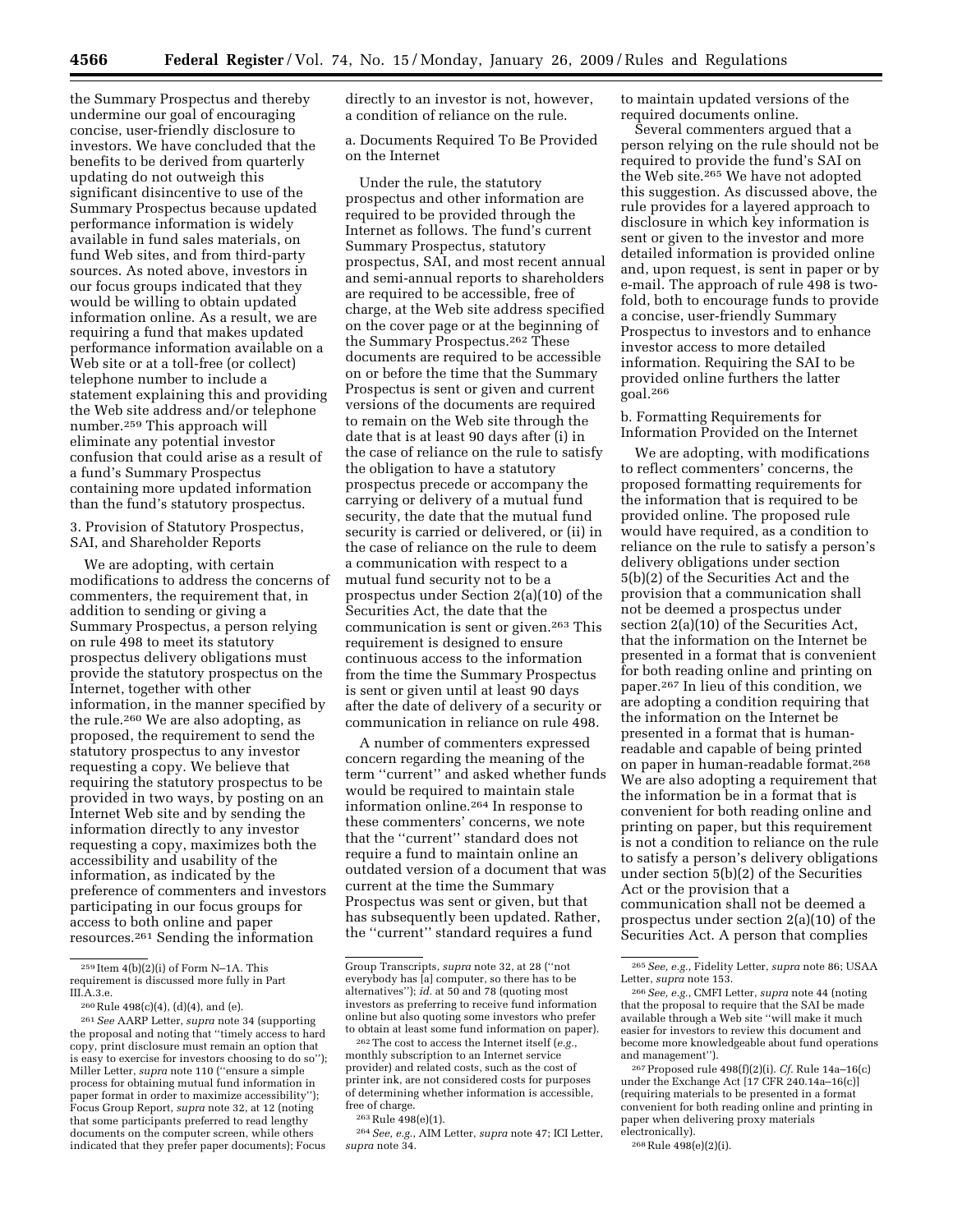the Summary Prospectus and thereby undermine our goal of encouraging concise, user-friendly disclosure to investors. We have concluded that the benefits to be derived from quarterly updating do not outweigh this significant disincentive to use of the Summary Prospectus because updated performance information is widely available in fund sales materials, on fund Web sites, and from third-party sources. As noted above, investors in our focus groups indicated that they would be willing to obtain updated information online. As a result, we are requiring a fund that makes updated performance information available on a Web site or at a toll-free (or collect) telephone number to include a statement explaining this and providing the Web site address and/or telephone number.[259] This approach will eliminate any potential investor confusion that could arise as a result of a fund's Summary Prospectus containing more updated information than the fund's statutory prospectus.

3. Provision of Statutory Prospectus, SAI, and Shareholder Reports

We are adopting, with certain modifications to address the concerns of commenters, the requirement that, in addition to sending or giving a Summary Prospectus, a person relying on rule 498 to meet its statutory prospectus delivery obligations must provide the statutory prospectus on the Internet, together with other information, in the manner specified by the rule.[260] We are also adopting, as proposed, the requirement to send the statutory prospectus to any investor requesting a copy. We believe that requiring the statutory prospectus to be provided in two ways, by posting on an Internet Web site and by sending the information directly to any investor requesting a copy, maximizes both the accessibility and usability of the information, as indicated by the preference of commenters and investors participating in our focus groups for access to both online and paper resources.[261] Sending the information directly to an investor is not, however, a condition of reliance on the rule.

a. Documents Required To Be Provided on the Internet

Under the rule, the statutory prospectus and other information are required to be provided through the Internet as follows. The fund's current Summary Prospectus, statutory prospectus, SAI, and most recent annual and semi-annual reports to shareholders are required to be accessible, free of charge, at the Web site address specified on the cover page or at the beginning of the Summary Prospectus.[262] These documents are required to be accessible on or before the time that the Summary Prospectus is sent or given and current versions of the documents are required to remain on the Web site through the date that is at least 90 days after (i) in the case of reliance on the rule to satisfy the obligation to have a statutory prospectus precede or accompany the carrying or delivery of a mutual fund security, the date that the mutual fund security is carried or delivered, or (ii) in the case of reliance on the rule to deem a communication with respect to a mutual fund security not to be a prospectus under Section 2(a)(10) of the Securities Act, the date that the communication is sent or given.[263] This requirement is designed to ensure continuous access to the information from the time the Summary Prospectus is sent or given until at least 90 days after the date of delivery of a security or communication in reliance on rule 498.

A number of commenters expressed concern regarding the meaning of the term ''current'' and asked whether funds would be required to maintain stale information online.[264] In response to these commenters' concerns, we note that the ''current'' standard does not require a fund to maintain online an outdated version of a document that was current at the time the Summary Prospectus was sent or given, but that has subsequently been updated. Rather, the ''current'' standard requires a fund to maintain updated versions of the required documents online.

Several commenters argued that a person relying on the rule should not be required to provide the fund's SAI on the Web site.[265] We have not adopted this suggestion. As discussed above, the rule provides for a layered approach to disclosure in which key information is sent or given to the investor and more detailed information is provided online and, upon request, is sent in paper or by e-mail. The approach of rule 498 is two-fold, both to encourage funds to provide a concise, user-friendly Summary Prospectus to investors and to enhance investor access to more detailed information. Requiring the SAI to be provided online furthers the latter goal.[266]

b. Formatting Requirements for Information Provided on the Internet

We are adopting, with modifications to reflect commenters' concerns, the proposed formatting requirements for the information that is required to be provided online. The proposed rule would have required, as a condition to reliance on the rule to satisfy a person's delivery obligations under section 5(b)(2) of the Securities Act and the provision that a communication shall not be deemed a prospectus under section 2(a)(10) of the Securities Act, that the information on the Internet be presented in a format that is convenient for both reading online and printing on paper.[267] In lieu of this condition, we are adopting a condition requiring that the information on the Internet be presented in a format that is human-readable and capable of being printed on paper in human-readable format.[268] We are also adopting a requirement that the information be in a format that is convenient for both reading online and printing on paper, but this requirement is not a condition to reliance on the rule to satisfy a person's delivery obligations under section 5(b)(2) of the Securities Act or the provision that a communication shall not be deemed a prospectus under section 2(a)(10) of the Securities Act. A person that complies

---

[259] Item 4(b)(2)(i) of Form N–1A. This requirement is discussed more fully in Part III.A.3.e.

[260] Rule 498(c)(4), (d)(4), and (e).

[261] *See* AARP Letter, *supra* note 34 (supporting the proposal and noting that ''timely access to hard copy, print disclosure must remain an option that is easy to exercise for investors choosing to do so''); Miller Letter, *supra* note 110 (''ensure a simple process for obtaining mutual fund information in paper format in order to maximize accessibility''); Focus Group Report, *supra* note 32, at 12 (noting that some participants preferred to read lengthy documents on the computer screen, while others indicated that they prefer paper documents); Focus Group Transcripts, *supra* note 32, at 28 (''not everybody has [a] computer, so there has to be alternatives''); *id.* at 50 and 78 (quoting most investors as preferring to receive fund information online but also quoting some investors who prefer to obtain at least some fund information on paper).

[262] The cost to access the Internet itself (*e.g.*, monthly subscription to an Internet service provider) and related costs, such as the cost of printer ink, are not considered costs for purposes of determining whether information is accessible, free of charge.

[263] Rule 498(e)(1).

[264] *See, e.g.*, AIM Letter, *supra* note 47; ICI Letter, *supra* note 34.

[265] *See, e.g.*, Fidelity Letter, *supra* note 86; USAA Letter, *supra* note 153.

[266] *See, e.g.*, CMFI Letter, *supra* note 44 (noting that the proposal to require that the SAI be made available through a Web site ''will make it much easier for investors to review this document and become more knowledgeable about fund operations and management'').

[267] Proposed rule 498(f)(2)(i). *Cf.* Rule 14a–16(c) under the Exchange Act [17 CFR 240.14a–16(c)] (requiring materials to be presented in a format convenient for both reading online and printing in paper when delivering proxy materials electronically).

[268] Rule 498(e)(2)(i).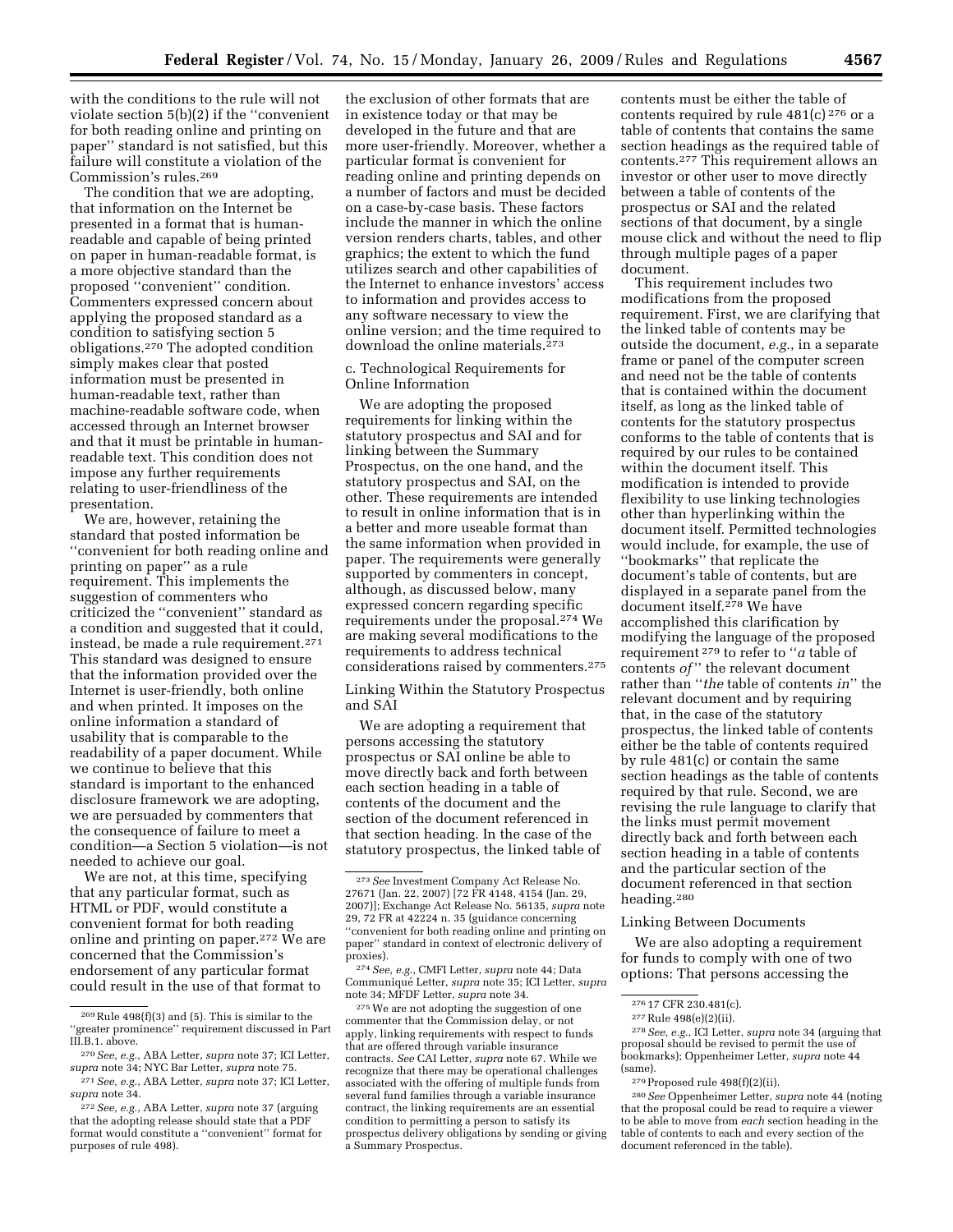with the conditions to the rule will not violate section 5(b)(2) if the ''convenient for both reading online and printing on paper'' standard is not satisfied, but this failure will constitute a violation of the Commission's rules.[269]

The condition that we are adopting, that information on the Internet be presented in a format that is human-readable and capable of being printed on paper in human-readable format, is a more objective standard than the proposed ''convenient'' condition. Commenters expressed concern about applying the proposed standard as a condition to satisfying section 5 obligations.[270] The adopted condition simply makes clear that posted information must be presented in human-readable text, rather than machine-readable software code, when accessed through an Internet browser and that it must be printable in human-readable text. This condition does not impose any further requirements relating to user-friendliness of the presentation.

We are, however, retaining the standard that posted information be ''convenient for both reading online and printing on paper'' as a rule requirement. This implements the suggestion of commenters who criticized the ''convenient'' standard as a condition and suggested that it could, instead, be made a rule requirement.[271] This standard was designed to ensure that the information provided over the Internet is user-friendly, both online and when printed. It imposes on the online information a standard of usability that is comparable to the readability of a paper document. While we continue to believe that this standard is important to the enhanced disclosure framework we are adopting, we are persuaded by commenters that the consequence of failure to meet a condition—a Section 5 violation—is not needed to achieve our goal.

We are not, at this time, specifying that any particular format, such as HTML or PDF, would constitute a convenient format for both reading online and printing on paper.[272] We are concerned that the Commission's endorsement of any particular format could result in the use of that format to the exclusion of other formats that are in existence today or that may be developed in the future and that are more user-friendly. Moreover, whether a particular format is convenient for reading online and printing depends on a number of factors and must be decided on a case-by-case basis. These factors include the manner in which the online version renders charts, tables, and other graphics; the extent to which the fund utilizes search and other capabilities of the Internet to enhance investors' access to information and provides access to any software necessary to view the online version; and the time required to download the online materials.[273]

c. Technological Requirements for Online Information

We are adopting the proposed requirements for linking within the statutory prospectus and SAI and for linking between the Summary Prospectus, on the one hand, and the statutory prospectus and SAI, on the other. These requirements are intended to result in online information that is in a better and more useable format than the same information when provided in paper. The requirements were generally supported by commenters in concept, although, as discussed below, many expressed concern regarding specific requirements under the proposal.[274] We are making several modifications to the requirements to address technical considerations raised by commenters.[275]

Linking Within the Statutory Prospectus and SAI

We are adopting a requirement that persons accessing the statutory prospectus or SAI online be able to move directly back and forth between each section heading in a table of contents of the document and the section of the document referenced in that section heading. In the case of the statutory prospectus, the linked table of contents must be either the table of contents required by rule 481(c)[276] or a table of contents that contains the same section headings as the required table of contents.[277] This requirement allows an investor or other user to move directly between a table of contents of the prospectus or SAI and the related sections of that document, by a single mouse click and without the need to flip through multiple pages of a paper document.

This requirement includes two modifications from the proposed requirement. First, we are clarifying that the linked table of contents may be outside the document, *e.g.*, in a separate frame or panel of the computer screen and need not be the table of contents that is contained within the document itself, as long as the linked table of contents for the statutory prospectus conforms to the table of contents that is required by our rules to be contained within the document itself. This modification is intended to provide flexibility to use linking technologies other than hyperlinking within the document itself. Permitted technologies would include, for example, the use of ''bookmarks'' that replicate the document's table of contents, but are displayed in a separate panel from the document itself.[278] We have accomplished this clarification by modifying the language of the proposed requirement[279] to refer to ''*a* table of contents *of*'' the relevant document rather than ''*the* table of contents *in*'' the relevant document and by requiring that, in the case of the statutory prospectus, the linked table of contents either be the table of contents required by rule 481(c) or contain the same section headings as the table of contents required by that rule. Second, we are revising the rule language to clarify that the links must permit movement directly back and forth between each section heading in a table of contents and the particular section of the document referenced in that section heading.[280]

Linking Between Documents

We are also adopting a requirement for funds to comply with one of two options: That persons accessing the

---

[269] Rule 498(f)(3) and (5). This is similar to the ''greater prominence'' requirement discussed in Part III.B.1. above.

[270] *See, e.g.*, ABA Letter, *supra* note 37; ICI Letter, *supra* note 34; NYC Bar Letter, *supra* note 75.

[271] *See, e.g.*, ABA Letter, *supra* note 37; ICI Letter, *supra* note 34.

[272] *See, e.g.*, ABA Letter, *supra* note 37 (arguing that the adopting release should state that a PDF format would constitute a ''convenient'' format for purposes of rule 498).

[273] *See* Investment Company Act Release No. 27671 (Jan. 22, 2007) [72 FR 4148, 4154 (Jan. 29, 2007)]; Exchange Act Release No. 56135, *supra* note 29, 72 FR at 42224 n. 35 (guidance concerning ''convenient for both reading online and printing on paper'' standard in context of electronic delivery of proxies).

[274] *See, e.g.*, CMFI Letter, *supra* note 44; Data Communiqué Letter, *supra* note 35; ICI Letter, *supra* note 34; MFDF Letter, *supra* note 34.

[275] We are not adopting the suggestion of one commenter that the Commission delay, or not apply, linking requirements with respect to funds that are offered through variable insurance contracts. *See* CAI Letter, *supra* note 67. While we recognize that there may be operational challenges associated with the offering of multiple funds from several fund families through a variable insurance contract, the linking requirements are an essential condition to permitting a person to satisfy its prospectus delivery obligations by sending or giving a Summary Prospectus.

[276] 17 CFR 230.481(c).

[277] Rule 498(e)(2)(ii).

[278] *See, e.g.*, ICI Letter, *supra* note 34 (arguing that proposal should be revised to permit the use of bookmarks); Oppenheimer Letter, *supra* note 44 (same).

[279] Proposed rule 498(f)(2)(ii).

[280] *See* Oppenheimer Letter, *supra* note 44 (noting that the proposal could be read to require a viewer to be able to move from *each* section heading in the table of contents to each and every section of the document referenced in the table).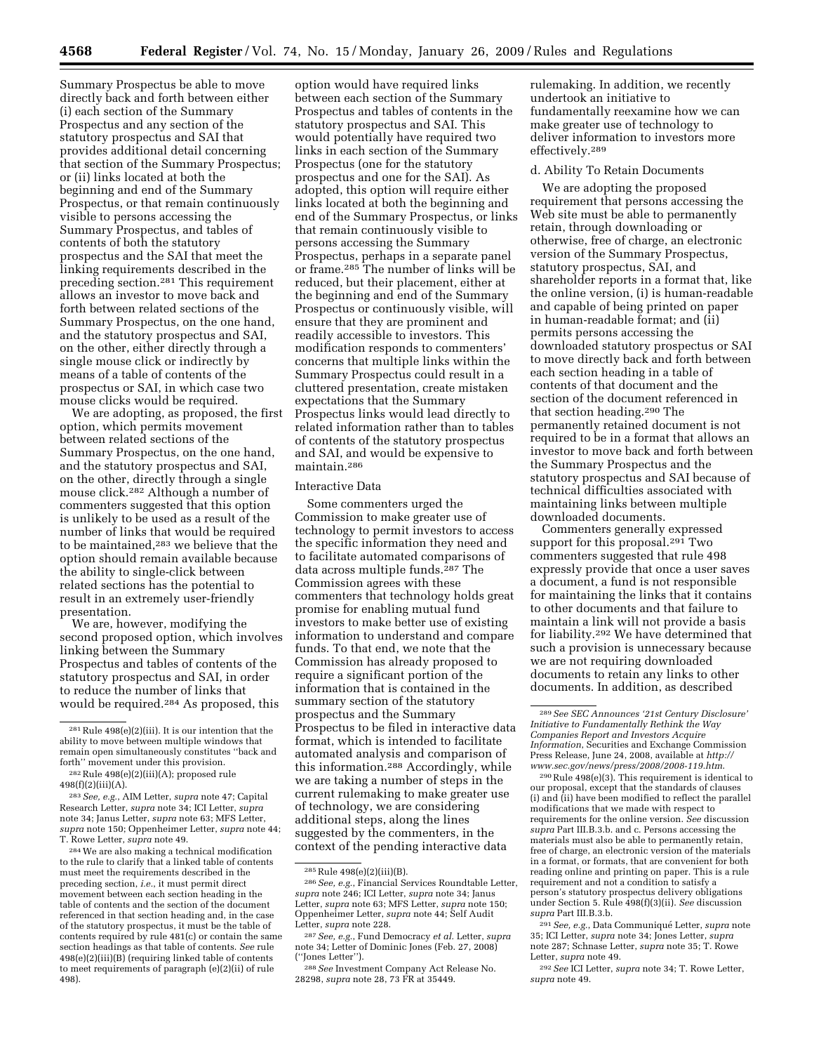Summary Prospectus be able to move directly back and forth between either (i) each section of the Summary Prospectus and any section of the statutory prospectus and SAI that provides additional detail concerning that section of the Summary Prospectus; or (ii) links located at both the beginning and end of the Summary Prospectus, or that remain continuously visible to persons accessing the Summary Prospectus, and tables of contents of both the statutory prospectus and the SAI that meet the linking requirements described in the preceding section.[281] This requirement allows an investor to move back and forth between related sections of the Summary Prospectus, on the one hand, and the statutory prospectus and SAI, on the other, either directly through a single mouse click or indirectly by means of a table of contents of the prospectus or SAI, in which case two mouse clicks would be required.

We are adopting, as proposed, the first option, which permits movement between related sections of the Summary Prospectus, on the one hand, and the statutory prospectus and SAI, on the other, directly through a single mouse click.[282] Although a number of commenters suggested that this option is unlikely to be used as a result of the number of links that would be required to be maintained,[283] we believe that the option should remain available because the ability to single-click between related sections has the potential to result in an extremely user-friendly presentation.

We are, however, modifying the second proposed option, which involves linking between the Summary Prospectus and tables of contents of the statutory prospectus and SAI, in order to reduce the number of links that would be required.[284] As proposed, this option would have required links between each section of the Summary Prospectus and tables of contents in the statutory prospectus and SAI. This would potentially have required two links in each section of the Summary Prospectus (one for the statutory prospectus and one for the SAI). As adopted, this option will require either links located at both the beginning and end of the Summary Prospectus, or links that remain continuously visible to persons accessing the Summary Prospectus, perhaps in a separate panel or frame.[285] The number of links will be reduced, but their placement, either at the beginning and end of the Summary Prospectus or continuously visible, will ensure that they are prominent and readily accessible to investors. This modification responds to commenters' concerns that multiple links within the Summary Prospectus could result in a cluttered presentation, create mistaken expectations that the Summary Prospectus links would lead directly to related information rather than to tables of contents of the statutory prospectus and SAI, and would be expensive to maintain.[286]

Interactive Data

Some commenters urged the Commission to make greater use of technology to permit investors to access the specific information they need and to facilitate automated comparisons of data across multiple funds.[287] The Commission agrees with these commenters that technology holds great promise for enabling mutual fund investors to make better use of existing information to understand and compare funds. To that end, we note that the Commission has already proposed to require a significant portion of the information that is contained in the summary section of the statutory prospectus and the Summary Prospectus to be filed in interactive data format, which is intended to facilitate automated analysis and comparison of this information.[288] Accordingly, while we are taking a number of steps in the current rulemaking to make greater use of technology, we are considering additional steps, along the lines suggested by the commenters, in the context of the pending interactive data rulemaking. In addition, we recently undertook an initiative to fundamentally reexamine how we can make greater use of technology to deliver information to investors more effectively.[289]

d. Ability To Retain Documents

We are adopting the proposed requirement that persons accessing the Web site must be able to permanently retain, through downloading or otherwise, free of charge, an electronic version of the Summary Prospectus, statutory prospectus, SAI, and shareholder reports in a format that, like the online version, (i) is human-readable and capable of being printed on paper in human-readable format; and (ii) permits persons accessing the downloaded statutory prospectus or SAI to move directly back and forth between each section heading in a table of contents of that document and the section of the document referenced in that section heading.[290] The permanently retained document is not required to be in a format that allows an investor to move back and forth between the Summary Prospectus and the statutory prospectus and SAI because of technical difficulties associated with maintaining links between multiple downloaded documents.

Commenters generally expressed support for this proposal.[291] Two commenters suggested that rule 498 expressly provide that once a user saves a document, a fund is not responsible for maintaining the links that it contains to other documents and that failure to maintain a link will not provide a basis for liability.[292] We have determined that such a provision is unnecessary because we are not requiring downloaded documents to retain any links to other documents. In addition, as described

---

[281] Rule 498(e)(2)(iii). It is our intention that the ability to move between multiple windows that remain open simultaneously constitutes ''back and forth'' movement under this provision.

[282] Rule 498(e)(2)(iii)(A); proposed rule 498(f)(2)(iii)(A).

[283] *See, e.g.*, AIM Letter, *supra* note 47; Capital Research Letter, *supra* note 34; ICI Letter, *supra* note 34; Janus Letter, *supra* note 63; MFS Letter, *supra* note 150; Oppenheimer Letter, *supra* note 44; T. Rowe Letter, *supra* note 49.

[284] We are also making a technical modification to the rule to clarify that a linked table of contents must meet the requirements described in the preceding section, *i.e.*, it must permit direct movement between each section heading in the table of contents and the section of the document referenced in that section heading and, in the case of the statutory prospectus, it must be the table of contents required by rule 481(c) or contain the same section headings as that table of contents. *See* rule 498(e)(2)(iii)(B) (requiring linked table of contents to meet requirements of paragraph (e)(2)(ii) of rule 498).

[285] Rule 498(e)(2)(iii)(B).

[286] *See, e.g.*, Financial Services Roundtable Letter, *supra* note 246; ICI Letter, *supra* note 34; Janus Letter, *supra* note 63; MFS Letter, *supra* note 150; Oppenheimer Letter, *supra* note 44; Self Audit Letter, *supra* note 228.

[287] *See, e.g.*, Fund Democracy *et al.* Letter, *supra* note 34; Letter of Dominic Jones (Feb. 27, 2008) (''Jones Letter'').

[288] *See* Investment Company Act Release No. 28298, *supra* note 28, 73 FR at 35449.

[289] *See SEC Announces '21st Century Disclosure' Initiative to Fundamentally Rethink the Way Companies Report and Investors Acquire Information*, Securities and Exchange Commission Press Release, June 24, 2008, available at *http://www.sec.gov/news/press/2008/2008-119.htm*.

[290] Rule 498(e)(3). This requirement is identical to our proposal, except that the standards of clauses (i) and (ii) have been modified to reflect the parallel modifications that we made with respect to requirements for the online version. *See* discussion *supra* Part III.B.3.b. and c. Persons accessing the materials must also be able to permanently retain, free of charge, an electronic version of the materials in a format, or formats, that are convenient for both reading online and printing on paper. This is a rule requirement and not a condition to satisfy a person's statutory prospectus delivery obligations under Section 5. Rule 498(f)(3)(ii). *See* discussion *supra* Part III.B.3.b.

[291] *See, e.g.*, Data Communiqué Letter, *supra* note 35; ICI Letter, *supra* note 34; Jones Letter, *supra* note 287; Schnase Letter, *supra* note 35; T. Rowe Letter, *supra* note 49.

[292] *See* ICI Letter, *supra* note 34; T. Rowe Letter, *supra* note 49.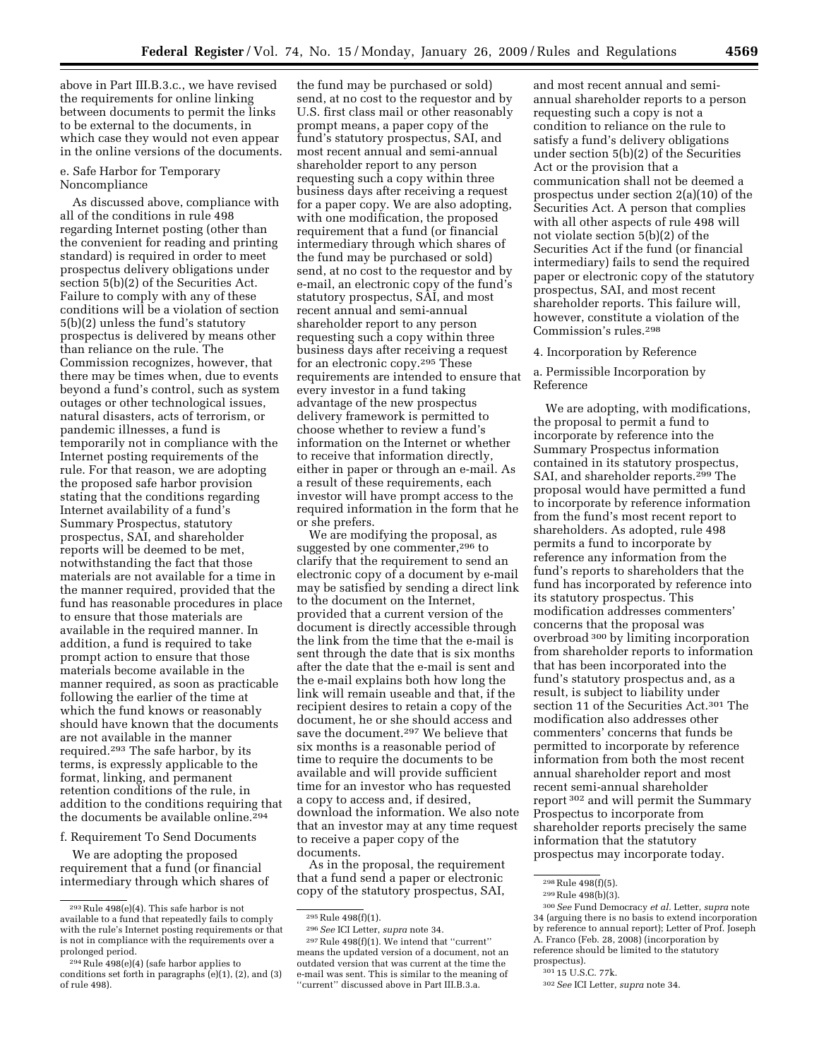above in Part III.B.3.c., we have revised the requirements for online linking between documents to permit the links to be external to the documents, in which case they would not even appear in the online versions of the documents.

e. Safe Harbor for Temporary Noncompliance

As discussed above, compliance with all of the conditions in rule 498 regarding Internet posting (other than the convenient for reading and printing standard) is required in order to meet prospectus delivery obligations under section 5(b)(2) of the Securities Act. Failure to comply with any of these conditions will be a violation of section 5(b)(2) unless the fund's statutory prospectus is delivered by means other than reliance on the rule. The Commission recognizes, however, that there may be times when, due to events beyond a fund's control, such as system outages or other technological issues, natural disasters, acts of terrorism, or pandemic illnesses, a fund is temporarily not in compliance with the Internet posting requirements of the rule. For that reason, we are adopting the proposed safe harbor provision stating that the conditions regarding Internet availability of a fund's Summary Prospectus, statutory prospectus, SAI, and shareholder reports will be deemed to be met, notwithstanding the fact that those materials are not available for a time in the manner required, provided that the fund has reasonable procedures in place to ensure that those materials are available in the required manner. In addition, a fund is required to take prompt action to ensure that those materials become available in the manner required, as soon as practicable following the earlier of the time at which the fund knows or reasonably should have known that the documents are not available in the manner required.[293] The safe harbor, by its terms, is expressly applicable to the format, linking, and permanent retention conditions of the rule, in addition to the conditions requiring that the documents be available online.[294]

f. Requirement To Send Documents

We are adopting the proposed requirement that a fund (or financial intermediary through which shares of the fund may be purchased or sold) send, at no cost to the requestor and by U.S. first class mail or other reasonably prompt means, a paper copy of the fund's statutory prospectus, SAI, and most recent annual and semi-annual shareholder report to any person requesting such a copy within three business days after receiving a request for a paper copy. We are also adopting, with one modification, the proposed requirement that a fund (or financial intermediary through which shares of the fund may be purchased or sold) send, at no cost to the requestor and by e-mail, an electronic copy of the fund's statutory prospectus, SAI, and most recent annual and semi-annual shareholder report to any person requesting such a copy within three business days after receiving a request for an electronic copy.[295] These requirements are intended to ensure that every investor in a fund taking advantage of the new prospectus delivery framework is permitted to choose whether to review a fund's information on the Internet or whether to receive that information directly, either in paper or through an e-mail. As a result of these requirements, each investor will have prompt access to the required information in the form that he or she prefers.

We are modifying the proposal, as suggested by one commenter,[296] to clarify that the requirement to send an electronic copy of a document by e-mail may be satisfied by sending a direct link to the document on the Internet, provided that a current version of the document is directly accessible through the link from the time that the e-mail is sent through the date that is six months after the date that the e-mail is sent and the e-mail explains both how long the link will remain useable and that, if the recipient desires to retain a copy of the document, he or she should access and save the document.[297] We believe that six months is a reasonable period of time to require the documents to be available and will provide sufficient time for an investor who has requested a copy to access and, if desired, download the information. We also note that an investor may at any time request to receive a paper copy of the documents.

As in the proposal, the requirement that a fund send a paper or electronic copy of the statutory prospectus, SAI, and most recent annual and semi-annual shareholder reports to a person requesting such a copy is not a condition to reliance on the rule to satisfy a fund's delivery obligations under section 5(b)(2) of the Securities Act or the provision that a communication shall not be deemed a prospectus under section 2(a)(10) of the Securities Act. A person that complies with all other aspects of rule 498 will not violate section 5(b)(2) of the Securities Act if the fund (or financial intermediary) fails to send the required paper or electronic copy of the statutory prospectus, SAI, and most recent shareholder reports. This failure will, however, constitute a violation of the Commission's rules.[298]

4. Incorporation by Reference

a. Permissible Incorporation by Reference

We are adopting, with modifications, the proposal to permit a fund to incorporate by reference into the Summary Prospectus information contained in its statutory prospectus, SAI, and shareholder reports.[299] The proposal would have permitted a fund to incorporate by reference information from the fund's most recent report to shareholders. As adopted, rule 498 permits a fund to incorporate by reference any information from the fund's reports to shareholders that the fund has incorporated by reference into its statutory prospectus. This modification addresses commenters' concerns that the proposal was overbroad[300] by limiting incorporation from shareholder reports to information that has been incorporated into the fund's statutory prospectus and, as a result, is subject to liability under section 11 of the Securities Act.[301] The modification also addresses other commenters' concerns that funds be permitted to incorporate by reference information from both the most recent annual shareholder report and most recent semi-annual shareholder report[302] and will permit the Summary Prospectus to incorporate from shareholder reports precisely the same information that the statutory prospectus may incorporate today.

---

[293] Rule 498(e)(4). This safe harbor is not available to a fund that repeatedly fails to comply with the rule's Internet posting requirements or that is not in compliance with the requirements over a prolonged period.

[294] Rule 498(e)(4) (safe harbor applies to conditions set forth in paragraphs (e)(1), (2), and (3) of rule 498).

[295] Rule 498(f)(1).

[296] *See* ICI Letter, *supra* note 34.

[297] Rule 498(f)(1). We intend that "current" means the updated version of a document, not an outdated version that was current at the time the e-mail was sent. This is similar to the meaning of "current" discussed above in Part III.B.3.a.

[298] Rule 498(f)(5).

[299] Rule 498(b)(3).

[300] *See* Fund Democracy *et al.* Letter, *supra* note 34 (arguing there is no basis to extend incorporation by reference to annual report); Letter of Prof. Joseph A. Franco (Feb. 28, 2008) (incorporation by reference should be limited to the statutory prospectus).

[301] 15 U.S.C. 77k.

[302] *See* ICI Letter, *supra* note 34.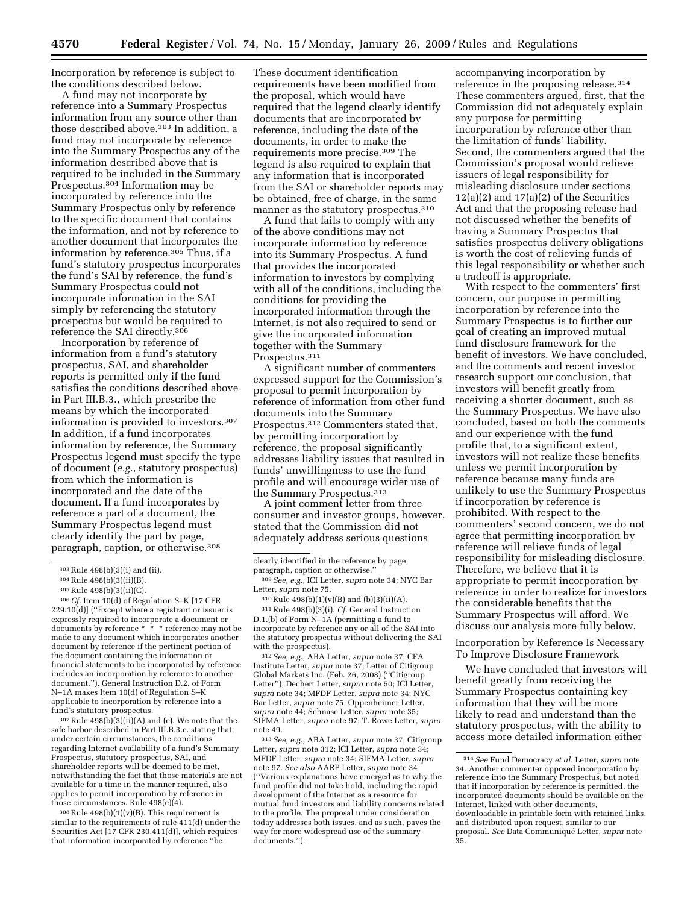Incorporation by reference is subject to the conditions described below.

A fund may not incorporate by reference into a Summary Prospectus information from any source other than those described above.[303] In addition, a fund may not incorporate by reference into the Summary Prospectus any of the information described above that is required to be included in the Summary Prospectus.[304] Information may be incorporated by reference into the Summary Prospectus only by reference to the specific document that contains the information, and not by reference to another document that incorporates the information by reference.[305] Thus, if a fund's statutory prospectus incorporates the fund's SAI by reference, the fund's Summary Prospectus could not incorporate information in the SAI simply by referencing the statutory prospectus but would be required to reference the SAI directly.[306]

Incorporation by reference of information from a fund's statutory prospectus, SAI, and shareholder reports is permitted only if the fund satisfies the conditions described above in Part III.B.3., which prescribe the means by which the incorporated information is provided to investors.[307] In addition, if a fund incorporates information by reference, the Summary Prospectus legend must specify the type of document (*e.g.*, statutory prospectus) from which the information is incorporated and the date of the document. If a fund incorporates by reference a part of a document, the Summary Prospectus legend must clearly identify the part by page, paragraph, caption, or otherwise.[308]

These document identification requirements have been modified from the proposal, which would have required that the legend clearly identify documents that are incorporated by reference, including the date of the documents, in order to make the requirements more precise.[309] The legend is also required to explain that any information that is incorporated from the SAI or shareholder reports may be obtained, free of charge, in the same manner as the statutory prospectus.[310]

A fund that fails to comply with any of the above conditions may not incorporate information by reference into its Summary Prospectus. A fund that provides the incorporated information to investors by complying with all of the conditions, including the conditions for providing the incorporated information through the Internet, is not also required to send or give the incorporated information together with the Summary Prospectus.[311]

A significant number of commenters expressed support for the Commission's proposal to permit incorporation by reference of information from other fund documents into the Summary Prospectus.[312] Commenters stated that, by permitting incorporation by reference, the proposal significantly addresses liability issues that resulted in funds' unwillingness to use the fund profile and will encourage wider use of the Summary Prospectus.[313]

A joint comment letter from three consumer and investor groups, however, stated that the Commission did not adequately address serious questions accompanying incorporation by reference in the proposing release.[314] These commenters argued, first, that the Commission did not adequately explain any purpose for permitting incorporation by reference other than the limitation of funds' liability. Second, the commenters argued that the Commission's proposal would relieve issuers of legal responsibility for misleading disclosure under sections 12(a)(2) and 17(a)(2) of the Securities Act and that the proposing release had not discussed whether the benefits of having a Summary Prospectus that satisfies prospectus delivery obligations is worth the cost of relieving funds of this legal responsibility or whether such a tradeoff is appropriate.

With respect to the commenters' first concern, our purpose in permitting incorporation by reference into the Summary Prospectus is to further our goal of creating an improved mutual fund disclosure framework for the benefit of investors. We have concluded, and the comments and recent investor research support our conclusion, that investors will benefit greatly from receiving a shorter document, such as the Summary Prospectus. We have also concluded, based on both the comments and our experience with the fund profile that, to a significant extent, investors will not realize these benefits unless we permit incorporation by reference because many funds are unlikely to use the Summary Prospectus if incorporation by reference is prohibited. With respect to the commenters' second concern, we do not agree that permitting incorporation by reference will relieve funds of legal responsibility for misleading disclosure. Therefore, we believe that it is appropriate to permit incorporation by reference in order to realize for investors the considerable benefits that the Summary Prospectus will afford. We discuss our analysis more fully below.

### Incorporation by Reference Is Necessary To Improve Disclosure Framework

We have concluded that investors will benefit greatly from receiving the Summary Prospectus containing key information that they will be more likely to read and understand than the statutory prospectus, with the ability to access more detailed information either

---

[303] Rule 498(b)(3)(i) and (ii).

[304] Rule 498(b)(3)(ii)(B).

[305] Rule 498(b)(3)(ii)(C).

[306] *Cf.* Item 10(d) of Regulation S–K [17 CFR 229.10(d)] (''Except where a registrant or issuer is expressly required to incorporate a document or documents by reference * * * reference may not be made to any document which incorporates another document by reference if the pertinent portion of the document containing the information or financial statements to be incorporated by reference includes an incorporation by reference to another document.''). General Instruction D.2. of Form N–1A makes Item 10(d) of Regulation S–K applicable to incorporation by reference into a fund's statutory prospectus.

[307] Rule 498(b)(3)(ii)(A) and (e). We note that the safe harbor described in Part III.B.3.e. stating that, under certain circumstances, the conditions regarding Internet availability of a fund's Summary Prospectus, statutory prospectus, SAI, and shareholder reports will be deemed to be met, notwithstanding the fact that those materials are not available for a time in the manner required, also applies to permit incorporation by reference in those circumstances. Rule 498(e)(4).

[308] Rule 498(b)(1)(v)(B). This requirement is similar to the requirements of rule 411(d) under the Securities Act [17 CFR 230.411(d)], which requires that information incorporated by reference ''be clearly identified in the reference by page, paragraph, caption or otherwise.''

[309] *See, e.g.*, ICI Letter, *supra* note 34; NYC Bar Letter, *supra* note 75.

[310] Rule 498(b)(1)(v)(B) and (b)(3)(ii)(A).

[311] Rule 498(b)(3)(i). *Cf.* General Instruction D.1.(b) of Form N–1A (permitting a fund to incorporate by reference any or all of the SAI into the statutory prospectus without delivering the SAI with the prospectus).

[312] *See, e.g.*, ABA Letter, *supra* note 37; CFA Institute Letter, *supra* note 37; Letter of Citigroup Global Markets Inc. (Feb. 26, 2008) (''Citigroup Letter''); Dechert Letter, *supra* note 50; ICI Letter, *supra* note 34; MFDF Letter, *supra* note 34; NYC Bar Letter, *supra* note 75; Oppenheimer Letter, *supra* note 44; Schnase Letter, *supra* note 35; SIFMA Letter, *supra* note 97; T. Rowe Letter, *supra* note 49.

[313] *See, e.g.*, ABA Letter, *supra* note 37; Citigroup Letter, *supra* note 312; ICI Letter, *supra* note 34; MFDF Letter, *supra* note 34; SIFMA Letter, *supra* note 97. *See also* AARP Letter, *supra* note 34 (''Various explanations have emerged as to why the fund profile did not take hold, including the rapid development of the Internet as a resource for mutual fund investors and liability concerns related to the profile. The proposal under consideration today addresses both issues, and as such, paves the way for more widespread use of the summary documents.'').

[314] *See* Fund Democracy *et al.* Letter, *supra* note 34. Another commenter opposed incorporation by reference into the Summary Prospectus, but noted that if incorporation by reference is permitted, the incorporated documents should be available on the Internet, linked with other documents, downloadable in printable form with retained links, and distributed upon request, similar to our proposal. *See* Data Communiqué Letter, *supra* note 35.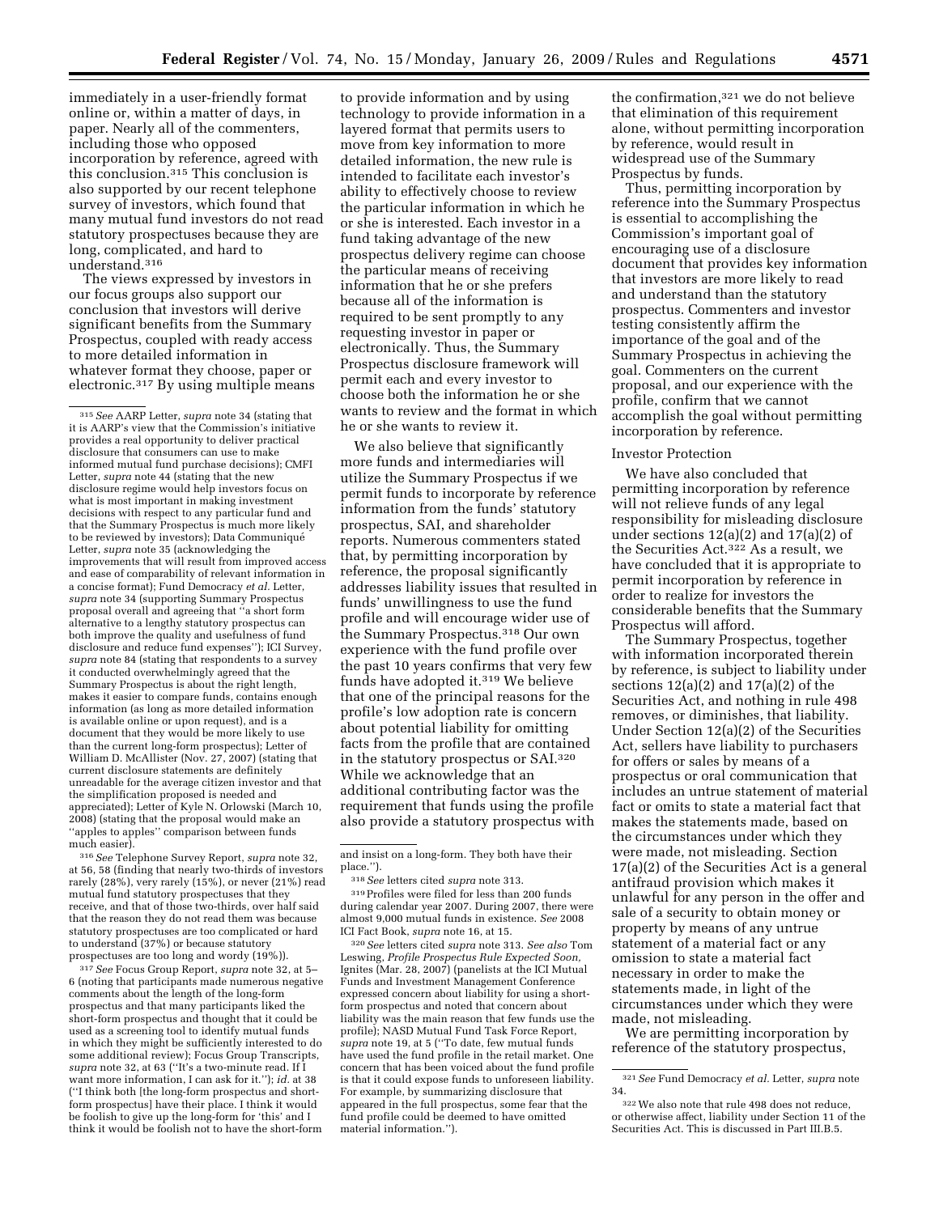immediately in a user-friendly format online or, within a matter of days, in paper. Nearly all of the commenters, including those who opposed incorporation by reference, agreed with this conclusion.[315] This conclusion is also supported by our recent telephone survey of investors, which found that many mutual fund investors do not read statutory prospectuses because they are long, complicated, and hard to understand.[316]

The views expressed by investors in our focus groups also support our conclusion that investors will derive significant benefits from the Summary Prospectus, coupled with ready access to more detailed information in whatever format they choose, paper or electronic.[317] By using multiple means to provide information and by using technology to provide information in a layered format that permits users to move from key information to more detailed information, the new rule is intended to facilitate each investor's ability to effectively choose to review the particular information in which he or she is interested. Each investor in a fund taking advantage of the new prospectus delivery regime can choose the particular means of receiving information that he or she prefers because all of the information is required to be sent promptly to any requesting investor in paper or electronically. Thus, the Summary Prospectus disclosure framework will permit each and every investor to choose both the information he or she wants to review and the format in which he or she wants to review it.

We also believe that significantly more funds and intermediaries will utilize the Summary Prospectus if we permit funds to incorporate by reference information from the funds' statutory prospectus, SAI, and shareholder reports. Numerous commenters stated that, by permitting incorporation by reference, the proposal significantly addresses liability issues that resulted in funds' unwillingness to use the fund profile and will encourage wider use of the Summary Prospectus.[318] Our own experience with the fund profile over the past 10 years confirms that very few funds have adopted it.[319] We believe that one of the principal reasons for the profile's low adoption rate is concern about potential liability for omitting facts from the profile that are contained in the statutory prospectus or SAI.[320] While we acknowledge that an additional contributing factor was the requirement that funds using the profile also provide a statutory prospectus with the confirmation,[321] we do not believe that elimination of this requirement alone, without permitting incorporation by reference, would result in widespread use of the Summary Prospectus by funds.

Thus, permitting incorporation by reference into the Summary Prospectus is essential to accomplishing the Commission's important goal of encouraging use of a disclosure document that provides key information that investors are more likely to read and understand than the statutory prospectus. Commenters and investor testing consistently affirm the importance of the goal and of the Summary Prospectus in achieving the goal. Commenters on the current proposal, and our experience with the profile, confirm that we cannot accomplish the goal without permitting incorporation by reference.

Investor Protection

We have also concluded that permitting incorporation by reference will not relieve funds of any legal responsibility for misleading disclosure under sections 12(a)(2) and 17(a)(2) of the Securities Act.[322] As a result, we have concluded that it is appropriate to permit incorporation by reference in order to realize for investors the considerable benefits that the Summary Prospectus will afford.

The Summary Prospectus, together with information incorporated therein by reference, is subject to liability under sections 12(a)(2) and 17(a)(2) of the Securities Act, and nothing in rule 498 removes, or diminishes, that liability. Under Section 12(a)(2) of the Securities Act, sellers have liability to purchasers for offers or sales by means of a prospectus or oral communication that includes an untrue statement of material fact or omits to state a material fact that makes the statements made, based on the circumstances under which they were made, not misleading. Section 17(a)(2) of the Securities Act is a general antifraud provision which makes it unlawful for any person in the offer and sale of a security to obtain money or property by means of any untrue statement of a material fact or any omission to state a material fact necessary in order to make the statements made, in light of the circumstances under which they were made, not misleading.

We are permitting incorporation by reference of the statutory prospectus,

---

[315] *See* AARP Letter, *supra* note 34 (stating that it is AARP's view that the Commission's initiative provides a real opportunity to deliver practical disclosure that consumers can use to make informed mutual fund purchase decisions); CMFI Letter, *supra* note 44 (stating that the new disclosure regime would help investors focus on what is most important in making investment decisions with respect to any particular fund and that the Summary Prospectus is much more likely to be reviewed by investors); Data Communiqué Letter, *supra* note 35 (acknowledging the improvements that will result from improved access and ease of comparability of relevant information in a concise format); Fund Democracy *et al.* Letter, *supra* note 34 (supporting Summary Prospectus proposal overall and agreeing that "a short form alternative to a lengthy statutory prospectus can both improve the quality and usefulness of fund disclosure and reduce fund expenses"); ICI Survey, *supra* note 84 (stating that respondents to a survey it conducted overwhelmingly agreed that the Summary Prospectus is about the right length, makes it easier to compare funds, contains enough information (as long as more detailed information is available online or upon request), and is a document that they would be more likely to use than the current long-form prospectus); Letter of William D. McAllister (Nov. 27, 2007) (stating that current disclosure statements are definitely unreadable for the average citizen investor and that the simplification proposed is needed and appreciated); Letter of Kyle N. Orlowski (March 10, 2008) (stating that the proposal would make an "apples to apples" comparison between funds much easier).

[316] *See* Telephone Survey Report, *supra* note 32, at 56, 58 (finding that nearly two-thirds of investors rarely (28%), very rarely (15%), or never (21%) read mutual fund statutory prospectuses that they receive, and that of those two-thirds, over half said that the reason they do not read them was because statutory prospectuses are too complicated or hard to understand (37%) or because statutory prospectuses are too long and wordy (19%)).

[317] *See* Focus Group Report, *supra* note 32, at 5–6 (noting that participants made numerous negative comments about the length of the long-form prospectus and that many participants liked the short-form prospectus and thought that it could be used as a screening tool to identify mutual funds in which they might be sufficiently interested to do some additional review); Focus Group Transcripts, *supra* note 32, at 63 ("It's a two-minute read. If I want more information, I can ask for it."); *id.* at 38 ("I think both [the long-form prospectus and short-form prospectus] have their place. I think it would be foolish to give up the long-form for 'this' and I think it would be foolish not to have the short-form and insist on a long-form. They both have their place.").

[318] *See* letters cited *supra* note 313.

[319] Profiles were filed for less than 200 funds during calendar year 2007. During 2007, there were almost 9,000 mutual funds in existence. *See* 2008 ICI Fact Book, *supra* note 16, at 15.

[320] *See* letters cited *supra* note 313. *See also* Tom Leswing, *Profile Prospectus Rule Expected Soon,* Ignites (Mar. 28, 2007) (panelists at the ICI Mutual Funds and Investment Management Conference expressed concern about liability for using a short-form prospectus and noted that concern about liability was the main reason that few funds use the profile); NASD Mutual Fund Task Force Report, *supra* note 19, at 5 ("To date, few mutual funds have used the fund profile in the retail market. One concern that has been voiced about the fund profile is that it could expose funds to unforeseen liability. For example, by summarizing disclosure that appeared in the full prospectus, some fear that the fund profile could be deemed to have omitted material information.").

[321] *See* Fund Democracy *et al.* Letter, *supra* note 34.

[322] We also note that rule 498 does not reduce, or otherwise affect, liability under Section 11 of the Securities Act. This is discussed in Part III.B.5.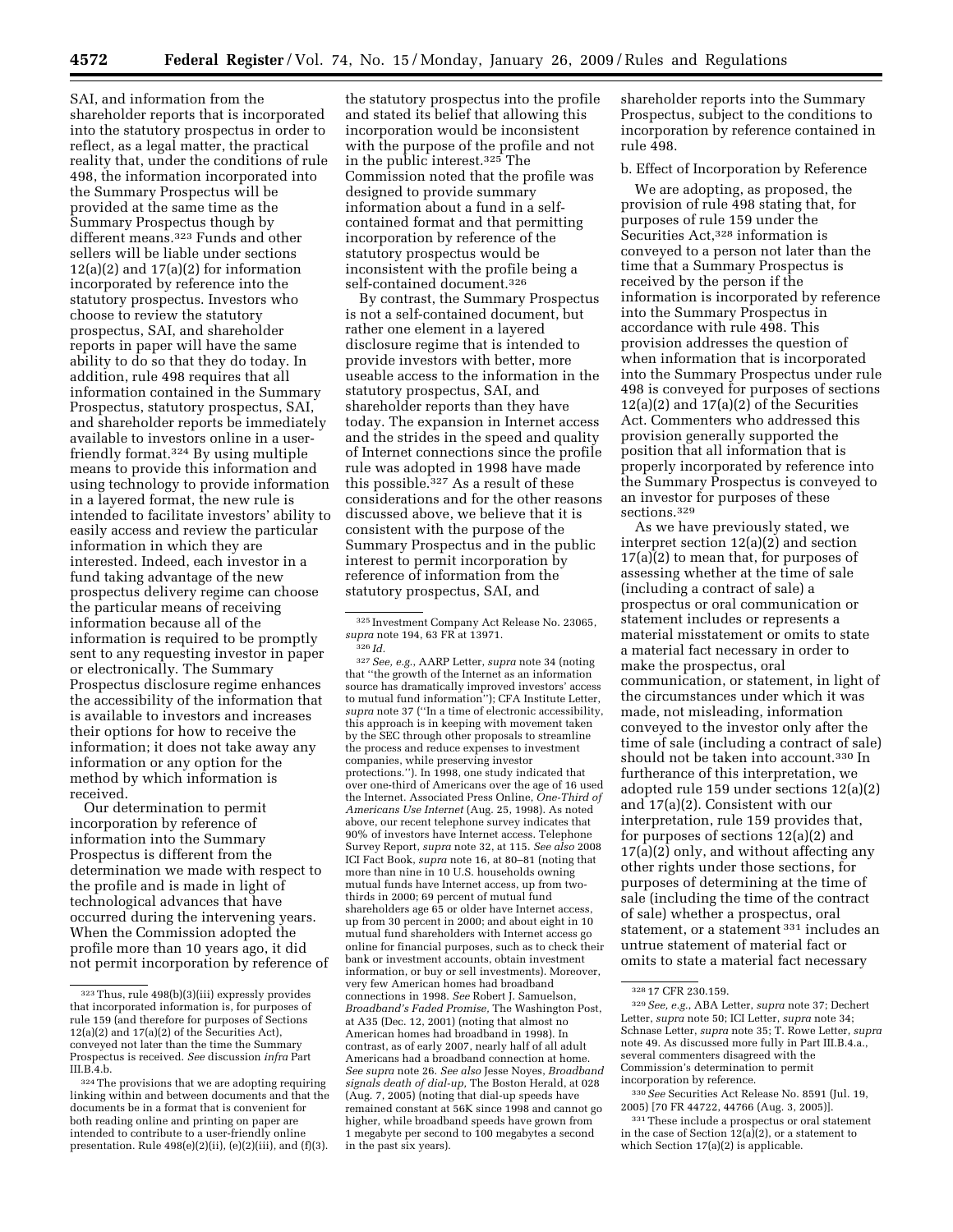SAI, and information from the shareholder reports that is incorporated into the statutory prospectus in order to reflect, as a legal matter, the practical reality that, under the conditions of rule 498, the information incorporated into the Summary Prospectus will be provided at the same time as the Summary Prospectus though by different means.[323] Funds and other sellers will be liable under sections 12(a)(2) and 17(a)(2) for information incorporated by reference into the statutory prospectus. Investors who choose to review the statutory prospectus, SAI, and shareholder reports in paper will have the same ability to do so that they do today. In addition, rule 498 requires that all information contained in the Summary Prospectus, statutory prospectus, SAI, and shareholder reports be immediately available to investors online in a user-friendly format.[324] By using multiple means to provide this information and using technology to provide information in a layered format, the new rule is intended to facilitate investors' ability to easily access and review the particular information in which they are interested. Indeed, each investor in a fund taking advantage of the new prospectus delivery regime can choose the particular means of receiving information because all of the information is required to be promptly sent to any requesting investor in paper or electronically. The Summary Prospectus disclosure regime enhances the accessibility of the information that is available to investors and increases their options for how to receive the information; it does not take away any information or any option for the method by which information is received.

Our determination to permit incorporation by reference of information into the Summary Prospectus is different from the determination we made with respect to the profile and is made in light of technological advances that have occurred during the intervening years. When the Commission adopted the profile more than 10 years ago, it did not permit incorporation by reference of the statutory prospectus into the profile and stated its belief that allowing this incorporation would be inconsistent with the purpose of the profile and not in the public interest.[325] The Commission noted that the profile was designed to provide summary information about a fund in a self-contained format and that permitting incorporation by reference of the statutory prospectus would be inconsistent with the profile being a self-contained document.[326]

By contrast, the Summary Prospectus is not a self-contained document, but rather one element in a layered disclosure regime that is intended to provide investors with better, more useable access to the information in the statutory prospectus, SAI, and shareholder reports than they have today. The expansion in Internet access and the strides in the speed and quality of Internet connections since the profile rule was adopted in 1998 have made this possible.[327] As a result of these considerations and for the other reasons discussed above, we believe that it is consistent with the purpose of the Summary Prospectus and in the public interest to permit incorporation by reference of information from the statutory prospectus, SAI, and shareholder reports into the Summary Prospectus, subject to the conditions to incorporation by reference contained in rule 498.

b. Effect of Incorporation by Reference

We are adopting, as proposed, the provision of rule 498 stating that, for purposes of rule 159 under the Securities Act,[328] information is conveyed to a person not later than the time that a Summary Prospectus is received by the person if the information is incorporated by reference into the Summary Prospectus in accordance with rule 498. This provision addresses the question of when information that is incorporated into the Summary Prospectus under rule 498 is conveyed for purposes of sections 12(a)(2) and 17(a)(2) of the Securities Act. Commenters who addressed this provision generally supported the position that all information that is properly incorporated by reference into the Summary Prospectus is conveyed to an investor for purposes of these sections.[329]

As we have previously stated, we interpret section 12(a)(2) and section 17(a)(2) to mean that, for purposes of assessing whether at the time of sale (including a contract of sale) a prospectus or oral communication or statement includes or represents a material misstatement or omits to state a material fact necessary in order to make the prospectus, oral communication, or statement, in light of the circumstances under which it was made, not misleading, information conveyed to the investor only after the time of sale (including a contract of sale) should not be taken into account.[330] In furtherance of this interpretation, we adopted rule 159 under sections 12(a)(2) and 17(a)(2). Consistent with our interpretation, rule 159 provides that, for purposes of sections 12(a)(2) and 17(a)(2) only, and without affecting any other rights under those sections, for purposes of determining at the time of sale (including the time of the contract of sale) whether a prospectus, oral statement, or a statement[331] includes an untrue statement of material fact or omits to state a material fact necessary

---

[323] Thus, rule 498(b)(3)(iii) expressly provides that incorporated information is, for purposes of rule 159 (and therefore for purposes of Sections 12(a)(2) and 17(a)(2) of the Securities Act), conveyed not later than the time the Summary Prospectus is received. *See* discussion *infra* Part III.B.4.b.

[324] The provisions that we are adopting requiring linking within and between documents and that the documents be in a format that is convenient for both reading online and printing on paper are intended to contribute to a user-friendly online presentation. Rule 498(e)(2)(ii), (e)(2)(iii), and (f)(3).

[325] Investment Company Act Release No. 23065, *supra* note 194, 63 FR at 13971.

[326] *Id.*

[327] *See, e.g.*, AARP Letter, *supra* note 34 (noting that "the growth of the Internet as an information source has dramatically improved investors' access to mutual fund information"); CFA Institute Letter, *supra* note 37 ("In a time of electronic accessibility, this approach is in keeping with movement taken by the SEC through other proposals to streamline the process and reduce expenses to investment companies, while preserving investor protections."). In 1998, one study indicated that over one-third of Americans over the age of 16 used the Internet. Associated Press Online, *One-Third of Americans Use Internet* (Aug. 25, 1998). As noted above, our recent telephone survey indicates that 90% of investors have Internet access. Telephone Survey Report, *supra* note 32, at 115. *See also* 2008 ICI Fact Book, *supra* note 16, at 80–81 (noting that more than nine in 10 U.S. households owning mutual funds have Internet access, up from two-thirds in 2000; 69 percent of mutual fund shareholders age 65 or older have Internet access, up from 30 percent in 2000; and about eight in 10 mutual fund shareholders with Internet access go online for financial purposes, such as to check their bank or investment accounts, obtain investment information, or buy or sell investments). Moreover, very few American homes had broadband connections in 1998. *See* Robert J. Samuelson, *Broadband's Faded Promise,* The Washington Post, at A35 (Dec. 12, 2001) (noting that almost no American homes had broadband in 1998). In contrast, as of early 2007, nearly half of all adult Americans had a broadband connection at home. *See supra* note 26. *See also* Jesse Noyes, *Broadband signals death of dial-up,* The Boston Herald, at 028 (Aug. 7, 2005) (noting that dial-up speeds have remained constant at 56K since 1998 and cannot go higher, while broadband speeds have grown from 1 megabyte per second to 100 megabytes a second in the past six years).

[328] 17 CFR 230.159.

[329] *See, e.g.*, ABA Letter, *supra* note 37; Dechert Letter, *supra* note 50; ICI Letter, *supra* note 34; Schnase Letter, *supra* note 35; T. Rowe Letter, *supra* note 49. As discussed more fully in Part III.B.4.a., several commenters disagreed with the Commission's determination to permit incorporation by reference.

[330] *See* Securities Act Release No. 8591 (Jul. 19, 2005) [70 FR 44722, 44766 (Aug. 3, 2005)].

[331] These include a prospectus or oral statement in the case of Section 12(a)(2), or a statement to which Section 17(a)(2) is applicable.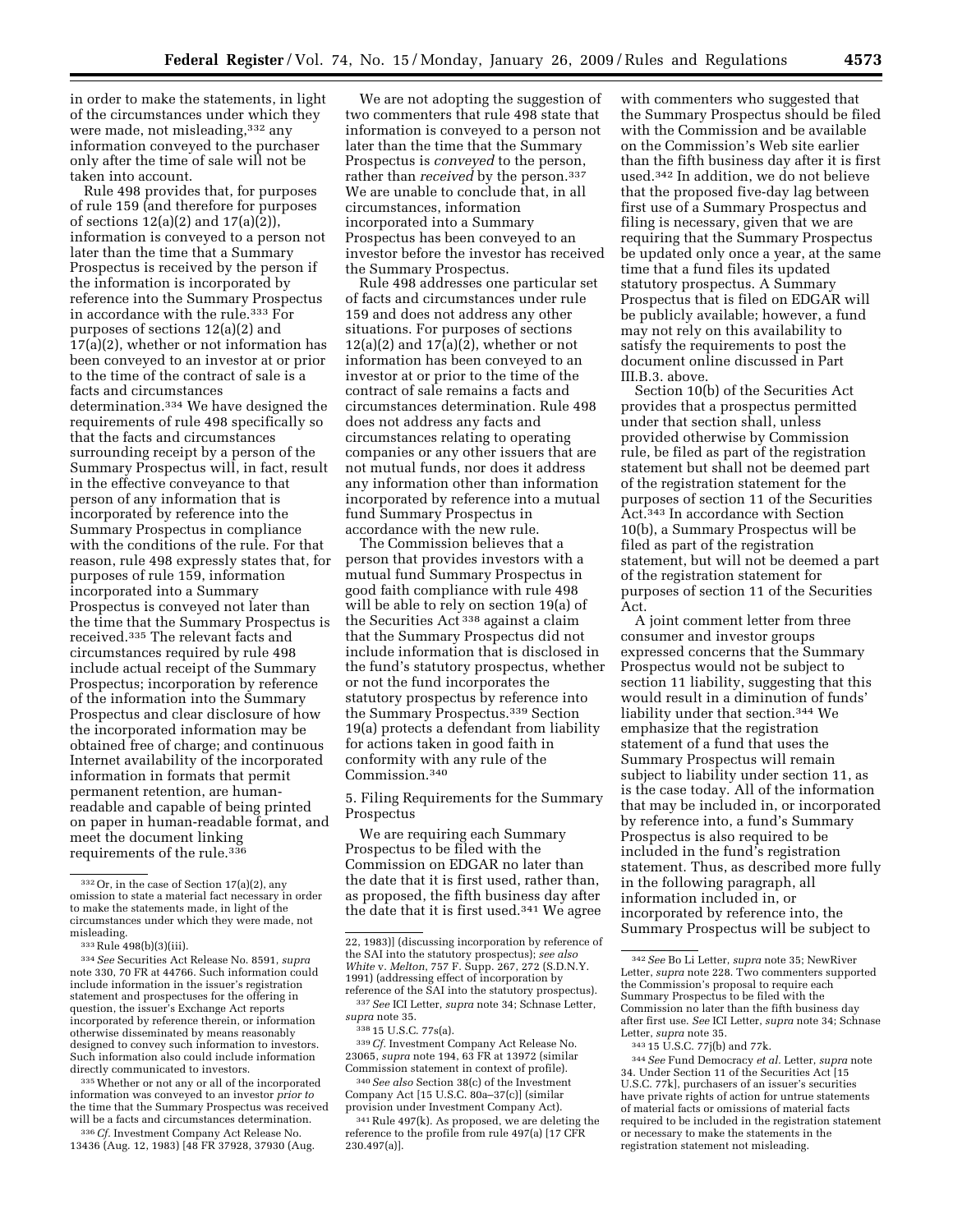in order to make the statements, in light of the circumstances under which they were made, not misleading,[332] any information conveyed to the purchaser only after the time of sale will not be taken into account.

Rule 498 provides that, for purposes of rule 159 (and therefore for purposes of sections 12(a)(2) and 17(a)(2)), information is conveyed to a person not later than the time that a Summary Prospectus is received by the person if the information is incorporated by reference into the Summary Prospectus in accordance with the rule.[333] For purposes of sections 12(a)(2) and 17(a)(2), whether or not information has been conveyed to an investor at or prior to the time of the contract of sale is a facts and circumstances determination.[334] We have designed the requirements of rule 498 specifically so that the facts and circumstances surrounding receipt by a person of the Summary Prospectus will, in fact, result in the effective conveyance to that person of any information that is incorporated by reference into the Summary Prospectus in compliance with the conditions of the rule. For that reason, rule 498 expressly states that, for purposes of rule 159, information incorporated into a Summary Prospectus is conveyed not later than the time that the Summary Prospectus is received.[335] The relevant facts and circumstances required by rule 498 include actual receipt of the Summary Prospectus; incorporation by reference of the information into the Summary Prospectus and clear disclosure of how the incorporated information may be obtained free of charge; and continuous Internet availability of the incorporated information in formats that permit permanent retention, are human-readable and capable of being printed on paper in human-readable format, and meet the document linking requirements of the rule.[336]

We are not adopting the suggestion of two commenters that rule 498 state that information is conveyed to a person not later than the time that the Summary Prospectus is *conveyed* to the person, rather than *received* by the person.[337] We are unable to conclude that, in all circumstances, information incorporated into a Summary Prospectus has been conveyed to an investor before the investor has received the Summary Prospectus.

Rule 498 addresses one particular set of facts and circumstances under rule 159 and does not address any other situations. For purposes of sections 12(a)(2) and 17(a)(2), whether or not information has been conveyed to an investor at or prior to the time of the contract of sale remains a facts and circumstances determination. Rule 498 does not address any facts and circumstances relating to operating companies or any other issuers that are not mutual funds, nor does it address any information other than information incorporated by reference into a mutual fund Summary Prospectus in accordance with the new rule.

The Commission believes that a person that provides investors with a mutual fund Summary Prospectus in good faith compliance with rule 498 will be able to rely on section 19(a) of the Securities Act[338] against a claim that the Summary Prospectus did not include information that is disclosed in the fund's statutory prospectus, whether or not the fund incorporates the statutory prospectus by reference into the Summary Prospectus.[339] Section 19(a) protects a defendant from liability for actions taken in good faith in conformity with any rule of the Commission.[340]

5. Filing Requirements for the Summary Prospectus

We are requiring each Summary Prospectus to be filed with the Commission on EDGAR no later than the date that it is first used, rather than, as proposed, the fifth business day after the date that it is first used.[341] We agree with commenters who suggested that the Summary Prospectus should be filed with the Commission and be available on the Commission's Web site earlier than the fifth business day after it is first used.[342] In addition, we do not believe that the proposed five-day lag between first use of a Summary Prospectus and filing is necessary, given that we are requiring that the Summary Prospectus be updated only once a year, at the same time that a fund files its updated statutory prospectus. A Summary Prospectus that is filed on EDGAR will be publicly available; however, a fund may not rely on this availability to satisfy the requirements to post the document online discussed in Part III.B.3. above.

Section 10(b) of the Securities Act provides that a prospectus permitted under that section shall, unless provided otherwise by Commission rule, be filed as part of the registration statement but shall not be deemed part of the registration statement for the purposes of section 11 of the Securities Act.[343] In accordance with Section 10(b), a Summary Prospectus will be filed as part of the registration statement, but will not be deemed a part of the registration statement for purposes of section 11 of the Securities Act.

A joint comment letter from three consumer and investor groups expressed concerns that the Summary Prospectus would not be subject to section 11 liability, suggesting that this would result in a diminution of funds' liability under that section.[344] We emphasize that the registration statement of a fund that uses the Summary Prospectus will remain subject to liability under section 11, as is the case today. All of the information that may be included in, or incorporated by reference into, a fund's Summary Prospectus is also required to be included in the fund's registration statement. Thus, as described more fully in the following paragraph, all information included in, or incorporated by reference into, the Summary Prospectus will be subject to

---

[332] Or, in the case of Section 17(a)(2), any omission to state a material fact necessary in order to make the statements made, in light of the circumstances under which they were made, not misleading.

[333] Rule 498(b)(3)(iii).

[334] *See* Securities Act Release No. 8591, *supra* note 330, 70 FR at 44766. Such information could include information in the issuer's registration statement and prospectuses for the offering in question, the issuer's Exchange Act reports incorporated by reference therein, or information otherwise disseminated by means reasonably designed to convey such information to investors. Such information also could include information directly communicated to investors.

[335] Whether or not any or all of the incorporated information was conveyed to an investor *prior to* the time that the Summary Prospectus was received will be a facts and circumstances determination.

[336] *Cf.* Investment Company Act Release No. 13436 (Aug. 12, 1983) [48 FR 37928, 37930 (Aug. 22, 1983)] (discussing incorporation by reference of the SAI into the statutory prospectus); *see also White* v. *Melton*, 757 F. Supp. 267, 272 (S.D.N.Y. 1991) (addressing effect of incorporation by reference of the SAI into the statutory prospectus).

[337] *See* ICI Letter, *supra* note 34; Schnase Letter, *supra* note 35.

[338] 15 U.S.C. 77s(a).

[339] *Cf.* Investment Company Act Release No. 23065, *supra* note 194, 63 FR at 13972 (similar Commission statement in context of profile).

[340] *See also* Section 38(c) of the Investment Company Act [15 U.S.C. 80a–37(c)] (similar provision under Investment Company Act).

[341] Rule 497(k). As proposed, we are deleting the reference to the profile from rule 497(a) [17 CFR 230.497(a)].

[342] *See* Bo Li Letter, *supra* note 35; NewRiver Letter, *supra* note 228. Two commenters supported the Commission's proposal to require each Summary Prospectus to be filed with the Commission no later than the fifth business day after first use. *See* ICI Letter, *supra* note 34; Schnase Letter, *supra* note 35.

[343] 15 U.S.C. 77j(b) and 77k.

[344] *See* Fund Democracy *et al.* Letter, *supra* note 34. Under Section 11 of the Securities Act [15 U.S.C. 77k], purchasers of an issuer's securities have private rights of action for untrue statements of material facts or omissions of material facts required to be included in the registration statement or necessary to make the statements in the registration statement not misleading.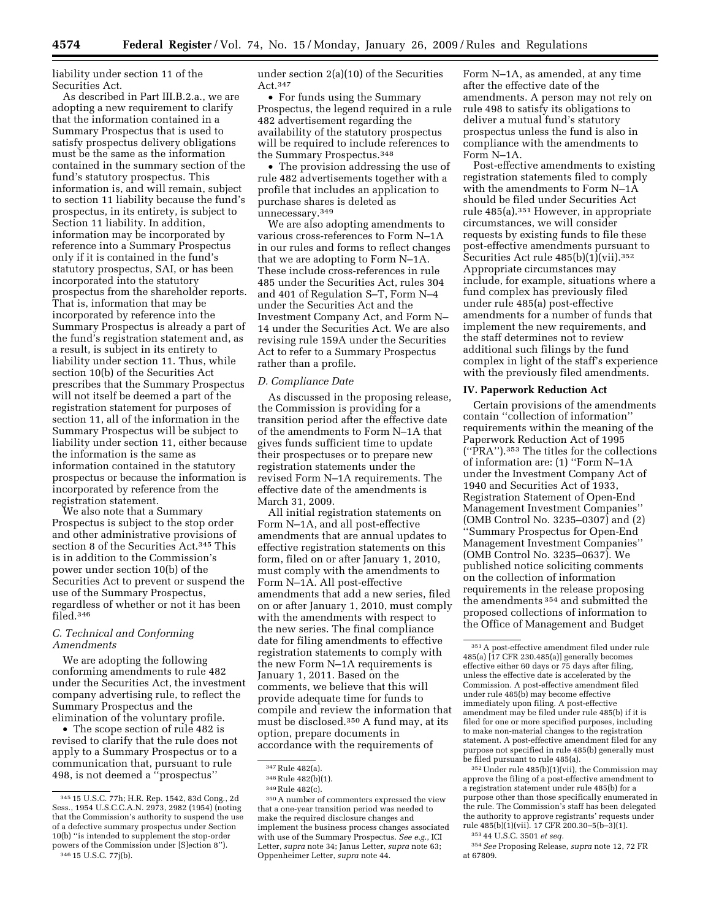liability under section 11 of the Securities Act.

As described in Part III.B.2.a., we are adopting a new requirement to clarify that the information contained in a Summary Prospectus that is used to satisfy prospectus delivery obligations must be the same as the information contained in the summary section of the fund's statutory prospectus. This information is, and will remain, subject to section 11 liability because the fund's prospectus, in its entirety, is subject to Section 11 liability. In addition, information may be incorporated by reference into a Summary Prospectus only if it is contained in the fund's statutory prospectus, SAI, or has been incorporated into the statutory prospectus from the shareholder reports. That is, information that may be incorporated by reference into the Summary Prospectus is already a part of the fund's registration statement and, as a result, is subject in its entirety to liability under section 11. Thus, while section 10(b) of the Securities Act prescribes that the Summary Prospectus will not itself be deemed a part of the registration statement for purposes of section 11, all of the information in the Summary Prospectus will be subject to liability under section 11, either because the information is the same as information contained in the statutory prospectus or because the information is incorporated by reference from the registration statement.

We also note that a Summary Prospectus is subject to the stop order and other administrative provisions of section 8 of the Securities Act.[345] This is in addition to the Commission's power under section 10(b) of the Securities Act to prevent or suspend the use of the Summary Prospectus, regardless of whether or not it has been filed.[346]

### C. Technical and Conforming Amendments

We are adopting the following conforming amendments to rule 482 under the Securities Act, the investment company advertising rule, to reflect the Summary Prospectus and the elimination of the voluntary profile.

- The scope section of rule 482 is revised to clarify that the rule does not apply to a Summary Prospectus or to a communication that, pursuant to rule 498, is not deemed a "prospectus" under section 2(a)(10) of the Securities Act.[347]
- For funds using the Summary Prospectus, the legend required in a rule 482 advertisement regarding the availability of the statutory prospectus will be required to include references to the Summary Prospectus.[348]
- The provision addressing the use of rule 482 advertisements together with a profile that includes an application to purchase shares is deleted as unnecessary.[349]

We are also adopting amendments to various cross-references to Form N–1A in our rules and forms to reflect changes that we are adopting to Form N–1A. These include cross-references in rule 485 under the Securities Act, rules 304 and 401 of Regulation S–T, Form N–4 under the Securities Act and the Investment Company Act, and Form N–14 under the Securities Act. We are also revising rule 159A under the Securities Act to refer to a Summary Prospectus rather than a profile.

### D. Compliance Date

As discussed in the proposing release, the Commission is providing for a transition period after the effective date of the amendments to Form N–1A that gives funds sufficient time to update their prospectuses or to prepare new registration statements under the revised Form N–1A requirements. The effective date of the amendments is March 31, 2009.

All initial registration statements on Form N–1A, and all post-effective amendments that are annual updates to effective registration statements on this form, filed on or after January 1, 2010, must comply with the amendments to Form N–1A. All post-effective amendments that add a new series, filed on or after January 1, 2010, must comply with the amendments with respect to the new series. The final compliance date for filing amendments to effective registration statements to comply with the new Form N–1A requirements is January 1, 2011. Based on the comments, we believe that this will provide adequate time for funds to compile and review the information that must be disclosed.[350] A fund may, at its option, prepare documents in accordance with the requirements of Form N–1A, as amended, at any time after the effective date of the amendments. A person may not rely on rule 498 to satisfy its obligations to deliver a mutual fund's statutory prospectus unless the fund is also in compliance with the amendments to Form N–1A.

Post-effective amendments to existing registration statements filed to comply with the amendments to Form N–1A should be filed under Securities Act rule 485(a).[351] However, in appropriate circumstances, we will consider requests by existing funds to file these post-effective amendments pursuant to Securities Act rule 485(b)(1)(vii).[352] Appropriate circumstances may include, for example, situations where a fund complex has previously filed under rule 485(a) post-effective amendments for a number of funds that implement the new requirements, and the staff determines not to review additional such filings by the fund complex in light of the staff's experience with the previously filed amendments.

## IV. Paperwork Reduction Act

Certain provisions of the amendments contain "collection of information" requirements within the meaning of the Paperwork Reduction Act of 1995 ("PRA").[353] The titles for the collections of information are: (1) "Form N–1A under the Investment Company Act of 1940 and Securities Act of 1933, Registration Statement of Open-End Management Investment Companies" (OMB Control No. 3235–0307) and (2) "Summary Prospectus for Open-End Management Investment Companies" (OMB Control No. 3235–0637). We published notice soliciting comments on the collection of information requirements in the release proposing the amendments[354] and submitted the proposed collections of information to the Office of Management and Budget

---

[345] 15 U.S.C. 77h; H.R. Rep. 1542, 83d Cong., 2d Sess., 1954 U.S.C.C.A.N. 2973, 2982 (1954) (noting that the Commission's authority to suspend the use of a defective summary prospectus under Section 10(b) "is intended to supplement the stop-order powers of the Commission under [S]ection 8").

[346] 15 U.S.C. 77j(b).

[347] Rule 482(a).

[348] Rule 482(b)(1).

[349] Rule 482(c).

[350] A number of commenters expressed the view that a one-year transition period was needed to make the required disclosure changes and implement the business process changes associated with use of the Summary Prospectus. *See e.g.*, ICI Letter, *supra* note 34; Janus Letter, *supra* note 63; Oppenheimer Letter, *supra* note 44.

[351] A post-effective amendment filed under rule 485(a) [17 CFR 230.485(a)] generally becomes effective either 60 days or 75 days after filing, unless the effective date is accelerated by the Commission. A post-effective amendment filed under rule 485(b) may become effective immediately upon filing. A post-effective amendment may be filed under rule 485(b) if it is filed for one or more specified purposes, including to make non-material changes to the registration statement. A post-effective amendment filed for any purpose not specified in rule 485(b) generally must be filed pursuant to rule 485(a).

[352] Under rule 485(b)(1)(vii), the Commission may approve the filing of a post-effective amendment to a registration statement under rule 485(b) for a purpose other than those specifically enumerated in the rule. The Commission's staff has been delegated the authority to approve registrants' requests under rule 485(b)(1)(vii). 17 CFR 200.30–5(b–3)(1).

[353] 44 U.S.C. 3501 *et seq.*

[354] *See* Proposing Release, *supra* note 12, 72 FR at 67809.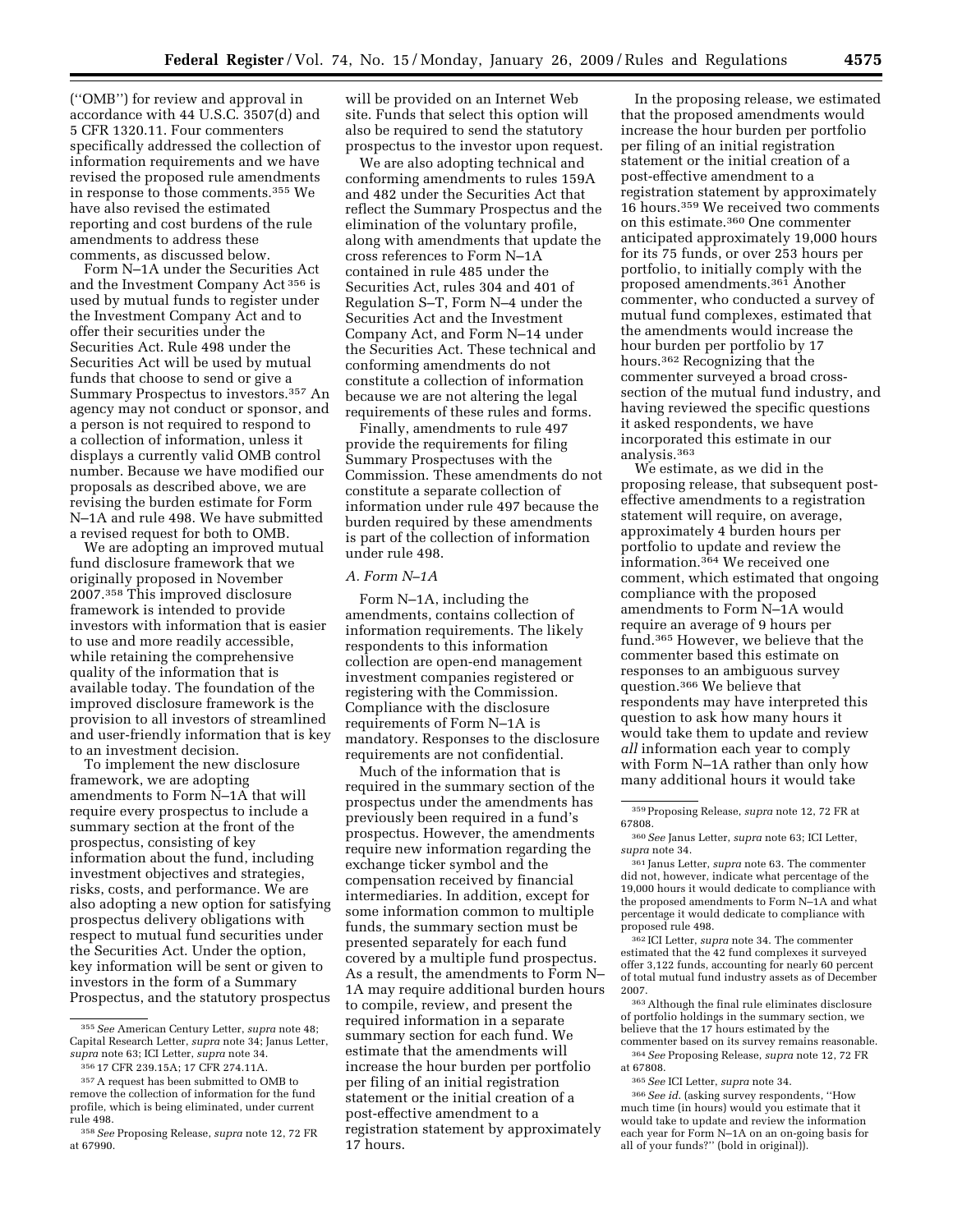(''OMB'') for review and approval in accordance with 44 U.S.C. 3507(d) and 5 CFR 1320.11. Four commenters specifically addressed the collection of information requirements and we have revised the proposed rule amendments in response to those comments.[355] We have also revised the estimated reporting and cost burdens of the rule amendments to address these comments, as discussed below.

Form N–1A under the Securities Act and the Investment Company Act[356] is used by mutual funds to register under the Investment Company Act and to offer their securities under the Securities Act. Rule 498 under the Securities Act will be used by mutual funds that choose to send or give a Summary Prospectus to investors.[357] An agency may not conduct or sponsor, and a person is not required to respond to a collection of information, unless it displays a currently valid OMB control number. Because we have modified our proposals as described above, we are revising the burden estimate for Form N–1A and rule 498. We have submitted a revised request for both to OMB.

We are adopting an improved mutual fund disclosure framework that we originally proposed in November 2007.[358] This improved disclosure framework is intended to provide investors with information that is easier to use and more readily accessible, while retaining the comprehensive quality of the information that is available today. The foundation of the improved disclosure framework is the provision to all investors of streamlined and user-friendly information that is key to an investment decision.

To implement the new disclosure framework, we are adopting amendments to Form N–1A that will require every prospectus to include a summary section at the front of the prospectus, consisting of key information about the fund, including investment objectives and strategies, risks, costs, and performance. We are also adopting a new option for satisfying prospectus delivery obligations with respect to mutual fund securities under the Securities Act. Under the option, key information will be sent or given to investors in the form of a Summary Prospectus, and the statutory prospectus will be provided on an Internet Web site. Funds that select this option will also be required to send the statutory prospectus to the investor upon request.

We are also adopting technical and conforming amendments to rules 159A and 482 under the Securities Act that reflect the Summary Prospectus and the elimination of the voluntary profile, along with amendments that update the cross references to Form N–1A contained in rule 485 under the Securities Act, rules 304 and 401 of Regulation S–T, Form N–4 under the Securities Act and the Investment Company Act, and Form N–14 under the Securities Act. These technical and conforming amendments do not constitute a collection of information because we are not altering the legal requirements of these rules and forms.

Finally, amendments to rule 497 provide the requirements for filing Summary Prospectuses with the Commission. These amendments do not constitute a separate collection of information under rule 497 because the burden required by these amendments is part of the collection of information under rule 498.

### A. Form N–1A

Form N–1A, including the amendments, contains collection of information requirements. The likely respondents to this information collection are open-end management investment companies registered or registering with the Commission. Compliance with the disclosure requirements of Form N–1A is mandatory. Responses to the disclosure requirements are not confidential.

Much of the information that is required in the summary section of the prospectus under the amendments has previously been required in a fund's prospectus. However, the amendments require new information regarding the exchange ticker symbol and the compensation received by financial intermediaries. In addition, except for some information common to multiple funds, the summary section must be presented separately for each fund covered by a multiple fund prospectus. As a result, the amendments to Form N–1A may require additional burden hours to compile, review, and present the required information in a separate summary section for each fund. We estimate that the amendments will increase the hour burden per portfolio per filing of an initial registration statement or the initial creation of a post-effective amendment to a registration statement by approximately 17 hours.

In the proposing release, we estimated that the proposed amendments would increase the hour burden per portfolio per filing of an initial registration statement or the initial creation of a post-effective amendment to a registration statement by approximately 16 hours.[359] We received two comments on this estimate.[360] One commenter anticipated approximately 19,000 hours for its 75 funds, or over 253 hours per portfolio, to initially comply with the proposed amendments.[361] Another commenter, who conducted a survey of mutual fund complexes, estimated that the amendments would increase the hour burden per portfolio by 17 hours.[362] Recognizing that the commenter surveyed a broad cross-section of the mutual fund industry, and having reviewed the specific questions it asked respondents, we have incorporated this estimate in our analysis.[363]

We estimate, as we did in the proposing release, that subsequent post-effective amendments to a registration statement will require, on average, approximately 4 burden hours per portfolio to update and review the information.[364] We received one comment, which estimated that ongoing compliance with the proposed amendments to Form N–1A would require an average of 9 hours per fund.[365] However, we believe that the commenter based this estimate on responses to an ambiguous survey question.[366] We believe that respondents may have interpreted this question to ask how many hours it would take them to update and review *all* information each year to comply with Form N–1A rather than only how many additional hours it would take

---

[355] *See* American Century Letter, *supra* note 48; Capital Research Letter, *supra* note 34; Janus Letter, *supra* note 63; ICI Letter, *supra* note 34.

[356] 17 CFR 239.15A; 17 CFR 274.11A.

[357] A request has been submitted to OMB to remove the collection of information for the fund profile, which is being eliminated, under current rule 498.

[358] *See* Proposing Release, *supra* note 12, 72 FR at 67990.

[359] Proposing Release, *supra* note 12, 72 FR at 67808.

[360] *See* Janus Letter, *supra* note 63; ICI Letter, *supra* note 34.

[361] Janus Letter, *supra* note 63. The commenter did not, however, indicate what percentage of the 19,000 hours it would dedicate to compliance with the proposed amendments to Form N–1A and what percentage it would dedicate to compliance with proposed rule 498.

[362] ICI Letter, *supra* note 34. The commenter estimated that the 42 fund complexes it surveyed offer 3,122 funds, accounting for nearly 60 percent of total mutual fund industry assets as of December 2007.

[363] Although the final rule eliminates disclosure of portfolio holdings in the summary section, we believe that the 17 hours estimated by the commenter based on its survey remains reasonable.

[364] *See* Proposing Release, *supra* note 12, 72 FR at 67808.

[365] *See* ICI Letter, *supra* note 34.

[366] *See id.* (asking survey respondents, ''How much time (in hours) would you estimate that it would take to update and review the information each year for Form N–1A on an on-going basis for all of your funds?'' (bold in original)).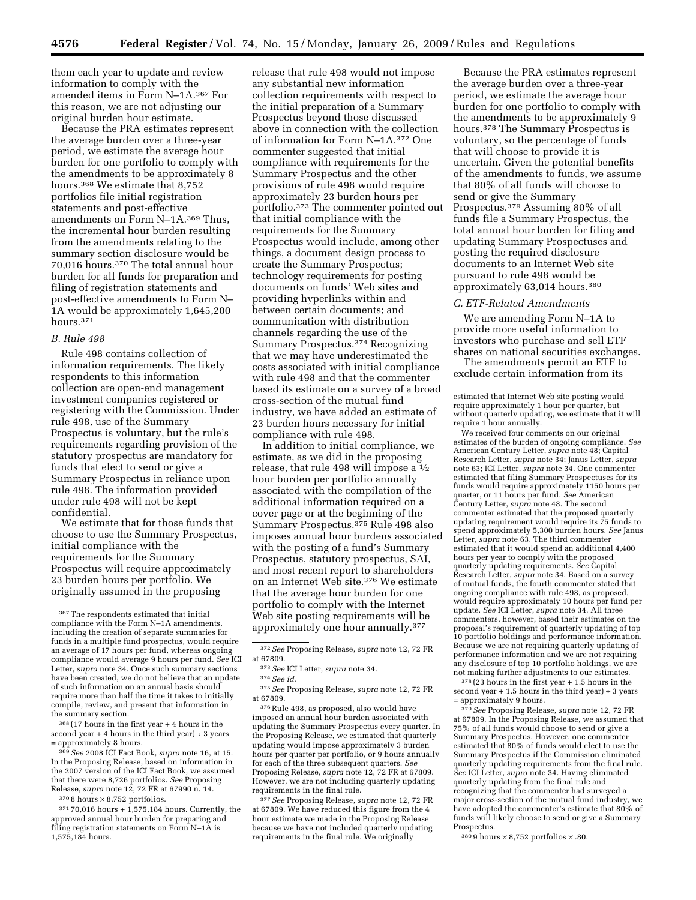them each year to update and review information to comply with the amended items in Form N–1A.[367] For this reason, we are not adjusting our original burden hour estimate.

Because the PRA estimates represent the average burden over a three-year period, we estimate the average hour burden for one portfolio to comply with the amendments to be approximately 8 hours.[368] We estimate that 8,752 portfolios file initial registration statements and post-effective amendments on Form N–1A.[369] Thus, the incremental hour burden resulting from the amendments relating to the summary section disclosure would be 70,016 hours.[370] The total annual hour burden for all funds for preparation and filing of registration statements and post-effective amendments to Form N–1A would be approximately 1,645,200 hours.[371]

### B. Rule 498

Rule 498 contains collection of information requirements. The likely respondents to this information collection are open-end management investment companies registered or registering with the Commission. Under rule 498, use of the Summary Prospectus is voluntary, but the rule's requirements regarding provision of the statutory prospectus are mandatory for funds that elect to send or give a Summary Prospectus in reliance upon rule 498. The information provided under rule 498 will not be kept confidential.

We estimate that for those funds that choose to use the Summary Prospectus, initial compliance with the requirements for the Summary Prospectus will require approximately 23 burden hours per portfolio. We originally assumed in the proposing release that rule 498 would not impose any substantial new information collection requirements with respect to the initial preparation of a Summary Prospectus beyond those discussed above in connection with the collection of information for Form N–1A.[372] One commenter suggested that initial compliance with requirements for the Summary Prospectus and the other provisions of rule 498 would require approximately 23 burden hours per portfolio.[373] The commenter pointed out that initial compliance with the requirements for the Summary Prospectus would include, among other things, a document design process to create the Summary Prospectus; technology requirements for posting documents on funds' Web sites and providing hyperlinks within and between certain documents; and communication with distribution channels regarding the use of the Summary Prospectus.[374] Recognizing that we may have underestimated the costs associated with initial compliance with rule 498 and that the commenter based its estimate on a survey of a broad cross-section of the mutual fund industry, we have added an estimate of 23 burden hours necessary for initial compliance with rule 498.

In addition to initial compliance, we estimate, as we did in the proposing release, that rule 498 will impose a ½ hour burden per portfolio annually associated with the compilation of the additional information required on a cover page or at the beginning of the Summary Prospectus.[375] Rule 498 also imposes annual hour burdens associated with the posting of a fund's Summary Prospectus, statutory prospectus, SAI, and most recent report to shareholders on an Internet Web site.[376] We estimate that the average hour burden for one portfolio to comply with the Internet Web site posting requirements will be approximately one hour annually.[377]

Because the PRA estimates represent the average burden over a three-year period, we estimate the average hour burden for one portfolio to comply with the amendments to be approximately 9 hours.[378] The Summary Prospectus is voluntary, so the percentage of funds that will choose to provide it is uncertain. Given the potential benefits of the amendments to funds, we assume that 80% of all funds will choose to send or give the Summary Prospectus.[379] Assuming 80% of all funds file a Summary Prospectus, the total annual hour burden for filing and updating Summary Prospectuses and posting the required disclosure documents to an Internet Web site pursuant to rule 498 would be approximately 63,014 hours.[380]

### C. ETF-Related Amendments

We are amending Form N–1A to provide more useful information to investors who purchase and sell ETF shares on national securities exchanges.

The amendments permit an ETF to exclude certain information from its

---

[367] The respondents estimated that initial compliance with the Form N–1A amendments, including the creation of separate summaries for funds in a multiple fund prospectus, would require an average of 17 hours per fund, whereas ongoing compliance would average 9 hours per fund. *See* ICI Letter, *supra* note 34. Once such summary sections have been created, we do not believe that an update of such information on an annual basis should require more than half the time it takes to initially compile, review, and present that information in the summary section.

[368] (17 hours in the first year + 4 hours in the second year + 4 hours in the third year) ÷ 3 years = approximately 8 hours.

[369] *See* 2008 ICI Fact Book, *supra* note 16, at 15. In the Proposing Release, based on information in the 2007 version of the ICI Fact Book, we assumed that there were 8,726 portfolios. *See* Proposing Release, *supra* note 12, 72 FR at 67990 n. 14.

[370] 8 hours × 8,752 portfolios.

[371] 70,016 hours + 1,575,184 hours. Currently, the approved annual hour burden for preparing and filing registration statements on Form N–1A is 1,575,184 hours.

[372] *See* Proposing Release, *supra* note 12, 72 FR at 67809.

[373] *See* ICI Letter, *supra* note 34.

[374] *See id.*

[375] *See* Proposing Release, *supra* note 12, 72 FR at 67809.

[376] Rule 498, as proposed, also would have imposed an annual hour burden associated with updating the Summary Prospectus every quarter. In the Proposing Release, we estimated that quarterly updating would impose approximately 3 burden hours per quarter per portfolio, or 9 hours annually for each of the three subsequent quarters. *See* Proposing Release, *supra* note 12, 72 FR at 67809. However, we are not including quarterly updating requirements in the final rule.

[377] *See* Proposing Release, *supra* note 12, 72 FR at 67809. We have reduced this figure from the 4 hour estimate we made in the Proposing Release because we have not included quarterly updating requirements in the final rule. We originally estimated that Internet Web site posting would require approximately 1 hour per quarter, but without quarterly updating, we estimate that it will require 1 hour annually.

We received four comments on our original estimates of the burden of ongoing compliance. *See* American Century Letter, *supra* note 48; Capital Research Letter, *supra* note 34; Janus Letter, *supra* note 63; ICI Letter, *supra* note 34. One commenter estimated that filing Summary Prospectuses for its funds would require approximately 1150 hours per quarter, or 11 hours per fund. *See* American Century Letter, *supra* note 48. The second commenter estimated that the proposed quarterly updating requirement would require its 75 funds to spend approximately 5,300 burden hours. *See* Janus Letter, *supra* note 63. The third commenter estimated that it would spend an additional 4,400 hours per year to comply with the proposed quarterly updating requirements. *See* Capital Research Letter, *supra* note 34. Based on a survey of mutual funds, the fourth commenter stated that ongoing compliance with rule 498, as proposed, would require approximately 10 hours per fund per update. *See* ICI Letter, *supra* note 34. All three commenters, however, based their estimates on the proposal's requirement of quarterly updating of top 10 portfolio holdings and performance information. Because we are not requiring quarterly updating of performance information and we are not requiring any disclosure of top 10 portfolio holdings, we are not making further adjustments to our estimates.

[378] (23 hours in the first year + 1.5 hours in the second year + 1.5 hours in the third year) ÷ 3 years = approximately 9 hours.

[379] *See* Proposing Release, *supra* note 12, 72 FR at 67809. In the Proposing Release, we assumed that 75% of all funds would choose to send or give a Summary Prospectus. However, one commenter estimated that 80% of funds would elect to use the Summary Prospectus if the Commission eliminated quarterly updating requirements from the final rule. *See* ICI Letter, *supra* note 34. Having eliminated quarterly updating from the final rule and recognizing that the commenter had surveyed a major cross-section of the mutual fund industry, we have adopted the commenter's estimate that 80% of funds will likely choose to send or give a Summary Prospectus.

[380] 9 hours × 8,752 portfolios × .80.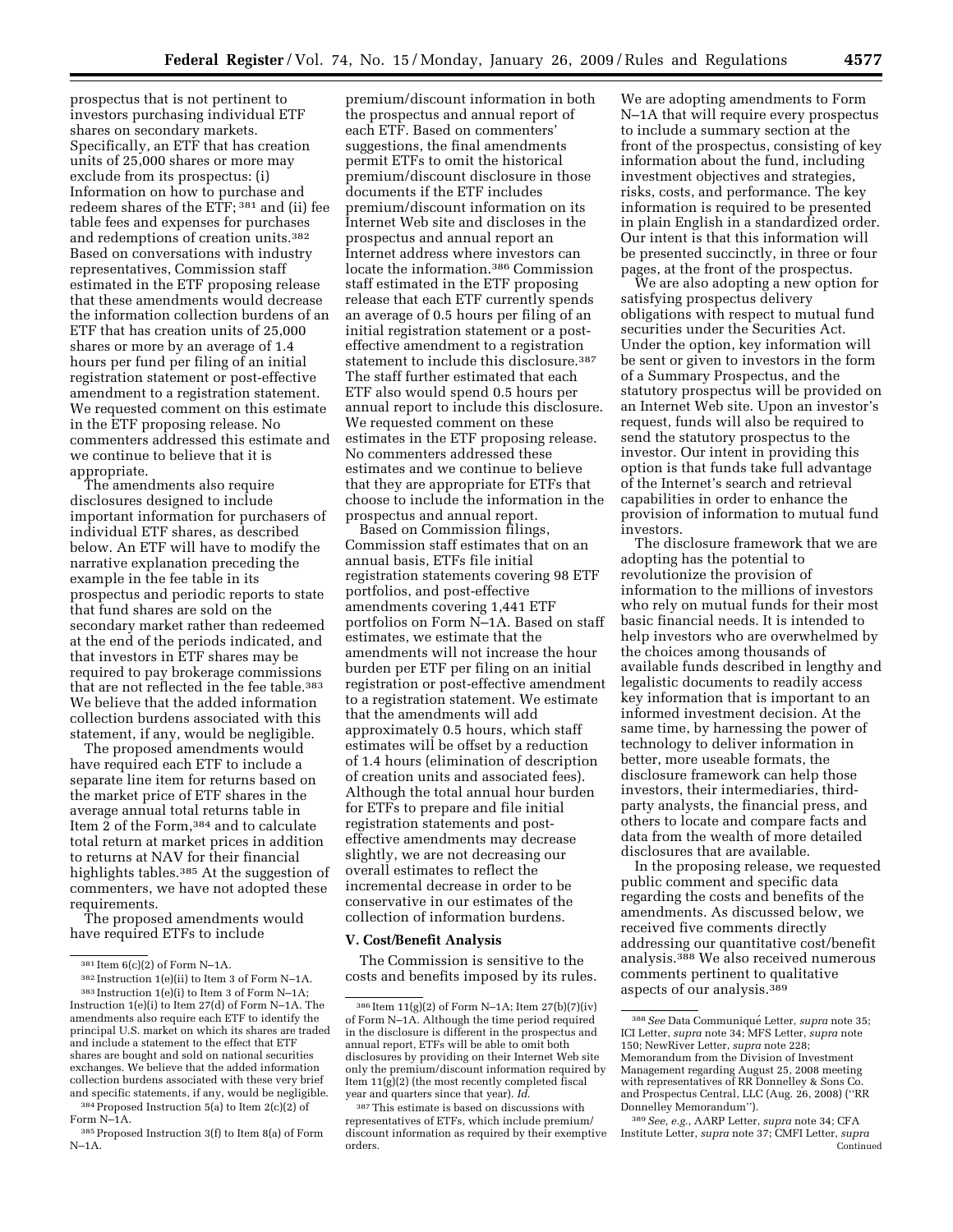prospectus that is not pertinent to investors purchasing individual ETF shares on secondary markets. Specifically, an ETF that has creation units of 25,000 shares or more may exclude from its prospectus: (i) Information on how to purchase and redeem shares of the ETF; [381] and (ii) fee table fees and expenses for purchases and redemptions of creation units.[382] Based on conversations with industry representatives, Commission staff estimated in the ETF proposing release that these amendments would decrease the information collection burdens of an ETF that has creation units of 25,000 shares or more by an average of 1.4 hours per fund per filing of an initial registration statement or post-effective amendment to a registration statement. We requested comment on this estimate in the ETF proposing release. No commenters addressed this estimate and we continue to believe that it is appropriate.

The amendments also require disclosures designed to include important information for purchasers of individual ETF shares, as described below. An ETF will have to modify the narrative explanation preceding the example in the fee table in its prospectus and periodic reports to state that fund shares are sold on the secondary market rather than redeemed at the end of the periods indicated, and that investors in ETF shares may be required to pay brokerage commissions that are not reflected in the fee table.[383] We believe that the added information collection burdens associated with this statement, if any, would be negligible.

The proposed amendments would have required each ETF to include a separate line item for returns based on the market price of ETF shares in the average annual total returns table in Item 2 of the Form,[384] and to calculate total return at market prices in addition to returns at NAV for their financial highlights tables.[385] At the suggestion of commenters, we have not adopted these requirements.

The proposed amendments would have required ETFs to include premium/discount information in both the prospectus and annual report of each ETF. Based on commenters' suggestions, the final amendments permit ETFs to omit the historical premium/discount disclosure in those documents if the ETF includes premium/discount information on its Internet Web site and discloses in the prospectus and annual report an Internet address where investors can locate the information.[386] Commission staff estimated in the ETF proposing release that each ETF currently spends an average of 0.5 hours per filing of an initial registration statement or a post-effective amendment to a registration statement to include this disclosure.[387] The staff further estimated that each ETF also would spend 0.5 hours per annual report to include this disclosure. We requested comment on these estimates in the ETF proposing release. No commenters addressed these estimates and we continue to believe that they are appropriate for ETFs that choose to include the information in the prospectus and annual report.

Based on Commission filings, Commission staff estimates that on an annual basis, ETFs file initial registration statements covering 98 ETF portfolios, and post-effective amendments covering 1,441 ETF portfolios on Form N–1A. Based on staff estimates, we estimate that the amendments will not increase the hour burden per ETF per filing on an initial registration or post-effective amendment to a registration statement. We estimate that the amendments will add approximately 0.5 hours, which staff estimates will be offset by a reduction of 1.4 hours (elimination of description of creation units and associated fees). Although the total annual hour burden for ETFs to prepare and file initial registration statements and post-effective amendments may decrease slightly, we are not decreasing our overall estimates to reflect the incremental decrease in order to be conservative in our estimates of the collection of information burdens.

## V. Cost/Benefit Analysis

The Commission is sensitive to the costs and benefits imposed by its rules. We are adopting amendments to Form N–1A that will require every prospectus to include a summary section at the front of the prospectus, consisting of key information about the fund, including investment objectives and strategies, risks, costs, and performance. The key information is required to be presented in plain English in a standardized order. Our intent is that this information will be presented succinctly, in three or four pages, at the front of the prospectus.

We are also adopting a new option for satisfying prospectus delivery obligations with respect to mutual fund securities under the Securities Act. Under the option, key information will be sent or given to investors in the form of a Summary Prospectus, and the statutory prospectus will be provided on an Internet Web site. Upon an investor's request, funds will also be required to send the statutory prospectus to the investor. Our intent in providing this option is that funds take full advantage of the Internet's search and retrieval capabilities in order to enhance the provision of information to mutual fund investors.

The disclosure framework that we are adopting has the potential to revolutionize the provision of information to the millions of investors who rely on mutual funds for their most basic financial needs. It is intended to help investors who are overwhelmed by the choices among thousands of available funds described in lengthy and legalistic documents to readily access key information that is important to an informed investment decision. At the same time, by harnessing the power of technology to deliver information in better, more useable formats, the disclosure framework can help those investors, their intermediaries, third-party analysts, the financial press, and others to locate and compare facts and data from the wealth of more detailed disclosures that are available.

In the proposing release, we requested public comment and specific data regarding the costs and benefits of the amendments. As discussed below, we received five comments directly addressing our quantitative cost/benefit analysis.[388] We also received numerous comments pertinent to qualitative aspects of our analysis.[389]

---

[381] Item 6(c)(2) of Form N–1A.

[382] Instruction 1(e)(ii) to Item 3 of Form N–1A.

[383] Instruction 1(e)(i) to Item 3 of Form N–1A; Instruction 1(e)(i) to Item 27(d) of Form N–1A. The amendments also require each ETF to identify the principal U.S. market on which its shares are traded and include a statement to the effect that ETF shares are bought and sold on national securities exchanges. We believe that the added information collection burdens associated with these very brief and specific statements, if any, would be negligible.

[384] Proposed Instruction 5(a) to Item 2(c)(2) of Form N–1A.

[385] Proposed Instruction 3(f) to Item 8(a) of Form N–1A.

[386] Item 11(g)(2) of Form N–1A; Item 27(b)(7)(iv) of Form N–1A. Although the time period required in the disclosure is different in the prospectus and annual report, ETFs will be able to omit both disclosures by providing on their Internet Web site only the premium/discount information required by Item 11(g)(2) (the most recently completed fiscal year and quarters since that year). *Id.*

[387] This estimate is based on discussions with representatives of ETFs, which include premium/discount information as required by their exemptive orders.

[388] *See* Data Communiqué Letter, *supra* note 35; ICI Letter, *supra* note 34; MFS Letter, *supra* note 150; NewRiver Letter, *supra* note 228; Memorandum from the Division of Investment Management regarding August 25, 2008 meeting with representatives of RR Donnelley & Sons Co. and Prospectus Central, LLC (Aug. 26, 2008) ("RR Donnelley Memorandum").

[389] *See, e.g.*, AARP Letter, *supra* note 34; CFA Institute Letter, *supra* note 37; CMFI Letter, *supra* Continued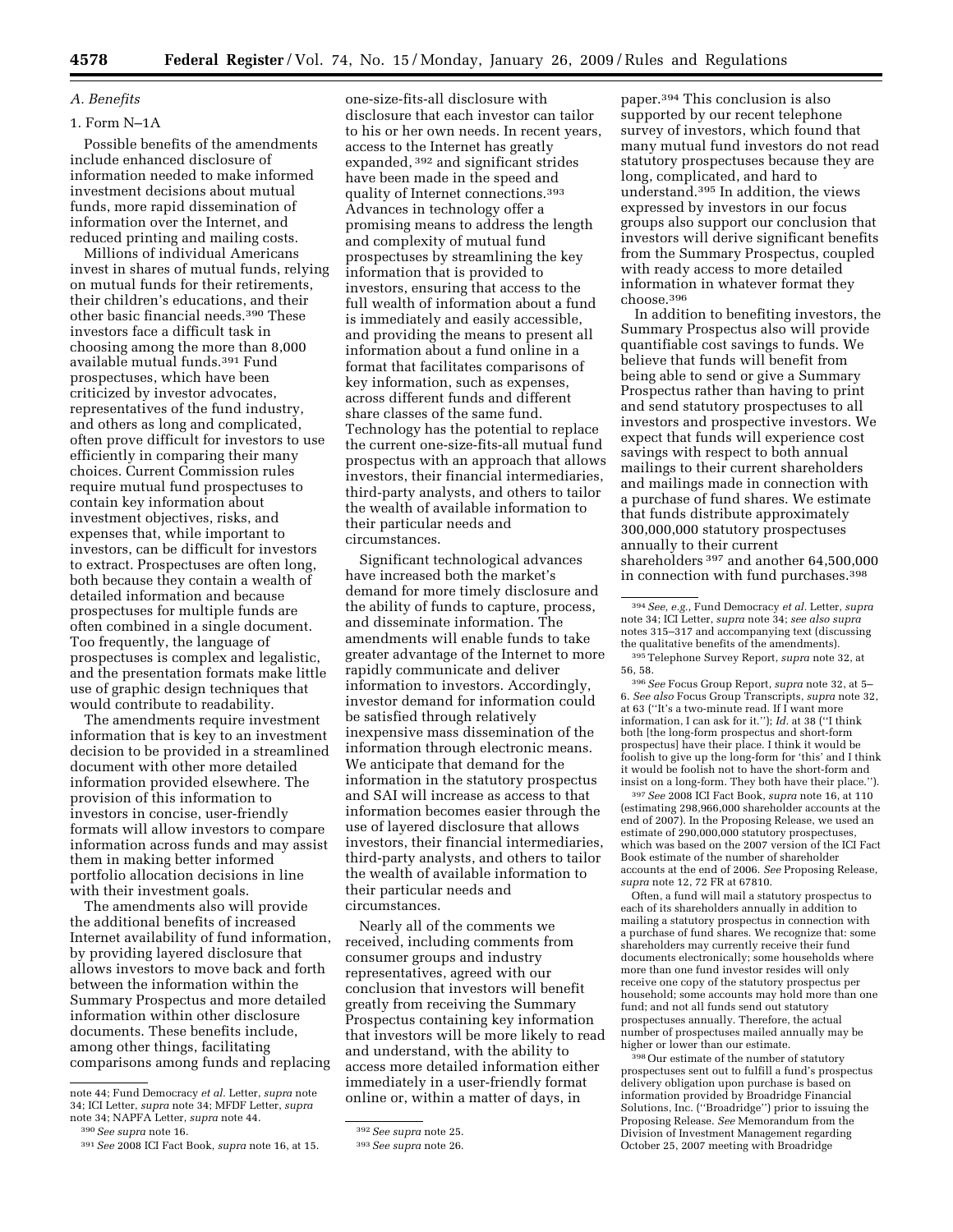### A. Benefits

#### 1. Form N–1A

Possible benefits of the amendments include enhanced disclosure of information needed to make informed investment decisions about mutual funds, more rapid dissemination of information over the Internet, and reduced printing and mailing costs.

Millions of individual Americans invest in shares of mutual funds, relying on mutual funds for their retirements, their children's educations, and their other basic financial needs.[390] These investors face a difficult task in choosing among the more than 8,000 available mutual funds.[391] Fund prospectuses, which have been criticized by investor advocates, representatives of the fund industry, and others as long and complicated, often prove difficult for investors to use efficiently in comparing their many choices. Current Commission rules require mutual fund prospectuses to contain key information about investment objectives, risks, and expenses that, while important to investors, can be difficult for investors to extract. Prospectuses are often long, both because they contain a wealth of detailed information and because prospectuses for multiple funds are often combined in a single document. Too frequently, the language of prospectuses is complex and legalistic, and the presentation formats make little use of graphic design techniques that would contribute to readability.

The amendments require investment information that is key to an investment decision to be provided in a streamlined document with other more detailed information provided elsewhere. The provision of this information to investors in concise, user-friendly formats will allow investors to compare information across funds and may assist them in making better informed portfolio allocation decisions in line with their investment goals.

The amendments also will provide the additional benefits of increased Internet availability of fund information, by providing layered disclosure that allows investors to move back and forth between the information within the Summary Prospectus and more detailed information within other disclosure documents. These benefits include, among other things, facilitating comparisons among funds and replacing one-size-fits-all disclosure with disclosure that each investor can tailor to his or her own needs. In recent years, access to the Internet has greatly expanded,[392] and significant strides have been made in the speed and quality of Internet connections.[393] Advances in technology offer a promising means to address the length and complexity of mutual fund prospectuses by streamlining the key information that is provided to investors, ensuring that access to the full wealth of information about a fund is immediately and easily accessible, and providing the means to present all information about a fund online in a format that facilitates comparisons of key information, such as expenses, across different funds and different share classes of the same fund. Technology has the potential to replace the current one-size-fits-all mutual fund prospectus with an approach that allows investors, their financial intermediaries, third-party analysts, and others to tailor the wealth of available information to their particular needs and circumstances.

Significant technological advances have increased both the market's demand for more timely disclosure and the ability of funds to capture, process, and disseminate information. The amendments will enable funds to take greater advantage of the Internet to more rapidly communicate and deliver information to investors. Accordingly, investor demand for information could be satisfied through relatively inexpensive mass dissemination of the information through electronic means. We anticipate that demand for the information in the statutory prospectus and SAI will increase as access to that information becomes easier through the use of layered disclosure that allows investors, their financial intermediaries, third-party analysts, and others to tailor the wealth of available information to their particular needs and circumstances.

Nearly all of the comments we received, including comments from consumer groups and industry representatives, agreed with our conclusion that investors will benefit greatly from receiving the Summary Prospectus containing key information that investors will be more likely to read and understand, with the ability to access more detailed information either immediately in a user-friendly format online or, within a matter of days, in paper.[394] This conclusion is also supported by our recent telephone survey of investors, which found that many mutual fund investors do not read statutory prospectuses because they are long, complicated, and hard to understand.[395] In addition, the views expressed by investors in our focus groups also support our conclusion that investors will derive significant benefits from the Summary Prospectus, coupled with ready access to more detailed information in whatever format they choose.[396]

In addition to benefiting investors, the Summary Prospectus also will provide quantifiable cost savings to funds. We believe that funds will benefit from being able to send or give a Summary Prospectus rather than having to print and send statutory prospectuses to all investors and prospective investors. We expect that funds will experience cost savings with respect to both annual mailings to their current shareholders and mailings made in connection with a purchase of fund shares. We estimate that funds distribute approximately 300,000,000 statutory prospectuses annually to their current shareholders[397] and another 64,500,000 in connection with fund purchases.[398]

---

note 44; Fund Democracy *et al.* Letter, *supra* note 34; ICI Letter, *supra* note 34; MFDF Letter, *supra* note 34; NAPFA Letter, *supra* note 44.

[390] *See supra* note 16.

[391] *See* 2008 ICI Fact Book, *supra* note 16, at 15.

[392] *See supra* note 25.

[393] *See supra* note 26.

[394] *See, e.g.*, Fund Democracy *et al.* Letter, *supra* note 34; ICI Letter, *supra* note 34; *see also supra* notes 315–317 and accompanying text (discussing the qualitative benefits of the amendments).

[395] Telephone Survey Report, *supra* note 32, at 56, 58.

[396] *See* Focus Group Report, *supra* note 32, at 5–6. *See also* Focus Group Transcripts, *supra* note 32, at 63 (''It's a two-minute read. If I want more information, I can ask for it.''); *Id.* at 38 (''I think both [the long-form prospectus and short-form prospectus] have their place. I think it would be foolish to give up the long-form for 'this' and I think it would be foolish not to have the short-form and insist on a long-form. They both have their place.'').

[397] *See* 2008 ICI Fact Book, *supra* note 16, at 110 (estimating 298,966,000 shareholder accounts at the end of 2007). In the Proposing Release, we used an estimate of 290,000,000 statutory prospectuses, which was based on the 2007 version of the ICI Fact Book estimate of the number of shareholder accounts at the end of 2006. *See* Proposing Release, *supra* note 12, 72 FR at 67810.

Often, a fund will mail a statutory prospectus to each of its shareholders annually in addition to mailing a statutory prospectus in connection with a purchase of fund shares. We recognize that: some shareholders may currently receive their fund documents electronically; some households where more than one fund investor resides will only receive one copy of the statutory prospectus per household; some accounts may hold more than one fund; and not all funds send out statutory prospectuses annually. Therefore, the actual number of prospectuses mailed annually may be higher or lower than our estimate.

[398] Our estimate of the number of statutory prospectuses sent out to fulfill a fund's prospectus delivery obligation upon purchase is based on information provided by Broadridge Financial Solutions, Inc. (''Broadridge'') prior to issuing the Proposing Release. *See* Memorandum from the Division of Investment Management regarding October 25, 2007 meeting with Broadridge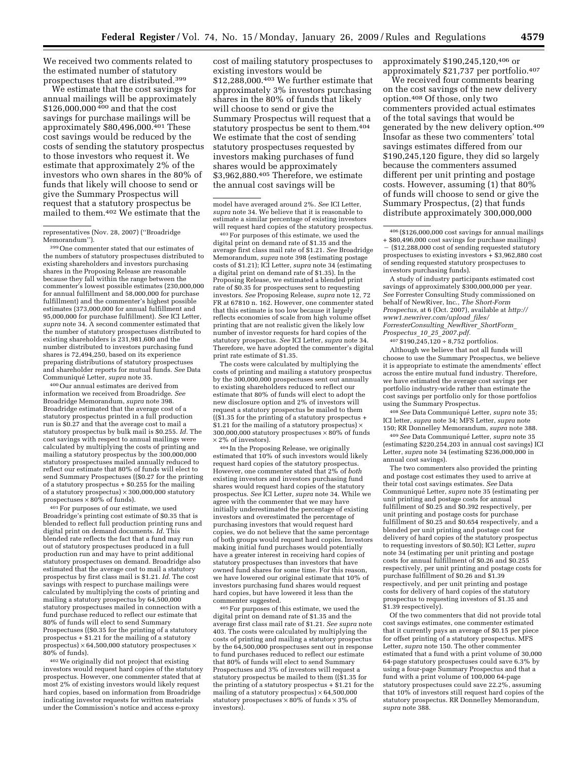We received two comments related to the estimated number of statutory prospectuses that are distributed.[399]

We estimate that the cost savings for annual mailings will be approximately $126,000,000[400] and that the cost savings for purchase mailings will be approximately $80,496,000.[401] These cost savings would be reduced by the costs of sending the statutory prospectus to those investors who request it. We estimate that approximately 2% of the investors who own shares in the 80% of funds that likely will choose to send or give the Summary Prospectus will request that a statutory prospectus be mailed to them.[402] We estimate that the cost of mailing statutory prospectuses to existing investors would be $12,288,000.[403] We further estimate that approximately 3% investors purchasing shares in the 80% of funds that likely will choose to send or give the Summary Prospectus will request that a statutory prospectus be sent to them.[404] We estimate that the cost of sending statutory prospectuses requested by investors making purchases of fund shares would be approximately $3,962,880.[405] Therefore, we estimate the annual cost savings will be approximately $190,245,120,[406] or approximately $21,737 per portfolio.[407]

We received four comments bearing on the cost savings of the new delivery option.[408] Of those, only two commenters provided actual estimates of the total savings that would be generated by the new delivery option.[409] Insofar as these two commenters' total savings estimates differed from our $190,245,120 figure, they did so largely because the commenters assumed different per unit printing and postage costs. However, assuming (1) that 80% of funds will choose to send or give the Summary Prospectus, (2) that funds distribute approximately 300,000,000

---

representatives (Nov. 28, 2007) (''Broadridge Memorandum'').

[399] One commenter stated that our estimates of the numbers of statutory prospectuses distributed to existing shareholders and investors purchasing shares in the Proposing Release are reasonable because they fall within the range between the commenter's lowest possible estimates (230,000,000 for annual fulfillment and 58,000,000 for purchase fulfillment) and the commenter's highest possible estimates (373,000,000 for annual fulfillment and 95,000,000 for purchase fulfillment). *See* ICI Letter, *supra* note 34. A second commenter estimated that the number of statutory prospectuses distributed to existing shareholders is 231,981,600 and the number distributed to investors purchasing fund shares is 72,494,250, based on its experience preparing distributions of statutory prospectuses and shareholder reports for mutual funds. *See* Data Communiqué Letter, *supra* note 35.

[400] Our annual estimates are derived from information we received from Broadridge. *See* Broadridge Memorandum, *supra* note 398. Broadridge estimated that the average cost of a statutory prospectus printed in a full production run is $0.27 and that the average cost to mail a statutory prospectus by bulk mail is $0.255. *Id.* The cost savings with respect to annual mailings were calculated by multiplying the costs of printing and mailing a statutory prospectus by the 300,000,000 statutory prospectuses mailed annually reduced to reflect our estimate that 80% of funds will elect to send Summary Prospectuses (($0.27 for the printing of a statutory prospectus + $0.255 for the mailing of a statutory prospectus) × 300,000,000 statutory prospectuses × 80% of funds).

[401] For purposes of our estimate, we used Broadridge's printing cost estimate of $0.35 that is blended to reflect full production printing runs and digital print on demand documents. *Id.* This blended rate reflects the fact that a fund may run out of statutory prospectuses produced in a full production run and may have to print additional statutory prospectuses on demand. Broadridge also estimated that the average cost to mail a statutory prospectus by first class mail is $1.21. *Id.* The cost savings with respect to purchase mailings were calculated by multiplying the costs of printing and mailing a statutory prospectus by 64,500,000 statutory prospectuses mailed in connection with a fund purchase reduced to reflect our estimate that 80% of funds will elect to send Summary Prospectuses (($0.35 for the printing of a statutory prospectus + $1.21 for the mailing of a statutory prospectus) × 64,500,000 statutory prospectuses × 80% of funds).

[402] We originally did not project that existing investors would request hard copies of the statutory prospectus. However, one commenter stated that at most 2% of existing investors would likely request hard copies, based on information from Broadridge indicating investor requests for written materials under the Commission's notice and access e-proxy model have averaged around 2%. *See* ICI Letter, *supra* note 34. We believe that it is reasonable to estimate a similar percentage of existing investors will request hard copies of the statutory prospectus.

[403] For purposes of this estimate, we used the digital print on demand rate of $1.35 and the average first class mail rate of $1.21. *See* Broadridge Memorandum, *supra* note 398 (estimating postage costs of $1.21); ICI Letter, *supra* note 34 (estimating a digital print on demand rate of $1.35). In the Proposing Release, we estimated a blended print rate of $0.35 for prospectuses sent to requesting investors. *See* Proposing Release, *supra* note 12, 72 FR at 67810 n. 162. However, one commenter stated that this estimate is too low because it largely reflects economies of scale from high volume offset printing that are not realistic given the likely low number of investor requests for hard copies of the statutory prospectus. *See* ICI Letter, *supra* note 34. Therefore, we have adopted the commenter's digital print rate estimate of $1.35.

The costs were calculated by multiplying the costs of printing and mailing a statutory prospectus by the 300,000,000 prospectuses sent out annually to existing shareholders reduced to reflect our estimate that 80% of funds will elect to adopt the new disclosure option and 2% of investors will request a statutory prospectus be mailed to them (($1.35 for the printing of a statutory prospectus + $1.21 for the mailing of a statutory prospectus) × 300,000,000 statutory prospectuses × 80% of funds × 2% of investors).

[404] In the Proposing Release, we originally estimated that 10% of such investors would likely request hard copies of the statutory prospectus. However, one commenter stated that 2% of *both* existing investors and investors purchasing fund shares would request hard copies of the statutory prospectus. *See* ICI Letter, *supra* note 34. While we agree with the commenter that we may have initially underestimated the percentage of existing investors and overestimated the percentage of purchasing investors that would request hard copies, we do not believe that the same percentage of both groups would request hard copies. Investors making initial fund purchases would potentially have a greater interest in receiving hard copies of statutory prospectuses than investors that have owned fund shares for some time. For this reason, we have lowered our original estimate that 10% of investors purchasing fund shares would request hard copies, but have lowered it less than the commenter suggested.

[405] For purposes of this estimate, we used the digital print on demand rate of $1.35 and the average first class mail rate of $1.21. *See supra* note 403. The costs were calculated by multiplying the costs of printing and mailing a statutory prospectus by the 64,500,000 prospectuses sent out in response to fund purchases reduced to reflect our estimate that 80% of funds will elect to send Summary Prospectuses and 3% of investors will request a statutory prospectus be mailed to them (($1.35 for the printing of a statutory prospectus + $1.21 for the mailing of a statutory prospectus) × 64,500,000 statutory prospectuses × 80% of funds × 3% of investors).

[406] ($126,000,000 cost savings for annual mailings + $80,496,000 cost savings for purchase mailings) − ($12,288,000 cost of sending requested statutory prospectuses to existing investors + $3,962,880 cost of sending requested statutory prospectuses to investors purchasing funds).

A study of industry participants estimated cost savings of approximately $300,000,000 per year. *See* Forrester Consulting Study commissioned on behalf of NewRiver, Inc., *The Short-Form Prospectus*, at 6 (Oct. 2007), available at *http://www1.newriver.com/upload_files/ForresterConsulting_NewRiver_ShortForm_Prospectus_10_25_2007.pdf.*

[407] $190,245,120 ÷ 8,752 portfolios.

Although we believe that not all funds will choose to use the Summary Prospectus, we believe it is appropriate to estimate the amendments' effect across the entire mutual fund industry. Therefore, we have estimated the average cost savings per portfolio industry-wide rather than estimate the cost savings per portfolio only for those portfolios using the Summary Prospectus.

[408] *See* Data Communiqué Letter, *supra* note 35; ICI letter, *supra* note 34; MFS Letter, *supra* note 150; RR Donnelley Memorandum, *supra* note 388.

[409] *See* Data Communiqué Letter, *supra* note 35 (estimating $220,254,203 in annual cost savings) ICI Letter, *supra* note 34 (estimating $236,000,000 in annual cost savings).

The two commenters also provided the printing and postage cost estimates they used to arrive at their total cost savings estimates. *See* Data Communiqué Letter, *supra* note 35 (estimating per unit printing and postage costs for annual fulfillment of $0.25 and $0.392 respectively, per unit printing and postage costs for purchase fulfillment of $0.25 and $0.654 respectively, and a blended per unit printing and postage cost for delivery of hard copies of the statutory prospectus to requesting investors of $0.50); ICI Letter, *supra* note 34 (estimating per unit printing and postage costs for annual fulfillment of $0.26 and $0.255 respectively, per unit printing and postage costs for purchase fulfillment of $0.26 and $1.39 respectively, and per unit printing and postage costs for delivery of hard copies of the statutory prospectus to requesting investors of $1.35 and $1.39 respectively).

Of the two commenters that did not provide total cost savings estimates, one commenter estimated that it currently pays an average of $0.15 per piece for offset printing of a statutory prospectus. MFS Letter, *supra* note 150. The other commenter estimated that a fund with a print volume of 30,000 64-page statutory prospectuses could save 6.3% by using a four-page Summary Prospectus and that a fund with a print volume of 100,000 64-page statutory prospectuses could save 22.2%, assuming that 10% of investors still request hard copies of the statutory prospectus. RR Donnelley Memorandum, *supra* note 388.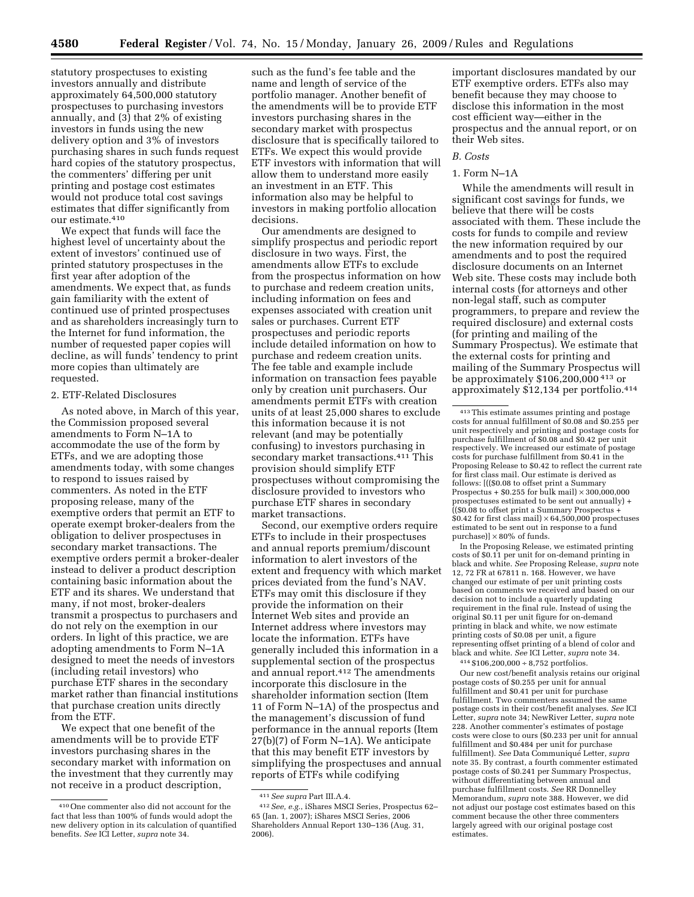statutory prospectuses to existing investors annually and distribute approximately 64,500,000 statutory prospectuses to purchasing investors annually, and (3) that 2% of existing investors in funds using the new delivery option and 3% of investors purchasing shares in such funds request hard copies of the statutory prospectus, the commenters' differing per unit printing and postage cost estimates would not produce total cost savings estimates that differ significantly from our estimate.[410]

We expect that funds will face the highest level of uncertainty about the extent of investors' continued use of printed statutory prospectuses in the first year after adoption of the amendments. We expect that, as funds gain familiarity with the extent of continued use of printed prospectuses and as shareholders increasingly turn to the Internet for fund information, the number of requested paper copies will decline, as will funds' tendency to print more copies than ultimately are requested.

#### 2. ETF-Related Disclosures

As noted above, in March of this year, the Commission proposed several amendments to Form N–1A to accommodate the use of the form by ETFs, and we are adopting those amendments today, with some changes to respond to issues raised by commenters. As noted in the ETF proposing release, many of the exemptive orders that permit an ETF to operate exempt broker-dealers from the obligation to deliver prospectuses in secondary market transactions. The exemptive orders permit a broker-dealer instead to deliver a product description containing basic information about the ETF and its shares. We understand that many, if not most, broker-dealers transmit a prospectus to purchasers and do not rely on the exemption in our orders. In light of this practice, we are adopting amendments to Form N–1A designed to meet the needs of investors (including retail investors) who purchase ETF shares in the secondary market rather than financial institutions that purchase creation units directly from the ETF.

We expect that one benefit of the amendments will be to provide ETF investors purchasing shares in the secondary market with information on the investment that they currently may not receive in a product description, such as the fund's fee table and the name and length of service of the portfolio manager. Another benefit of the amendments will be to provide ETF investors purchasing shares in the secondary market with prospectus disclosure that is specifically tailored to ETFs. We expect this would provide ETF investors with information that will allow them to understand more easily an investment in an ETF. This information also may be helpful to investors in making portfolio allocation decisions.

Our amendments are designed to simplify prospectus and periodic report disclosure in two ways. First, the amendments allow ETFs to exclude from the prospectus information on how to purchase and redeem creation units, including information on fees and expenses associated with creation unit sales or purchases. Current ETF prospectuses and periodic reports include detailed information on how to purchase and redeem creation units. The fee table and example include information on transaction fees payable only by creation unit purchasers. Our amendments permit ETFs with creation units of at least 25,000 shares to exclude this information because it is not relevant (and may be potentially confusing) to investors purchasing in secondary market transactions.[411] This provision should simplify ETF prospectuses without compromising the disclosure provided to investors who purchase ETF shares in secondary market transactions.

Second, our exemptive orders require ETFs to include in their prospectuses and annual reports premium/discount information to alert investors of the extent and frequency with which market prices deviated from the fund's NAV. ETFs may omit this disclosure if they provide the information on their Internet Web sites and provide an Internet address where investors may locate the information. ETFs have generally included this information in a supplemental section of the prospectus and annual report.[412] The amendments incorporate this disclosure in the shareholder information section (Item 11 of Form N–1A) of the prospectus and the management's discussion of fund performance in the annual reports (Item 27(b)(7) of Form N–1A). We anticipate that this may benefit ETF investors by simplifying the prospectuses and annual reports of ETFs while codifying important disclosures mandated by our ETF exemptive orders. ETFs also may benefit because they may choose to disclose this information in the most cost efficient way—either in the prospectus and the annual report, or on their Web sites.

### B. Costs

#### 1. Form N–1A

While the amendments will result in significant cost savings for funds, we believe that there will be costs associated with them. These include the costs for funds to compile and review the new information required by our amendments and to post the required disclosure documents on an Internet Web site. These costs may include both internal costs (for attorneys and other non-legal staff, such as computer programmers, to prepare and review the required disclosure) and external costs (for printing and mailing of the Summary Prospectus). We estimate that the external costs for printing and mailing of the Summary Prospectus will be approximately $106,200,000[413] or approximately $12,134 per portfolio.[414]

---

[410] One commenter also did not account for the fact that less than 100% of funds would adopt the new delivery option in its calculation of quantified benefits. *See* ICI Letter, *supra* note 34.

[411] *See supra* Part III.A.4.

[412] *See, e.g.*, iShares MSCI Series, Prospectus 62–65 (Jan. 1, 2007); iShares MSCI Series, 2006 Shareholders Annual Report 130–136 (Aug. 31, 2006).

[413] This estimate assumes printing and postage costs for annual fulfillment of $0.08 and $0.255 per unit respectively and printing and postage costs for purchase fulfillment of $0.08 and $0.42 per unit respectively. We increased our estimate of postage costs for purchase fulfillment from $0.41 in the Proposing Release to $0.42 to reflect the current rate for first class mail. Our estimate is derived as follows: [(($0.08 to offset print a Summary Prospectus + $0.255 for bulk mail) × 300,000,000 prospectuses estimated to be sent out annually) + (($0.08 to offset print a Summary Prospectus + $0.42 for first class mail) × 64,500,000 prospectuses estimated to be sent out in response to a fund purchase)] × 80% of funds.

In the Proposing Release, we estimated printing costs of $0.11 per unit for on-demand printing in black and white. *See* Proposing Release, *supra* note 12, 72 FR at 67811 n. 168. However, we have changed our estimate of per unit printing costs based on comments we received and based on our decision not to include a quarterly updating requirement in the final rule. Instead of using the original $0.11 per unit figure for on-demand printing in black and white, we now estimate printing costs of $0.08 per unit, a figure representing offset printing of a blend of color and black and white. *See* ICI Letter, *supra* note 34.

[414] $106,200,000 ÷ 8,752 portfolios.

Our new cost/benefit analysis retains our original postage costs of $0.255 per unit for annual fulfillment and $0.41 per unit for purchase fulfillment. Two commenters assumed the same postage costs in their cost/benefit analyses. *See* ICI Letter, *supra* note 34; NewRiver Letter, *supra* note 228. Another commenter's estimates of postage costs were close to ours ($0.233 per unit for annual fulfillment and $0.484 per unit for purchase fulfillment). *See* Data Communiqué Letter, *supra* note 35. By contrast, a fourth commenter estimated postage costs of $0.241 per Summary Prospectus, without differentiating between annual and purchase fulfillment costs. *See* RR Donnelley Memorandum, *supra* note 388. However, we did not adjust our postage cost estimates based on this comment because the other three commenters largely agreed with our original postage cost estimates.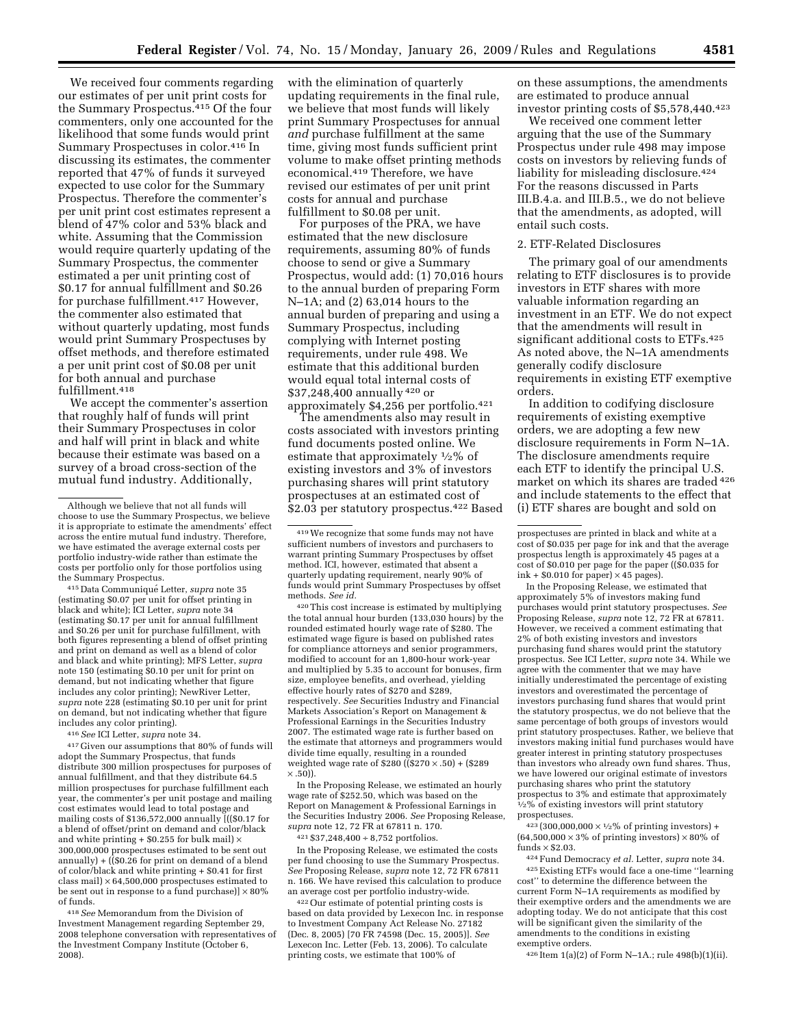We received four comments regarding our estimates of per unit print costs for the Summary Prospectus.[415] Of the four commenters, only one accounted for the likelihood that some funds would print Summary Prospectuses in color.[416] In discussing its estimates, the commenter reported that 47% of funds it surveyed expected to use color for the Summary Prospectus. Therefore the commenter's per unit print cost estimates represent a blend of 47% color and 53% black and white. Assuming that the Commission would require quarterly updating of the Summary Prospectus, the commenter estimated a per unit printing cost of \$0.17 for annual fulfillment and \$0.26 for purchase fulfillment.[417] However, the commenter also estimated that without quarterly updating, most funds would print Summary Prospectuses by offset methods, and therefore estimated a per unit print cost of \$0.08 per unit for both annual and purchase fulfillment.[418]

We accept the commenter's assertion that roughly half of funds will print their Summary Prospectuses in color and half will print in black and white because their estimate was based on a survey of a broad cross-section of the mutual fund industry. Additionally, with the elimination of quarterly updating requirements in the final rule, we believe that most funds will likely print Summary Prospectuses for annual *and* purchase fulfillment at the same time, giving most funds sufficient print volume to make offset printing methods economical.[419] Therefore, we have revised our estimates of per unit print costs for annual and purchase fulfillment to \$0.08 per unit.

For purposes of the PRA, we have estimated that the new disclosure requirements, assuming 80% of funds choose to send or give a Summary Prospectus, would add: (1) 70,016 hours to the annual burden of preparing Form N–1A; and (2) 63,014 hours to the annual burden of preparing and using a Summary Prospectus, including complying with Internet posting requirements, under rule 498. We estimate that this additional burden would equal total internal costs of \$37,248,400 annually[420] or approximately \$4,256 per portfolio.[421]

The amendments also may result in costs associated with investors printing fund documents posted online. We estimate that approximately ½% of existing investors and 3% of investors purchasing shares will print statutory prospectuses at an estimated cost of \$2.03 per statutory prospectus.[422] Based on these assumptions, the amendments are estimated to produce annual investor printing costs of \$5,578,440.[423]

We received one comment letter arguing that the use of the Summary Prospectus under rule 498 may impose costs on investors by relieving funds of liability for misleading disclosure.[424] For the reasons discussed in Parts III.B.4.a. and III.B.5., we do not believe that the amendments, as adopted, will entail such costs.

2. ETF-Related Disclosures

The primary goal of our amendments relating to ETF disclosures is to provide investors in ETF shares with more valuable information regarding an investment in an ETF. We do not expect that the amendments will result in significant additional costs to ETFs.[425] As noted above, the N–1A amendments generally codify disclosure requirements in existing ETF exemptive orders.

In addition to codifying disclosure requirements of existing exemptive orders, we are adopting a few new disclosure requirements in Form N–1A. The disclosure amendments require each ETF to identify the principal U.S. market on which its shares are traded[426] and include statements to the effect that (i) ETF shares are bought and sold on

---

Although we believe that not all funds will choose to use the Summary Prospectus, we believe it is appropriate to estimate the amendments' effect across the entire mutual fund industry. Therefore, we have estimated the average external costs per portfolio industry-wide rather than estimate the costs per portfolio only for those portfolios using the Summary Prospectus.

[415] Data Communiqué Letter, *supra* note 35 (estimating \$0.07 per unit for offset printing in black and white); ICI Letter, *supra* note 34 (estimating \$0.17 per unit for annual fulfillment and \$0.26 per unit for purchase fulfillment, with both figures representing a blend of offset printing and print on demand as well as a blend of color and black and white printing); MFS Letter, *supra* note 150 (estimating \$0.10 per unit for print on demand, but not indicating whether that figure includes any color printing); NewRiver Letter, *supra* note 228 (estimating \$0.10 per unit for print on demand, but not indicating whether that figure includes any color printing).

[416] *See* ICI Letter, *supra* note 34.

[417] Given our assumptions that 80% of funds will adopt the Summary Prospectus, that funds distribute 300 million prospectuses for purposes of annual fulfillment, and that they distribute 64.5 million prospectuses for purchase fulfillment each year, the commenter's per unit postage and mailing cost estimates would lead to total postage and mailing costs of \$136,572,000 annually [((\$0.17 for a blend of offset/print on demand and color/black and white printing + \$0.255 for bulk mail) × 300,000,000 prospectuses estimated to be sent out annually) + ((\$0.26 for print on demand of a blend of color/black and white printing + \$0.41 for first class mail) × 64,500,000 prospectuses estimated to be sent out in response to a fund purchase)] × 80% of funds.

[418] *See* Memorandum from the Division of Investment Management regarding September 29, 2008 telephone conversation with representatives of the Investment Company Institute (October 6, 2008).

[419] We recognize that some funds may not have sufficient numbers of investors and purchasers to warrant printing Summary Prospectuses by offset method. ICI, however, estimated that absent a quarterly updating requirement, nearly 90% of funds would print Summary Prospectuses by offset methods. *See id.*

[420] This cost increase is estimated by multiplying the total annual hour burden (133,030 hours) by the rounded estimated hourly wage rate of \$280. The estimated wage figure is based on published rates for compliance attorneys and senior programmers, modified to account for an 1,800-hour work-year and multiplied by 5.35 to account for bonuses, firm size, employee benefits, and overhead, yielding effective hourly rates of \$270 and \$289, respectively. *See* Securities Industry and Financial Markets Association's Report on Management & Professional Earnings in the Securities Industry 2007. The estimated wage rate is further based on the estimate that attorneys and programmers would divide time equally, resulting in a rounded weighted wage rate of \$280 ((\$270 × .50) + (\$289 × .50)).

In the Proposing Release, we estimated an hourly wage rate of \$252.50, which was based on the Report on Management & Professional Earnings in the Securities Industry 2006. *See* Proposing Release, *supra* note 12, 72 FR at 67811 n. 170.

[421] \$37,248,400 ÷ 8,752 portfolios.

In the Proposing Release, we estimated the costs per fund choosing to use the Summary Prospectus. *See* Proposing Release, *supra* note 12, 72 FR 67811 n. 166. We have revised this calculation to produce an average cost per portfolio industry-wide.

[422] Our estimate of potential printing costs is based on data provided by Lexecon Inc. in response to Investment Company Act Release No. 27182 (Dec. 8, 2005) [70 FR 74598 (Dec. 15, 2005)]. *See* Lexecon Inc. Letter (Feb. 13, 2006). To calculate printing costs, we estimate that 100% of prospectuses are printed in black and white at a cost of \$0.035 per page for ink and that the average prospectus length is approximately 45 pages at a cost of \$0.010 per page for the paper ((\$0.035 for ink + \$0.010 for paper) × 45 pages).

In the Proposing Release, we estimated that approximately 5% of investors making fund purchases would print statutory prospectuses. *See* Proposing Release, *supra* note 12, 72 FR at 67811. However, we received a comment estimating that 2% of both existing investors and investors purchasing fund shares would print the statutory prospectus. See ICI Letter, *supra* note 34. While we agree with the commenter that we may have initially underestimated the percentage of existing investors and overestimated the percentage of investors purchasing fund shares that would print the statutory prospectus, we do not believe that the same percentage of both groups of investors would print statutory prospectuses. Rather, we believe that investors making initial fund purchases would have greater interest in printing statutory prospectuses than investors who already own fund shares. Thus, we have lowered our original estimate of investors purchasing shares who print the statutory prospectus to 3% and estimate that approximately ½% of existing investors will print statutory prospectuses.

[423] (300,000,000 × ½% of printing investors) + (64,500,000 × 3% of printing investors) × 80% of funds × \$2.03.

[424] Fund Democracy *et al.* Letter, *supra* note 34.

[425] Existing ETFs would face a one-time "learning cost" to determine the difference between the current Form N–1A requirements as modified by their exemptive orders and the amendments we are adopting today. We do not anticipate that this cost will be significant given the similarity of the amendments to the conditions in existing exemptive orders.

[426] Item 1(a)(2) of Form N–1A.; rule 498(b)(1)(ii).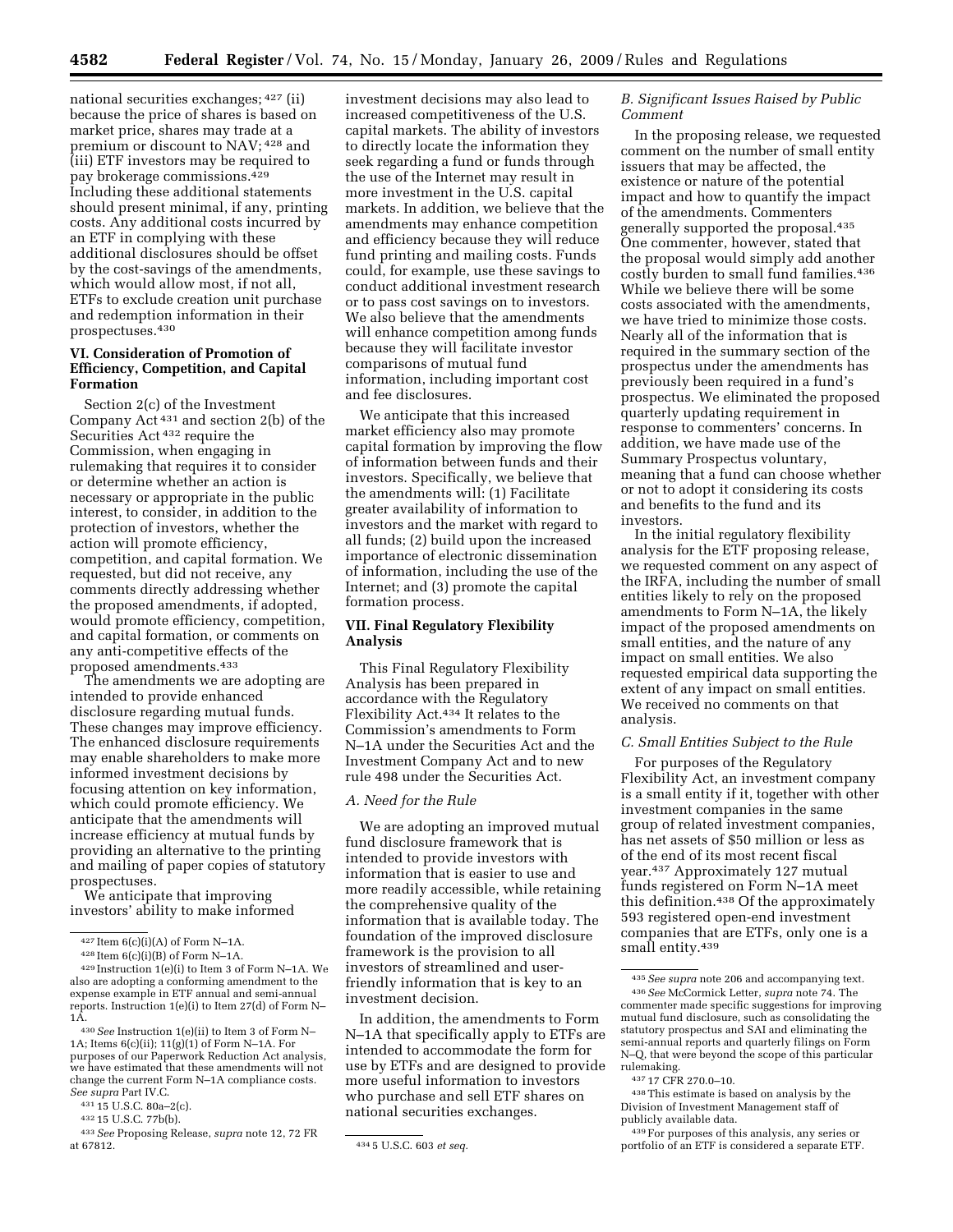national securities exchanges; [427] (ii) because the price of shares is based on market price, shares may trade at a premium or discount to NAV; [428] and (iii) ETF investors may be required to pay brokerage commissions.[429] Including these additional statements should present minimal, if any, printing costs. Any additional costs incurred by an ETF in complying with these additional disclosures should be offset by the cost-savings of the amendments, which would allow most, if not all, ETFs to exclude creation unit purchase and redemption information in their prospectuses.[430]

## VI. Consideration of Promotion of Efficiency, Competition, and Capital Formation

Section 2(c) of the Investment Company Act [431] and section 2(b) of the Securities Act [432] require the Commission, when engaging in rulemaking that requires it to consider or determine whether an action is necessary or appropriate in the public interest, to consider, in addition to the protection of investors, whether the action will promote efficiency, competition, and capital formation. We requested, but did not receive, any comments directly addressing whether the proposed amendments, if adopted, would promote efficiency, competition, and capital formation, or comments on any anti-competitive effects of the proposed amendments.[433]

The amendments we are adopting are intended to provide enhanced disclosure regarding mutual funds. These changes may improve efficiency. The enhanced disclosure requirements may enable shareholders to make more informed investment decisions by focusing attention on key information, which could promote efficiency. We anticipate that the amendments will increase efficiency at mutual funds by providing an alternative to the printing and mailing of paper copies of statutory prospectuses.

We anticipate that improving investors' ability to make informed investment decisions may also lead to increased competitiveness of the U.S. capital markets. The ability of investors to directly locate the information they seek regarding a fund or funds through the use of the Internet may result in more investment in the U.S. capital markets. In addition, we believe that the amendments may enhance competition and efficiency because they will reduce fund printing and mailing costs. Funds could, for example, use these savings to conduct additional investment research or to pass cost savings on to investors. We also believe that the amendments will enhance competition among funds because they will facilitate investor comparisons of mutual fund information, including important cost and fee disclosures.

We anticipate that this increased market efficiency also may promote capital formation by improving the flow of information between funds and their investors. Specifically, we believe that the amendments will: (1) Facilitate greater availability of information to investors and the market with regard to all funds; (2) build upon the increased importance of electronic dissemination of information, including the use of the Internet; and (3) promote the capital formation process.

## VII. Final Regulatory Flexibility Analysis

This Final Regulatory Flexibility Analysis has been prepared in accordance with the Regulatory Flexibility Act.[434] It relates to the Commission's amendments to Form N–1A under the Securities Act and the Investment Company Act and to new rule 498 under the Securities Act.

### *A. Need for the Rule*

We are adopting an improved mutual fund disclosure framework that is intended to provide investors with information that is easier to use and more readily accessible, while retaining the comprehensive quality of the information that is available today. The foundation of the improved disclosure framework is the provision to all investors of streamlined and user-friendly information that is key to an investment decision.

In addition, the amendments to Form N–1A that specifically apply to ETFs are intended to accommodate the form for use by ETFs and are designed to provide more useful information to investors who purchase and sell ETF shares on national securities exchanges.

### *B. Significant Issues Raised by Public Comment*

In the proposing release, we requested comment on the number of small entity issuers that may be affected, the existence or nature of the potential impact and how to quantify the impact of the amendments. Commenters generally supported the proposal.[435] One commenter, however, stated that the proposal would simply add another costly burden to small fund families.[436] While we believe there will be some costs associated with the amendments, we have tried to minimize those costs. Nearly all of the information that is required in the summary section of the prospectus under the amendments has previously been required in a fund's prospectus. We eliminated the proposed quarterly updating requirement in response to commenters' concerns. In addition, we have made use of the Summary Prospectus voluntary, meaning that a fund can choose whether or not to adopt it considering its costs and benefits to the fund and its investors.

In the initial regulatory flexibility analysis for the ETF proposing release, we requested comment on any aspect of the IRFA, including the number of small entities likely to rely on the proposed amendments to Form N–1A, the likely impact of the proposed amendments on small entities, and the nature of any impact on small entities. We also requested empirical data supporting the extent of any impact on small entities. We received no comments on that analysis.

### *C. Small Entities Subject to the Rule*

For purposes of the Regulatory Flexibility Act, an investment company is a small entity if it, together with other investment companies in the same group of related investment companies, has net assets of $50 million or less as of the end of its most recent fiscal year.[437] Approximately 127 mutual funds registered on Form N–1A meet this definition.[438] Of the approximately 593 registered open-end investment companies that are ETFs, only one is a small entity.[439]

---

[427] Item 6(c)(i)(A) of Form N–1A.

[428] Item 6(c)(i)(B) of Form N–1A.

[429] Instruction 1(e)(i) to Item 3 of Form N–1A. We also are adopting a conforming amendment to the expense example in ETF annual and semi-annual reports. Instruction 1(e)(i) to Item 27(d) of Form N–1A.

[430] *See* Instruction 1(e)(ii) to Item 3 of Form N–1A; Items 6(c)(ii); 11(g)(1) of Form N–1A. For purposes of our Paperwork Reduction Act analysis, we have estimated that these amendments will not change the current Form N–1A compliance costs. *See supra* Part IV.C.

[431] 15 U.S.C. 80a–2(c).

[432] 15 U.S.C. 77b(b).

[433] *See* Proposing Release, *supra* note 12, 72 FR at 67812.

[434] 5 U.S.C. 603 *et seq.*

[435] *See supra* note 206 and accompanying text.

[436] *See* McCormick Letter, *supra* note 74. The commenter made specific suggestions for improving mutual fund disclosure, such as consolidating the statutory prospectus and SAI and eliminating the semi-annual reports and quarterly filings on Form N–Q, that were beyond the scope of this particular rulemaking.

[437] 17 CFR 270.0–10.

[438] This estimate is based on analysis by the Division of Investment Management staff of publicly available data.

[439] For purposes of this analysis, any series or portfolio of an ETF is considered a separate ETF.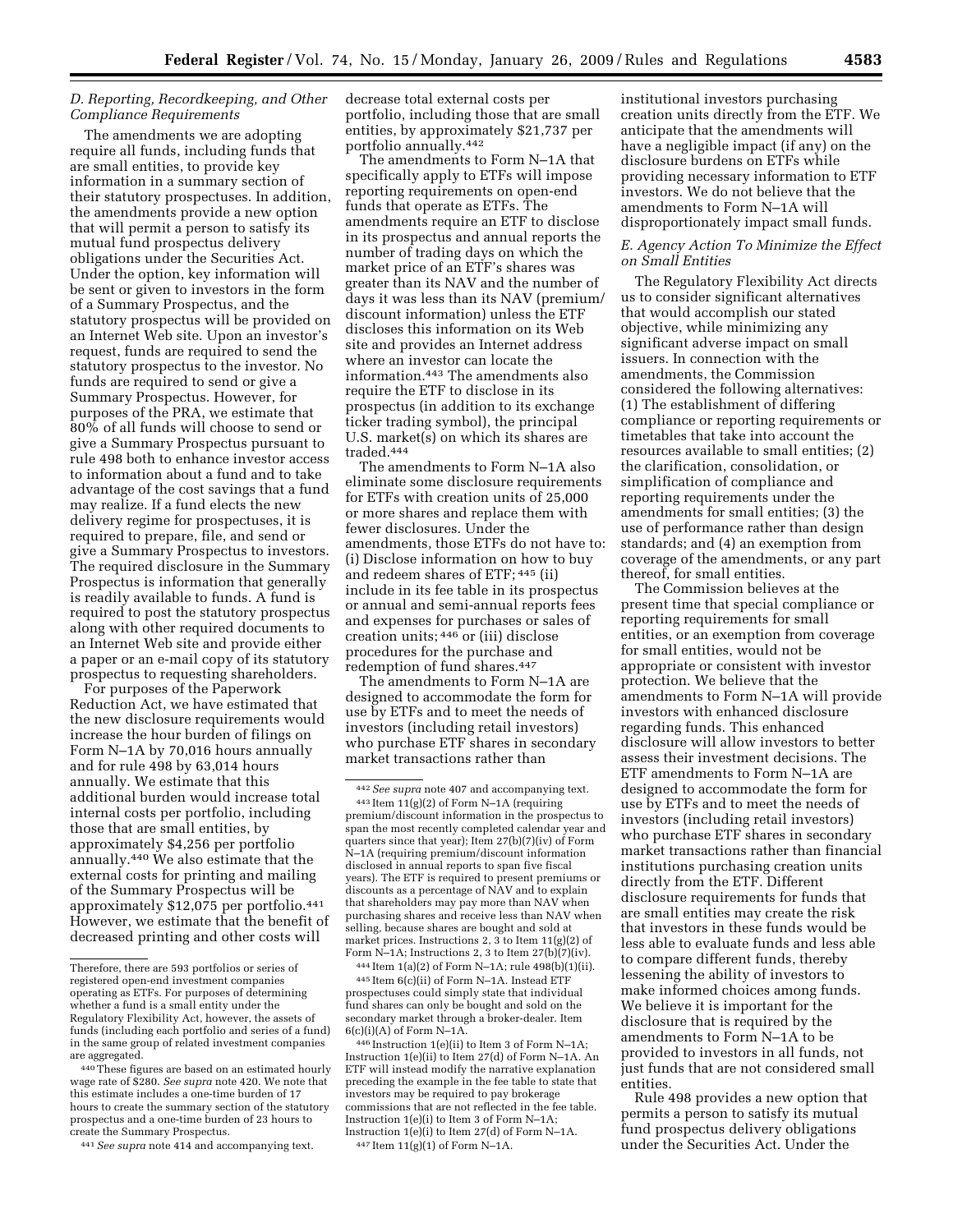### D. Reporting, Recordkeeping, and Other Compliance Requirements

The amendments we are adopting require all funds, including funds that are small entities, to provide key information in a summary section of their statutory prospectuses. In addition, the amendments provide a new option that will permit a person to satisfy its mutual fund prospectus delivery obligations under the Securities Act. Under the option, key information will be sent or given to investors in the form of a Summary Prospectus, and the statutory prospectus will be provided on an Internet Web site. Upon an investor's request, funds are required to send the statutory prospectus to the investor. No funds are required to send or give a Summary Prospectus. However, for purposes of the PRA, we estimate that 80% of all funds will choose to send or give a Summary Prospectus pursuant to rule 498 both to enhance investor access to information about a fund and to take advantage of the cost savings that a fund may realize. If a fund elects the new delivery regime for prospectuses, it is required to prepare, file, and send or give a Summary Prospectus to investors. The required disclosure in the Summary Prospectus is information that generally is readily available to funds. A fund is required to post the statutory prospectus along with other required documents to an Internet Web site and provide either a paper or an e-mail copy of its statutory prospectus to requesting shareholders.

For purposes of the Paperwork Reduction Act, we have estimated that the new disclosure requirements would increase the hour burden of filings on Form N–1A by 70,016 hours annually and for rule 498 by 63,014 hours annually. We estimate that this additional burden would increase total internal costs per portfolio, including those that are small entities, by approximately $4,256 per portfolio annually.[440] We also estimate that the external costs for printing and mailing of the Summary Prospectus will be approximately $12,075 per portfolio.[441] However, we estimate that the benefit of decreased printing and other costs will decrease total external costs per portfolio, including those that are small entities, by approximately $21,737 per portfolio annually.[442]

The amendments to Form N–1A that specifically apply to ETFs will impose reporting requirements on open-end funds that operate as ETFs. The amendments require an ETF to disclose in its prospectus and annual reports the number of trading days on which the market price of an ETF's shares was greater than its NAV and the number of days it was less than its NAV (premium/discount information) unless the ETF discloses this information on its Web site and provides an Internet address where an investor can locate the information.[443] The amendments also require the ETF to disclose in its prospectus (in addition to its exchange ticker trading symbol), the principal U.S. market(s) on which its shares are traded.[444]

The amendments to Form N–1A also eliminate some disclosure requirements for ETFs with creation units of 25,000 or more shares and replace them with fewer disclosures. Under the amendments, those ETFs do not have to: (i) Disclose information on how to buy and redeem shares of ETF; [445] (ii) include in its fee table in its prospectus or annual and semi-annual reports fees and expenses for purchases or sales of creation units; [446] or (iii) disclose procedures for the purchase and redemption of fund shares.[447]

The amendments to Form N–1A are designed to accommodate the form for use by ETFs and to meet the needs of investors (including retail investors) who purchase ETF shares in secondary market transactions rather than institutional investors purchasing creation units directly from the ETF. We anticipate that the amendments will have a negligible impact (if any) on the disclosure burdens on ETFs while providing necessary information to ETF investors. We do not believe that the amendments to Form N–1A will disproportionately impact small funds.

### E. Agency Action To Minimize the Effect on Small Entities

The Regulatory Flexibility Act directs us to consider significant alternatives that would accomplish our stated objective, while minimizing any significant adverse impact on small issuers. In connection with the amendments, the Commission considered the following alternatives: (1) The establishment of differing compliance or reporting requirements or timetables that take into account the resources available to small entities; (2) the clarification, consolidation, or simplification of compliance and reporting requirements under the amendments for small entities; (3) the use of performance rather than design standards; and (4) an exemption from coverage of the amendments, or any part thereof, for small entities.

The Commission believes at the present time that special compliance or reporting requirements for small entities, or an exemption from coverage for small entities, would not be appropriate or consistent with investor protection. We believe that the amendments to Form N–1A will provide investors with enhanced disclosure regarding funds. This enhanced disclosure will allow investors to better assess their investment decisions. The ETF amendments to Form N–1A are designed to accommodate the form for use by ETFs and to meet the needs of investors (including retail investors) who purchase ETF shares in secondary market transactions rather than financial institutions purchasing creation units directly from the ETF. Different disclosure requirements for funds that are small entities may create the risk that investors in these funds would be less able to evaluate funds and less able to compare different funds, thereby lessening the ability of investors to make informed choices among funds. We believe it is important for the disclosure that is required by the amendments to Form N–1A to be provided to investors in all funds, not just funds that are not considered small entities.

Rule 498 provides a new option that permits a person to satisfy its mutual fund prospectus delivery obligations under the Securities Act. Under the

---

Therefore, there are 593 portfolios or series of registered open-end investment companies operating as ETFs. For purposes of determining whether a fund is a small entity under the Regulatory Flexibility Act, however, the assets of funds (including each portfolio and series of a fund) in the same group of related investment companies are aggregated.

[440] These figures are based on an estimated hourly wage rate of $280. *See supra* note 420. We note that this estimate includes a one-time burden of 17 hours to create the summary section of the statutory prospectus and a one-time burden of 23 hours to create the Summary Prospectus.

[441] *See supra* note 414 and accompanying text.

[442] *See supra* note 407 and accompanying text.

[443] Item 11(g)(2) of Form N–1A (requiring premium/discount information in the prospectus to span the most recently completed calendar year and quarters since that year); Item 27(b)(7)(iv) of Form N–1A (requiring premium/discount information disclosed in annual reports to span five fiscal years). The ETF is required to present premiums or discounts as a percentage of NAV and to explain that shareholders may pay more than NAV when purchasing shares and receive less than NAV when selling, because shares are bought and sold at market prices. Instructions 2, 3 to Item 11(g)(2) of Form N–1A; Instructions 2, 3 to Item 27(b)(7)(iv).

[444] Item 1(a)(2) of Form N–1A; rule 498(b)(1)(ii).

[445] Item 6(c)(ii) of Form N–1A. Instead ETF prospectuses could simply state that individual fund shares can only be bought and sold on the secondary market through a broker-dealer. Item 6(c)(i)(A) of Form N–1A.

[446] Instruction 1(e)(ii) to Item 3 of Form N–1A; Instruction 1(e)(ii) to Item 27(d) of Form N–1A. An ETF will instead modify the narrative explanation preceding the example in the fee table to state that investors may be required to pay brokerage commissions that are not reflected in the fee table. Instruction 1(e)(i) to Item 3 of Form N–1A; Instruction 1(e)(i) to Item 27(d) of Form N–1A.

[447] Item 11(g)(1) of Form N–1A.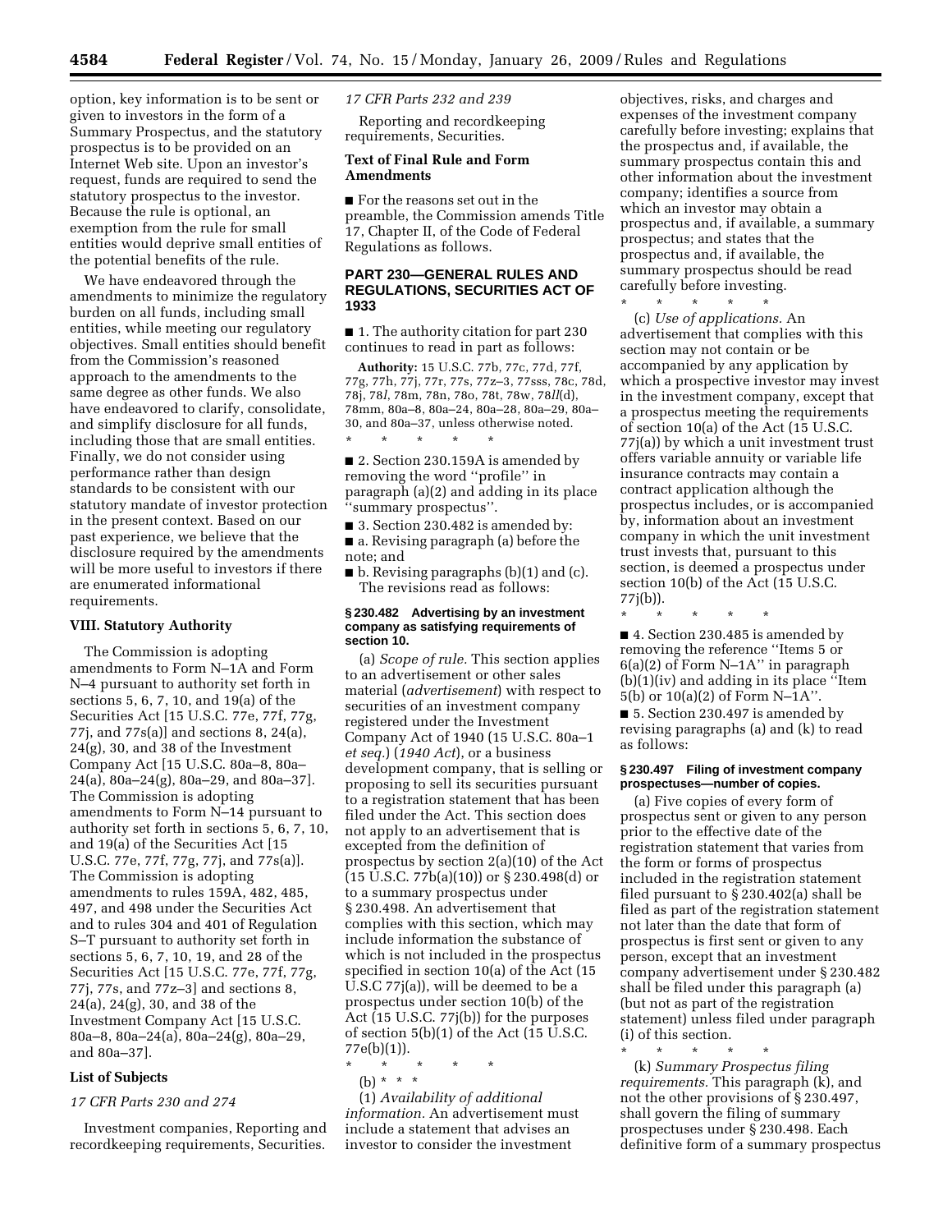option, key information is to be sent or given to investors in the form of a Summary Prospectus, and the statutory prospectus is to be provided on an Internet Web site. Upon an investor's request, funds are required to send the statutory prospectus to the investor. Because the rule is optional, an exemption from the rule for small entities would deprive small entities of the potential benefits of the rule.

We have endeavored through the amendments to minimize the regulatory burden on all funds, including small entities, while meeting our regulatory objectives. Small entities should benefit from the Commission's reasoned approach to the amendments to the same degree as other funds. We also have endeavored to clarify, consolidate, and simplify disclosure for all funds, including those that are small entities. Finally, we do not consider using performance rather than design standards to be consistent with our statutory mandate of investor protection in the present context. Based on our past experience, we believe that the disclosure required by the amendments will be more useful to investors if there are enumerated informational requirements.

## VIII. Statutory Authority

The Commission is adopting amendments to Form N–1A and Form N–4 pursuant to authority set forth in sections 5, 6, 7, 10, and 19(a) of the Securities Act [15 U.S.C. 77e, 77f, 77g, 77j, and 77s(a)] and sections 8, 24(a), 24(g), 30, and 38 of the Investment Company Act [15 U.S.C. 80a–8, 80a–24(a), 80a–24(g), 80a–29, and 80a–37]. The Commission is adopting amendments to Form N–14 pursuant to authority set forth in sections 5, 6, 7, 10, and 19(a) of the Securities Act [15 U.S.C. 77e, 77f, 77g, 77j, and 77s(a)]. The Commission is adopting amendments to rules 159A, 482, 485, 497, and 498 under the Securities Act and to rules 304 and 401 of Regulation S–T pursuant to authority set forth in sections 5, 6, 7, 10, 19, and 28 of the Securities Act [15 U.S.C. 77e, 77f, 77g, 77j, 77s, and 77z–3] and sections 8, 24(a), 24(g), 30, and 38 of the Investment Company Act [15 U.S.C. 80a–8, 80a–24(a), 80a–24(g), 80a–29, and 80a–37].

## List of Subjects

*17 CFR Parts 230 and 274*

Investment companies, Reporting and recordkeeping requirements, Securities.

*17 CFR Parts 232 and 239*

Reporting and recordkeeping requirements, Securities.

## Text of Final Rule and Form Amendments

■ For the reasons set out in the preamble, the Commission amends Title 17, Chapter II, of the Code of Federal Regulations as follows.

## PART 230—GENERAL RULES AND REGULATIONS, SECURITIES ACT OF 1933

■ 1. The authority citation for part 230 continues to read in part as follows:

**Authority:** 15 U.S.C. 77b, 77c, 77d, 77f, 77g, 77h, 77j, 77r, 77s, 77z–3, 77sss, 78c, 78d, 78j, 78*l*, 78m, 78n, 78o, 78t, 78w, 78*ll*(d), 78mm, 80a–8, 80a–24, 80a–28, 80a–29, 80a–30, and 80a–37, unless otherwise noted.

\* \* \* \* \*

■ 2. Section 230.159A is amended by removing the word "profile" in paragraph (a)(2) and adding in its place "summary prospectus".

■ 3. Section 230.482 is amended by:

■ a. Revising paragraph (a) before the note; and

■ b. Revising paragraphs (b)(1) and (c).

The revisions read as follows:

### § 230.482 Advertising by an investment company as satisfying requirements of section 10.

(a) *Scope of rule.* This section applies to an advertisement or other sales material (*advertisement*) with respect to securities of an investment company registered under the Investment Company Act of 1940 (15 U.S.C. 80a–1 *et seq.*) (*1940 Act*), or a business development company, that is selling or proposing to sell its securities pursuant to a registration statement that has been filed under the Act. This section does not apply to an advertisement that is excepted from the definition of prospectus by section 2(a)(10) of the Act (15 U.S.C. 77b(a)(10)) or § 230.498(d) or to a summary prospectus under § 230.498. An advertisement that complies with this section, which may include information the substance of which is not included in the prospectus specified in section 10(a) of the Act (15 U.S.C 77j(a)), will be deemed to be a prospectus under section 10(b) of the Act (15 U.S.C. 77j(b)) for the purposes of section 5(b)(1) of the Act (15 U.S.C. 77e(b)(1)).

\* \* \* \* \*

(b) \* \* \*

(1) *Availability of additional information.* An advertisement must include a statement that advises an investor to consider the investment objectives, risks, and charges and expenses of the investment company carefully before investing; explains that the prospectus and, if available, the summary prospectus contain this and other information about the investment company; identifies a source from which an investor may obtain a prospectus and, if available, a summary prospectus; and states that the prospectus and, if available, the summary prospectus should be read carefully before investing.

\* \* \* \* \*

(c) *Use of applications.* An advertisement that complies with this section may not contain or be accompanied by any application by which a prospective investor may invest in the investment company, except that a prospectus meeting the requirements of section 10(a) of the Act (15 U.S.C. 77j(a)) by which a unit investment trust offers variable annuity or variable life insurance contracts may contain a contract application although the prospectus includes, or is accompanied by, information about an investment company in which the unit investment trust invests that, pursuant to this section, is deemed a prospectus under section 10(b) of the Act (15 U.S.C. 77j(b)).

\* \* \* \* \*

■ 4. Section 230.485 is amended by removing the reference "Items 5 or 6(a)(2) of Form N–1A" in paragraph (b)(1)(iv) and adding in its place "Item 5(b) or 10(a)(2) of Form N–1A".

■ 5. Section 230.497 is amended by revising paragraphs (a) and (k) to read as follows:

### § 230.497 Filing of investment company prospectuses—number of copies.

(a) Five copies of every form of prospectus sent or given to any person prior to the effective date of the registration statement that varies from the form or forms of prospectus included in the registration statement filed pursuant to § 230.402(a) shall be filed as part of the registration statement not later than the date that form of prospectus is first sent or given to any person, except that an investment company advertisement under § 230.482 shall be filed under this paragraph (a) (but not as part of the registration statement) unless filed under paragraph (i) of this section.

\* \* \* \* \*

(k) *Summary Prospectus filing requirements.* This paragraph (k), and not the other provisions of § 230.497, shall govern the filing of summary prospectuses under § 230.498. Each definitive form of a summary prospectus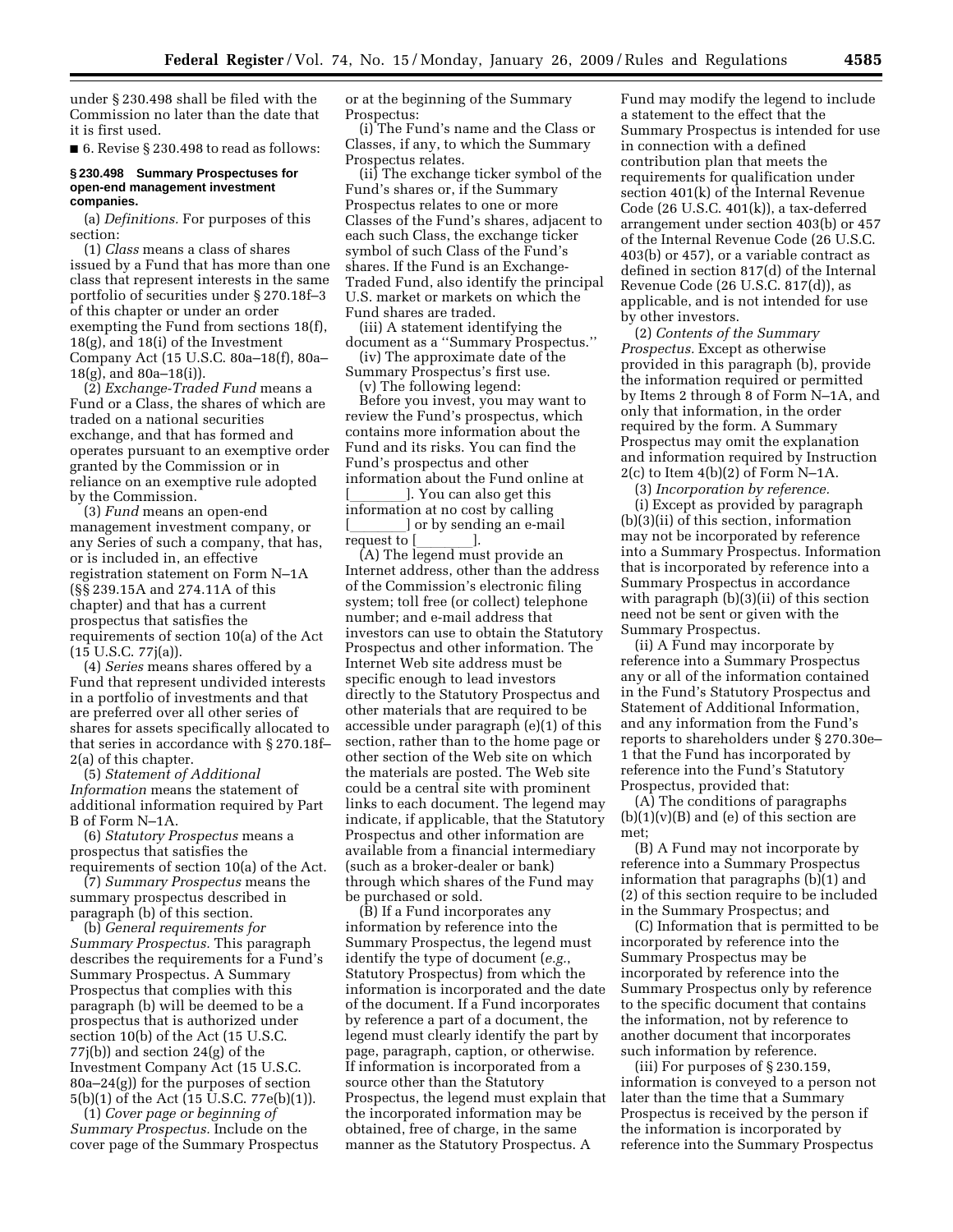under § 230.498 shall be filed with the Commission no later than the date that it is first used.

■ 6. Revise § 230.498 to read as follows:

**§ 230.498 Summary Prospectuses for open-end management investment companies.**

(a) *Definitions.* For purposes of this section:

(1) *Class* means a class of shares issued by a Fund that has more than one class that represent interests in the same portfolio of securities under § 270.18f–3 of this chapter or under an order exempting the Fund from sections 18(f), 18(g), and 18(i) of the Investment Company Act (15 U.S.C. 80a–18(f), 80a–18(g), and 80a–18(i)).

(2) *Exchange-Traded Fund* means a Fund or a Class, the shares of which are traded on a national securities exchange, and that has formed and operates pursuant to an exemptive order granted by the Commission or in reliance on an exemptive rule adopted by the Commission.

(3) *Fund* means an open-end management investment company, or any Series of such a company, that has, or is included in, an effective registration statement on Form N–1A (§§ 239.15A and 274.11A of this chapter) and that has a current prospectus that satisfies the requirements of section 10(a) of the Act (15 U.S.C. 77j(a)).

(4) *Series* means shares offered by a Fund that represent undivided interests in a portfolio of investments and that are preferred over all other series of shares for assets specifically allocated to that series in accordance with § 270.18f–2(a) of this chapter.

(5) *Statement of Additional Information* means the statement of additional information required by Part B of Form N–1A.

(6) *Statutory Prospectus* means a prospectus that satisfies the requirements of section 10(a) of the Act.

(7) *Summary Prospectus* means the summary prospectus described in paragraph (b) of this section.

(b) *General requirements for Summary Prospectus.* This paragraph describes the requirements for a Fund's Summary Prospectus. A Summary Prospectus that complies with this paragraph (b) will be deemed to be a prospectus that is authorized under section 10(b) of the Act (15 U.S.C. 77j(b)) and section 24(g) of the Investment Company Act (15 U.S.C. 80a–24(g)) for the purposes of section 5(b)(1) of the Act (15 U.S.C. 77e(b)(1)).

(1) *Cover page or beginning of Summary Prospectus.* Include on the cover page of the Summary Prospectus or at the beginning of the Summary Prospectus:

(i) The Fund's name and the Class or Classes, if any, to which the Summary Prospectus relates.

(ii) The exchange ticker symbol of the Fund's shares or, if the Summary Prospectus relates to one or more Classes of the Fund's shares, adjacent to each such Class, the exchange ticker symbol of such Class of the Fund's shares. If the Fund is an Exchange-Traded Fund, also identify the principal U.S. market or markets on which the Fund shares are traded.

(iii) A statement identifying the document as a ''Summary Prospectus.''

(iv) The approximate date of the Summary Prospectus's first use.

(v) The following legend:

Before you invest, you may want to review the Fund's prospectus, which contains more information about the Fund and its risks. You can find the Fund's prospectus and other information about the Fund online at [________]. You can also get this information at no cost by calling [________] or by sending an e-mail request to [________].

(A) The legend must provide an Internet address, other than the address of the Commission's electronic filing system; toll free (or collect) telephone number; and e-mail address that investors can use to obtain the Statutory Prospectus and other information. The Internet Web site address must be specific enough to lead investors directly to the Statutory Prospectus and other materials that are required to be accessible under paragraph (e)(1) of this section, rather than to the home page or other section of the Web site on which the materials are posted. The Web site could be a central site with prominent links to each document. The legend may indicate, if applicable, that the Statutory Prospectus and other information are available from a financial intermediary (such as a broker-dealer or bank) through which shares of the Fund may be purchased or sold.

(B) If a Fund incorporates any information by reference into the Summary Prospectus, the legend must identify the type of document (*e.g.*, Statutory Prospectus) from which the information is incorporated and the date of the document. If a Fund incorporates by reference a part of a document, the legend must clearly identify the part by page, paragraph, caption, or otherwise. If information is incorporated from a source other than the Statutory Prospectus, the legend must explain that the incorporated information may be obtained, free of charge, in the same manner as the Statutory Prospectus. A Fund may modify the legend to include a statement to the effect that the Summary Prospectus is intended for use in connection with a defined contribution plan that meets the requirements for qualification under section 401(k) of the Internal Revenue Code (26 U.S.C. 401(k)), a tax-deferred arrangement under section 403(b) or 457 of the Internal Revenue Code (26 U.S.C. 403(b) or 457), or a variable contract as defined in section 817(d) of the Internal Revenue Code (26 U.S.C. 817(d)), as applicable, and is not intended for use by other investors.

(2) *Contents of the Summary Prospectus.* Except as otherwise provided in this paragraph (b), provide the information required or permitted by Items 2 through 8 of Form N–1A, and only that information, in the order required by the form. A Summary Prospectus may omit the explanation and information required by Instruction 2(c) to Item 4(b)(2) of Form N–1A.

(3) *Incorporation by reference.*

(i) Except as provided by paragraph (b)(3)(ii) of this section, information may not be incorporated by reference into a Summary Prospectus. Information that is incorporated by reference into a Summary Prospectus in accordance with paragraph (b)(3)(ii) of this section need not be sent or given with the Summary Prospectus.

(ii) A Fund may incorporate by reference into a Summary Prospectus any or all of the information contained in the Fund's Statutory Prospectus and Statement of Additional Information, and any information from the Fund's reports to shareholders under § 270.30e–1 that the Fund has incorporated by reference into the Fund's Statutory Prospectus, provided that:

(A) The conditions of paragraphs (b)(1)(v)(B) and (e) of this section are met;

(B) A Fund may not incorporate by reference into a Summary Prospectus information that paragraphs (b)(1) and (2) of this section require to be included in the Summary Prospectus; and

(C) Information that is permitted to be incorporated by reference into the Summary Prospectus may be incorporated by reference into the Summary Prospectus only by reference to the specific document that contains the information, not by reference to another document that incorporates such information by reference.

(iii) For purposes of § 230.159, information is conveyed to a person not later than the time that a Summary Prospectus is received by the person if the information is incorporated by reference into the Summary Prospectus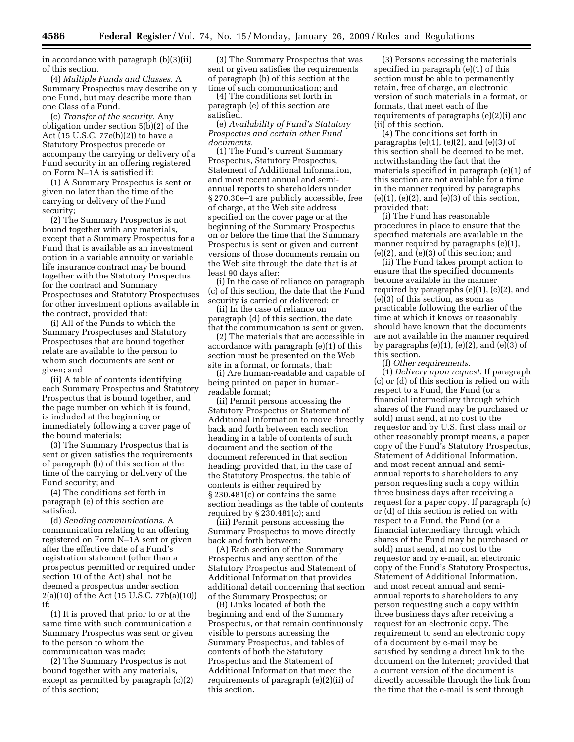in accordance with paragraph (b)(3)(ii) of this section.

(4) *Multiple Funds and Classes.* A Summary Prospectus may describe only one Fund, but may describe more than one Class of a Fund.

(c) *Transfer of the security.* Any obligation under section 5(b)(2) of the Act (15 U.S.C. 77e(b)(2)) to have a Statutory Prospectus precede or accompany the carrying or delivery of a Fund security in an offering registered on Form N–1A is satisfied if:

(1) A Summary Prospectus is sent or given no later than the time of the carrying or delivery of the Fund security;

(2) The Summary Prospectus is not bound together with any materials, except that a Summary Prospectus for a Fund that is available as an investment option in a variable annuity or variable life insurance contract may be bound together with the Statutory Prospectus for the contract and Summary Prospectuses and Statutory Prospectuses for other investment options available in the contract, provided that:

(i) All of the Funds to which the Summary Prospectuses and Statutory Prospectuses that are bound together relate are available to the person to whom such documents are sent or given; and

(ii) A table of contents identifying each Summary Prospectus and Statutory Prospectus that is bound together, and the page number on which it is found, is included at the beginning or immediately following a cover page of the bound materials;

(3) The Summary Prospectus that is sent or given satisfies the requirements of paragraph (b) of this section at the time of the carrying or delivery of the Fund security; and

(4) The conditions set forth in paragraph (e) of this section are satisfied.

(d) *Sending communications.* A communication relating to an offering registered on Form N–1A sent or given after the effective date of a Fund's registration statement (other than a prospectus permitted or required under section 10 of the Act) shall not be deemed a prospectus under section 2(a)(10) of the Act (15 U.S.C. 77b(a)(10)) if:

(1) It is proved that prior to or at the same time with such communication a Summary Prospectus was sent or given to the person to whom the communication was made;

(2) The Summary Prospectus is not bound together with any materials, except as permitted by paragraph (c)(2) of this section;

(3) The Summary Prospectus that was sent or given satisfies the requirements of paragraph (b) of this section at the time of such communication; and

(4) The conditions set forth in paragraph (e) of this section are satisfied.

(e) *Availability of Fund's Statutory Prospectus and certain other Fund documents.*

(1) The Fund's current Summary Prospectus, Statutory Prospectus, Statement of Additional Information, and most recent annual and semi-annual reports to shareholders under § 270.30e–1 are publicly accessible, free of charge, at the Web site address specified on the cover page or at the beginning of the Summary Prospectus on or before the time that the Summary Prospectus is sent or given and current versions of those documents remain on the Web site through the date that is at least 90 days after:

(i) In the case of reliance on paragraph (c) of this section, the date that the Fund security is carried or delivered; or

(ii) In the case of reliance on paragraph (d) of this section, the date that the communication is sent or given.

(2) The materials that are accessible in accordance with paragraph (e)(1) of this section must be presented on the Web site in a format, or formats, that:

(i) Are human-readable and capable of being printed on paper in human-readable format;

(ii) Permit persons accessing the Statutory Prospectus or Statement of Additional Information to move directly back and forth between each section heading in a table of contents of such document and the section of the document referenced in that section heading; provided that, in the case of the Statutory Prospectus, the table of contents is either required by § 230.481(c) or contains the same section headings as the table of contents required by § 230.481(c); and

(iii) Permit persons accessing the Summary Prospectus to move directly back and forth between:

(A) Each section of the Summary Prospectus and any section of the Statutory Prospectus and Statement of Additional Information that provides additional detail concerning that section of the Summary Prospectus; or

(B) Links located at both the beginning and end of the Summary Prospectus, or that remain continuously visible to persons accessing the Summary Prospectus, and tables of contents of both the Statutory Prospectus and the Statement of Additional Information that meet the requirements of paragraph (e)(2)(ii) of this section.

(3) Persons accessing the materials specified in paragraph (e)(1) of this section must be able to permanently retain, free of charge, an electronic version of such materials in a format, or formats, that meet each of the requirements of paragraphs (e)(2)(i) and (ii) of this section.

(4) The conditions set forth in paragraphs (e)(1), (e)(2), and (e)(3) of this section shall be deemed to be met, notwithstanding the fact that the materials specified in paragraph (e)(1) of this section are not available for a time in the manner required by paragraphs (e)(1), (e)(2), and (e)(3) of this section, provided that:

(i) The Fund has reasonable procedures in place to ensure that the specified materials are available in the manner required by paragraphs (e)(1), (e)(2), and (e)(3) of this section; and

(ii) The Fund takes prompt action to ensure that the specified documents become available in the manner required by paragraphs (e)(1), (e)(2), and (e)(3) of this section, as soon as practicable following the earlier of the time at which it knows or reasonably should have known that the documents are not available in the manner required by paragraphs (e)(1), (e)(2), and (e)(3) of this section.

(f) *Other requirements.*

(1) *Delivery upon request.* If paragraph (c) or (d) of this section is relied on with respect to a Fund, the Fund (or a financial intermediary through which shares of the Fund may be purchased or sold) must send, at no cost to the requestor and by U.S. first class mail or other reasonably prompt means, a paper copy of the Fund's Statutory Prospectus, Statement of Additional Information, and most recent annual and semi-annual reports to shareholders to any person requesting such a copy within three business days after receiving a request for a paper copy. If paragraph (c) or (d) of this section is relied on with respect to a Fund, the Fund (or a financial intermediary through which shares of the Fund may be purchased or sold) must send, at no cost to the requestor and by e-mail, an electronic copy of the Fund's Statutory Prospectus, Statement of Additional Information, and most recent annual and semi-annual reports to shareholders to any person requesting such a copy within three business days after receiving a request for an electronic copy. The requirement to send an electronic copy of a document by e-mail may be satisfied by sending a direct link to the document on the Internet; provided that a current version of the document is directly accessible through the link from the time that the e-mail is sent through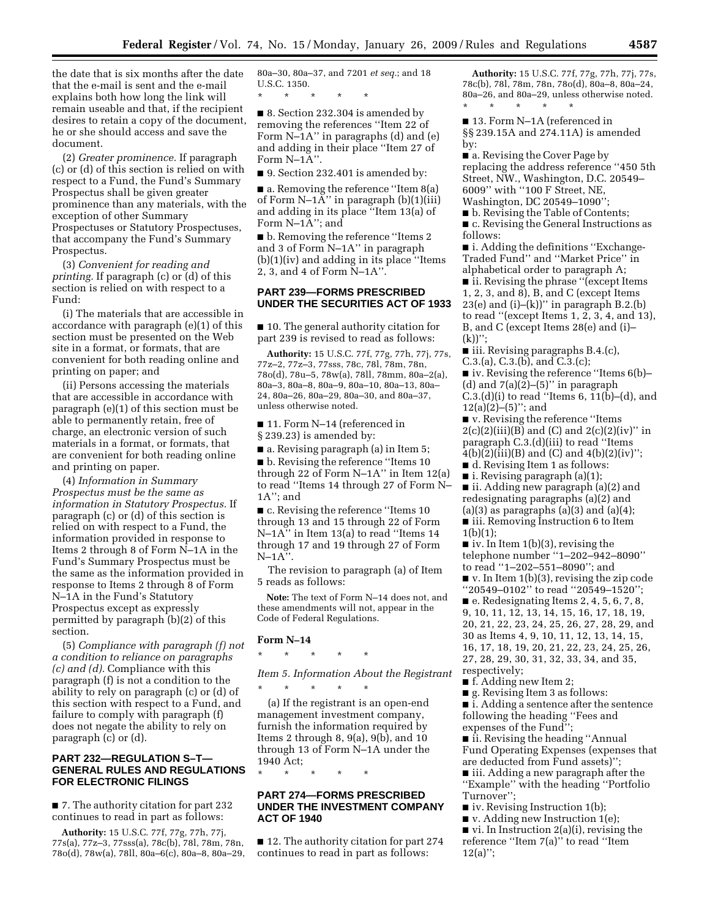the date that is six months after the date that the e-mail is sent and the e-mail explains both how long the link will remain useable and that, if the recipient desires to retain a copy of the document, he or she should access and save the document.

(2) *Greater prominence.* If paragraph (c) or (d) of this section is relied on with respect to a Fund, the Fund's Summary Prospectus shall be given greater prominence than any materials, with the exception of other Summary Prospectuses or Statutory Prospectuses, that accompany the Fund's Summary Prospectus.

(3) *Convenient for reading and printing.* If paragraph (c) or (d) of this section is relied on with respect to a Fund:

(i) The materials that are accessible in accordance with paragraph (e)(1) of this section must be presented on the Web site in a format, or formats, that are convenient for both reading online and printing on paper; and

(ii) Persons accessing the materials that are accessible in accordance with paragraph (e)(1) of this section must be able to permanently retain, free of charge, an electronic version of such materials in a format, or formats, that are convenient for both reading online and printing on paper.

(4) *Information in Summary Prospectus must be the same as information in Statutory Prospectus.* If paragraph (c) or (d) of this section is relied on with respect to a Fund, the information provided in response to Items 2 through 8 of Form N–1A in the Fund's Summary Prospectus must be the same as the information provided in response to Items 2 through 8 of Form N–1A in the Fund's Statutory Prospectus except as expressly permitted by paragraph (b)(2) of this section.

(5) *Compliance with paragraph (f) not a condition to reliance on paragraphs (c) and (d).* Compliance with this paragraph (f) is not a condition to the ability to rely on paragraph (c) or (d) of this section with respect to a Fund, and failure to comply with paragraph (f) does not negate the ability to rely on paragraph (c) or (d).

## PART 232—REGULATION S–T—GENERAL RULES AND REGULATIONS FOR ELECTRONIC FILINGS

■ 7. The authority citation for part 232 continues to read in part as follows:

**Authority:** 15 U.S.C. 77f, 77g, 77h, 77j, 77s(a), 77z–3, 77sss(a), 78c(b), 78l, 78m, 78n, 78o(d), 78w(a), 78ll, 80a–6(c), 80a–8, 80a–29, 80a–30, 80a–37, and 7201 *et seq.*; and 18 U.S.C. 1350.

\* \* \* \* \*

■ 8. Section 232.304 is amended by removing the references ''Item 22 of Form N–1A'' in paragraphs (d) and (e) and adding in their place ''Item 27 of Form N–1A''.

■ 9. Section 232.401 is amended by:

■ a. Removing the reference ''Item 8(a) of Form N–1A'' in paragraph (b)(1)(iii) and adding in its place ''Item 13(a) of Form N–1A''; and

■ b. Removing the reference ''Items 2 and 3 of Form N–1A'' in paragraph (b)(1)(iv) and adding in its place ''Items 2, 3, and 4 of Form N–1A''.

## PART 239—FORMS PRESCRIBED UNDER THE SECURITIES ACT OF 1933

■ 10. The general authority citation for part 239 is revised to read as follows:

**Authority:** 15 U.S.C. 77f, 77g, 77h, 77j, 77s, 77z–2, 77z–3, 77sss, 78c, 78l, 78m, 78n, 78o(d), 78u–5, 78w(a), 78ll, 78mm, 80a–2(a), 80a–3, 80a–8, 80a–9, 80a–10, 80a–13, 80a–24, 80a–26, 80a–29, 80a–30, and 80a–37, unless otherwise noted.

■ 11. Form N–14 (referenced in § 239.23) is amended by:

■ a. Revising paragraph (a) in Item 5;

■ b. Revising the reference ''Items 10 through 22 of Form N–1A'' in Item 12(a) to read ''Items 14 through 27 of Form N–1A''; and

■ c. Revising the reference ''Items 10 through 13 and 15 through 22 of Form N–1A'' in Item 13(a) to read ''Items 14 through 17 and 19 through 27 of Form N–1A''.

The revision to paragraph (a) of Item 5 reads as follows:

**Note:** The text of Form N–14 does not, and these amendments will not, appear in the Code of Federal Regulations.

### Form N–14

\* \* \* \* \*

*Item 5. Information About the Registrant*

\* \* \* \* \*

(a) If the registrant is an open-end management investment company, furnish the information required by Items 2 through 8, 9(a), 9(b), and 10 through 13 of Form N–1A under the 1940 Act;

\* \* \* \* \*

## PART 274—FORMS PRESCRIBED UNDER THE INVESTMENT COMPANY ACT OF 1940

■ 12. The authority citation for part 274 continues to read in part as follows:

**Authority:** 15 U.S.C. 77f, 77g, 77h, 77j, 77s, 78c(b), 78l, 78m, 78n, 78o(d), 80a–8, 80a–24, 80a–26, and 80a–29, unless otherwise noted.

\* \* \* \* \*

■ 13. Form N–1A (referenced in §§ 239.15A and 274.11A) is amended by:

■ a. Revising the Cover Page by replacing the address reference ''450 5th Street, NW., Washington, D.C. 20549–6009'' with ''100 F Street, NE, Washington, DC 20549–1090'';

■ b. Revising the Table of Contents;

■ c. Revising the General Instructions as follows:

■ i. Adding the definitions ''Exchange-Traded Fund'' and ''Market Price'' in alphabetical order to paragraph A;

■ ii. Revising the phrase ''(except Items 1, 2, 3, and 8), B, and C (except Items 23(e) and (i)–(k))'' in paragraph B.2.(b) to read ''(except Items 1, 2, 3, 4, and 13), B, and C (except Items 28(e) and (i)–(k))'';

■ iii. Revising paragraphs B.4.(c), C.3.(a), C.3.(b), and C.3.(c);

■ iv. Revising the reference ''Items 6(b)–(d) and 7(a)(2)–(5)'' in paragraph C.3.(d)(i) to read ''Items 6, 11(b)–(d), and 12(a)(2)–(5)''; and

■ v. Revising the reference ''Items 2(c)(2)(iii)(B) and (C) and 2(c)(2)(iv)'' in paragraph C.3.(d)(iii) to read ''Items 4(b)(2)(iii)(B) and (C) and 4(b)(2)(iv)'';

■ d. Revising Item 1 as follows:

■ i. Revising paragraph (a)(1);

■ ii. Adding new paragraph (a)(2) and redesignating paragraphs (a)(2) and (a)(3) as paragraphs (a)(3) and (a)(4);

■ iii. Removing Instruction 6 to Item 1(b)(1);

■ iv. In Item 1(b)(3), revising the telephone number ''1–202–942–8090'' to read ''1–202–551–8090''; and

■ v. In Item 1(b)(3), revising the zip code ''20549–0102'' to read ''20549–1520'';

■ e. Redesignating Items 2, 4, 5, 6, 7, 8, 9, 10, 11, 12, 13, 14, 15, 16, 17, 18, 19, 20, 21, 22, 23, 24, 25, 26, 27, 28, 29, and 30 as Items 4, 9, 10, 11, 12, 13, 14, 15, 16, 17, 18, 19, 20, 21, 22, 23, 24, 25, 26, 27, 28, 29, 30, 31, 32, 33, 34, and 35, respectively;

■ f. Adding new Item 2;

■ g. Revising Item 3 as follows:

■ i. Adding a sentence after the sentence following the heading ''Fees and expenses of the Fund'';

■ ii. Revising the heading ''Annual Fund Operating Expenses (expenses that are deducted from Fund assets)'';

■ iii. Adding a new paragraph after the ''Example'' with the heading ''Portfolio Turnover'';

■ iv. Revising Instruction 1(b);

■ v. Adding new Instruction 1(e);

■ vi. In Instruction 2(a)(i), revising the reference ''Item 7(a)'' to read ''Item 12(a)'';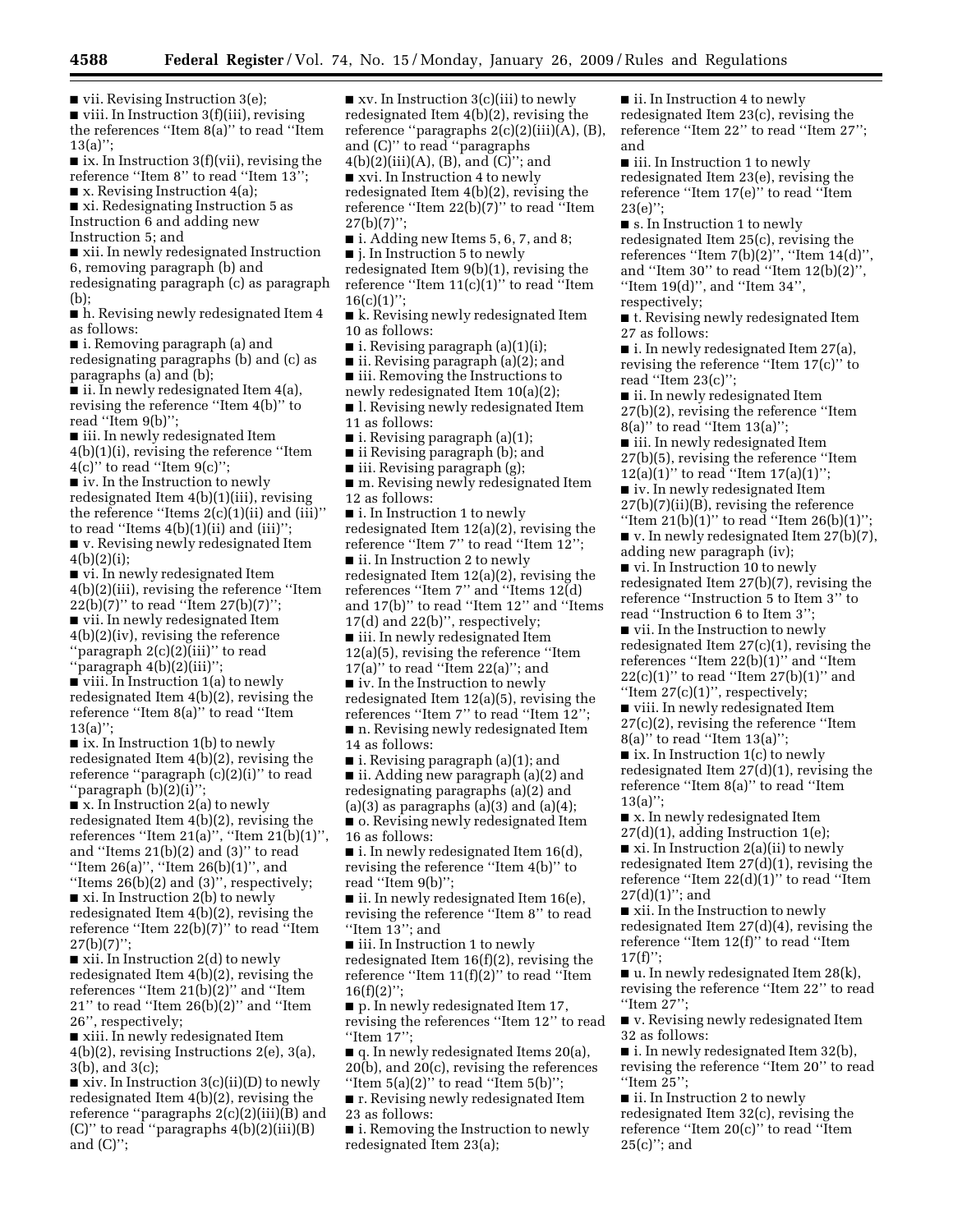■ vii. Revising Instruction 3(e);

■ viii. In Instruction 3(f)(iii), revising the references ''Item 8(a)'' to read ''Item 13(a)'';

■ ix. In Instruction 3(f)(vii), revising the reference ''Item 8'' to read ''Item 13'';

■ x. Revising Instruction 4(a);

■ xi. Redesignating Instruction 5 as Instruction 6 and adding new Instruction 5; and

■ xii. In newly redesignated Instruction 6, removing paragraph (b) and redesignating paragraph (c) as paragraph (b);

■ h. Revising newly redesignated Item 4 as follows:

■ i. Removing paragraph (a) and redesignating paragraphs (b) and (c) as paragraphs (a) and (b);

■ ii. In newly redesignated Item 4(a), revising the reference ''Item 4(b)'' to read ''Item 9(b)'';

■ iii. In newly redesignated Item 4(b)(1)(i), revising the reference ''Item 4(c)'' to read ''Item 9(c)'';

■ iv. In the Instruction to newly redesignated Item 4(b)(1)(iii), revising the reference ''Items 2(c)(1)(ii) and (iii)'' to read ''Items 4(b)(1)(ii) and (iii)'';

■ v. Revising newly redesignated Item 4(b)(2)(i);

■ vi. In newly redesignated Item 4(b)(2)(iii), revising the reference ''Item 22(b)(7)'' to read ''Item 27(b)(7)'';

■ vii. In newly redesignated Item 4(b)(2)(iv), revising the reference ''paragraph 2(c)(2)(iii)'' to read ''paragraph 4(b)(2)(iii)'';

■ viii. In Instruction 1(a) to newly redesignated Item 4(b)(2), revising the reference ''Item 8(a)'' to read ''Item 13(a)'';

■ ix. In Instruction 1(b) to newly redesignated Item 4(b)(2), revising the reference ''paragraph (c)(2)(i)'' to read ''paragraph (b)(2)(i)'';

■ x. In Instruction 2(a) to newly redesignated Item 4(b)(2), revising the references ''Item 21(a)'', ''Item 21(b)(1)'', and ''Items 21(b)(2) and (3)'' to read ''Item 26(a)'', ''Item 26(b)(1)'', and ''Items 26(b)(2) and (3)'', respectively;

■ xi. In Instruction 2(b) to newly redesignated Item 4(b)(2), revising the reference ''Item 22(b)(7)'' to read ''Item 27(b)(7)'';

■ xii. In Instruction 2(d) to newly redesignated Item 4(b)(2), revising the references ''Item 21(b)(2)'' and ''Item 21'' to read ''Item 26(b)(2)'' and ''Item 26'', respectively;

■ xiii. In newly redesignated Item 4(b)(2), revising Instructions 2(e), 3(a), 3(b), and 3(c);

■ xiv. In Instruction 3(c)(ii)(D) to newly redesignated Item 4(b)(2), revising the reference ''paragraphs 2(c)(2)(iii)(B) and (C)'' to read ''paragraphs 4(b)(2)(iii)(B) and (C)'';

■ xv. In Instruction 3(c)(iii) to newly redesignated Item 4(b)(2), revising the reference ''paragraphs 2(c)(2)(iii)(A), (B), and (C)'' to read ''paragraphs 4(b)(2)(iii)(A), (B), and (C)''; and

■ xvi. In Instruction 4 to newly redesignated Item 4(b)(2), revising the reference ''Item 22(b)(7)'' to read ''Item 27(b)(7)'';

■ i. Adding new Items 5, 6, 7, and 8;

■ j. In Instruction 5 to newly redesignated Item 9(b)(1), revising the reference ''Item 11(c)(1)'' to read ''Item 16(c)(1)'';

■ k. Revising newly redesignated Item 10 as follows:

■ i. Revising paragraph (a)(1)(i);

■ ii. Revising paragraph (a)(2); and

■ iii. Removing the Instructions to newly redesignated Item 10(a)(2);

■ l. Revising newly redesignated Item 11 as follows:

■ i. Revising paragraph (a)(1);

■ ii Revising paragraph (b); and

■ iii. Revising paragraph (g);

■ m. Revising newly redesignated Item 12 as follows:

■ i. In Instruction 1 to newly redesignated Item 12(a)(2), revising the reference ''Item 7'' to read ''Item 12'';

■ ii. In Instruction 2 to newly redesignated Item 12(a)(2), revising the references ''Item 7'' and ''Items 12(d) and 17(b)'' to read ''Item 12'' and ''Items 17(d) and 22(b)'', respectively;

■ iii. In newly redesignated Item 12(a)(5), revising the reference ''Item 17(a)'' to read ''Item 22(a)''; and

■ iv. In the Instruction to newly redesignated Item 12(a)(5), revising the references ''Item 7'' to read ''Item 12'';

■ n. Revising newly redesignated Item 14 as follows:

■ i. Revising paragraph (a)(1); and

■ ii. Adding new paragraph (a)(2) and redesignating paragraphs (a)(2) and (a)(3) as paragraphs (a)(3) and (a)(4);

■ o. Revising newly redesignated Item 16 as follows:

■ i. In newly redesignated Item 16(d), revising the reference ''Item 4(b)'' to read ''Item 9(b)'';

■ ii. In newly redesignated Item 16(e), revising the reference ''Item 8'' to read ''Item 13''; and

■ iii. In Instruction 1 to newly redesignated Item 16(f)(2), revising the reference ''Item 11(f)(2)'' to read ''Item 16(f)(2)'';

■ p. In newly redesignated Item 17, revising the references ''Item 12'' to read ''Item 17'';

■ q. In newly redesignated Items 20(a), 20(b), and 20(c), revising the references ''Item 5(a)(2)'' to read ''Item 5(b)'';

■ r. Revising newly redesignated Item 23 as follows:

■ i. Removing the Instruction to newly redesignated Item 23(a);

■ ii. In Instruction 4 to newly redesignated Item 23(c), revising the reference ''Item 22'' to read ''Item 27''; and

■ iii. In Instruction 1 to newly redesignated Item 23(e), revising the reference ''Item 17(e)'' to read ''Item 23(e)'';

■ s. In Instruction 1 to newly redesignated Item 25(c), revising the references ''Item 7(b)(2)'', ''Item 14(d)'', and ''Item 30'' to read ''Item 12(b)(2)'', ''Item 19(d)'', and ''Item 34'', respectively;

■ t. Revising newly redesignated Item 27 as follows:

■ i. In newly redesignated Item 27(a), revising the reference ''Item 17(c)'' to read ''Item 23(c)'';

■ ii. In newly redesignated Item 27(b)(2), revising the reference ''Item 8(a)'' to read ''Item 13(a)'';

■ iii. In newly redesignated Item 27(b)(5), revising the reference ''Item 12(a)(1)'' to read ''Item 17(a)(1)'';

■ iv. In newly redesignated Item 27(b)(7)(ii)(B), revising the reference ''Item 21(b)(1)'' to read ''Item 26(b)(1)'';

■ v. In newly redesignated Item 27(b)(7), adding new paragraph (iv);

■ vi. In Instruction 10 to newly redesignated Item 27(b)(7), revising the reference ''Instruction 5 to Item 3'' to read ''Instruction 6 to Item 3'';

■ vii. In the Instruction to newly redesignated Item 27(c)(1), revising the references ''Item 22(b)(1)'' and ''Item 22(c)(1)'' to read ''Item 27(b)(1)'' and ''Item 27(c)(1)'', respectively;

■ viii. In newly redesignated Item 27(c)(2), revising the reference ''Item 8(a)'' to read ''Item 13(a)'';

■ ix. In Instruction 1(c) to newly redesignated Item 27(d)(1), revising the reference ''Item 8(a)'' to read ''Item 13(a)'';

■ x. In newly redesignated Item 27(d)(1), adding Instruction 1(e);

■ xi. In Instruction 2(a)(ii) to newly redesignated Item 27(d)(1), revising the reference ''Item 22(d)(1)'' to read ''Item 27(d)(1)''; and

■ xii. In the Instruction to newly redesignated Item 27(d)(4), revising the reference ''Item 12(f)'' to read ''Item 17(f)'';

■ u. In newly redesignated Item 28(k), revising the reference ''Item 22'' to read ''Item 27'';

■ v. Revising newly redesignated Item 32 as follows:

■ i. In newly redesignated Item 32(b), revising the reference ''Item 20'' to read ''Item 25'';

■ ii. In Instruction 2 to newly redesignated Item 32(c), revising the reference ''Item 20(c)'' to read ''Item 25(c)''; and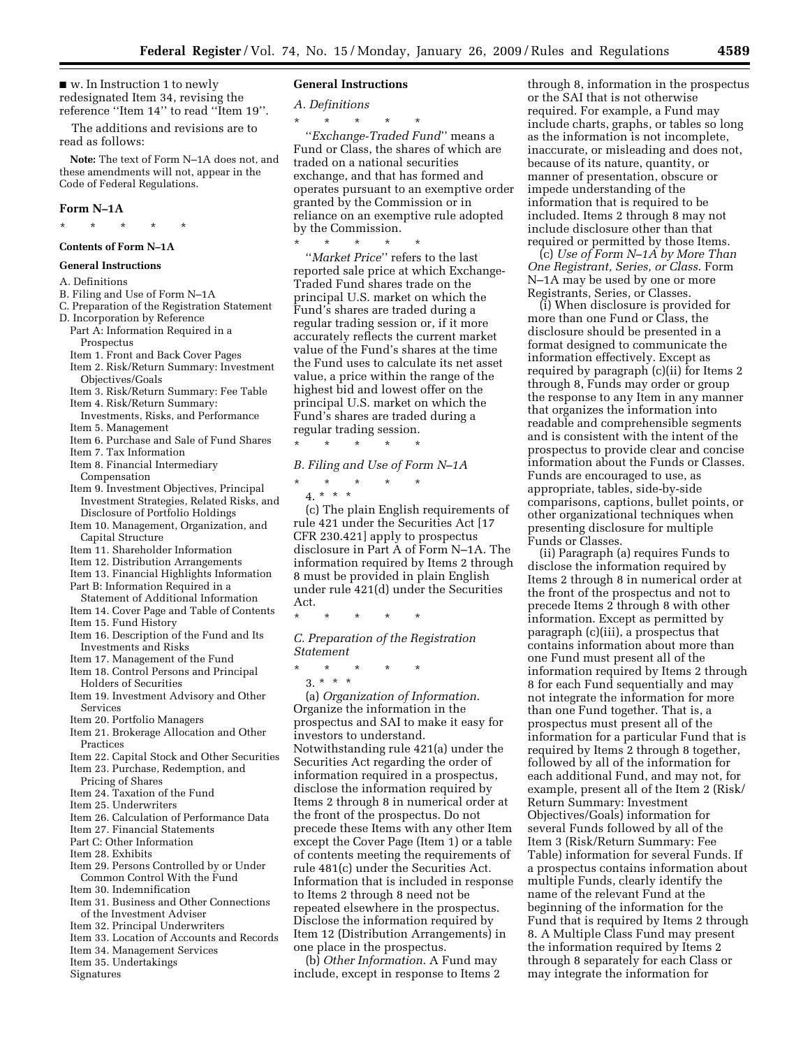■ w. In Instruction 1 to newly redesignated Item 34, revising the reference ''Item 14'' to read ''Item 19''.

The additions and revisions are to read as follows:

**Note:** The text of Form N–1A does not, and these amendments will not, appear in the Code of Federal Regulations.

## Form N–1A

\* \* \* \* \*

### Contents of Form N–1A

#### General Instructions

A. Definitions
B. Filing and Use of Form N–1A
C. Preparation of the Registration Statement
D. Incorporation by Reference
Part A: Information Required in a Prospectus
Item 1. Front and Back Cover Pages
Item 2. Risk/Return Summary: Investment Objectives/Goals
Item 3. Risk/Return Summary: Fee Table
Item 4. Risk/Return Summary: Investments, Risks, and Performance
Item 5. Management
Item 6. Purchase and Sale of Fund Shares
Item 7. Tax Information
Item 8. Financial Intermediary Compensation
Item 9. Investment Objectives, Principal Investment Strategies, Related Risks, and Disclosure of Portfolio Holdings
Item 10. Management, Organization, and Capital Structure
Item 11. Shareholder Information
Item 12. Distribution Arrangements
Item 13. Financial Highlights Information
Part B: Information Required in a Statement of Additional Information
Item 14. Cover Page and Table of Contents
Item 15. Fund History
Item 16. Description of the Fund and Its Investments and Risks
Item 17. Management of the Fund
Item 18. Control Persons and Principal Holders of Securities
Item 19. Investment Advisory and Other Services
Item 20. Portfolio Managers
Item 21. Brokerage Allocation and Other Practices
Item 22. Capital Stock and Other Securities
Item 23. Purchase, Redemption, and Pricing of Shares
Item 24. Taxation of the Fund
Item 25. Underwriters
Item 26. Calculation of Performance Data
Item 27. Financial Statements
Part C: Other Information
Item 28. Exhibits
Item 29. Persons Controlled by or Under Common Control With the Fund
Item 30. Indemnification
Item 31. Business and Other Connections of the Investment Adviser
Item 32. Principal Underwriters
Item 33. Location of Accounts and Records
Item 34. Management Services
Item 35. Undertakings
Signatures

#### General Instructions

*A. Definitions*

\* \* \* \* \*

''*Exchange-Traded Fund*'' means a Fund or Class, the shares of which are traded on a national securities exchange, and that has formed and operates pursuant to an exemptive order granted by the Commission or in reliance on an exemptive rule adopted by the Commission.

\* \* \* \* \*

''*Market Price*'' refers to the last reported sale price at which Exchange-Traded Fund shares trade on the principal U.S. market on which the Fund's shares are traded during a regular trading session or, if it more accurately reflects the current market value of the Fund's shares at the time the Fund uses to calculate its net asset value, a price within the range of the highest bid and lowest offer on the principal U.S. market on which the Fund's shares are traded during a regular trading session.

\* \* \* \* \*

*B. Filing and Use of Form N–1A*

\* \* \* \* \*

4. \* \* \*

(c) The plain English requirements of rule 421 under the Securities Act [17 CFR 230.421] apply to prospectus disclosure in Part A of Form N–1A. The information required by Items 2 through 8 must be provided in plain English under rule 421(d) under the Securities Act.

\* \* \* \* \*

*C. Preparation of the Registration Statement*

\* \* \* \* \*

3. \* \* \*

(a) *Organization of Information.* Organize the information in the prospectus and SAI to make it easy for investors to understand. Notwithstanding rule 421(a) under the Securities Act regarding the order of information required in a prospectus, disclose the information required by Items 2 through 8 in numerical order at the front of the prospectus. Do not precede these Items with any other Item except the Cover Page (Item 1) or a table of contents meeting the requirements of rule 481(c) under the Securities Act. Information that is included in response to Items 2 through 8 need not be repeated elsewhere in the prospectus. Disclose the information required by Item 12 (Distribution Arrangements) in one place in the prospectus.

(b) *Other Information.* A Fund may include, except in response to Items 2 through 8, information in the prospectus or the SAI that is not otherwise required. For example, a Fund may include charts, graphs, or tables so long as the information is not incomplete, inaccurate, or misleading and does not, because of its nature, quantity, or manner of presentation, obscure or impede understanding of the information that is required to be included. Items 2 through 8 may not include disclosure other than that required or permitted by those Items.

(c) *Use of Form N–1A by More Than One Registrant, Series, or Class.* Form N–1A may be used by one or more Registrants, Series, or Classes.

(i) When disclosure is provided for more than one Fund or Class, the disclosure should be presented in a format designed to communicate the information effectively. Except as required by paragraph (c)(ii) for Items 2 through 8, Funds may order or group the response to any Item in any manner that organizes the information into readable and comprehensible segments and is consistent with the intent of the prospectus to provide clear and concise information about the Funds or Classes. Funds are encouraged to use, as appropriate, tables, side-by-side comparisons, captions, bullet points, or other organizational techniques when presenting disclosure for multiple Funds or Classes.

(ii) Paragraph (a) requires Funds to disclose the information required by Items 2 through 8 in numerical order at the front of the prospectus and not to precede Items 2 through 8 with other information. Except as permitted by paragraph (c)(iii), a prospectus that contains information about more than one Fund must present all of the information required by Items 2 through 8 for each Fund sequentially and may not integrate the information for more than one Fund together. That is, a prospectus must present all of the information for a particular Fund that is required by Items 2 through 8 together, followed by all of the information for each additional Fund, and may not, for example, present all of the Item 2 (Risk/Return Summary: Investment Objectives/Goals) information for several Funds followed by all of the Item 3 (Risk/Return Summary: Fee Table) information for several Funds. If a prospectus contains information about multiple Funds, clearly identify the name of the relevant Fund at the beginning of the information for the Fund that is required by Items 2 through 8. A Multiple Class Fund may present the information required by Items 2 through 8 separately for each Class or may integrate the information for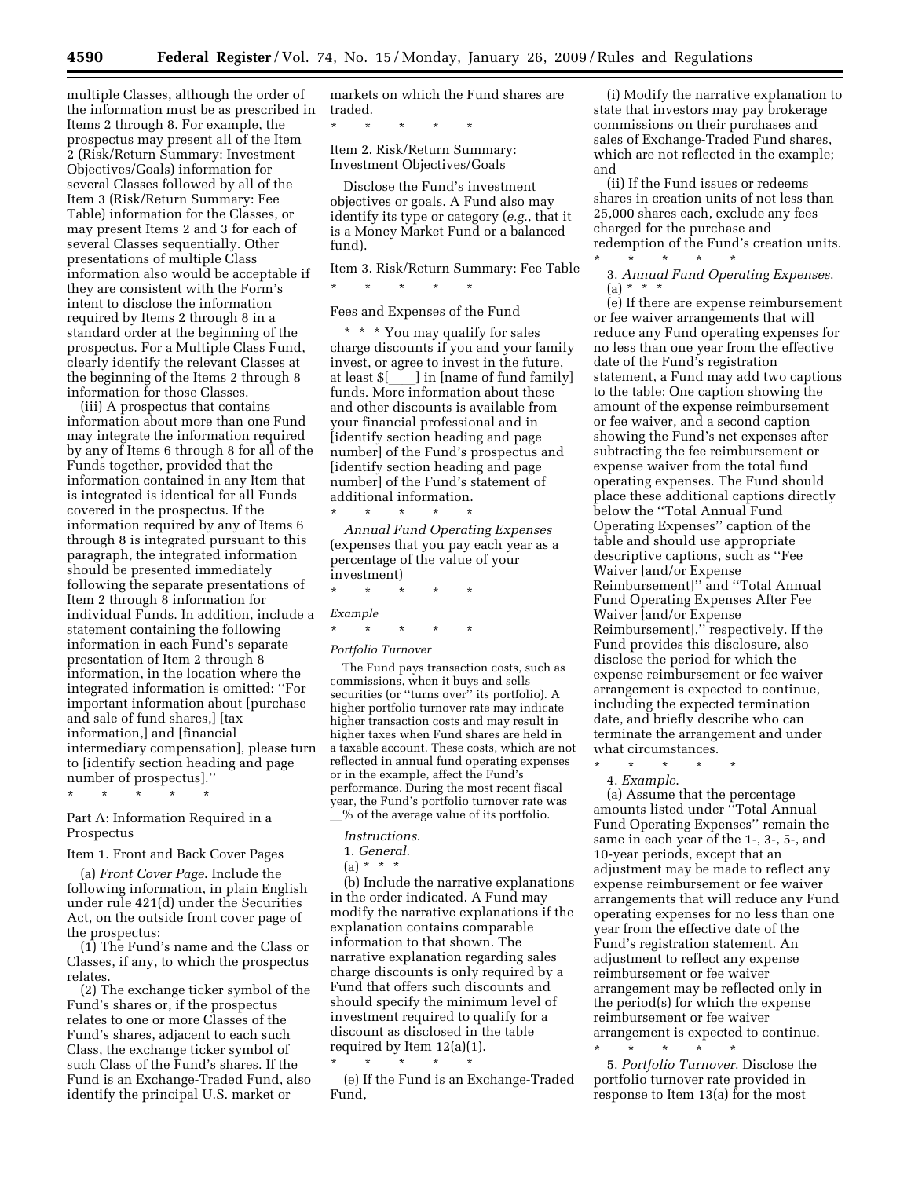multiple Classes, although the order of the information must be as prescribed in Items 2 through 8. For example, the prospectus may present all of the Item 2 (Risk/Return Summary: Investment Objectives/Goals) information for several Classes followed by all of the Item 3 (Risk/Return Summary: Fee Table) information for the Classes, or may present Items 2 and 3 for each of several Classes sequentially. Other presentations of multiple Class information also would be acceptable if they are consistent with the Form's intent to disclose the information required by Items 2 through 8 in a standard order at the beginning of the prospectus. For a Multiple Class Fund, clearly identify the relevant Classes at the beginning of the Items 2 through 8 information for those Classes.

(iii) A prospectus that contains information about more than one Fund may integrate the information required by any of Items 6 through 8 for all of the Funds together, provided that the information contained in any Item that is integrated is identical for all Funds covered in the prospectus. If the information required by any of Items 6 through 8 is integrated pursuant to this paragraph, the integrated information should be presented immediately following the separate presentations of Item 2 through 8 information for individual Funds. In addition, include a statement containing the following information in each Fund's separate presentation of Item 2 through 8 information, in the location where the integrated information is omitted: ''For important information about [purchase and sale of fund shares,] [tax information,] and [financial intermediary compensation], please turn to [identify section heading and page number of prospectus].''

\* \* \* \* \*

Part A: Information Required in a Prospectus

Item 1. Front and Back Cover Pages

(a) *Front Cover Page*. Include the following information, in plain English under rule 421(d) under the Securities Act, on the outside front cover page of the prospectus:

(1) The Fund's name and the Class or Classes, if any, to which the prospectus relates.

(2) The exchange ticker symbol of the Fund's shares or, if the prospectus relates to one or more Classes of the Fund's shares, adjacent to each such Class, the exchange ticker symbol of such Class of the Fund's shares. If the Fund is an Exchange-Traded Fund, also identify the principal U.S. market or markets on which the Fund shares are traded.

\* \* \* \* \*

Item 2. Risk/Return Summary: Investment Objectives/Goals

Disclose the Fund's investment objectives or goals. A Fund also may identify its type or category (*e.g.*, that it is a Money Market Fund or a balanced fund).

Item 3. Risk/Return Summary: Fee Table

\* \* \* \* \*

Fees and Expenses of the Fund

\* \* \* You may qualify for sales charge discounts if you and your family invest, or agree to invest in the future, at least $[\_\_\_\_] in [name of fund family] funds. More information about these and other discounts is available from your financial professional and in [identify section heading and page number] of the Fund's prospectus and [identify section heading and page number] of the Fund's statement of additional information.

\* \* \* \* \*

*Annual Fund Operating Expenses* (expenses that you pay each year as a percentage of the value of your investment)

\* \* \* \* \*

*Example*

\* \* \* \* \*

*Portfolio Turnover*

The Fund pays transaction costs, such as commissions, when it buys and sells securities (or ''turns over'' its portfolio). A higher portfolio turnover rate may indicate higher transaction costs and may result in higher taxes when Fund shares are held in a taxable account. These costs, which are not reflected in annual fund operating expenses or in the example, affect the Fund's performance. During the most recent fiscal year, the Fund's portfolio turnover rate was \_\_% of the average value of its portfolio.

*Instructions*.

1. *General*.

(a) \* \* \*

(b) Include the narrative explanations in the order indicated. A Fund may modify the narrative explanations if the explanation contains comparable information to that shown. The narrative explanation regarding sales charge discounts is only required by a Fund that offers such discounts and should specify the minimum level of investment required to qualify for a discount as disclosed in the table required by Item 12(a)(1).

\* \* \* \* \*

(e) If the Fund is an Exchange-Traded Fund,

(i) Modify the narrative explanation to state that investors may pay brokerage commissions on their purchases and sales of Exchange-Traded Fund shares, which are not reflected in the example; and

(ii) If the Fund issues or redeems shares in creation units of not less than 25,000 shares each, exclude any fees charged for the purchase and redemption of the Fund's creation units.

\* \* \* \* \*

3. *Annual Fund Operating Expenses*.

(a) \* \* \*

(e) If there are expense reimbursement or fee waiver arrangements that will reduce any Fund operating expenses for no less than one year from the effective date of the Fund's registration statement, a Fund may add two captions to the table: One caption showing the amount of the expense reimbursement or fee waiver, and a second caption showing the Fund's net expenses after subtracting the fee reimbursement or expense waiver from the total fund operating expenses. The Fund should place these additional captions directly below the ''Total Annual Fund Operating Expenses'' caption of the table and should use appropriate descriptive captions, such as ''Fee Waiver [and/or Expense Reimbursement]'' and ''Total Annual Fund Operating Expenses After Fee Waiver [and/or Expense Reimbursement],'' respectively. If the Fund provides this disclosure, also disclose the period for which the expense reimbursement or fee waiver arrangement is expected to continue, including the expected termination date, and briefly describe who can terminate the arrangement and under what circumstances.

\* \* \* \* \*

4. *Example*.

(a) Assume that the percentage amounts listed under ''Total Annual Fund Operating Expenses'' remain the same in each year of the 1-, 3-, 5-, and 10-year periods, except that an adjustment may be made to reflect any expense reimbursement or fee waiver arrangements that will reduce any Fund operating expenses for no less than one year from the effective date of the Fund's registration statement. An adjustment to reflect any expense reimbursement or fee waiver arrangement may be reflected only in the period(s) for which the expense reimbursement or fee waiver arrangement is expected to continue.

\* \* \* \* \*

5. *Portfolio Turnover*. Disclose the portfolio turnover rate provided in response to Item 13(a) for the most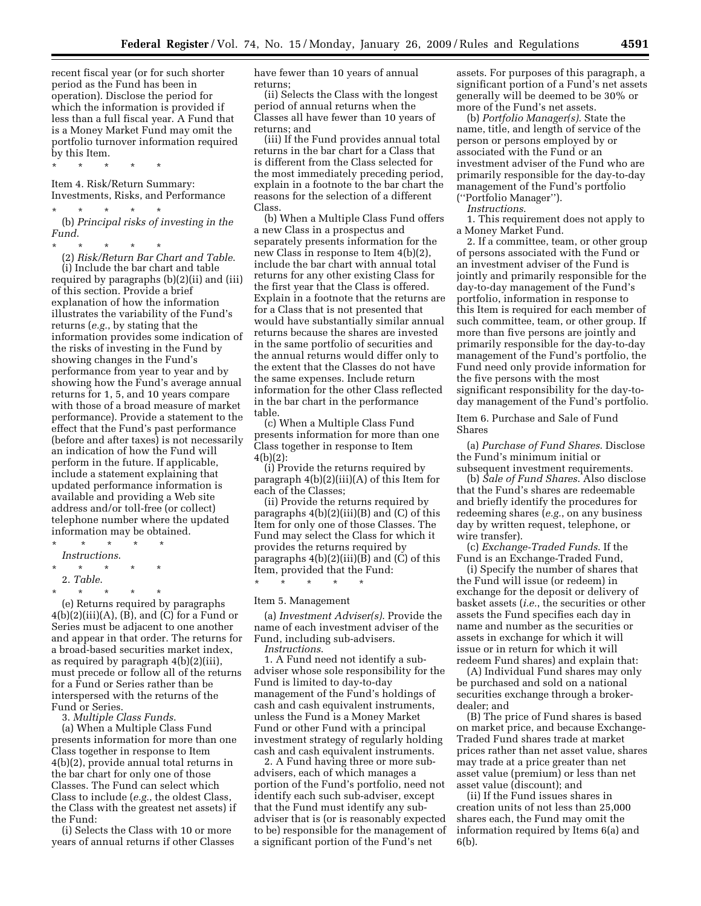recent fiscal year (or for such shorter period as the Fund has been in operation). Disclose the period for which the information is provided if less than a full fiscal year. A Fund that is a Money Market Fund may omit the portfolio turnover information required by this Item.

\* \* \* \* \*

Item 4. Risk/Return Summary: Investments, Risks, and Performance

\* \* \* \* \*

(b) *Principal risks of investing in the Fund*.

\* \* \* \* \*

(2) *Risk/Return Bar Chart and Table*.

(i) Include the bar chart and table required by paragraphs (b)(2)(ii) and (iii) of this section. Provide a brief explanation of how the information illustrates the variability of the Fund's returns (*e.g.*, by stating that the information provides some indication of the risks of investing in the Fund by showing changes in the Fund's performance from year to year and by showing how the Fund's average annual returns for 1, 5, and 10 years compare with those of a broad measure of market performance). Provide a statement to the effect that the Fund's past performance (before and after taxes) is not necessarily an indication of how the Fund will perform in the future. If applicable, include a statement explaining that updated performance information is available and providing a Web site address and/or toll-free (or collect) telephone number where the updated information may be obtained.

\* \* \* \* \*

*Instructions*.

\* \* \* \* \*

2. *Table*.

\* \* \* \* \*

(e) Returns required by paragraphs 4(b)(2)(iii)(A), (B), and (C) for a Fund or Series must be adjacent to one another and appear in that order. The returns for a broad-based securities market index, as required by paragraph 4(b)(2)(iii), must precede or follow all of the returns for a Fund or Series rather than be interspersed with the returns of the Fund or Series.

3. *Multiple Class Funds*.

(a) When a Multiple Class Fund presents information for more than one Class together in response to Item 4(b)(2), provide annual total returns in the bar chart for only one of those Classes. The Fund can select which Class to include (*e.g.*, the oldest Class, the Class with the greatest net assets) if the Fund:

(i) Selects the Class with 10 or more years of annual returns if other Classes have fewer than 10 years of annual returns;

(ii) Selects the Class with the longest period of annual returns when the Classes all have fewer than 10 years of returns; and

(iii) If the Fund provides annual total returns in the bar chart for a Class that is different from the Class selected for the most immediately preceding period, explain in a footnote to the bar chart the reasons for the selection of a different Class.

(b) When a Multiple Class Fund offers a new Class in a prospectus and separately presents information for the new Class in response to Item 4(b)(2), include the bar chart with annual total returns for any other existing Class for the first year that the Class is offered. Explain in a footnote that the returns are for a Class that is not presented that would have substantially similar annual returns because the shares are invested in the same portfolio of securities and the annual returns would differ only to the extent that the Classes do not have the same expenses. Include return information for the other Class reflected in the bar chart in the performance table.

(c) When a Multiple Class Fund presents information for more than one Class together in response to Item 4(b)(2):

(i) Provide the returns required by paragraph 4(b)(2)(iii)(A) of this Item for each of the Classes;

(ii) Provide the returns required by paragraphs 4(b)(2)(iii)(B) and (C) of this Item for only one of those Classes. The Fund may select the Class for which it provides the returns required by paragraphs 4(b)(2)(iii)(B) and (C) of this Item, provided that the Fund:

\* \* \* \* \*

Item 5. Management

(a) *Investment Adviser(s)*. Provide the name of each investment adviser of the Fund, including sub-advisers.

*Instructions*.

1. A Fund need not identify a sub-adviser whose sole responsibility for the Fund is limited to day-to-day management of the Fund's holdings of cash and cash equivalent instruments, unless the Fund is a Money Market Fund or other Fund with a principal investment strategy of regularly holding cash and cash equivalent instruments.

2. A Fund having three or more sub-advisers, each of which manages a portion of the Fund's portfolio, need not identify each such sub-adviser, except that the Fund must identify any sub-adviser that is (or is reasonably expected to be) responsible for the management of a significant portion of the Fund's net assets. For purposes of this paragraph, a significant portion of a Fund's net assets generally will be deemed to be 30% or more of the Fund's net assets.

(b) *Portfolio Manager(s)*. State the name, title, and length of service of the person or persons employed by or associated with the Fund or an investment adviser of the Fund who are primarily responsible for the day-to-day management of the Fund's portfolio (''Portfolio Manager'').

*Instructions*.

1. This requirement does not apply to a Money Market Fund.

2. If a committee, team, or other group of persons associated with the Fund or an investment adviser of the Fund is jointly and primarily responsible for the day-to-day management of the Fund's portfolio, information in response to this Item is required for each member of such committee, team, or other group. If more than five persons are jointly and primarily responsible for the day-to-day management of the Fund's portfolio, the Fund need only provide information for the five persons with the most significant responsibility for the day-to-day management of the Fund's portfolio.

Item 6. Purchase and Sale of Fund Shares

(a) *Purchase of Fund Shares*. Disclose the Fund's minimum initial or subsequent investment requirements.

(b) *Sale of Fund Shares*. Also disclose that the Fund's shares are redeemable and briefly identify the procedures for redeeming shares (*e.g.*, on any business day by written request, telephone, or wire transfer).

(c) *Exchange-Traded Funds*. If the Fund is an Exchange-Traded Fund,

(i) Specify the number of shares that the Fund will issue (or redeem) in exchange for the deposit or delivery of basket assets (*i.e.*, the securities or other assets the Fund specifies each day in name and number as the securities or assets in exchange for which it will issue or in return for which it will redeem Fund shares) and explain that:

(A) Individual Fund shares may only be purchased and sold on a national securities exchange through a broker-dealer; and

(B) The price of Fund shares is based on market price, and because Exchange-Traded Fund shares trade at market prices rather than net asset value, shares may trade at a price greater than net asset value (premium) or less than net asset value (discount); and

(ii) If the Fund issues shares in creation units of not less than 25,000 shares each, the Fund may omit the information required by Items 6(a) and 6(b).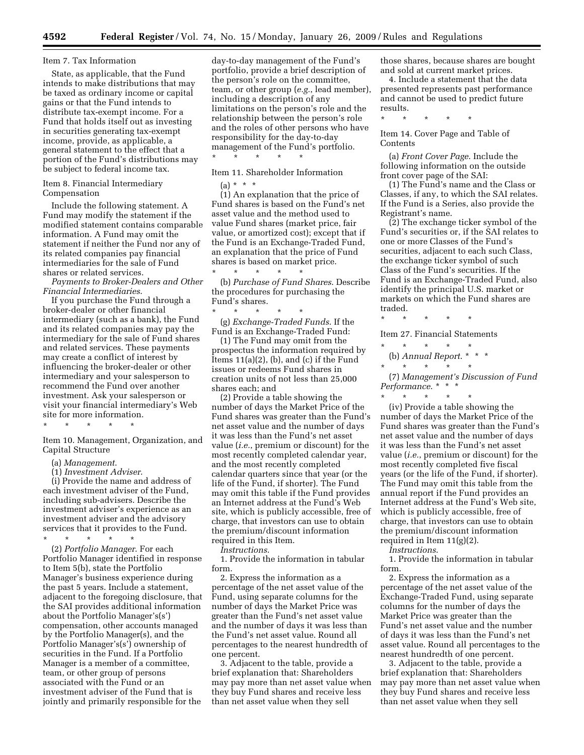Item 7. Tax Information

State, as applicable, that the Fund intends to make distributions that may be taxed as ordinary income or capital gains or that the Fund intends to distribute tax-exempt income. For a Fund that holds itself out as investing in securities generating tax-exempt income, provide, as applicable, a general statement to the effect that a portion of the Fund's distributions may be subject to federal income tax.

Item 8. Financial Intermediary Compensation

Include the following statement. A Fund may modify the statement if the modified statement contains comparable information. A Fund may omit the statement if neither the Fund nor any of its related companies pay financial intermediaries for the sale of Fund shares or related services.

*Payments to Broker-Dealers and Other Financial Intermediaries*.

If you purchase the Fund through a broker-dealer or other financial intermediary (such as a bank), the Fund and its related companies may pay the intermediary for the sale of Fund shares and related services. These payments may create a conflict of interest by influencing the broker-dealer or other intermediary and your salesperson to recommend the Fund over another investment. Ask your salesperson or visit your financial intermediary's Web site for more information.

\* \* \* \* \*

Item 10. Management, Organization, and Capital Structure

(a) *Management.*

(1) *Investment Adviser*.

(i) Provide the name and address of each investment adviser of the Fund, including sub-advisers. Describe the investment adviser's experience as an investment adviser and the advisory services that it provides to the Fund.

\* \* \* \* \*

(2) *Portfolio Manager*. For each Portfolio Manager identified in response to Item 5(b), state the Portfolio Manager's business experience during the past 5 years. Include a statement, adjacent to the foregoing disclosure, that the SAI provides additional information about the Portfolio Manager's(s') compensation, other accounts managed by the Portfolio Manager(s), and the Portfolio Manager's(s') ownership of securities in the Fund. If a Portfolio Manager is a member of a committee, team, or other group of persons associated with the Fund or an investment adviser of the Fund that is jointly and primarily responsible for the day-to-day management of the Fund's portfolio, provide a brief description of the person's role on the committee, team, or other group (*e.g.*, lead member), including a description of any limitations on the person's role and the relationship between the person's role and the roles of other persons who have responsibility for the day-to-day management of the Fund's portfolio.

\* \* \* \* \*

Item 11. Shareholder Information

(a) \* \* \*

(1) An explanation that the price of Fund shares is based on the Fund's net asset value and the method used to value Fund shares (market price, fair value, or amortized cost); except that if the Fund is an Exchange-Traded Fund, an explanation that the price of Fund shares is based on market price.

\* \* \* \* \*

(b) *Purchase of Fund Shares*. Describe the procedures for purchasing the Fund's shares.

\* \* \* \* \*

(g) *Exchange-Traded Funds*. If the Fund is an Exchange-Traded Fund:

(1) The Fund may omit from the prospectus the information required by Items 11(a)(2), (b), and (c) if the Fund issues or redeems Fund shares in creation units of not less than 25,000 shares each; and

(2) Provide a table showing the number of days the Market Price of the Fund shares was greater than the Fund's net asset value and the number of days it was less than the Fund's net asset value (*i.e.*, premium or discount) for the most recently completed calendar year, and the most recently completed calendar quarters since that year (or the life of the Fund, if shorter). The Fund may omit this table if the Fund provides an Internet address at the Fund's Web site, which is publicly accessible, free of charge, that investors can use to obtain the premium/discount information required in this Item.

*Instructions*.

1. Provide the information in tabular form.

2. Express the information as a percentage of the net asset value of the Fund, using separate columns for the number of days the Market Price was greater than the Fund's net asset value and the number of days it was less than the Fund's net asset value. Round all percentages to the nearest hundredth of one percent.

3. Adjacent to the table, provide a brief explanation that: Shareholders may pay more than net asset value when they buy Fund shares and receive less than net asset value when they sell those shares, because shares are bought and sold at current market prices.

4. Include a statement that the data presented represents past performance and cannot be used to predict future results.

\* \* \* \* \*

Item 14. Cover Page and Table of Contents

(a) *Front Cover Page*. Include the following information on the outside front cover page of the SAI:

(1) The Fund's name and the Class or Classes, if any, to which the SAI relates. If the Fund is a Series, also provide the Registrant's name.

(2) The exchange ticker symbol of the Fund's securities or, if the SAI relates to one or more Classes of the Fund's securities, adjacent to each such Class, the exchange ticker symbol of such Class of the Fund's securities. If the Fund is an Exchange-Traded Fund, also identify the principal U.S. market or markets on which the Fund shares are traded.

\* \* \* \* \*

Item 27. Financial Statements

\* \* \* \* \*

(b) *Annual Report*. \* \* \*

\* \* \* \* \*

(7) *Management's Discussion of Fund Performance*. \* \* \*

\* \* \* \* \*

(iv) Provide a table showing the number of days the Market Price of the Fund shares was greater than the Fund's net asset value and the number of days it was less than the Fund's net asset value (*i.e.*, premium or discount) for the most recently completed five fiscal years (or the life of the Fund, if shorter). The Fund may omit this table from the annual report if the Fund provides an Internet address at the Fund's Web site, which is publicly accessible, free of charge, that investors can use to obtain the premium/discount information required in Item 11(g)(2).

*Instructions*.

1. Provide the information in tabular form.

2. Express the information as a percentage of the net asset value of the Exchange-Traded Fund, using separate columns for the number of days the Market Price was greater than the Fund's net asset value and the number of days it was less than the Fund's net asset value. Round all percentages to the nearest hundredth of one percent.

3. Adjacent to the table, provide a brief explanation that: Shareholders may pay more than net asset value when they buy Fund shares and receive less than net asset value when they sell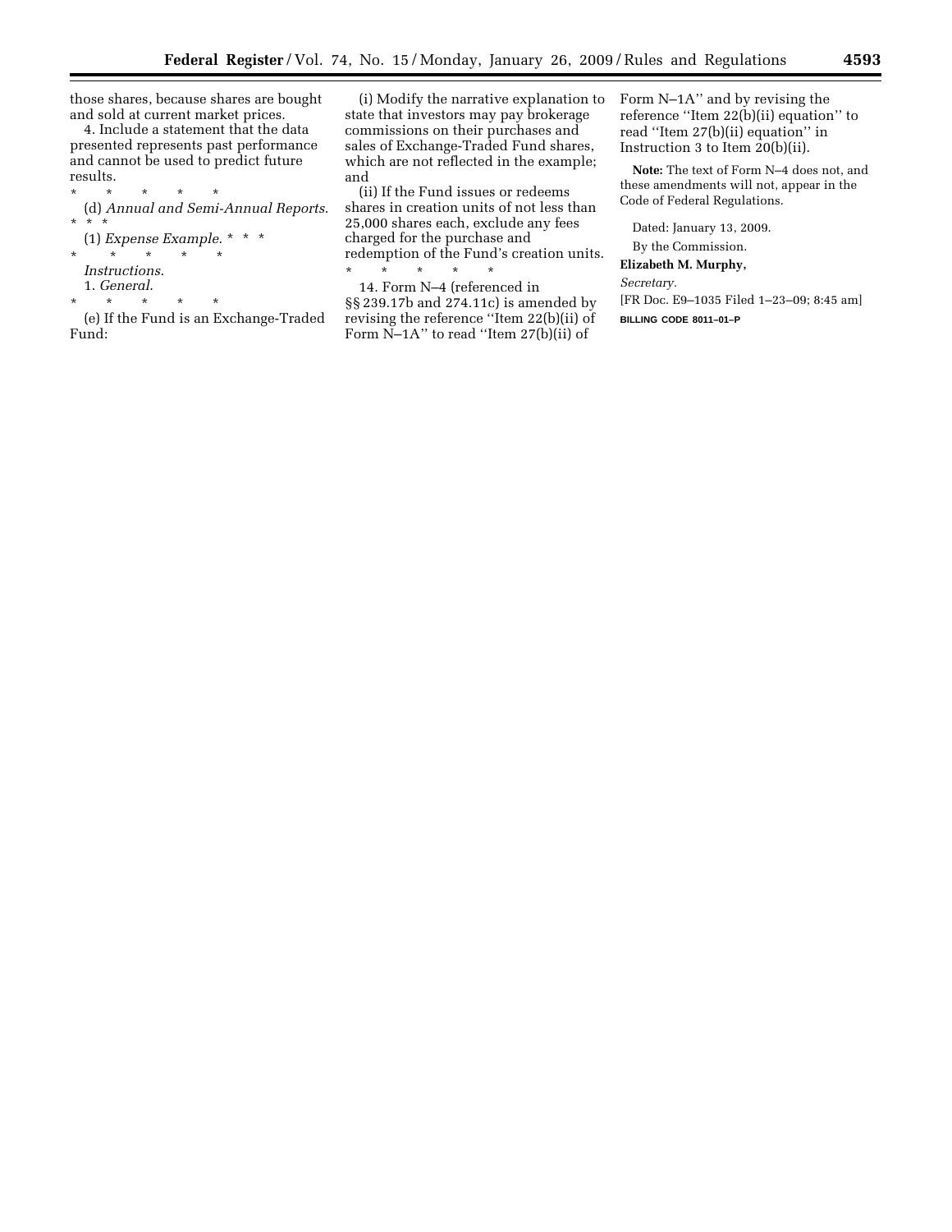those shares, because shares are bought and sold at current market prices.

4. Include a statement that the data presented represents past performance and cannot be used to predict future results.

\* \* \* \* \*

(d) *Annual and Semi-Annual Reports.* \* \* \*

(1) *Expense Example.* \* \* \*

\* \* \* \* \*

*Instructions.*

1. *General.*

\* \* \* \* \*

(e) If the Fund is an Exchange-Traded Fund:

(i) Modify the narrative explanation to state that investors may pay brokerage commissions on their purchases and sales of Exchange-Traded Fund shares, which are not reflected in the example; and

(ii) If the Fund issues or redeems shares in creation units of not less than 25,000 shares each, exclude any fees charged for the purchase and redemption of the Fund's creation units.

\* \* \* \* \*

14. Form N–4 (referenced in §§ 239.17b and 274.11c) is amended by revising the reference ''Item 22(b)(ii) of Form N–1A'' to read ''Item 27(b)(ii) of Form N–1A'' and by revising the reference ''Item 22(b)(ii) equation'' to read ''Item 27(b)(ii) equation'' in Instruction 3 to Item 20(b)(ii).

**Note:** The text of Form N–4 does not, and these amendments will not, appear in the Code of Federal Regulations.

Dated: January 13, 2009.

By the Commission.

**Elizabeth M. Murphy,**

*Secretary.*

[FR Doc. E9–1035 Filed 1–23–09; 8:45 am]

BILLING CODE 8011–01–P